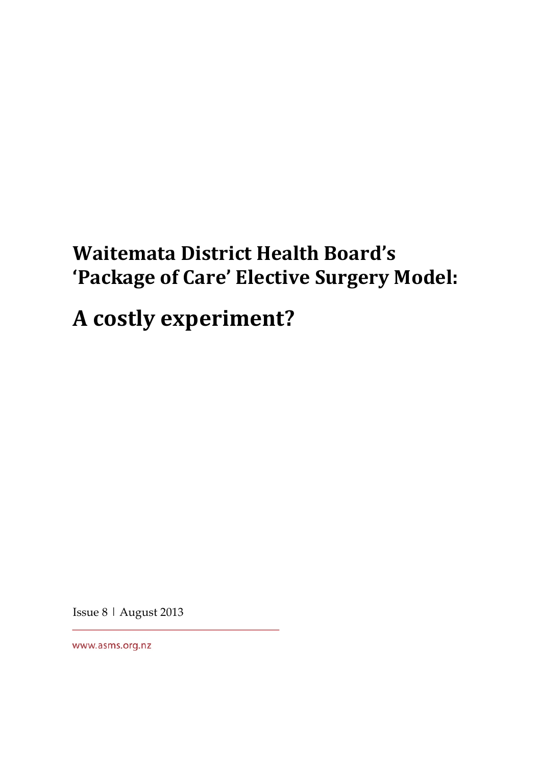# Waitemata District Health Board's 'Package of Care' Elective Surgery Model:

# A costly experiment?

Issue 8 | August 2013

www.asms.org.nz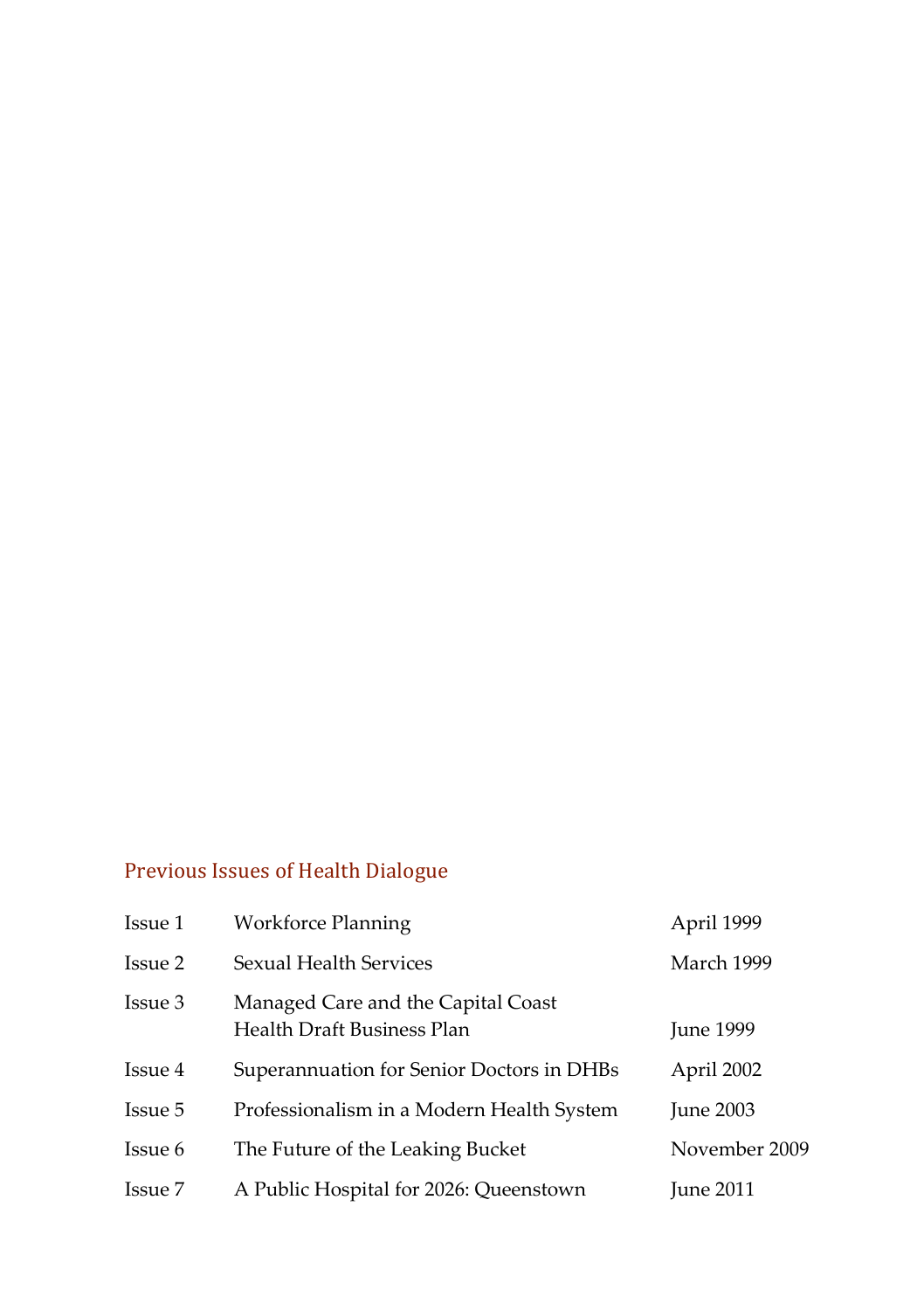## Previous Issues of Health Dialogue

| | | |
|---|---|---|
| Issue 1 | Workforce Planning | April 1999 |
| Issue 2 | Sexual Health Services | March 1999 |
| Issue 3 | Managed Care and the Capital Coast Health Draft Business Plan | June 1999 |
| Issue 4 | Superannuation for Senior Doctors in DHBs | April 2002 |
| Issue 5 | Professionalism in a Modern Health System | June 2003 |
| Issue 6 | The Future of the Leaking Bucket | November 2009 |
| Issue 7 | A Public Hospital for 2026: Queenstown | June 2011 |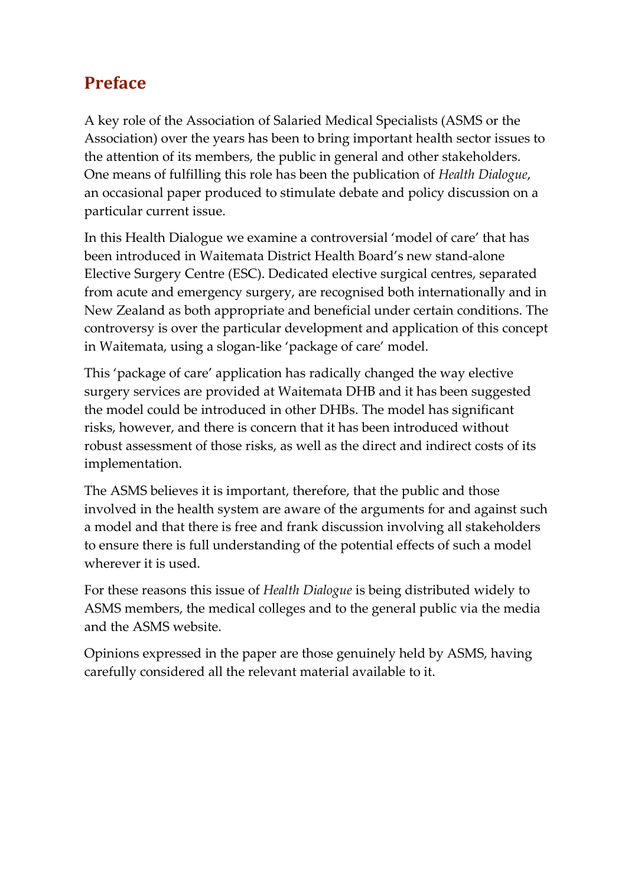## Preface

A key role of the Association of Salaried Medical Specialists (ASMS or the Association) over the years has been to bring important health sector issues to the attention of its members, the public in general and other stakeholders. One means of fulfilling this role has been the publication of *Health Dialogue*, an occasional paper produced to stimulate debate and policy discussion on a particular current issue.

In this Health Dialogue we examine a controversial 'model of care' that has been introduced in Waitemata District Health Board's new stand-alone Elective Surgery Centre (ESC). Dedicated elective surgical centres, separated from acute and emergency surgery, are recognised both internationally and in New Zealand as both appropriate and beneficial under certain conditions. The controversy is over the particular development and application of this concept in Waitemata, using a slogan-like 'package of care' model.

This 'package of care' application has radically changed the way elective surgery services are provided at Waitemata DHB and it has been suggested the model could be introduced in other DHBs. The model has significant risks, however, and there is concern that it has been introduced without robust assessment of those risks, as well as the direct and indirect costs of its implementation.

The ASMS believes it is important, therefore, that the public and those involved in the health system are aware of the arguments for and against such a model and that there is free and frank discussion involving all stakeholders to ensure there is full understanding of the potential effects of such a model wherever it is used.

For these reasons this issue of *Health Dialogue* is being distributed widely to ASMS members, the medical colleges and to the general public via the media and the ASMS website.

Opinions expressed in the paper are those genuinely held by ASMS, having carefully considered all the relevant material available to it.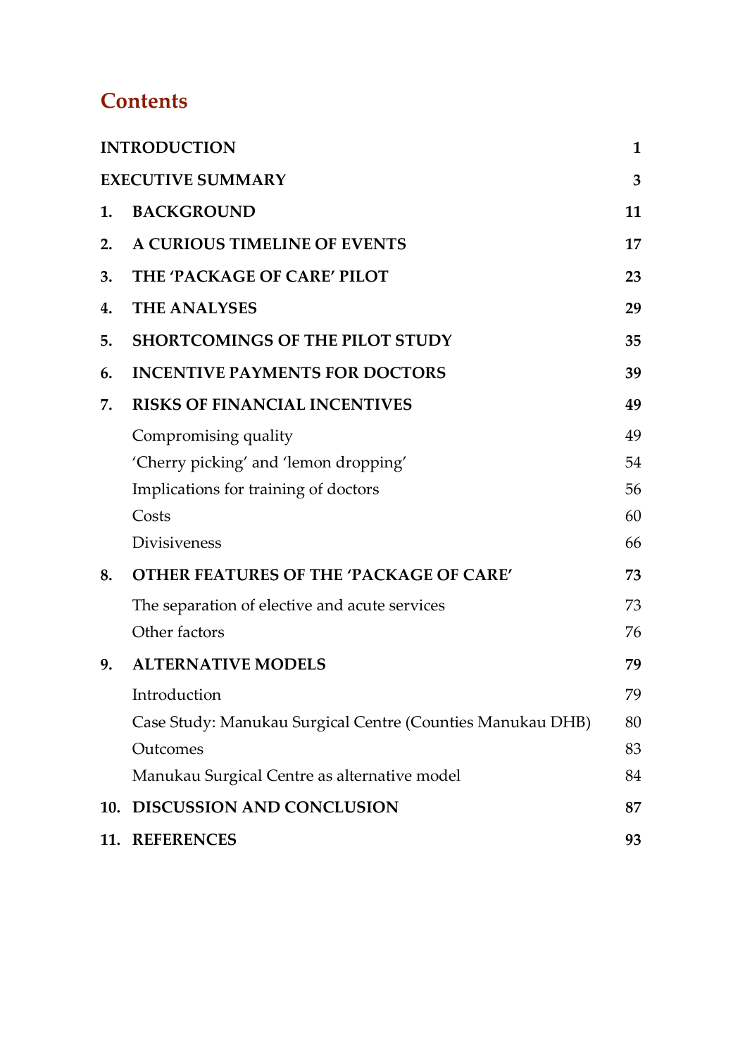# Contents

| | | |
|---|---|---|
| **INTRODUCTION** | | **1** |
| **EXECUTIVE SUMMARY** | | **3** |
| **1.** | **BACKGROUND** | **11** |
| **2.** | **A CURIOUS TIMELINE OF EVENTS** | **17** |
| **3.** | **THE 'PACKAGE OF CARE' PILOT** | **23** |
| **4.** | **THE ANALYSES** | **29** |
| **5.** | **SHORTCOMINGS OF THE PILOT STUDY** | **35** |
| **6.** | **INCENTIVE PAYMENTS FOR DOCTORS** | **39** |
| **7.** | **RISKS OF FINANCIAL INCENTIVES** | **49** |
| | Compromising quality | 49 |
| | 'Cherry picking' and 'lemon dropping' | 54 |
| | Implications for training of doctors | 56 |
| | Costs | 60 |
| | Divisiveness | 66 |
| **8.** | **OTHER FEATURES OF THE 'PACKAGE OF CARE'** | **73** |
| | The separation of elective and acute services | 73 |
| | Other factors | 76 |
| **9.** | **ALTERNATIVE MODELS** | **79** |
| | Introduction | 79 |
| | Case Study: Manukau Surgical Centre (Counties Manukau DHB) | 80 |
| | Outcomes | 83 |
| | Manukau Surgical Centre as alternative model | 84 |
| **10.** | **DISCUSSION AND CONCLUSION** | **87** |
| **11.** | **REFERENCES** | **93** |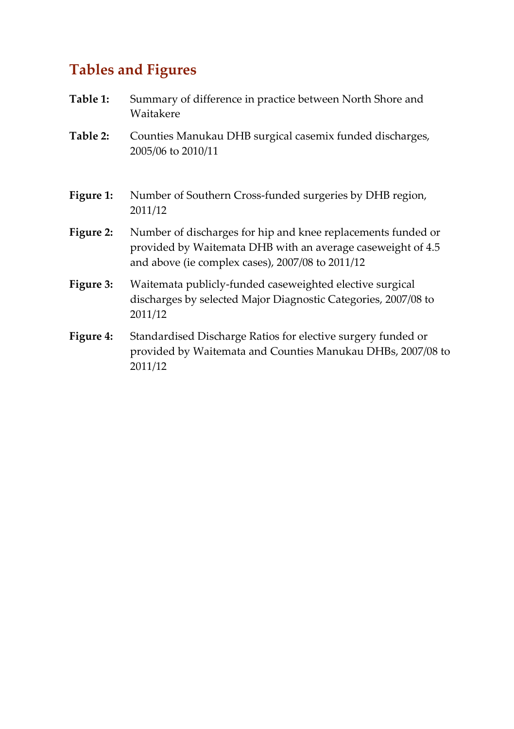## Tables and Figures

**Table 1:** Summary of difference in practice between North Shore and Waitakere

**Table 2:** Counties Manukau DHB surgical casemix funded discharges, 2005/06 to 2010/11

**Figure 1:** Number of Southern Cross-funded surgeries by DHB region, 2011/12

**Figure 2:** Number of discharges for hip and knee replacements funded or provided by Waitemata DHB with an average caseweight of 4.5 and above (ie complex cases), 2007/08 to 2011/12

**Figure 3:** Waitemata publicly-funded caseweighted elective surgical discharges by selected Major Diagnostic Categories, 2007/08 to 2011/12

**Figure 4:** Standardised Discharge Ratios for elective surgery funded or provided by Waitemata and Counties Manukau DHBs, 2007/08 to 2011/12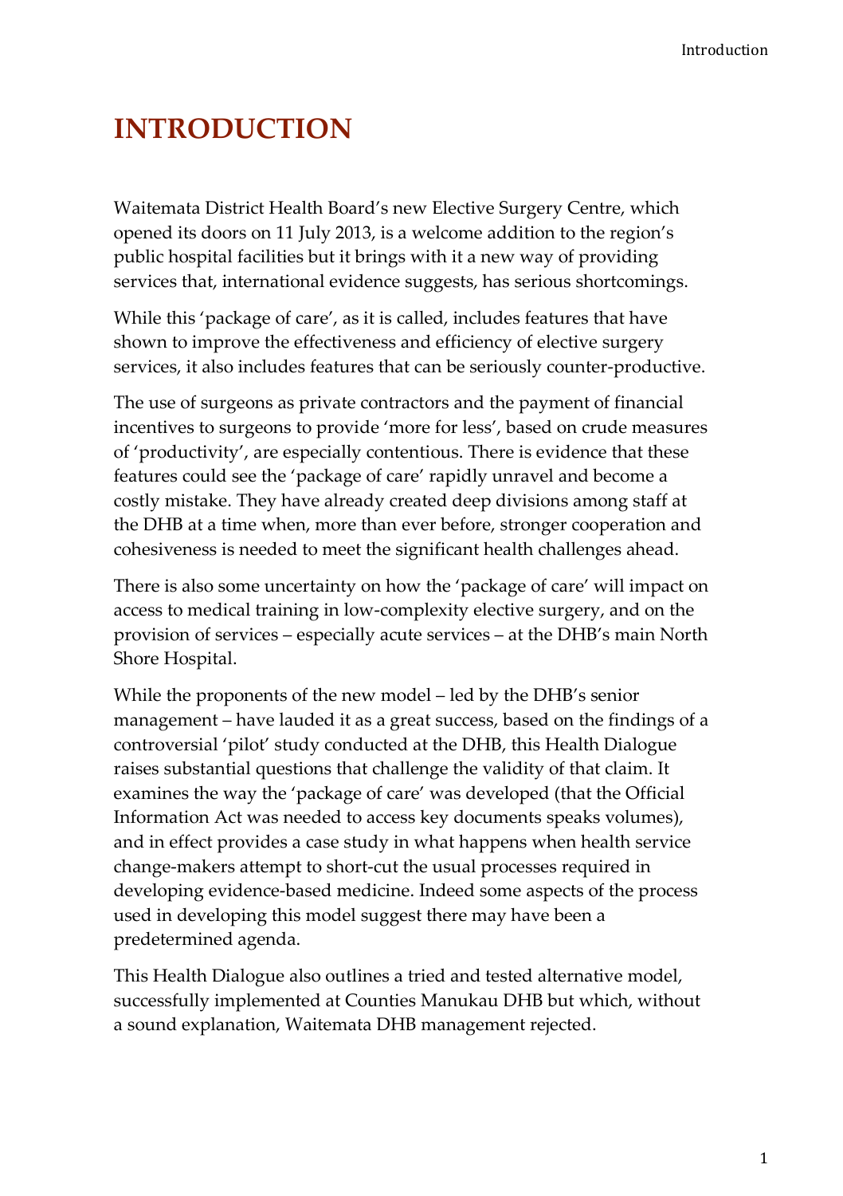# INTRODUCTION

Waitemata District Health Board's new Elective Surgery Centre, which opened its doors on 11 July 2013, is a welcome addition to the region's public hospital facilities but it brings with it a new way of providing services that, international evidence suggests, has serious shortcomings.

While this 'package of care', as it is called, includes features that have shown to improve the effectiveness and efficiency of elective surgery services, it also includes features that can be seriously counter-productive.

The use of surgeons as private contractors and the payment of financial incentives to surgeons to provide 'more for less', based on crude measures of 'productivity', are especially contentious. There is evidence that these features could see the 'package of care' rapidly unravel and become a costly mistake. They have already created deep divisions among staff at the DHB at a time when, more than ever before, stronger cooperation and cohesiveness is needed to meet the significant health challenges ahead.

There is also some uncertainty on how the 'package of care' will impact on access to medical training in low-complexity elective surgery, and on the provision of services – especially acute services – at the DHB's main North Shore Hospital.

While the proponents of the new model – led by the DHB's senior management – have lauded it as a great success, based on the findings of a controversial 'pilot' study conducted at the DHB, this Health Dialogue raises substantial questions that challenge the validity of that claim. It examines the way the 'package of care' was developed (that the Official Information Act was needed to access key documents speaks volumes), and in effect provides a case study in what happens when health service change-makers attempt to short-cut the usual processes required in developing evidence-based medicine. Indeed some aspects of the process used in developing this model suggest there may have been a predetermined agenda.

This Health Dialogue also outlines a tried and tested alternative model, successfully implemented at Counties Manukau DHB but which, without a sound explanation, Waitemata DHB management rejected.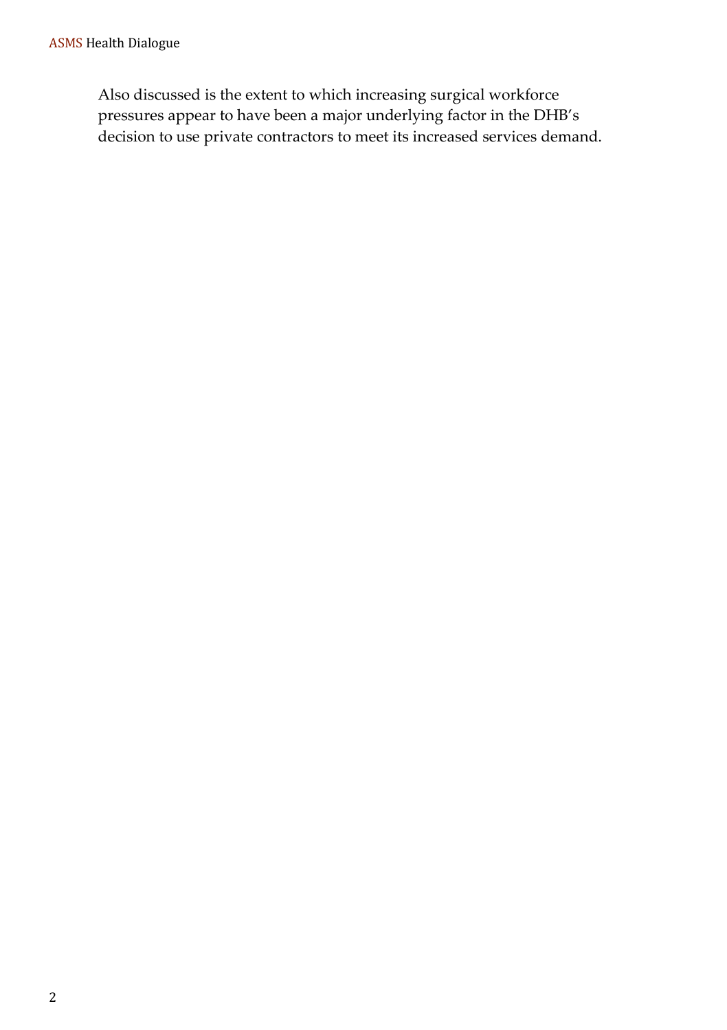Also discussed is the extent to which increasing surgical workforce pressures appear to have been a major underlying factor in the DHB's decision to use private contractors to meet its increased services demand.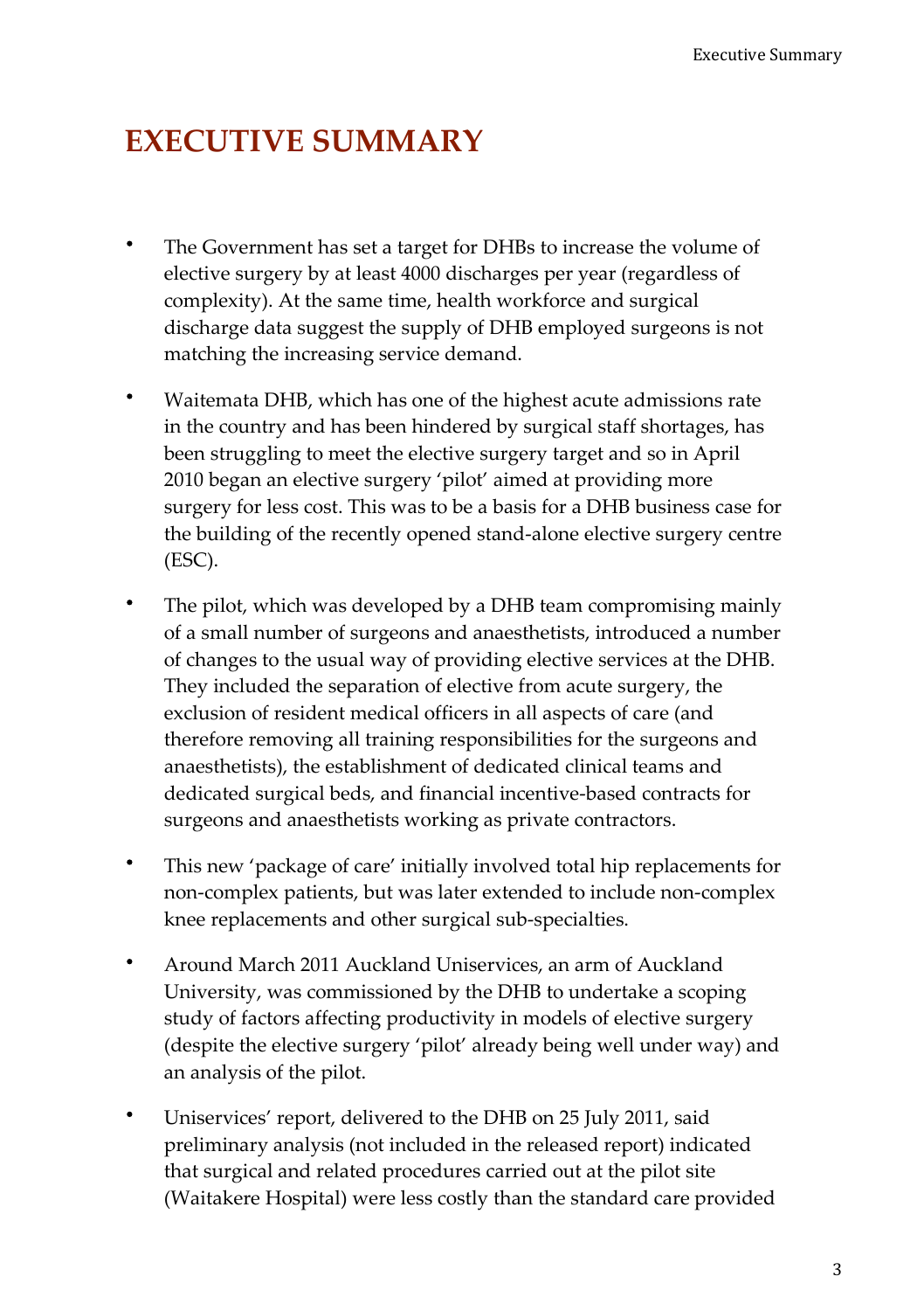# EXECUTIVE SUMMARY

- The Government has set a target for DHBs to increase the volume of elective surgery by at least 4000 discharges per year (regardless of complexity). At the same time, health workforce and surgical discharge data suggest the supply of DHB employed surgeons is not matching the increasing service demand.

- Waitemata DHB, which has one of the highest acute admissions rate in the country and has been hindered by surgical staff shortages, has been struggling to meet the elective surgery target and so in April 2010 began an elective surgery 'pilot' aimed at providing more surgery for less cost. This was to be a basis for a DHB business case for the building of the recently opened stand-alone elective surgery centre (ESC).

- The pilot, which was developed by a DHB team compromising mainly of a small number of surgeons and anaesthetists, introduced a number of changes to the usual way of providing elective services at the DHB. They included the separation of elective from acute surgery, the exclusion of resident medical officers in all aspects of care (and therefore removing all training responsibilities for the surgeons and anaesthetists), the establishment of dedicated clinical teams and dedicated surgical beds, and financial incentive-based contracts for surgeons and anaesthetists working as private contractors.

- This new 'package of care' initially involved total hip replacements for non-complex patients, but was later extended to include non-complex knee replacements and other surgical sub-specialties.

- Around March 2011 Auckland Uniservices, an arm of Auckland University, was commissioned by the DHB to undertake a scoping study of factors affecting productivity in models of elective surgery (despite the elective surgery 'pilot' already being well under way) and an analysis of the pilot.

- Uniservices' report, delivered to the DHB on 25 July 2011, said preliminary analysis (not included in the released report) indicated that surgical and related procedures carried out at the pilot site (Waitakere Hospital) were less costly than the standard care provided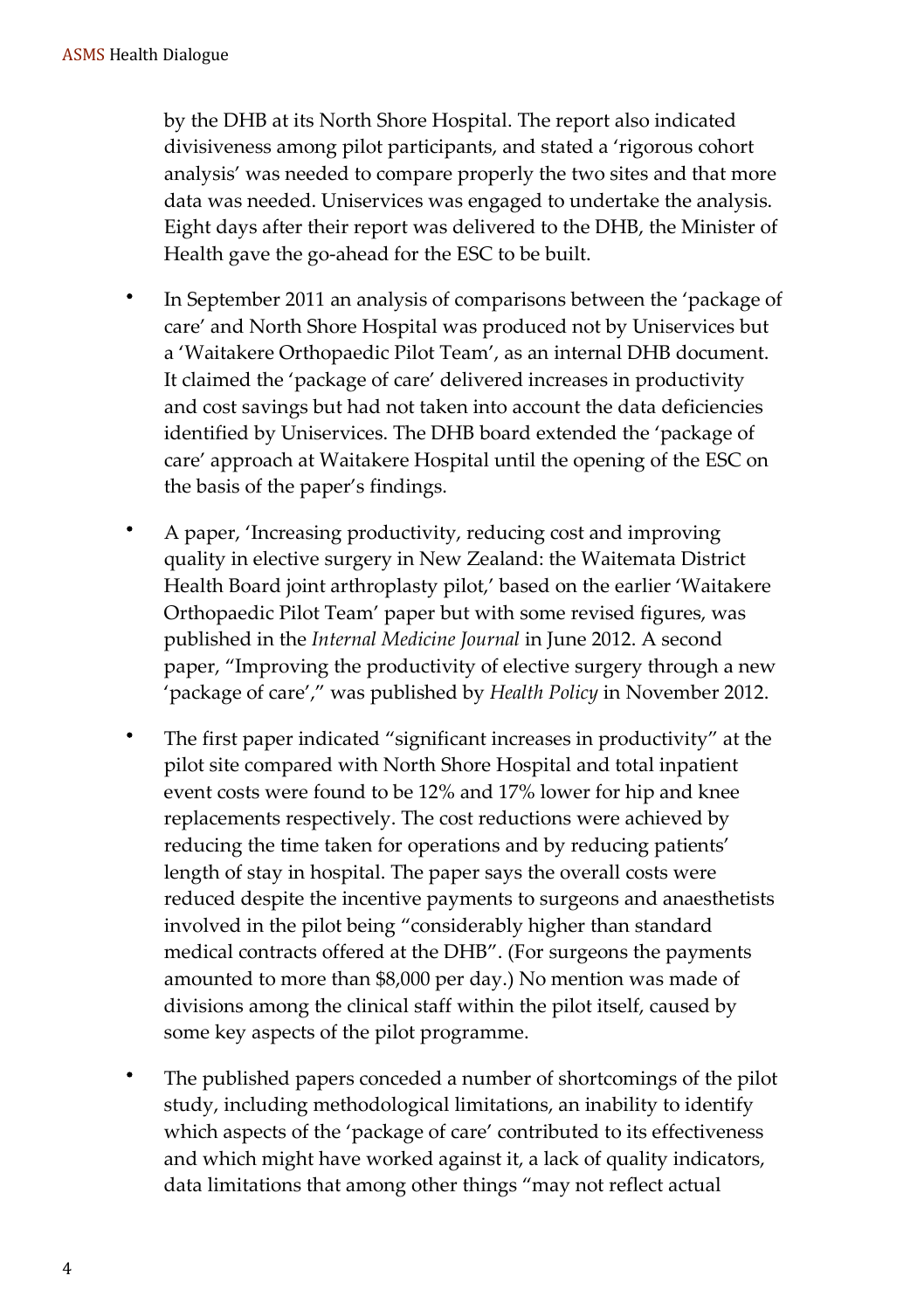by the DHB at its North Shore Hospital. The report also indicated divisiveness among pilot participants, and stated a 'rigorous cohort analysis' was needed to compare properly the two sites and that more data was needed. Uniservices was engaged to undertake the analysis. Eight days after their report was delivered to the DHB, the Minister of Health gave the go-ahead for the ESC to be built.

- In September 2011 an analysis of comparisons between the 'package of care' and North Shore Hospital was produced not by Uniservices but a 'Waitakere Orthopaedic Pilot Team', as an internal DHB document. It claimed the 'package of care' delivered increases in productivity and cost savings but had not taken into account the data deficiencies identified by Uniservices. The DHB board extended the 'package of care' approach at Waitakere Hospital until the opening of the ESC on the basis of the paper's findings.

- A paper, 'Increasing productivity, reducing cost and improving quality in elective surgery in New Zealand: the Waitemata District Health Board joint arthroplasty pilot,' based on the earlier 'Waitakere Orthopaedic Pilot Team' paper but with some revised figures, was published in the *Internal Medicine Journal* in June 2012. A second paper, "Improving the productivity of elective surgery through a new 'package of care'," was published by *Health Policy* in November 2012.

- The first paper indicated "significant increases in productivity" at the pilot site compared with North Shore Hospital and total inpatient event costs were found to be 12% and 17% lower for hip and knee replacements respectively. The cost reductions were achieved by reducing the time taken for operations and by reducing patients' length of stay in hospital. The paper says the overall costs were reduced despite the incentive payments to surgeons and anaesthetists involved in the pilot being "considerably higher than standard medical contracts offered at the DHB". (For surgeons the payments amounted to more than $8,000 per day.) No mention was made of divisions among the clinical staff within the pilot itself, caused by some key aspects of the pilot programme.

- The published papers conceded a number of shortcomings of the pilot study, including methodological limitations, an inability to identify which aspects of the 'package of care' contributed to its effectiveness and which might have worked against it, a lack of quality indicators, data limitations that among other things "may not reflect actual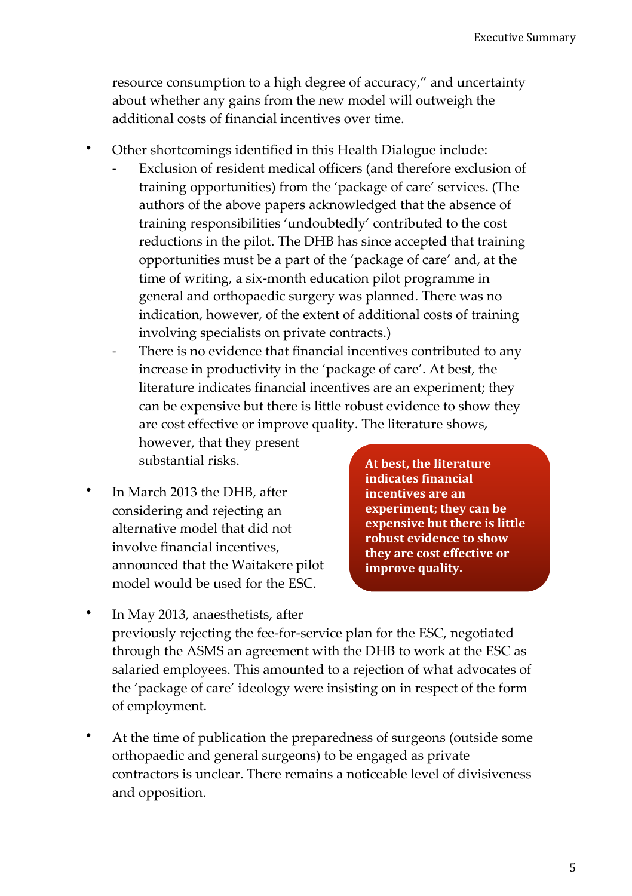resource consumption to a high degree of accuracy," and uncertainty about whether any gains from the new model will outweigh the additional costs of financial incentives over time.

- Other shortcomings identified in this Health Dialogue include:
  - Exclusion of resident medical officers (and therefore exclusion of training opportunities) from the 'package of care' services. (The authors of the above papers acknowledged that the absence of training responsibilities 'undoubtedly' contributed to the cost reductions in the pilot. The DHB has since accepted that training opportunities must be a part of the 'package of care' and, at the time of writing, a six-month education pilot programme in general and orthopaedic surgery was planned. There was no indication, however, of the extent of additional costs of training involving specialists on private contracts.)
  - There is no evidence that financial incentives contributed to any increase in productivity in the 'package of care'. At best, the literature indicates financial incentives are an experiment; they can be expensive but there is little robust evidence to show they are cost effective or improve quality. The literature shows, however, that they present substantial risks.

- In March 2013 the DHB, after considering and rejecting an alternative model that did not involve financial incentives, announced that the Waitakere pilot model would be used for the ESC.

**At best, the literature indicates financial incentives are an experiment; they can be expensive but there is little robust evidence to show they are cost effective or improve quality.**

- In May 2013, anaesthetists, after previously rejecting the fee-for-service plan for the ESC, negotiated through the ASMS an agreement with the DHB to work at the ESC as salaried employees. This amounted to a rejection of what advocates of the 'package of care' ideology were insisting on in respect of the form of employment.

- At the time of publication the preparedness of surgeons (outside some orthopaedic and general surgeons) to be engaged as private contractors is unclear. There remains a noticeable level of divisiveness and opposition.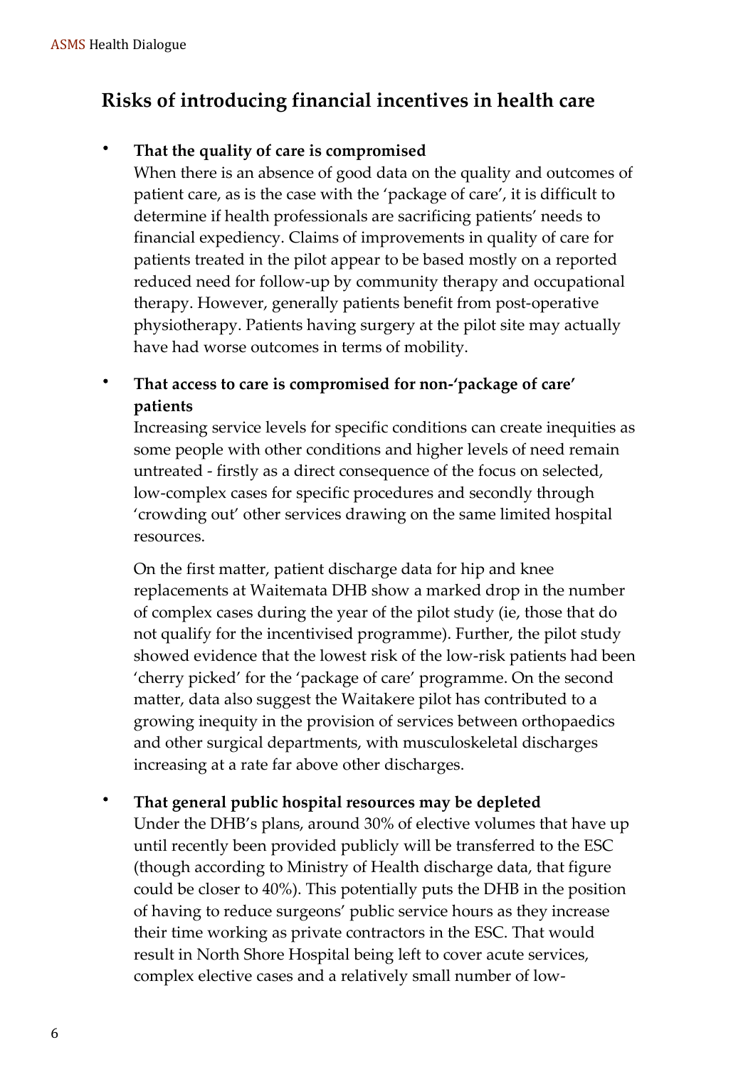## Risks of introducing financial incentives in health care

- **That the quality of care is compromised**
  When there is an absence of good data on the quality and outcomes of patient care, as is the case with the 'package of care', it is difficult to determine if health professionals are sacrificing patients' needs to financial expediency. Claims of improvements in quality of care for patients treated in the pilot appear to be based mostly on a reported reduced need for follow-up by community therapy and occupational therapy. However, generally patients benefit from post-operative physiotherapy. Patients having surgery at the pilot site may actually have had worse outcomes in terms of mobility.

- **That access to care is compromised for non-'package of care' patients**
  Increasing service levels for specific conditions can create inequities as some people with other conditions and higher levels of need remain untreated - firstly as a direct consequence of the focus on selected, low-complex cases for specific procedures and secondly through 'crowding out' other services drawing on the same limited hospital resources.

  On the first matter, patient discharge data for hip and knee replacements at Waitemata DHB show a marked drop in the number of complex cases during the year of the pilot study (ie, those that do not qualify for the incentivised programme). Further, the pilot study showed evidence that the lowest risk of the low-risk patients had been 'cherry picked' for the 'package of care' programme. On the second matter, data also suggest the Waitakere pilot has contributed to a growing inequity in the provision of services between orthopaedics and other surgical departments, with musculoskeletal discharges increasing at a rate far above other discharges.

- **That general public hospital resources may be depleted**
  Under the DHB's plans, around 30% of elective volumes that have up until recently been provided publicly will be transferred to the ESC (though according to Ministry of Health discharge data, that figure could be closer to 40%). This potentially puts the DHB in the position of having to reduce surgeons' public service hours as they increase their time working as private contractors in the ESC. That would result in North Shore Hospital being left to cover acute services, complex elective cases and a relatively small number of low-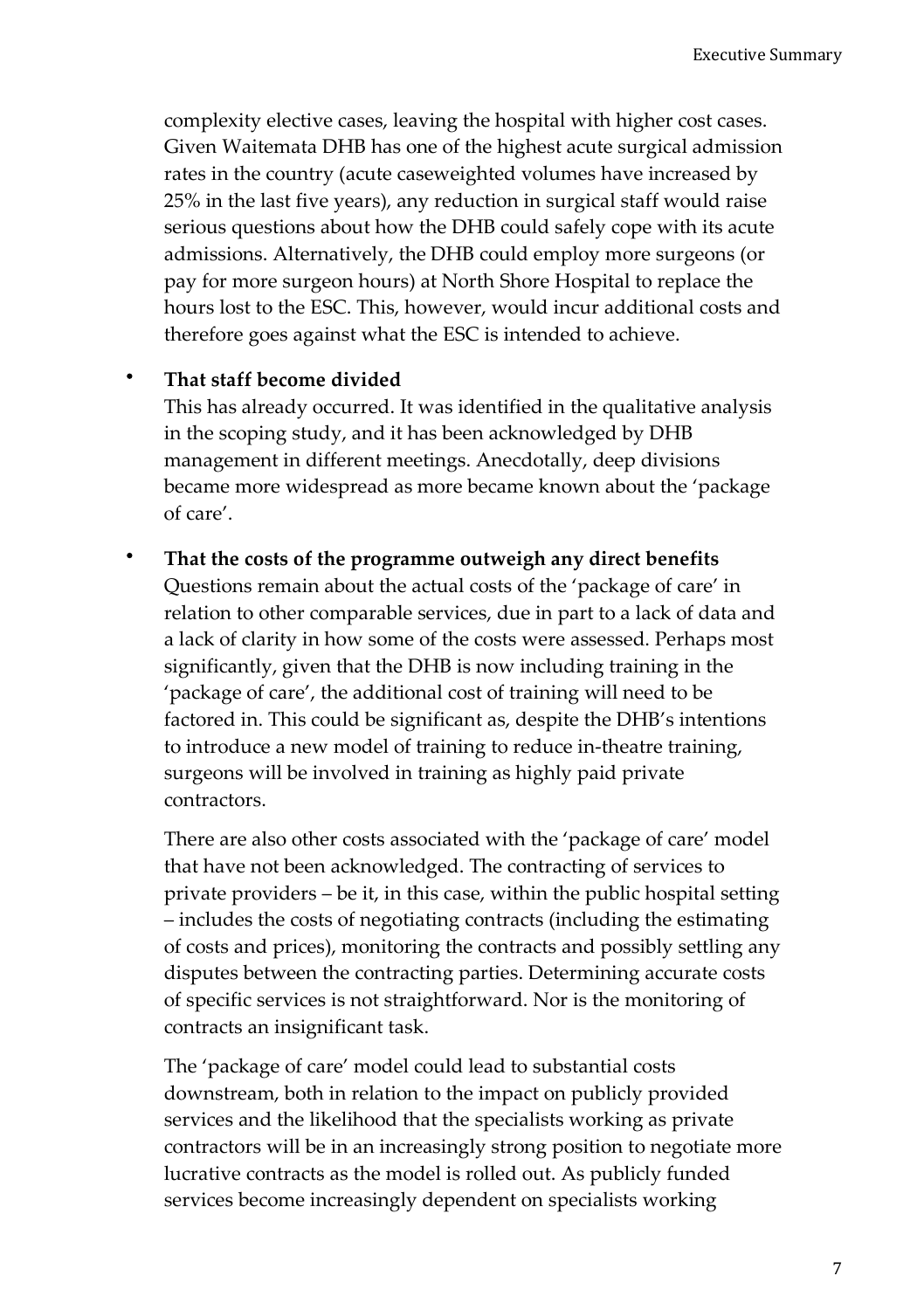complexity elective cases, leaving the hospital with higher cost cases. Given Waitemata DHB has one of the highest acute surgical admission rates in the country (acute caseweighted volumes have increased by 25% in the last five years), any reduction in surgical staff would raise serious questions about how the DHB could safely cope with its acute admissions. Alternatively, the DHB could employ more surgeons (or pay for more surgeon hours) at North Shore Hospital to replace the hours lost to the ESC. This, however, would incur additional costs and therefore goes against what the ESC is intended to achieve.

- **That staff become divided**
  This has already occurred. It was identified in the qualitative analysis in the scoping study, and it has been acknowledged by DHB management in different meetings. Anecdotally, deep divisions became more widespread as more became known about the 'package of care'.

- **That the costs of the programme outweigh any direct benefits**
  Questions remain about the actual costs of the 'package of care' in relation to other comparable services, due in part to a lack of data and a lack of clarity in how some of the costs were assessed. Perhaps most significantly, given that the DHB is now including training in the 'package of care', the additional cost of training will need to be factored in. This could be significant as, despite the DHB's intentions to introduce a new model of training to reduce in-theatre training, surgeons will be involved in training as highly paid private contractors.

  There are also other costs associated with the 'package of care' model that have not been acknowledged. The contracting of services to private providers – be it, in this case, within the public hospital setting – includes the costs of negotiating contracts (including the estimating of costs and prices), monitoring the contracts and possibly settling any disputes between the contracting parties. Determining accurate costs of specific services is not straightforward. Nor is the monitoring of contracts an insignificant task.

  The 'package of care' model could lead to substantial costs downstream, both in relation to the impact on publicly provided services and the likelihood that the specialists working as private contractors will be in an increasingly strong position to negotiate more lucrative contracts as the model is rolled out. As publicly funded services become increasingly dependent on specialists working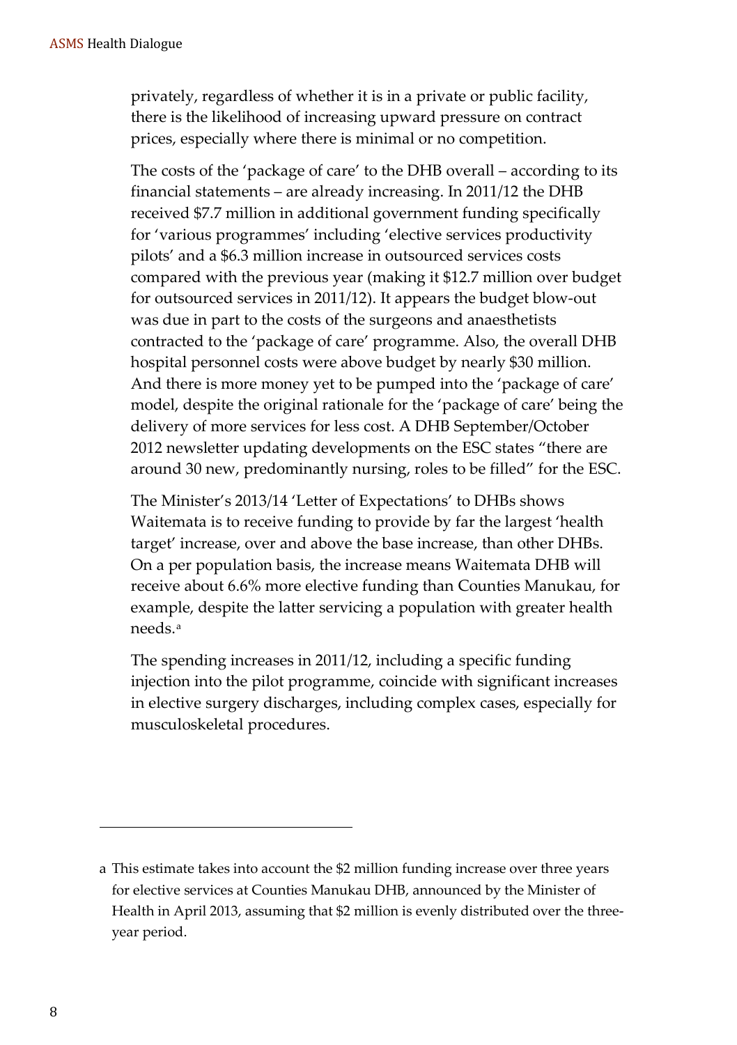privately, regardless of whether it is in a private or public facility, there is the likelihood of increasing upward pressure on contract prices, especially where there is minimal or no competition.

The costs of the 'package of care' to the DHB overall – according to its financial statements – are already increasing. In 2011/12 the DHB received $7.7 million in additional government funding specifically for 'various programmes' including 'elective services productivity pilots' and a $6.3 million increase in outsourced services costs compared with the previous year (making it $12.7 million over budget for outsourced services in 2011/12). It appears the budget blow-out was due in part to the costs of the surgeons and anaesthetists contracted to the 'package of care' programme. Also, the overall DHB hospital personnel costs were above budget by nearly $30 million. And there is more money yet to be pumped into the 'package of care' model, despite the original rationale for the 'package of care' being the delivery of more services for less cost. A DHB September/October 2012 newsletter updating developments on the ESC states "there are around 30 new, predominantly nursing, roles to be filled" for the ESC.

The Minister's 2013/14 'Letter of Expectations' to DHBs shows Waitemata is to receive funding to provide by far the largest 'health target' increase, over and above the base increase, than other DHBs. On a per population basis, the increase means Waitemata DHB will receive about 6.6% more elective funding than Counties Manukau, for example, despite the latter servicing a population with greater health needs.[a]

The spending increases in 2011/12, including a specific funding injection into the pilot programme, coincide with significant increases in elective surgery discharges, including complex cases, especially for musculoskeletal procedures.

---

a This estimate takes into account the $2 million funding increase over three years for elective services at Counties Manukau DHB, announced by the Minister of Health in April 2013, assuming that $2 million is evenly distributed over the three-year period.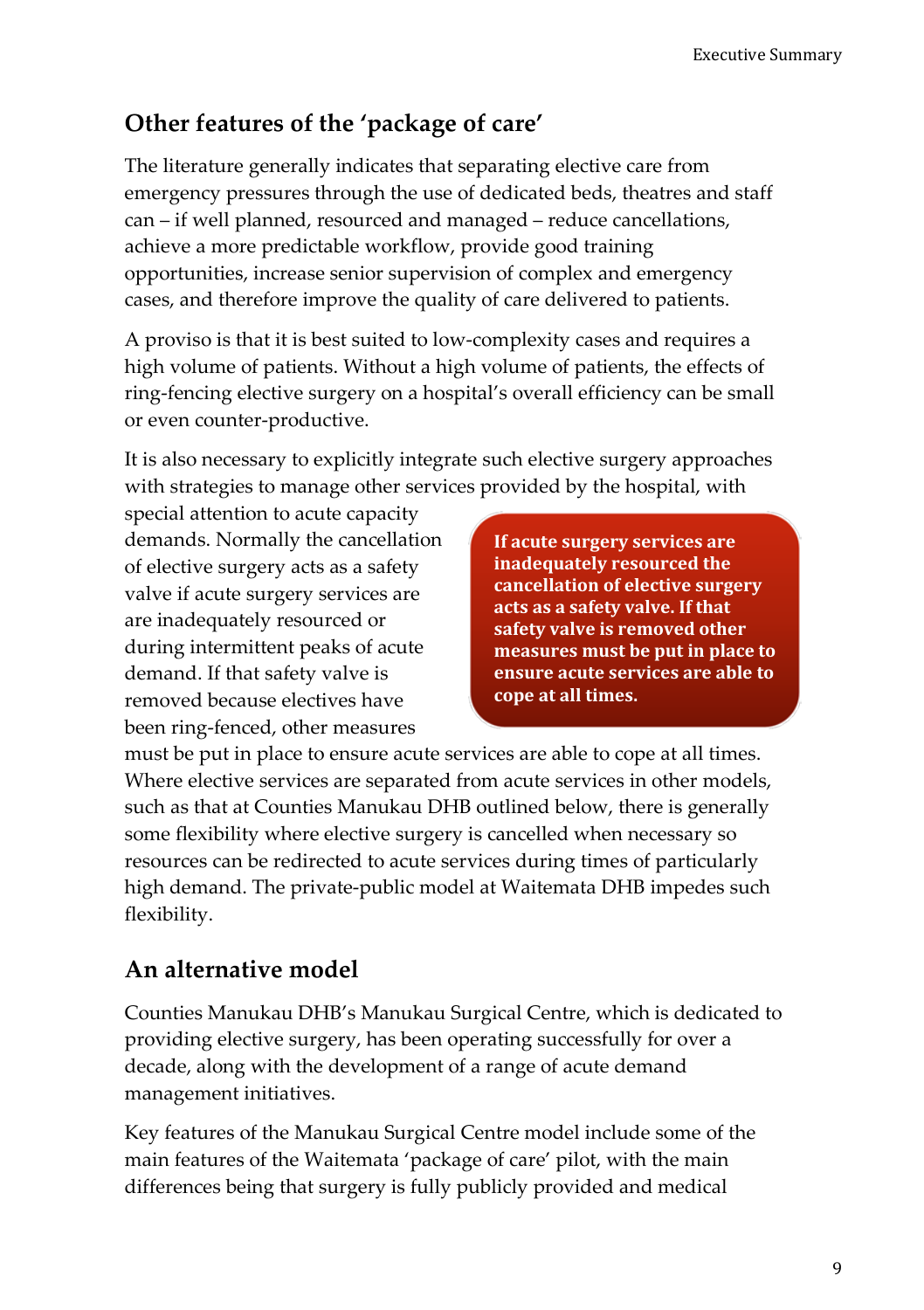## Other features of the 'package of care'

The literature generally indicates that separating elective care from emergency pressures through the use of dedicated beds, theatres and staff can – if well planned, resourced and managed – reduce cancellations, achieve a more predictable workflow, provide good training opportunities, increase senior supervision of complex and emergency cases, and therefore improve the quality of care delivered to patients.

A proviso is that it is best suited to low-complexity cases and requires a high volume of patients. Without a high volume of patients, the effects of ring-fencing elective surgery on a hospital's overall efficiency can be small or even counter-productive.

It is also necessary to explicitly integrate such elective surgery approaches with strategies to manage other services provided by the hospital, with special attention to acute capacity demands. Normally the cancellation of elective surgery acts as a safety valve if acute surgery services are are inadequately resourced or during intermittent peaks of acute demand. If that safety valve is removed because electives have been ring-fenced, other measures must be put in place to ensure acute services are able to cope at all times. Where elective services are separated from acute services in other models, such as that at Counties Manukau DHB outlined below, there is generally some flexibility where elective surgery is cancelled when necessary so resources can be redirected to acute services during times of particularly high demand. The private-public model at Waitemata DHB impedes such flexibility.

**If acute surgery services are inadequately resourced the cancellation of elective surgery acts as a safety valve. If that safety valve is removed other measures must be put in place to ensure acute services are able to cope at all times.**

## An alternative model

Counties Manukau DHB's Manukau Surgical Centre, which is dedicated to providing elective surgery, has been operating successfully for over a decade, along with the development of a range of acute demand management initiatives.

Key features of the Manukau Surgical Centre model include some of the main features of the Waitemata 'package of care' pilot, with the main differences being that surgery is fully publicly provided and medical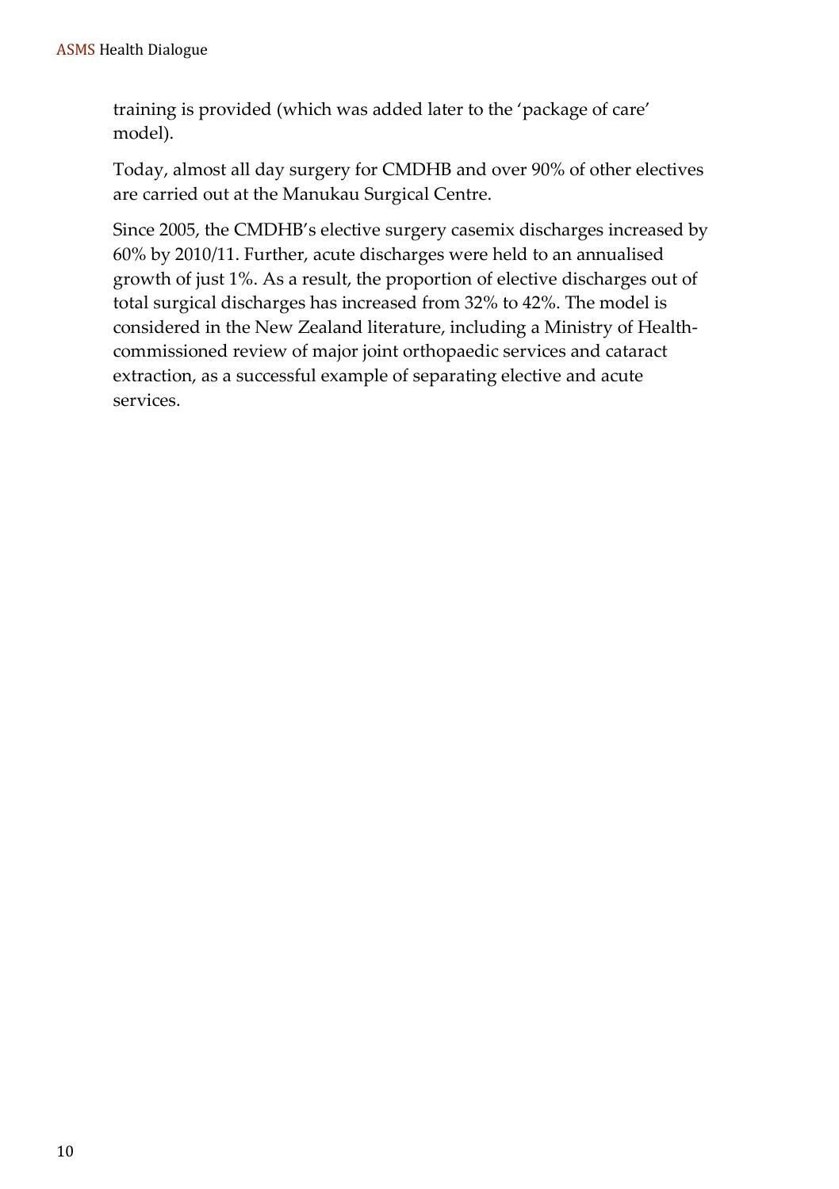training is provided (which was added later to the 'package of care' model).

Today, almost all day surgery for CMDHB and over 90% of other electives are carried out at the Manukau Surgical Centre.

Since 2005, the CMDHB's elective surgery casemix discharges increased by 60% by 2010/11. Further, acute discharges were held to an annualised growth of just 1%. As a result, the proportion of elective discharges out of total surgical discharges has increased from 32% to 42%. The model is considered in the New Zealand literature, including a Ministry of Health-commissioned review of major joint orthopaedic services and cataract extraction, as a successful example of separating elective and acute services.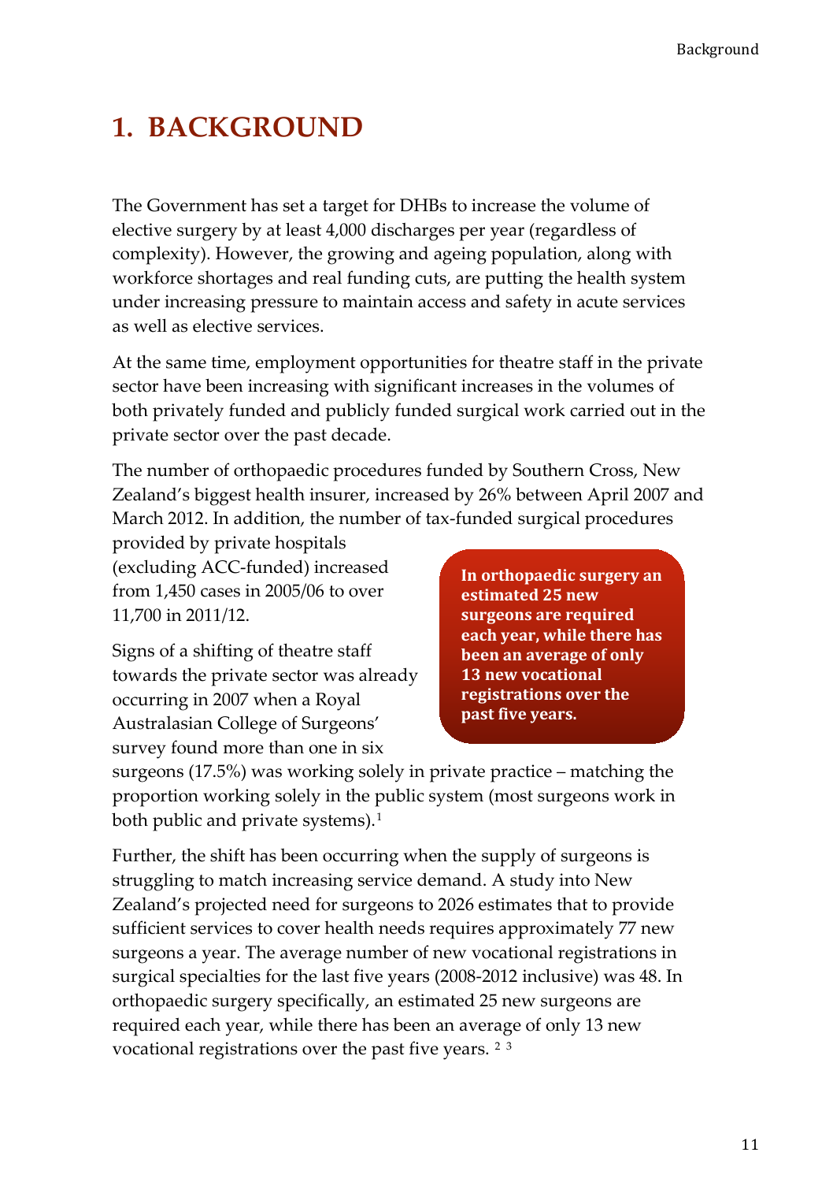# 1. BACKGROUND

The Government has set a target for DHBs to increase the volume of elective surgery by at least 4,000 discharges per year (regardless of complexity). However, the growing and ageing population, along with workforce shortages and real funding cuts, are putting the health system under increasing pressure to maintain access and safety in acute services as well as elective services.

At the same time, employment opportunities for theatre staff in the private sector have been increasing with significant increases in the volumes of both privately funded and publicly funded surgical work carried out in the private sector over the past decade.

The number of orthopaedic procedures funded by Southern Cross, New Zealand's biggest health insurer, increased by 26% between April 2007 and March 2012. In addition, the number of tax-funded surgical procedures provided by private hospitals (excluding ACC-funded) increased from 1,450 cases in 2005/06 to over 11,700 in 2011/12.

> **In orthopaedic surgery an estimated 25 new surgeons are required each year, while there has been an average of only 13 new vocational registrations over the past five years.**

Signs of a shifting of theatre staff towards the private sector was already occurring in 2007 when a Royal Australasian College of Surgeons' survey found more than one in six surgeons (17.5%) was working solely in private practice – matching the proportion working solely in the public system (most surgeons work in both public and private systems).[1]

Further, the shift has been occurring when the supply of surgeons is struggling to match increasing service demand. A study into New Zealand's projected need for surgeons to 2026 estimates that to provide sufficient services to cover health needs requires approximately 77 new surgeons a year. The average number of new vocational registrations in surgical specialties for the last five years (2008-2012 inclusive) was 48. In orthopaedic surgery specifically, an estimated 25 new surgeons are required each year, while there has been an average of only 13 new vocational registrations over the past five years. [2] [3]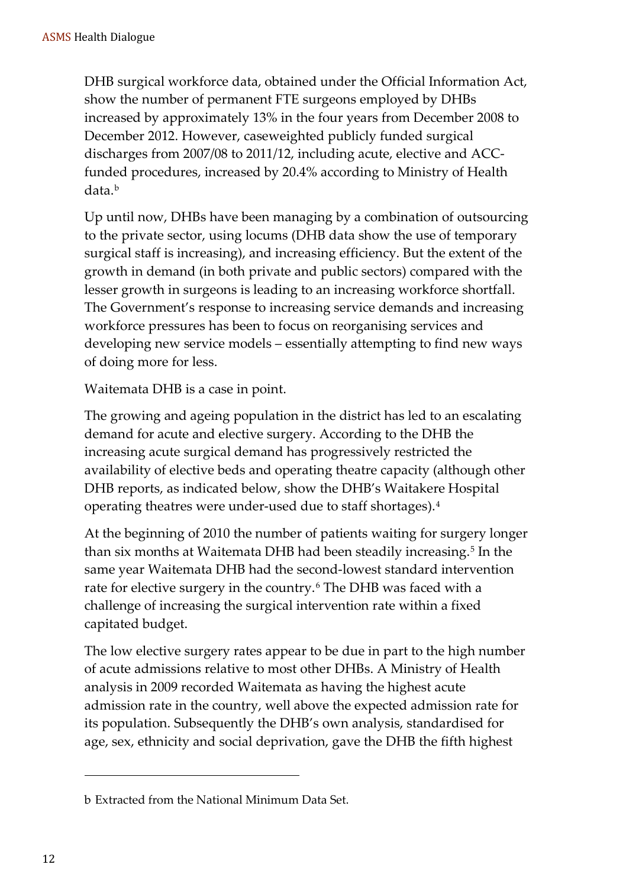DHB surgical workforce data, obtained under the Official Information Act, show the number of permanent FTE surgeons employed by DHBs increased by approximately 13% in the four years from December 2008 to December 2012. However, caseweighted publicly funded surgical discharges from 2007/08 to 2011/12, including acute, elective and ACC-funded procedures, increased by 20.4% according to Ministry of Health data.[b]

Up until now, DHBs have been managing by a combination of outsourcing to the private sector, using locums (DHB data show the use of temporary surgical staff is increasing), and increasing efficiency. But the extent of the growth in demand (in both private and public sectors) compared with the lesser growth in surgeons is leading to an increasing workforce shortfall. The Government's response to increasing service demands and increasing workforce pressures has been to focus on reorganising services and developing new service models – essentially attempting to find new ways of doing more for less.

Waitemata DHB is a case in point.

The growing and ageing population in the district has led to an escalating demand for acute and elective surgery. According to the DHB the increasing acute surgical demand has progressively restricted the availability of elective beds and operating theatre capacity (although other DHB reports, as indicated below, show the DHB's Waitakere Hospital operating theatres were under-used due to staff shortages).[4]

At the beginning of 2010 the number of patients waiting for surgery longer than six months at Waitemata DHB had been steadily increasing.[5] In the same year Waitemata DHB had the second-lowest standard intervention rate for elective surgery in the country.[6] The DHB was faced with a challenge of increasing the surgical intervention rate within a fixed capitated budget.

The low elective surgery rates appear to be due in part to the high number of acute admissions relative to most other DHBs. A Ministry of Health analysis in 2009 recorded Waitemata as having the highest acute admission rate in the country, well above the expected admission rate for its population. Subsequently the DHB's own analysis, standardised for age, sex, ethnicity and social deprivation, gave the DHB the fifth highest

---

b Extracted from the National Minimum Data Set.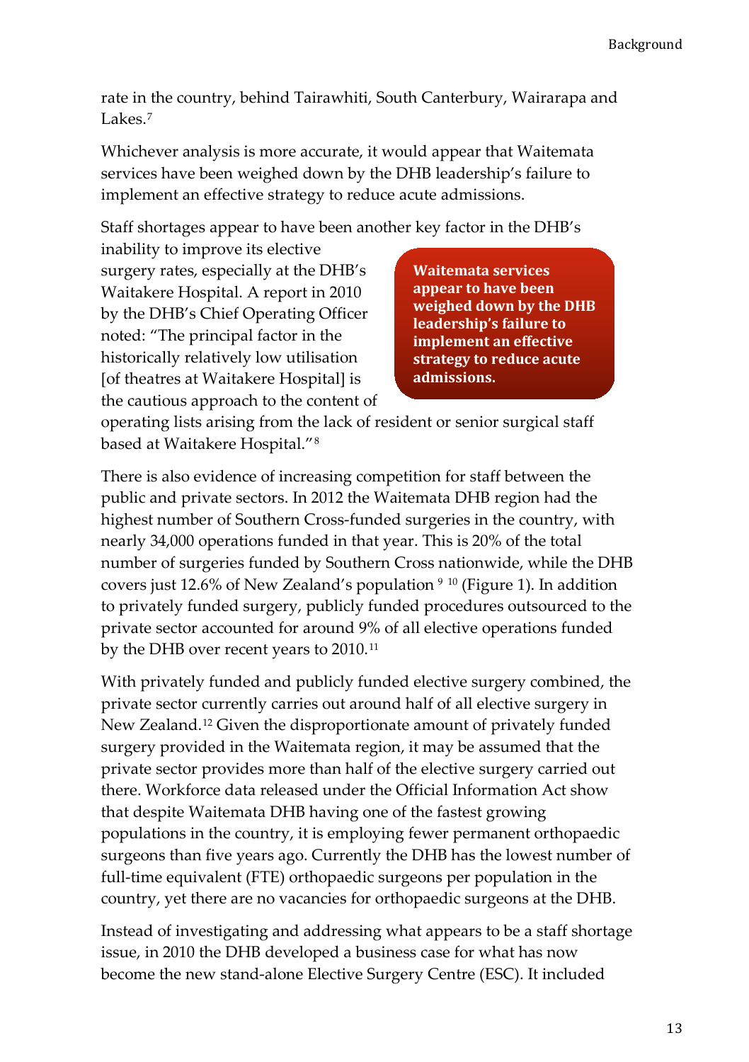rate in the country, behind Tairawhiti, South Canterbury, Wairarapa and Lakes.[7]

Whichever analysis is more accurate, it would appear that Waitemata services have been weighed down by the DHB leadership's failure to implement an effective strategy to reduce acute admissions.

Staff shortages appear to have been another key factor in the DHB's inability to improve its elective surgery rates, especially at the DHB's Waitakere Hospital. A report in 2010 by the DHB's Chief Operating Officer noted: "The principal factor in the historically relatively low utilisation [of theatres at Waitakere Hospital] is the cautious approach to the content of operating lists arising from the lack of resident or senior surgical staff based at Waitakere Hospital."[8]

**Waitemata services appear to have been weighed down by the DHB leadership's failure to implement an effective strategy to reduce acute admissions.**

There is also evidence of increasing competition for staff between the public and private sectors. In 2012 the Waitemata DHB region had the highest number of Southern Cross-funded surgeries in the country, with nearly 34,000 operations funded in that year. This is 20% of the total number of surgeries funded by Southern Cross nationwide, while the DHB covers just 12.6% of New Zealand's population[9] [10] (Figure 1). In addition to privately funded surgery, publicly funded procedures outsourced to the private sector accounted for around 9% of all elective operations funded by the DHB over recent years to 2010.[11]

With privately funded and publicly funded elective surgery combined, the private sector currently carries out around half of all elective surgery in New Zealand.[12] Given the disproportionate amount of privately funded surgery provided in the Waitemata region, it may be assumed that the private sector provides more than half of the elective surgery carried out there. Workforce data released under the Official Information Act show that despite Waitemata DHB having one of the fastest growing populations in the country, it is employing fewer permanent orthopaedic surgeons than five years ago. Currently the DHB has the lowest number of full-time equivalent (FTE) orthopaedic surgeons per population in the country, yet there are no vacancies for orthopaedic surgeons at the DHB.

Instead of investigating and addressing what appears to be a staff shortage issue, in 2010 the DHB developed a business case for what has now become the new stand-alone Elective Surgery Centre (ESC). It included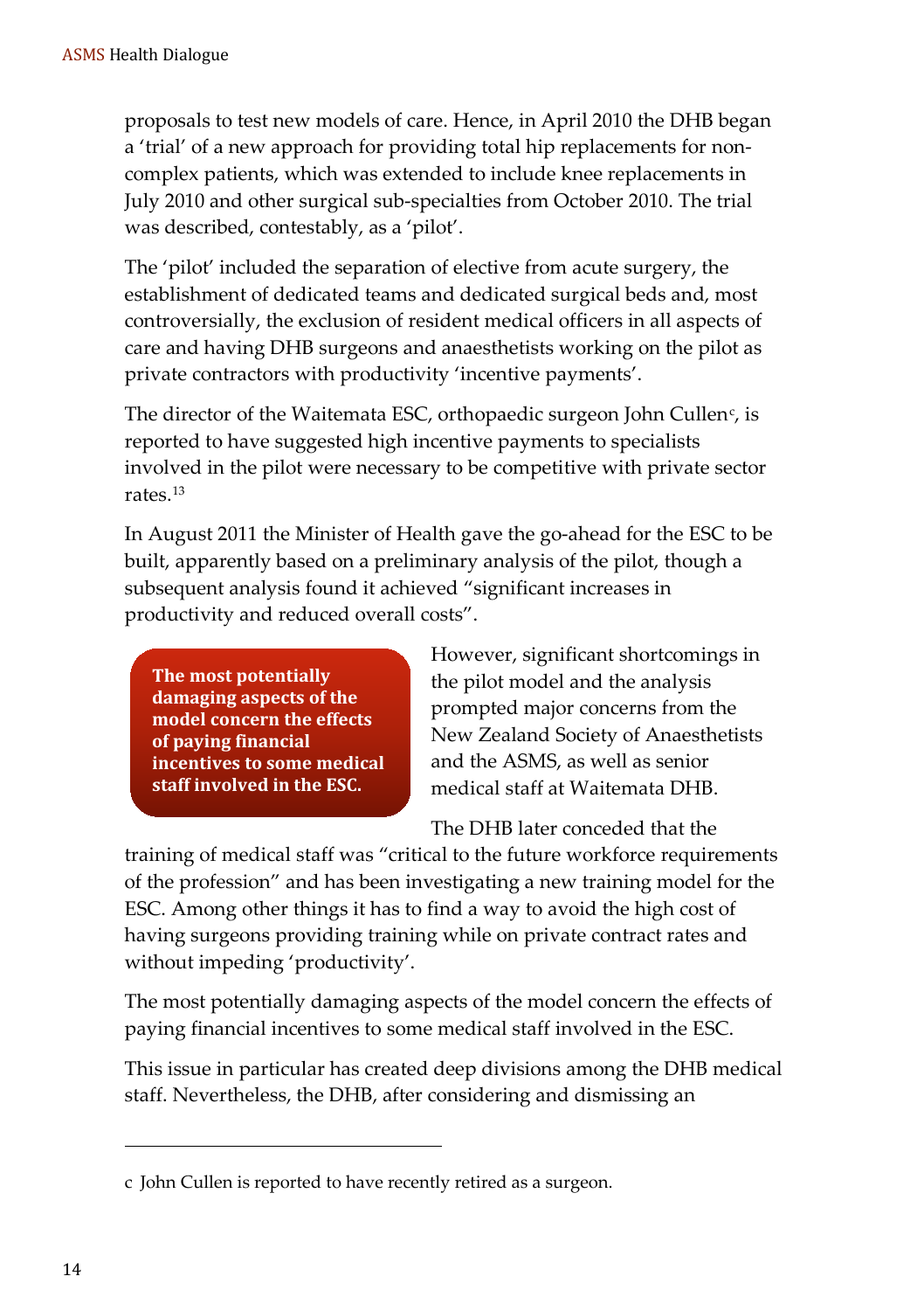proposals to test new models of care. Hence, in April 2010 the DHB began a 'trial' of a new approach for providing total hip replacements for non-complex patients, which was extended to include knee replacements in July 2010 and other surgical sub-specialties from October 2010. The trial was described, contestably, as a 'pilot'.

The 'pilot' included the separation of elective from acute surgery, the establishment of dedicated teams and dedicated surgical beds and, most controversially, the exclusion of resident medical officers in all aspects of care and having DHB surgeons and anaesthetists working on the pilot as private contractors with productivity 'incentive payments'.

The director of the Waitemata ESC, orthopaedic surgeon John Cullen[c], is reported to have suggested high incentive payments to specialists involved in the pilot were necessary to be competitive with private sector rates.[13]

In August 2011 the Minister of Health gave the go-ahead for the ESC to be built, apparently based on a preliminary analysis of the pilot, though a subsequent analysis found it achieved "significant increases in productivity and reduced overall costs".

> **The most potentially damaging aspects of the model concern the effects of paying financial incentives to some medical staff involved in the ESC.**

However, significant shortcomings in the pilot model and the analysis prompted major concerns from the New Zealand Society of Anaesthetists and the ASMS, as well as senior medical staff at Waitemata DHB.

The DHB later conceded that the training of medical staff was "critical to the future workforce requirements of the profession" and has been investigating a new training model for the ESC. Among other things it has to find a way to avoid the high cost of having surgeons providing training while on private contract rates and without impeding 'productivity'.

The most potentially damaging aspects of the model concern the effects of paying financial incentives to some medical staff involved in the ESC.

This issue in particular has created deep divisions among the DHB medical staff. Nevertheless, the DHB, after considering and dismissing an

---

c John Cullen is reported to have recently retired as a surgeon.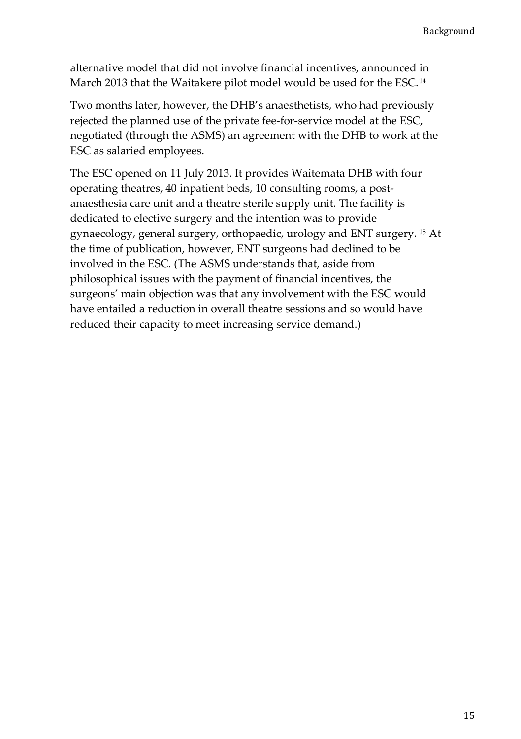alternative model that did not involve financial incentives, announced in March 2013 that the Waitakere pilot model would be used for the ESC.[14]

Two months later, however, the DHB's anaesthetists, who had previously rejected the planned use of the private fee-for-service model at the ESC, negotiated (through the ASMS) an agreement with the DHB to work at the ESC as salaried employees.

The ESC opened on 11 July 2013. It provides Waitemata DHB with four operating theatres, 40 inpatient beds, 10 consulting rooms, a post-anaesthesia care unit and a theatre sterile supply unit. The facility is dedicated to elective surgery and the intention was to provide gynaecology, general surgery, orthopaedic, urology and ENT surgery.[15] At the time of publication, however, ENT surgeons had declined to be involved in the ESC. (The ASMS understands that, aside from philosophical issues with the payment of financial incentives, the surgeons' main objection was that any involvement with the ESC would have entailed a reduction in overall theatre sessions and so would have reduced their capacity to meet increasing service demand.)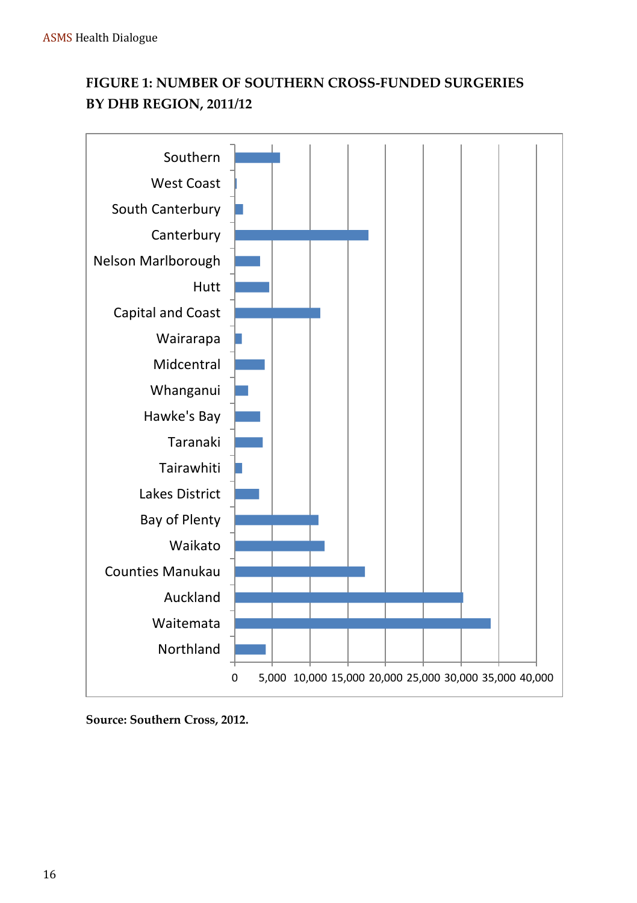**FIGURE 1: NUMBER OF SOUTHERN CROSS-FUNDED SURGERIES BY DHB REGION, 2011/12**

**Source: Southern Cross, 2012.**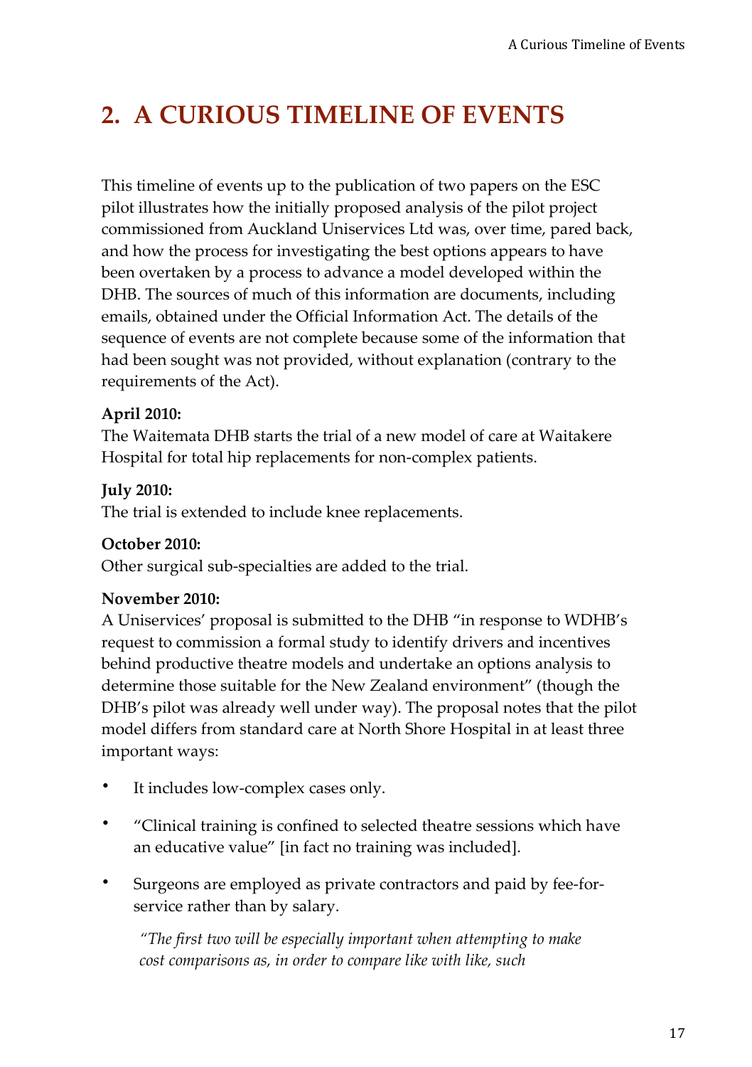## 2. A CURIOUS TIMELINE OF EVENTS

This timeline of events up to the publication of two papers on the ESC pilot illustrates how the initially proposed analysis of the pilot project commissioned from Auckland Uniservices Ltd was, over time, pared back, and how the process for investigating the best options appears to have been overtaken by a process to advance a model developed within the DHB. The sources of much of this information are documents, including emails, obtained under the Official Information Act. The details of the sequence of events are not complete because some of the information that had been sought was not provided, without explanation (contrary to the requirements of the Act).

**April 2010:**
The Waitemata DHB starts the trial of a new model of care at Waitakere Hospital for total hip replacements for non-complex patients.

**July 2010:**
The trial is extended to include knee replacements.

**October 2010:**
Other surgical sub-specialties are added to the trial.

**November 2010:**
A Uniservices' proposal is submitted to the DHB "in response to WDHB's request to commission a formal study to identify drivers and incentives behind productive theatre models and undertake an options analysis to determine those suitable for the New Zealand environment" (though the DHB's pilot was already well under way). The proposal notes that the pilot model differs from standard care at North Shore Hospital in at least three important ways:

- It includes low-complex cases only.
- "Clinical training is confined to selected theatre sessions which have an educative value" [in fact no training was included].
- Surgeons are employed as private contractors and paid by fee-for-service rather than by salary.

*"The first two will be especially important when attempting to make cost comparisons as, in order to compare like with like, such*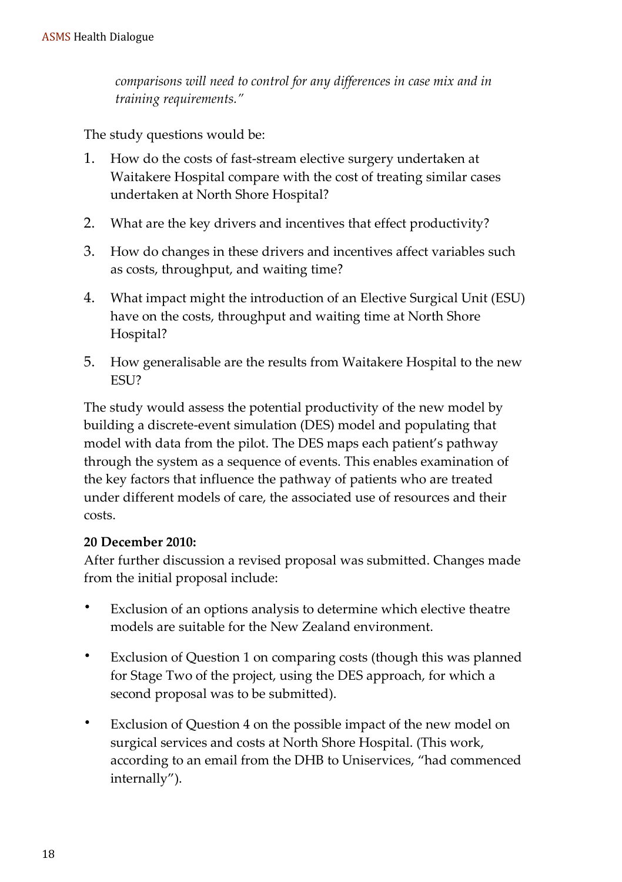*comparisons will need to control for any differences in case mix and in training requirements."*

The study questions would be:

1. How do the costs of fast-stream elective surgery undertaken at Waitakere Hospital compare with the cost of treating similar cases undertaken at North Shore Hospital?
2. What are the key drivers and incentives that effect productivity?
3. How do changes in these drivers and incentives affect variables such as costs, throughput, and waiting time?
4. What impact might the introduction of an Elective Surgical Unit (ESU) have on the costs, throughput and waiting time at North Shore Hospital?
5. How generalisable are the results from Waitakere Hospital to the new ESU?

The study would assess the potential productivity of the new model by building a discrete-event simulation (DES) model and populating that model with data from the pilot. The DES maps each patient's pathway through the system as a sequence of events. This enables examination of the key factors that influence the pathway of patients who are treated under different models of care, the associated use of resources and their costs.

**20 December 2010:**
After further discussion a revised proposal was submitted. Changes made from the initial proposal include:

- Exclusion of an options analysis to determine which elective theatre models are suitable for the New Zealand environment.
- Exclusion of Question 1 on comparing costs (though this was planned for Stage Two of the project, using the DES approach, for which a second proposal was to be submitted).
- Exclusion of Question 4 on the possible impact of the new model on surgical services and costs at North Shore Hospital. (This work, according to an email from the DHB to Uniservices, "had commenced internally").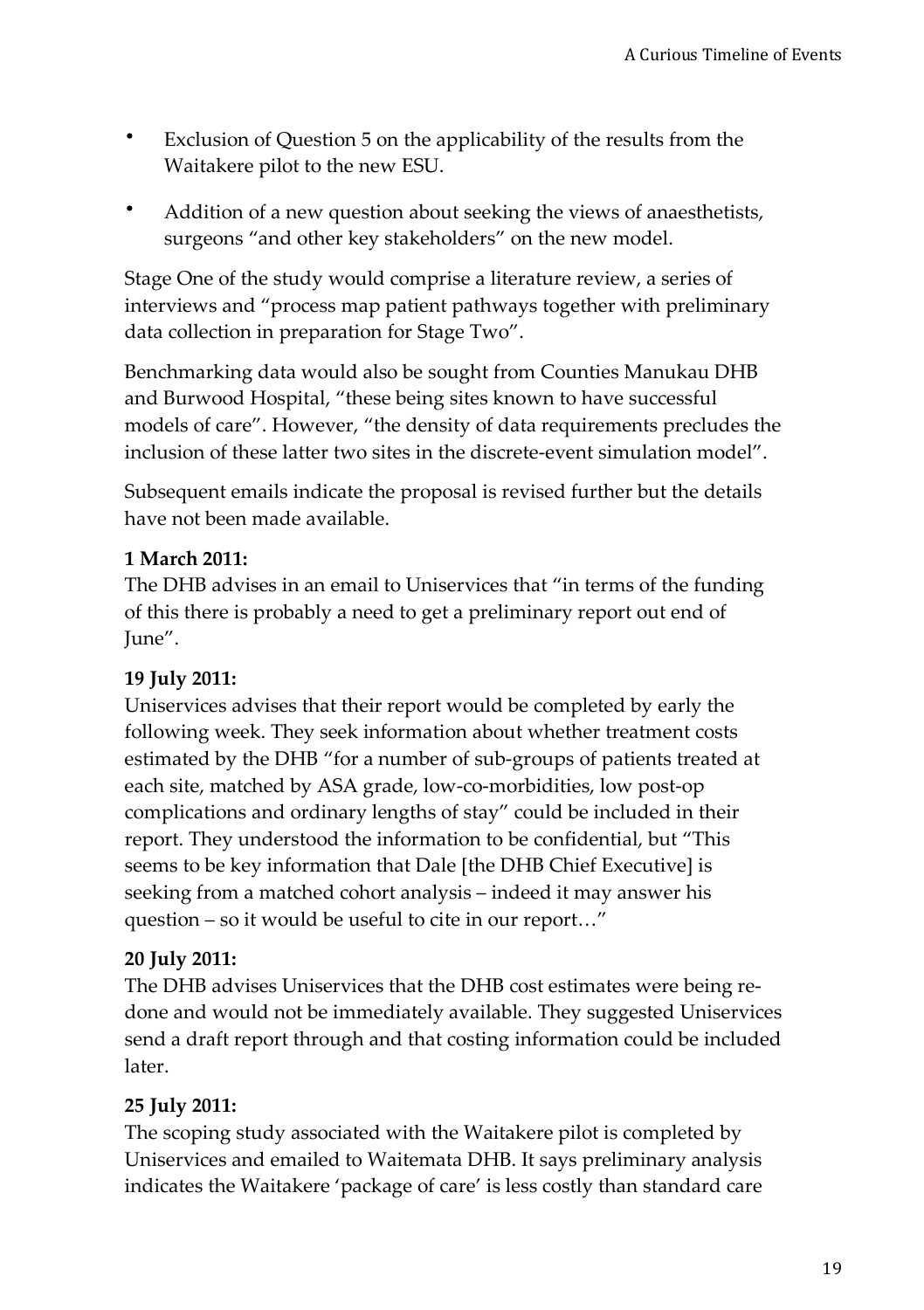- Exclusion of Question 5 on the applicability of the results from the Waitakere pilot to the new ESU.
- Addition of a new question about seeking the views of anaesthetists, surgeons "and other key stakeholders" on the new model.

Stage One of the study would comprise a literature review, a series of interviews and "process map patient pathways together with preliminary data collection in preparation for Stage Two".

Benchmarking data would also be sought from Counties Manukau DHB and Burwood Hospital, "these being sites known to have successful models of care". However, "the density of data requirements precludes the inclusion of these latter two sites in the discrete-event simulation model".

Subsequent emails indicate the proposal is revised further but the details have not been made available.

**1 March 2011:**
The DHB advises in an email to Uniservices that "in terms of the funding of this there is probably a need to get a preliminary report out end of June".

**19 July 2011:**
Uniservices advises that their report would be completed by early the following week. They seek information about whether treatment costs estimated by the DHB "for a number of sub-groups of patients treated at each site, matched by ASA grade, low-co-morbidities, low post-op complications and ordinary lengths of stay" could be included in their report. They understood the information to be confidential, but "This seems to be key information that Dale [the DHB Chief Executive] is seeking from a matched cohort analysis – indeed it may answer his question – so it would be useful to cite in our report…"

**20 July 2011:**
The DHB advises Uniservices that the DHB cost estimates were being re-done and would not be immediately available. They suggested Uniservices send a draft report through and that costing information could be included later.

**25 July 2011:**
The scoping study associated with the Waitakere pilot is completed by Uniservices and emailed to Waitemata DHB. It says preliminary analysis indicates the Waitakere 'package of care' is less costly than standard care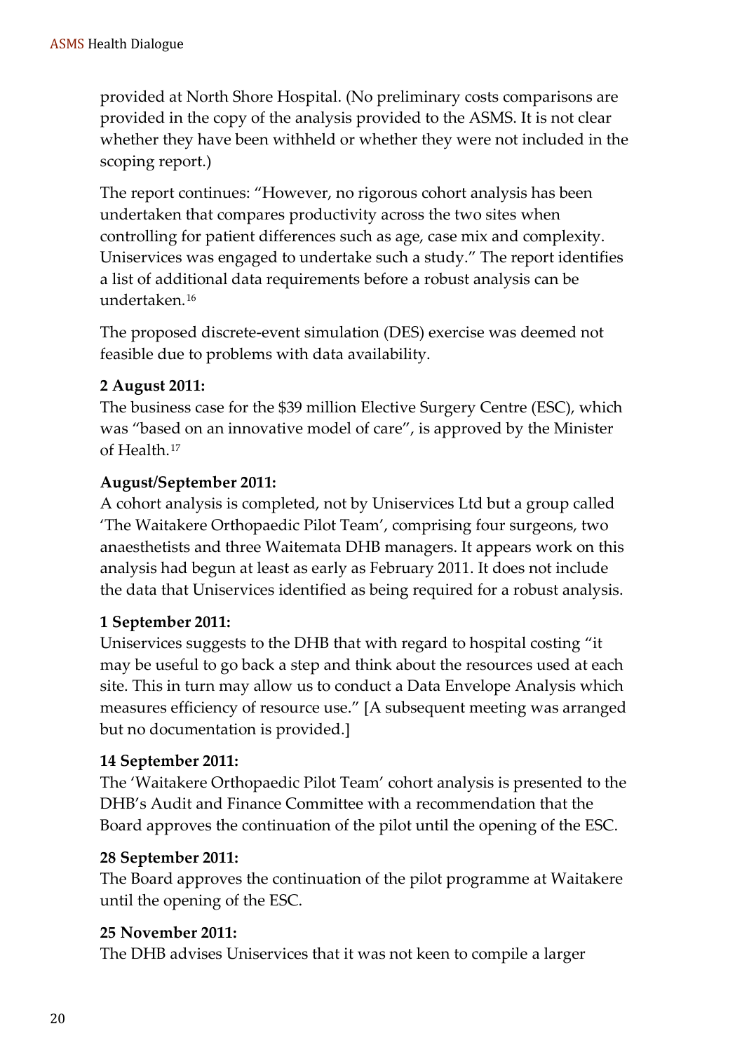provided at North Shore Hospital. (No preliminary costs comparisons are provided in the copy of the analysis provided to the ASMS. It is not clear whether they have been withheld or whether they were not included in the scoping report.)

The report continues: "However, no rigorous cohort analysis has been undertaken that compares productivity across the two sites when controlling for patient differences such as age, case mix and complexity. Uniservices was engaged to undertake such a study." The report identifies a list of additional data requirements before a robust analysis can be undertaken.[16]

The proposed discrete-event simulation (DES) exercise was deemed not feasible due to problems with data availability.

**2 August 2011:**
The business case for the $39 million Elective Surgery Centre (ESC), which was "based on an innovative model of care", is approved by the Minister of Health.[17]

**August/September 2011:**
A cohort analysis is completed, not by Uniservices Ltd but a group called 'The Waitakere Orthopaedic Pilot Team', comprising four surgeons, two anaesthetists and three Waitemata DHB managers. It appears work on this analysis had begun at least as early as February 2011. It does not include the data that Uniservices identified as being required for a robust analysis.

**1 September 2011:**
Uniservices suggests to the DHB that with regard to hospital costing "it may be useful to go back a step and think about the resources used at each site. This in turn may allow us to conduct a Data Envelope Analysis which measures efficiency of resource use." [A subsequent meeting was arranged but no documentation is provided.]

**14 September 2011:**
The 'Waitakere Orthopaedic Pilot Team' cohort analysis is presented to the DHB's Audit and Finance Committee with a recommendation that the Board approves the continuation of the pilot until the opening of the ESC.

**28 September 2011:**
The Board approves the continuation of the pilot programme at Waitakere until the opening of the ESC.

**25 November 2011:**
The DHB advises Uniservices that it was not keen to compile a larger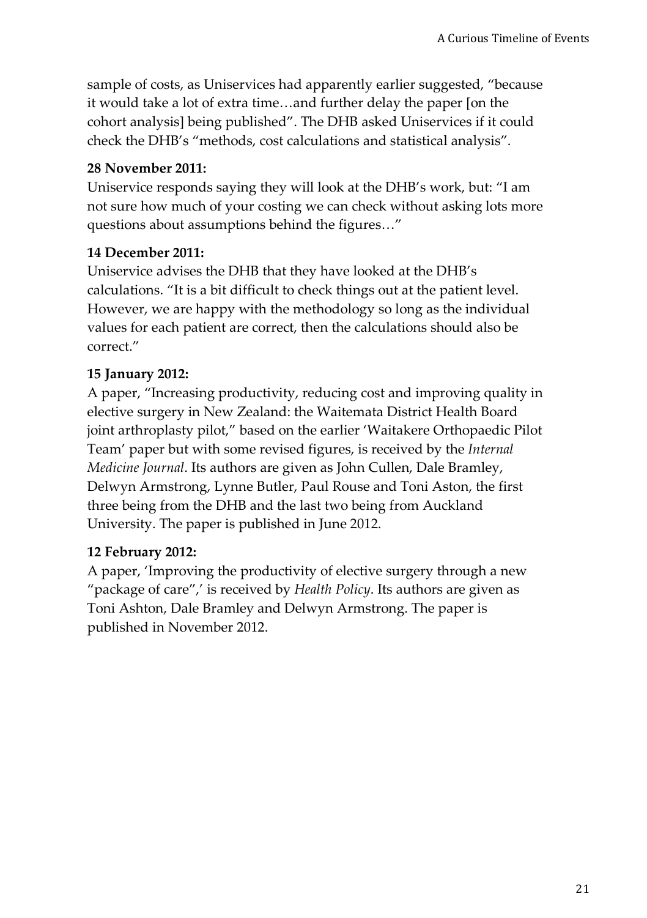sample of costs, as Uniservices had apparently earlier suggested, "because it would take a lot of extra time…and further delay the paper [on the cohort analysis] being published". The DHB asked Uniservices if it could check the DHB's "methods, cost calculations and statistical analysis".

**28 November 2011:**

Uniservice responds saying they will look at the DHB's work, but: "I am not sure how much of your costing we can check without asking lots more questions about assumptions behind the figures…"

**14 December 2011:**

Uniservice advises the DHB that they have looked at the DHB's calculations. "It is a bit difficult to check things out at the patient level. However, we are happy with the methodology so long as the individual values for each patient are correct, then the calculations should also be correct."

**15 January 2012:**

A paper, "Increasing productivity, reducing cost and improving quality in elective surgery in New Zealand: the Waitemata District Health Board joint arthroplasty pilot," based on the earlier 'Waitakere Orthopaedic Pilot Team' paper but with some revised figures, is received by the *Internal Medicine Journal*. Its authors are given as John Cullen, Dale Bramley, Delwyn Armstrong, Lynne Butler, Paul Rouse and Toni Aston, the first three being from the DHB and the last two being from Auckland University. The paper is published in June 2012.

**12 February 2012:**

A paper, 'Improving the productivity of elective surgery through a new "package of care",' is received by *Health Policy*. Its authors are given as Toni Ashton, Dale Bramley and Delwyn Armstrong. The paper is published in November 2012.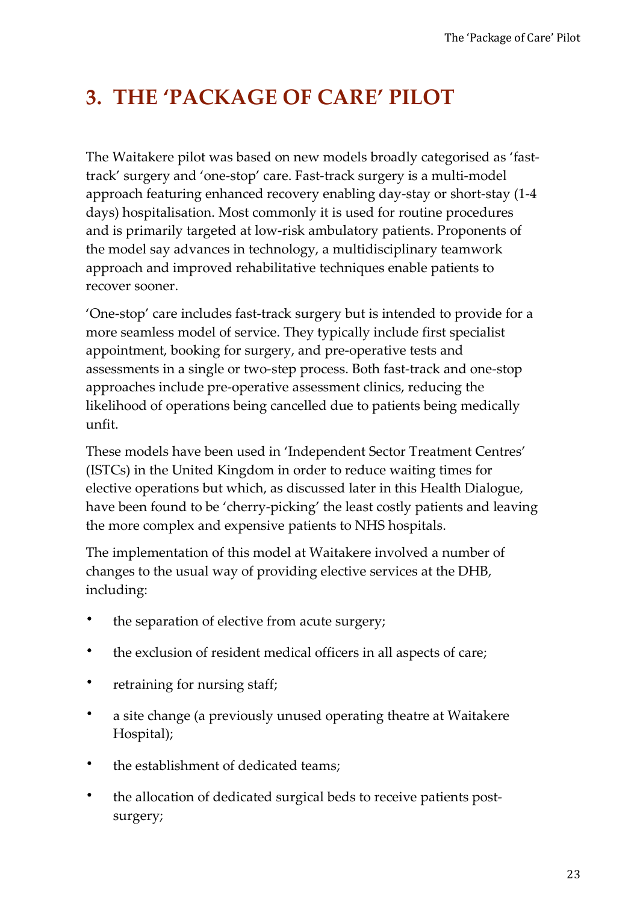# 3. THE 'PACKAGE OF CARE' PILOT

The Waitakere pilot was based on new models broadly categorised as 'fast-track' surgery and 'one-stop' care. Fast-track surgery is a multi-model approach featuring enhanced recovery enabling day-stay or short-stay (1-4 days) hospitalisation. Most commonly it is used for routine procedures and is primarily targeted at low-risk ambulatory patients. Proponents of the model say advances in technology, a multidisciplinary teamwork approach and improved rehabilitative techniques enable patients to recover sooner.

'One-stop' care includes fast-track surgery but is intended to provide for a more seamless model of service. They typically include first specialist appointment, booking for surgery, and pre-operative tests and assessments in a single or two-step process. Both fast-track and one-stop approaches include pre-operative assessment clinics, reducing the likelihood of operations being cancelled due to patients being medically unfit.

These models have been used in 'Independent Sector Treatment Centres' (ISTCs) in the United Kingdom in order to reduce waiting times for elective operations but which, as discussed later in this Health Dialogue, have been found to be 'cherry-picking' the least costly patients and leaving the more complex and expensive patients to NHS hospitals.

The implementation of this model at Waitakere involved a number of changes to the usual way of providing elective services at the DHB, including:

- the separation of elective from acute surgery;
- the exclusion of resident medical officers in all aspects of care;
- retraining for nursing staff;
- a site change (a previously unused operating theatre at Waitakere Hospital);
- the establishment of dedicated teams;
- the allocation of dedicated surgical beds to receive patients post-surgery;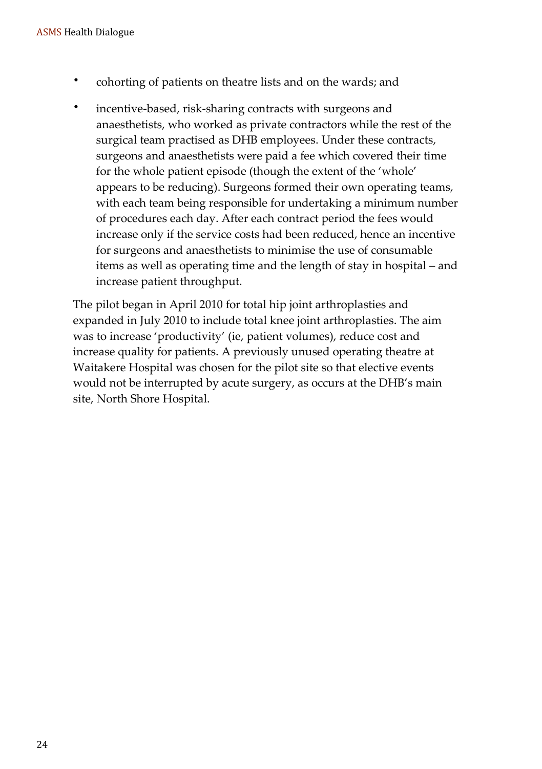- cohorting of patients on theatre lists and on the wards; and
- incentive-based, risk-sharing contracts with surgeons and anaesthetists, who worked as private contractors while the rest of the surgical team practised as DHB employees. Under these contracts, surgeons and anaesthetists were paid a fee which covered their time for the whole patient episode (though the extent of the 'whole' appears to be reducing). Surgeons formed their own operating teams, with each team being responsible for undertaking a minimum number of procedures each day. After each contract period the fees would increase only if the service costs had been reduced, hence an incentive for surgeons and anaesthetists to minimise the use of consumable items as well as operating time and the length of stay in hospital – and increase patient throughput.

The pilot began in April 2010 for total hip joint arthroplasties and expanded in July 2010 to include total knee joint arthroplasties. The aim was to increase 'productivity' (ie, patient volumes), reduce cost and increase quality for patients. A previously unused operating theatre at Waitakere Hospital was chosen for the pilot site so that elective events would not be interrupted by acute surgery, as occurs at the DHB's main site, North Shore Hospital.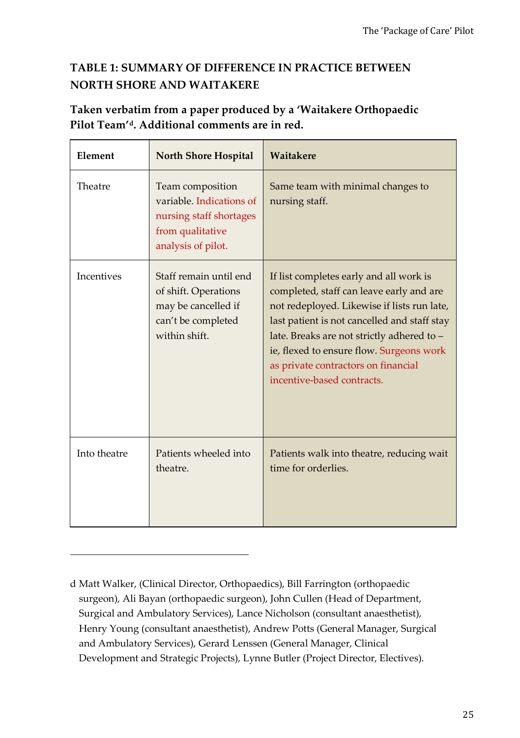### TABLE 1: SUMMARY OF DIFFERENCE IN PRACTICE BETWEEN NORTH SHORE AND WAITAKERE

**Taken verbatim from a paper produced by a 'Waitakere Orthopaedic Pilot Team'[d]. Additional comments are in red.**

| Element | North Shore Hospital | Waitakere |
|---|---|---|
| Theatre | Team composition variable. Indications of nursing staff shortages from qualitative analysis of pilot. | Same team with minimal changes to nursing staff. |
| Incentives | Staff remain until end of shift. Operations may be cancelled if can't be completed within shift. | If list completes early and all work is completed, staff can leave early and are not redeployed. Likewise if lists run late, last patient is not cancelled and staff stay late. Breaks are not strictly adhered to – ie, flexed to ensure flow. Surgeons work as private contractors on financial incentive-based contracts. |
| Into theatre | Patients wheeled into theatre. | Patients walk into theatre, reducing wait time for orderlies. |

---

d Matt Walker, (Clinical Director, Orthopaedics), Bill Farrington (orthopaedic surgeon), Ali Bayan (orthopaedic surgeon), John Cullen (Head of Department, Surgical and Ambulatory Services), Lance Nicholson (consultant anaesthetist), Henry Young (consultant anaesthetist), Andrew Potts (General Manager, Surgical and Ambulatory Services), Gerard Lenssen (General Manager, Clinical Development and Strategic Projects), Lynne Butler (Project Director, Electives).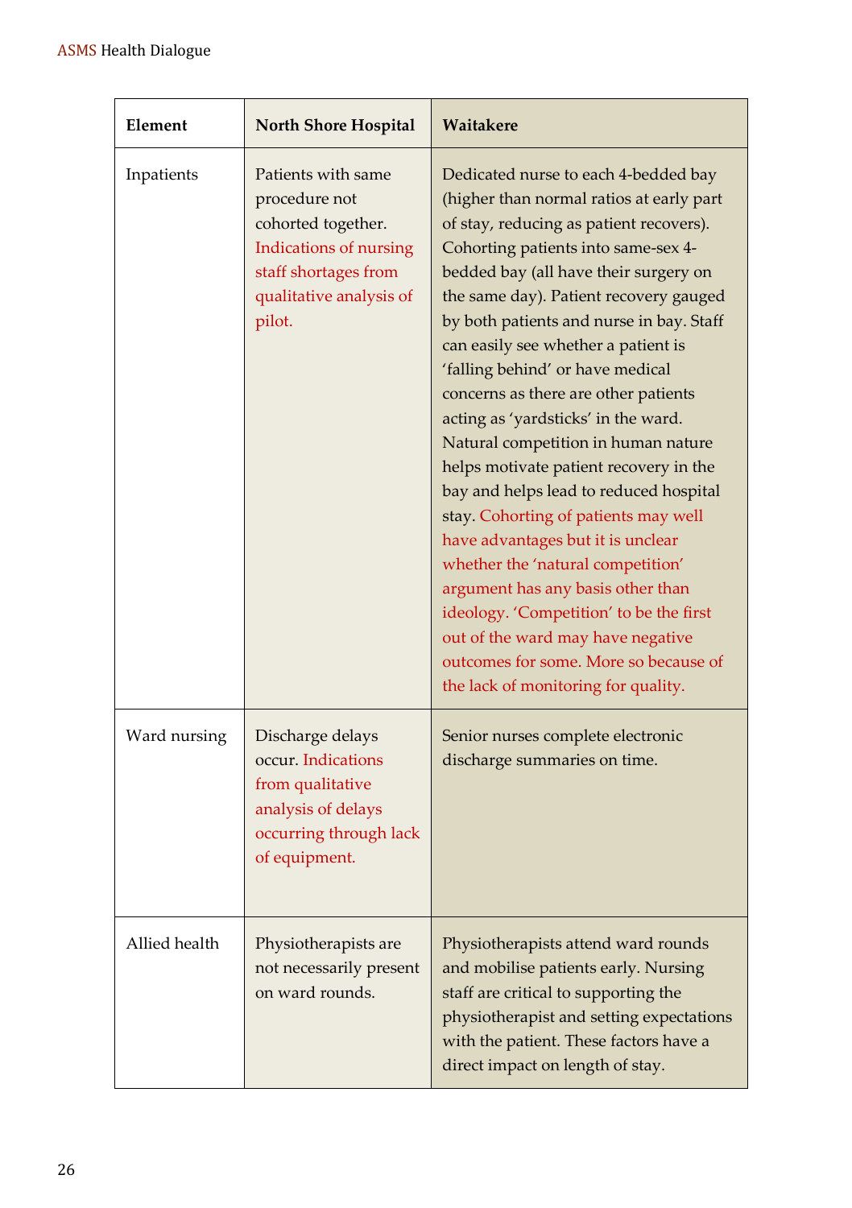| Element | North Shore Hospital | Waitakere |
|---|---|---|
| Inpatients | Patients with same procedure not cohorted together. Indications of nursing staff shortages from qualitative analysis of pilot. | Dedicated nurse to each 4-bedded bay (higher than normal ratios at early part of stay, reducing as patient recovers). Cohorting patients into same-sex 4-bedded bay (all have their surgery on the same day). Patient recovery gauged by both patients and nurse in bay. Staff can easily see whether a patient is 'falling behind' or have medical concerns as there are other patients acting as 'yardsticks' in the ward. Natural competition in human nature helps motivate patient recovery in the bay and helps lead to reduced hospital stay. Cohorting of patients may well have advantages but it is unclear whether the 'natural competition' argument has any basis other than ideology. 'Competition' to be the first out of the ward may have negative outcomes for some. More so because of the lack of monitoring for quality. |
| Ward nursing | Discharge delays occur. Indications from qualitative analysis of delays occurring through lack of equipment. | Senior nurses complete electronic discharge summaries on time. |
| Allied health | Physiotherapists are not necessarily present on ward rounds. | Physiotherapists attend ward rounds and mobilise patients early. Nursing staff are critical to supporting the physiotherapist and setting expectations with the patient. These factors have a direct impact on length of stay. |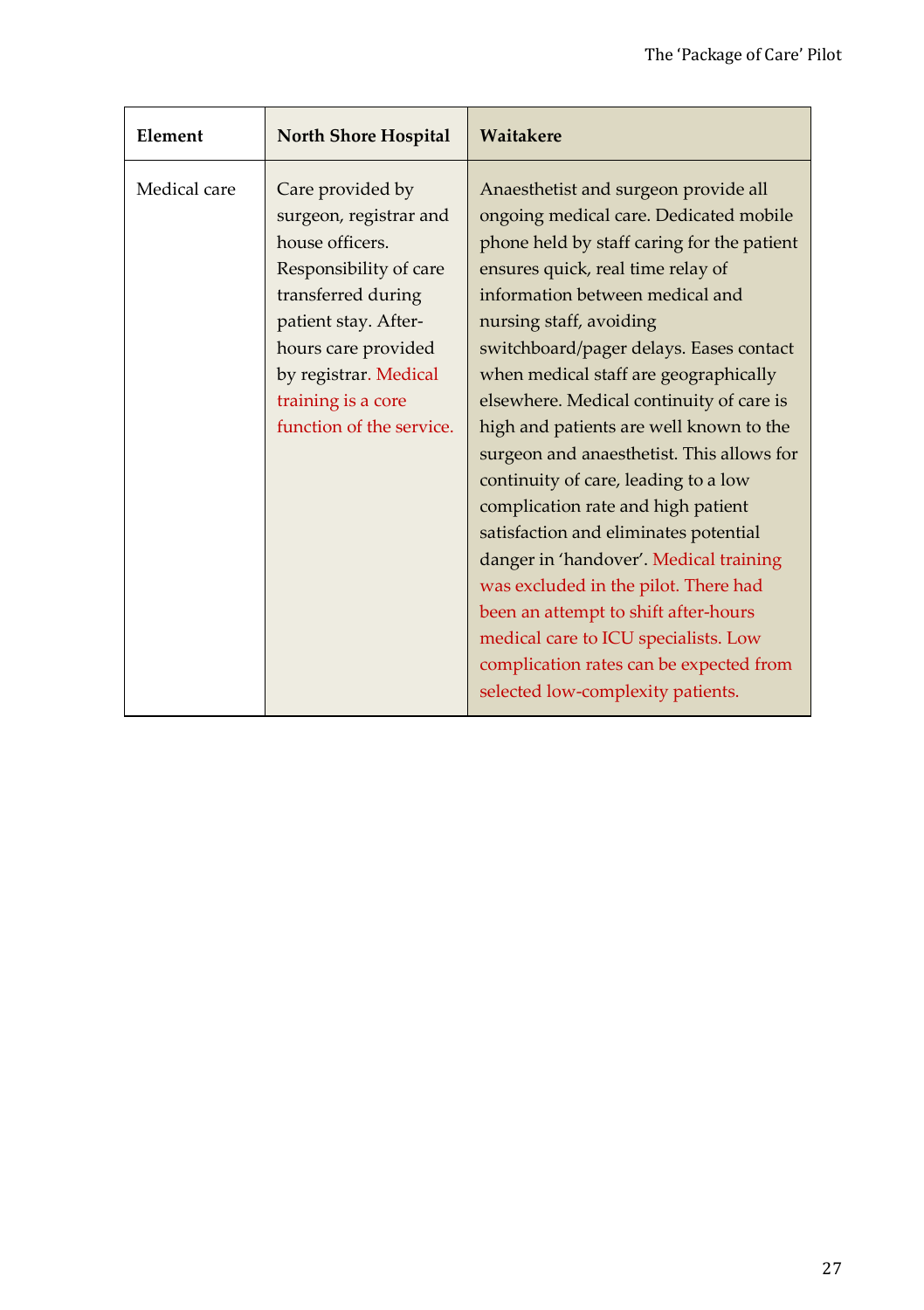| Element | North Shore Hospital | Waitakere |
|---|---|---|
| Medical care | Care provided by surgeon, registrar and house officers. Responsibility of care transferred during patient stay. After-hours care provided by registrar. Medical training is a core function of the service. | Anaesthetist and surgeon provide all ongoing medical care. Dedicated mobile phone held by staff caring for the patient ensures quick, real time relay of information between medical and nursing staff, avoiding switchboard/pager delays. Eases contact when medical staff are geographically elsewhere. Medical continuity of care is high and patients are well known to the surgeon and anaesthetist. This allows for continuity of care, leading to a low complication rate and high patient satisfaction and eliminates potential danger in 'handover'. Medical training was excluded in the pilot. There had been an attempt to shift after-hours medical care to ICU specialists. Low complication rates can be expected from selected low-complexity patients. |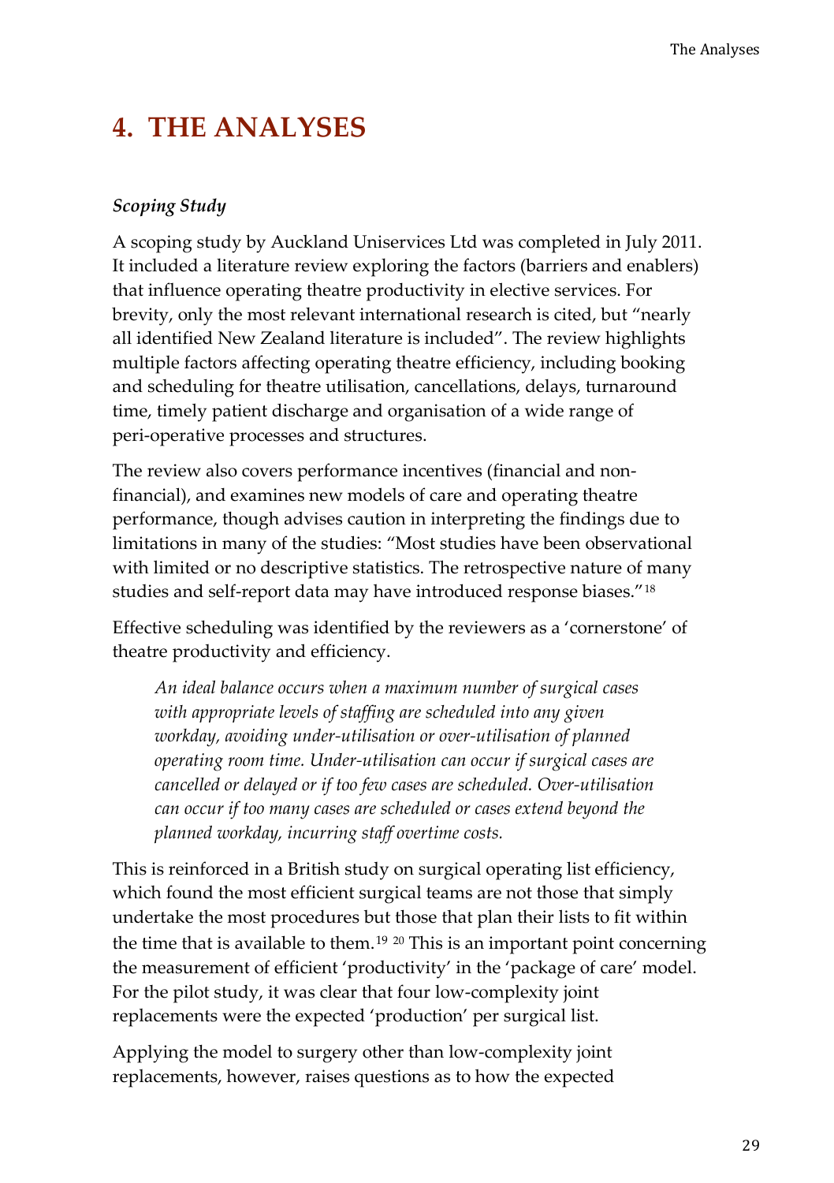# 4. THE ANALYSES

### *Scoping Study*

A scoping study by Auckland Uniservices Ltd was completed in July 2011. It included a literature review exploring the factors (barriers and enablers) that influence operating theatre productivity in elective services. For brevity, only the most relevant international research is cited, but "nearly all identified New Zealand literature is included". The review highlights multiple factors affecting operating theatre efficiency, including booking and scheduling for theatre utilisation, cancellations, delays, turnaround time, timely patient discharge and organisation of a wide range of peri-operative processes and structures.

The review also covers performance incentives (financial and non-financial), and examines new models of care and operating theatre performance, though advises caution in interpreting the findings due to limitations in many of the studies: "Most studies have been observational with limited or no descriptive statistics. The retrospective nature of many studies and self-report data may have introduced response biases."[18]

Effective scheduling was identified by the reviewers as a 'cornerstone' of theatre productivity and efficiency.

> *An ideal balance occurs when a maximum number of surgical cases with appropriate levels of staffing are scheduled into any given workday, avoiding under-utilisation or over-utilisation of planned operating room time. Under-utilisation can occur if surgical cases are cancelled or delayed or if too few cases are scheduled. Over-utilisation can occur if too many cases are scheduled or cases extend beyond the planned workday, incurring staff overtime costs.*

This is reinforced in a British study on surgical operating list efficiency, which found the most efficient surgical teams are not those that simply undertake the most procedures but those that plan their lists to fit within the time that is available to them.[19] [20] This is an important point concerning the measurement of efficient 'productivity' in the 'package of care' model. For the pilot study, it was clear that four low-complexity joint replacements were the expected 'production' per surgical list.

Applying the model to surgery other than low-complexity joint replacements, however, raises questions as to how the expected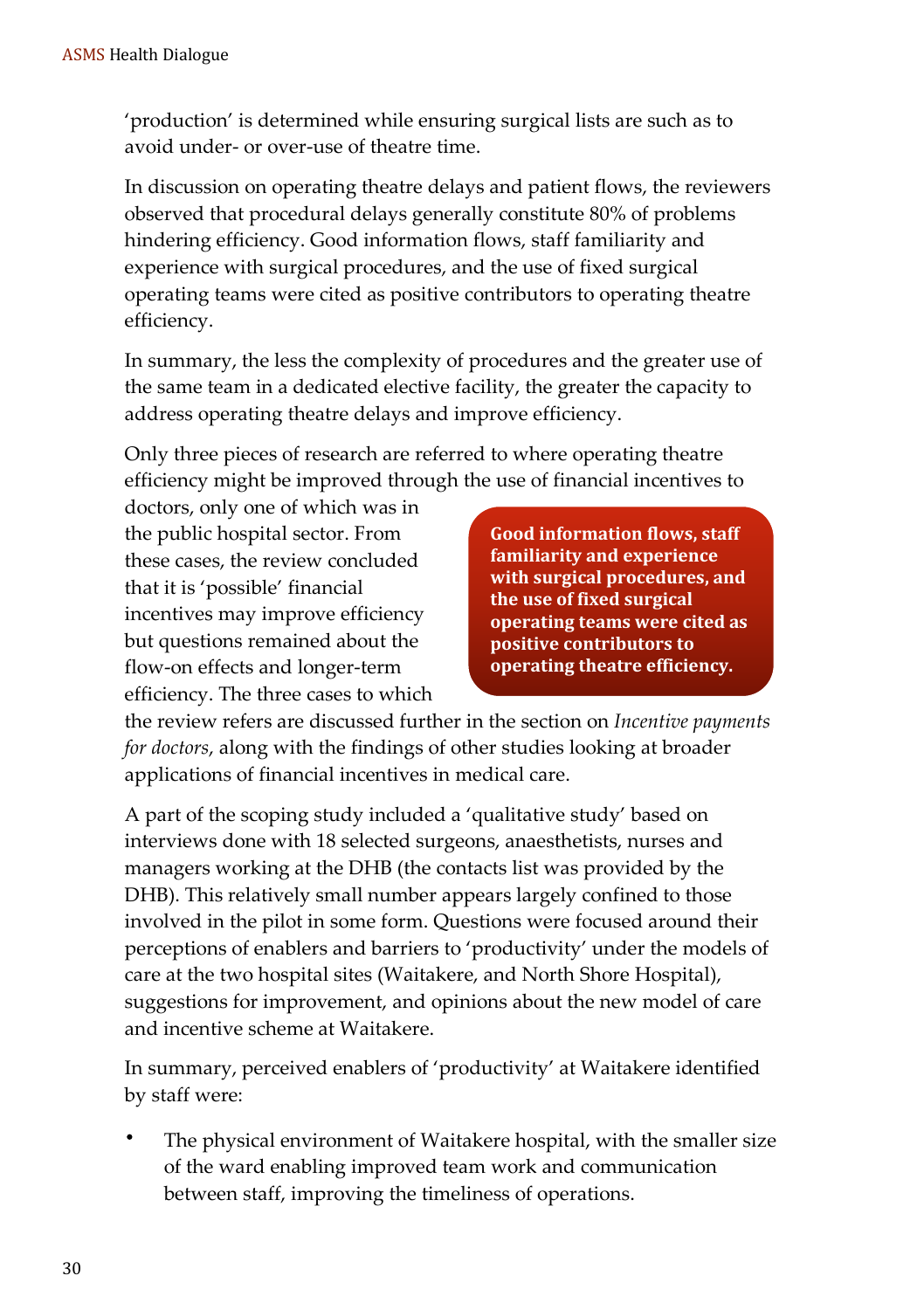'production' is determined while ensuring surgical lists are such as to avoid under- or over-use of theatre time.

In discussion on operating theatre delays and patient flows, the reviewers observed that procedural delays generally constitute 80% of problems hindering efficiency. Good information flows, staff familiarity and experience with surgical procedures, and the use of fixed surgical operating teams were cited as positive contributors to operating theatre efficiency.

In summary, the less the complexity of procedures and the greater use of the same team in a dedicated elective facility, the greater the capacity to address operating theatre delays and improve efficiency.

Only three pieces of research are referred to where operating theatre efficiency might be improved through the use of financial incentives to doctors, only one of which was in the public hospital sector. From these cases, the review concluded that it is 'possible' financial incentives may improve efficiency but questions remained about the flow-on effects and longer-term efficiency. The three cases to which the review refers are discussed further in the section on *Incentive payments for doctors*, along with the findings of other studies looking at broader applications of financial incentives in medical care.

**Good information flows, staff familiarity and experience with surgical procedures, and the use of fixed surgical operating teams were cited as positive contributors to operating theatre efficiency.**

A part of the scoping study included a 'qualitative study' based on interviews done with 18 selected surgeons, anaesthetists, nurses and managers working at the DHB (the contacts list was provided by the DHB). This relatively small number appears largely confined to those involved in the pilot in some form. Questions were focused around their perceptions of enablers and barriers to 'productivity' under the models of care at the two hospital sites (Waitakere, and North Shore Hospital), suggestions for improvement, and opinions about the new model of care and incentive scheme at Waitakere.

In summary, perceived enablers of 'productivity' at Waitakere identified by staff were:

- The physical environment of Waitakere hospital, with the smaller size of the ward enabling improved team work and communication between staff, improving the timeliness of operations.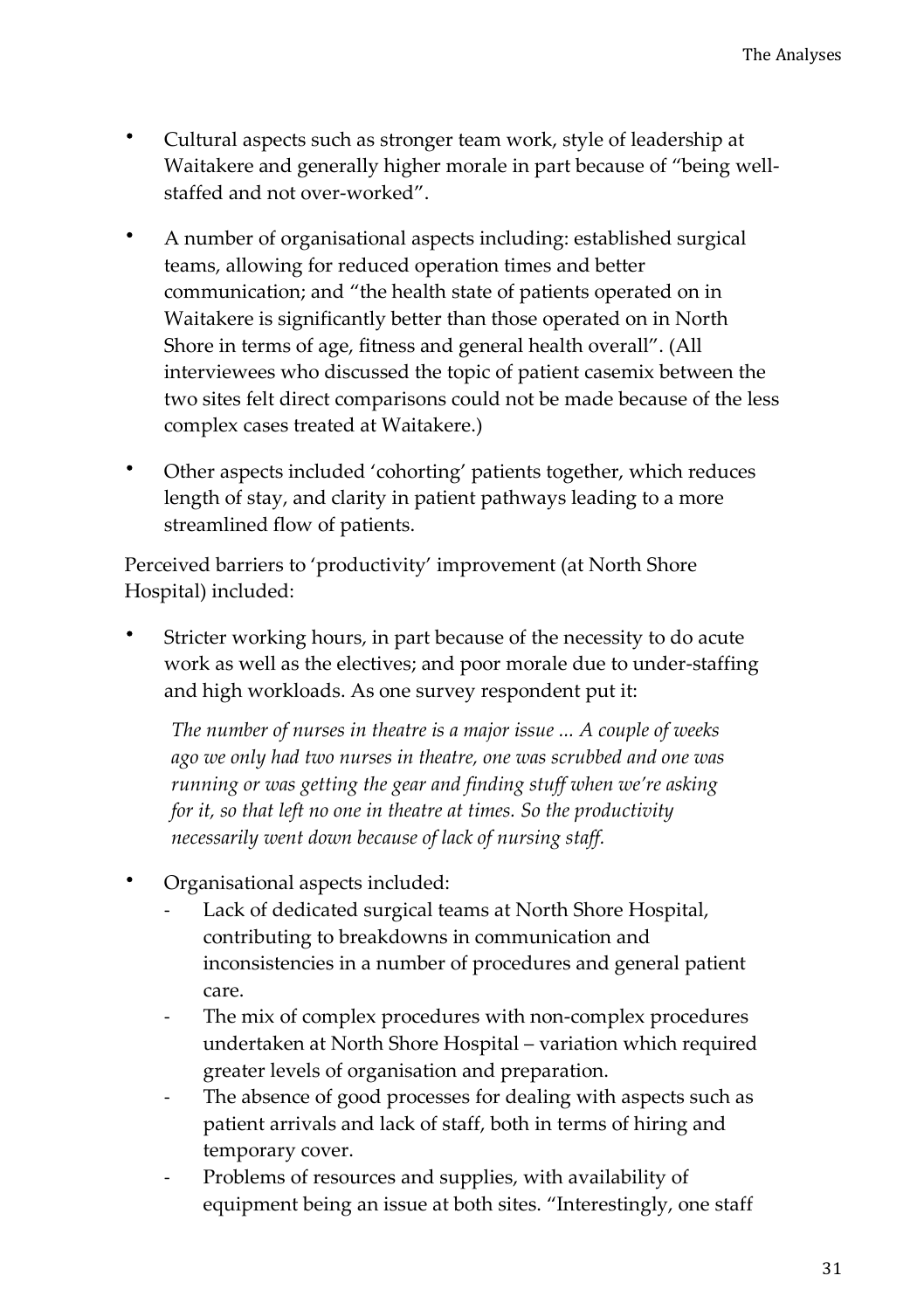- Cultural aspects such as stronger team work, style of leadership at Waitakere and generally higher morale in part because of "being well-staffed and not over-worked".

- A number of organisational aspects including: established surgical teams, allowing for reduced operation times and better communication; and "the health state of patients operated on in Waitakere is significantly better than those operated on in North Shore in terms of age, fitness and general health overall". (All interviewees who discussed the topic of patient casemix between the two sites felt direct comparisons could not be made because of the less complex cases treated at Waitakere.)

- Other aspects included 'cohorting' patients together, which reduces length of stay, and clarity in patient pathways leading to a more streamlined flow of patients.

Perceived barriers to 'productivity' improvement (at North Shore Hospital) included:

- Stricter working hours, in part because of the necessity to do acute work as well as the electives; and poor morale due to under-staffing and high workloads. As one survey respondent put it:

  > *The number of nurses in theatre is a major issue ... A couple of weeks ago we only had two nurses in theatre, one was scrubbed and one was running or was getting the gear and finding stuff when we're asking for it, so that left no one in theatre at times. So the productivity necessarily went down because of lack of nursing staff.*

- Organisational aspects included:
  - Lack of dedicated surgical teams at North Shore Hospital, contributing to breakdowns in communication and inconsistencies in a number of procedures and general patient care.
  - The mix of complex procedures with non-complex procedures undertaken at North Shore Hospital – variation which required greater levels of organisation and preparation.
  - The absence of good processes for dealing with aspects such as patient arrivals and lack of staff, both in terms of hiring and temporary cover.
  - Problems of resources and supplies, with availability of equipment being an issue at both sites. "Interestingly, one staff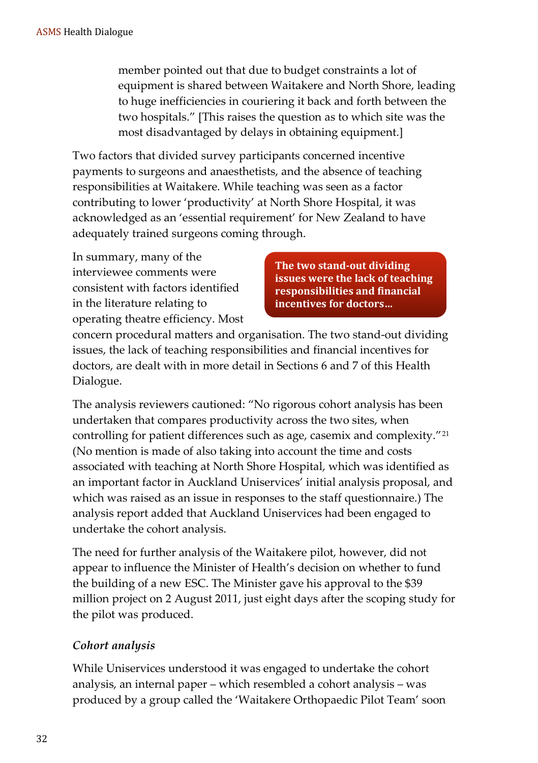member pointed out that due to budget constraints a lot of equipment is shared between Waitakere and North Shore, leading to huge inefficiencies in couriering it back and forth between the two hospitals." [This raises the question as to which site was the most disadvantaged by delays in obtaining equipment.]

Two factors that divided survey participants concerned incentive payments to surgeons and anaesthetists, and the absence of teaching responsibilities at Waitakere. While teaching was seen as a factor contributing to lower 'productivity' at North Shore Hospital, it was acknowledged as an 'essential requirement' for New Zealand to have adequately trained surgeons coming through.

**The two stand-out dividing issues were the lack of teaching responsibilities and financial incentives for doctors…**

In summary, many of the interviewee comments were consistent with factors identified in the literature relating to operating theatre efficiency. Most concern procedural matters and organisation. The two stand-out dividing issues, the lack of teaching responsibilities and financial incentives for doctors, are dealt with in more detail in Sections 6 and 7 of this Health Dialogue.

The analysis reviewers cautioned: "No rigorous cohort analysis has been undertaken that compares productivity across the two sites, when controlling for patient differences such as age, casemix and complexity."[21] (No mention is made of also taking into account the time and costs associated with teaching at North Shore Hospital, which was identified as an important factor in Auckland Uniservices' initial analysis proposal, and which was raised as an issue in responses to the staff questionnaire.) The analysis report added that Auckland Uniservices had been engaged to undertake the cohort analysis.

The need for further analysis of the Waitakere pilot, however, did not appear to influence the Minister of Health's decision on whether to fund the building of a new ESC. The Minister gave his approval to the $39 million project on 2 August 2011, just eight days after the scoping study for the pilot was produced.

### *Cohort analysis*

While Uniservices understood it was engaged to undertake the cohort analysis, an internal paper – which resembled a cohort analysis – was produced by a group called the 'Waitakere Orthopaedic Pilot Team' soon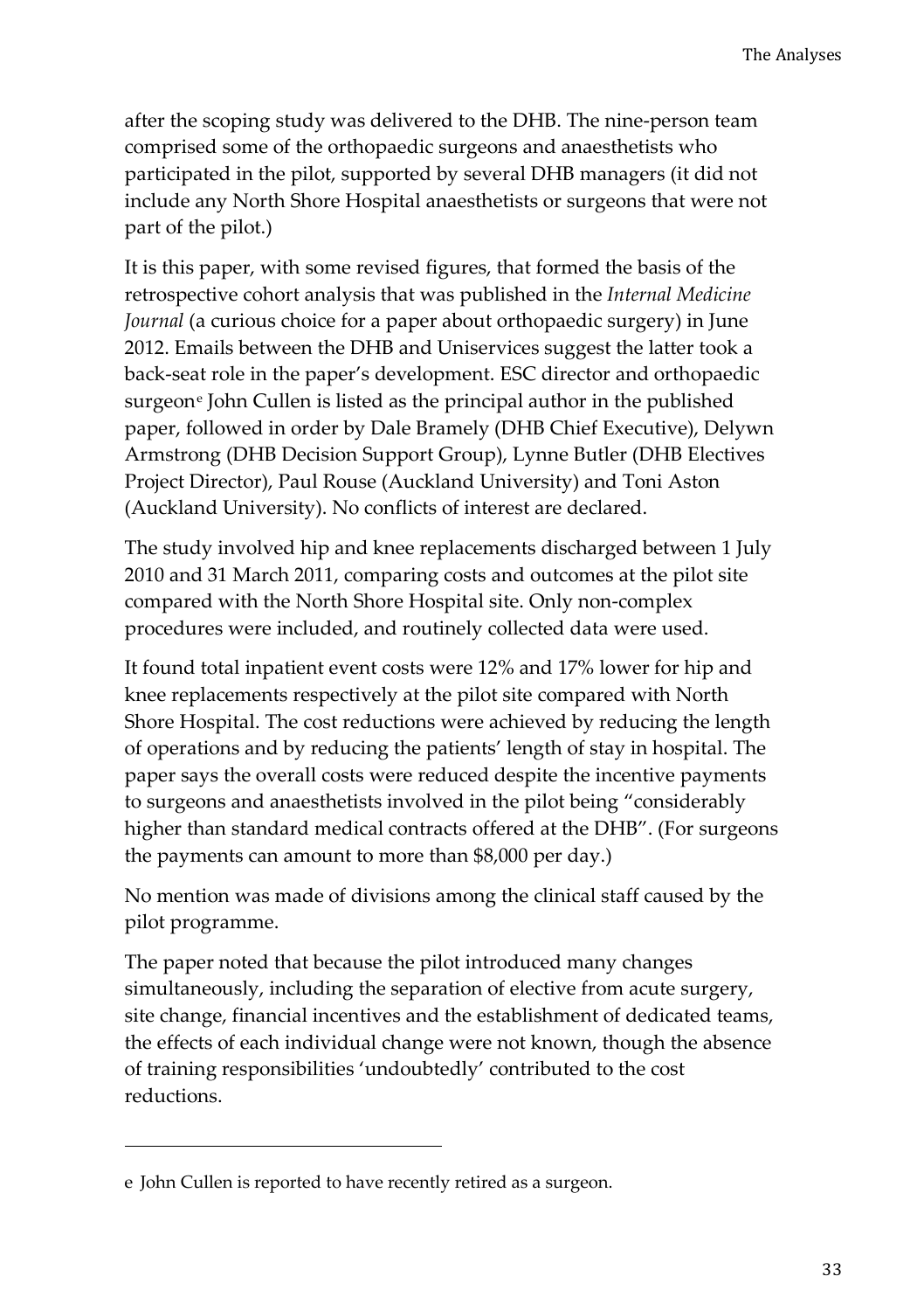after the scoping study was delivered to the DHB. The nine-person team comprised some of the orthopaedic surgeons and anaesthetists who participated in the pilot, supported by several DHB managers (it did not include any North Shore Hospital anaesthetists or surgeons that were not part of the pilot.)

It is this paper, with some revised figures, that formed the basis of the retrospective cohort analysis that was published in the *Internal Medicine Journal* (a curious choice for a paper about orthopaedic surgery) in June 2012. Emails between the DHB and Uniservices suggest the latter took a back-seat role in the paper's development. ESC director and orthopaedic surgeon[e] John Cullen is listed as the principal author in the published paper, followed in order by Dale Bramely (DHB Chief Executive), Delywn Armstrong (DHB Decision Support Group), Lynne Butler (DHB Electives Project Director), Paul Rouse (Auckland University) and Toni Aston (Auckland University). No conflicts of interest are declared.

The study involved hip and knee replacements discharged between 1 July 2010 and 31 March 2011, comparing costs and outcomes at the pilot site compared with the North Shore Hospital site. Only non-complex procedures were included, and routinely collected data were used.

It found total inpatient event costs were 12% and 17% lower for hip and knee replacements respectively at the pilot site compared with North Shore Hospital. The cost reductions were achieved by reducing the length of operations and by reducing the patients' length of stay in hospital. The paper says the overall costs were reduced despite the incentive payments to surgeons and anaesthetists involved in the pilot being "considerably higher than standard medical contracts offered at the DHB". (For surgeons the payments can amount to more than $8,000 per day.)

No mention was made of divisions among the clinical staff caused by the pilot programme.

The paper noted that because the pilot introduced many changes simultaneously, including the separation of elective from acute surgery, site change, financial incentives and the establishment of dedicated teams, the effects of each individual change were not known, though the absence of training responsibilities 'undoubtedly' contributed to the cost reductions.

---

e John Cullen is reported to have recently retired as a surgeon.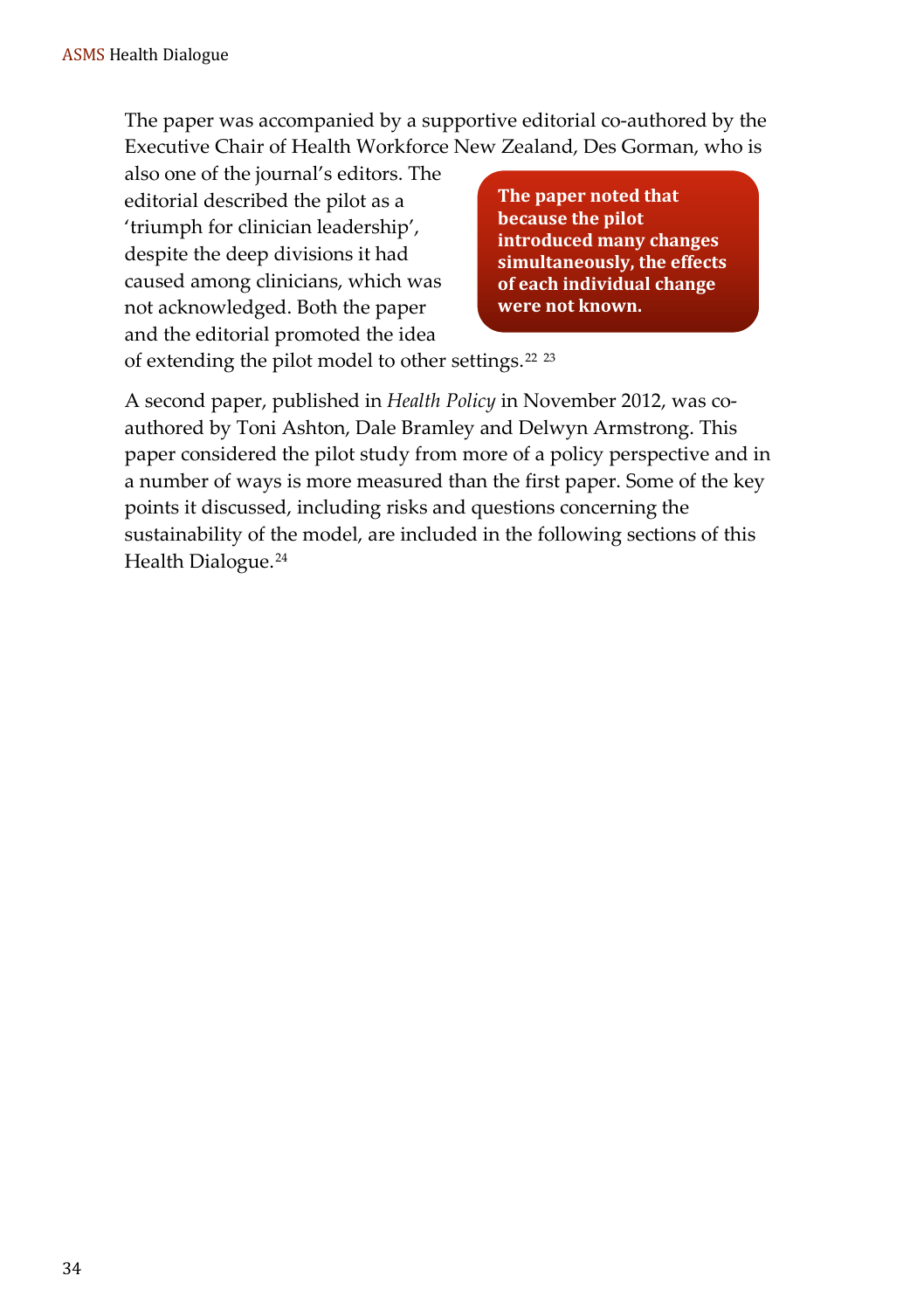The paper was accompanied by a supportive editorial co-authored by the Executive Chair of Health Workforce New Zealand, Des Gorman, who is also one of the journal's editors. The editorial described the pilot as a 'triumph for clinician leadership', despite the deep divisions it had caused among clinicians, which was not acknowledged. Both the paper and the editorial promoted the idea of extending the pilot model to other settings.[22] [23]

**The paper noted that because the pilot introduced many changes simultaneously, the effects of each individual change were not known.**

A second paper, published in *Health Policy* in November 2012, was co-authored by Toni Ashton, Dale Bramley and Delwyn Armstrong. This paper considered the pilot study from more of a policy perspective and in a number of ways is more measured than the first paper. Some of the key points it discussed, including risks and questions concerning the sustainability of the model, are included in the following sections of this Health Dialogue.[24]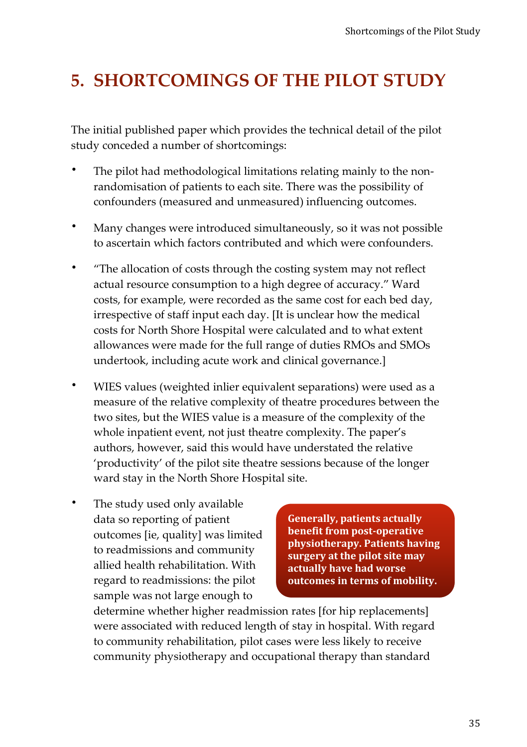# 5. SHORTCOMINGS OF THE PILOT STUDY

The initial published paper which provides the technical detail of the pilot study conceded a number of shortcomings:

- The pilot had methodological limitations relating mainly to the non-randomisation of patients to each site. There was the possibility of confounders (measured and unmeasured) influencing outcomes.
- Many changes were introduced simultaneously, so it was not possible to ascertain which factors contributed and which were confounders.
- "The allocation of costs through the costing system may not reflect actual resource consumption to a high degree of accuracy." Ward costs, for example, were recorded as the same cost for each bed day, irrespective of staff input each day. [It is unclear how the medical costs for North Shore Hospital were calculated and to what extent allowances were made for the full range of duties RMOs and SMOs undertook, including acute work and clinical governance.]
- WIES values (weighted inlier equivalent separations) were used as a measure of the relative complexity of theatre procedures between the two sites, but the WIES value is a measure of the complexity of the whole inpatient event, not just theatre complexity. The paper's authors, however, said this would have understated the relative 'productivity' of the pilot site theatre sessions because of the longer ward stay in the North Shore Hospital site.
- The study used only available data so reporting of patient outcomes [ie, quality] was limited to readmissions and community allied health rehabilitation. With regard to readmissions: the pilot sample was not large enough to determine whether higher readmission rates [for hip replacements] were associated with reduced length of stay in hospital. With regard to community rehabilitation, pilot cases were less likely to receive community physiotherapy and occupational therapy than standard

**Generally, patients actually benefit from post-operative physiotherapy. Patients having surgery at the pilot site may actually have had worse outcomes in terms of mobility.**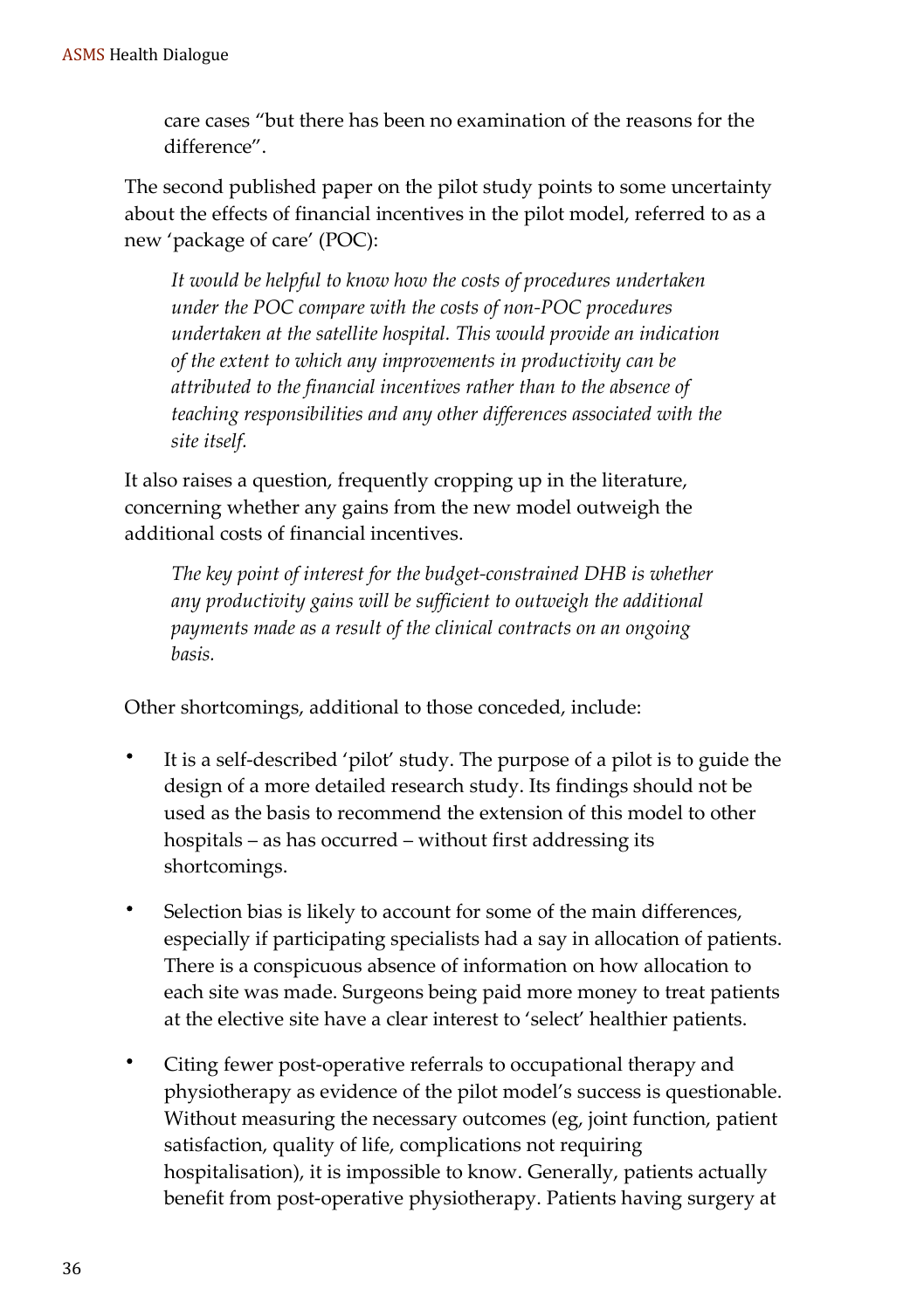care cases "but there has been no examination of the reasons for the difference".

The second published paper on the pilot study points to some uncertainty about the effects of financial incentives in the pilot model, referred to as a new 'package of care' (POC):

> *It would be helpful to know how the costs of procedures undertaken under the POC compare with the costs of non-POC procedures undertaken at the satellite hospital. This would provide an indication of the extent to which any improvements in productivity can be attributed to the financial incentives rather than to the absence of teaching responsibilities and any other differences associated with the site itself.*

It also raises a question, frequently cropping up in the literature, concerning whether any gains from the new model outweigh the additional costs of financial incentives.

> *The key point of interest for the budget-constrained DHB is whether any productivity gains will be sufficient to outweigh the additional payments made as a result of the clinical contracts on an ongoing basis.*

Other shortcomings, additional to those conceded, include:

- It is a self-described 'pilot' study. The purpose of a pilot is to guide the design of a more detailed research study. Its findings should not be used as the basis to recommend the extension of this model to other hospitals – as has occurred – without first addressing its shortcomings.
- Selection bias is likely to account for some of the main differences, especially if participating specialists had a say in allocation of patients. There is a conspicuous absence of information on how allocation to each site was made. Surgeons being paid more money to treat patients at the elective site have a clear interest to 'select' healthier patients.
- Citing fewer post-operative referrals to occupational therapy and physiotherapy as evidence of the pilot model's success is questionable. Without measuring the necessary outcomes (eg, joint function, patient satisfaction, quality of life, complications not requiring hospitalisation), it is impossible to know. Generally, patients actually benefit from post-operative physiotherapy. Patients having surgery at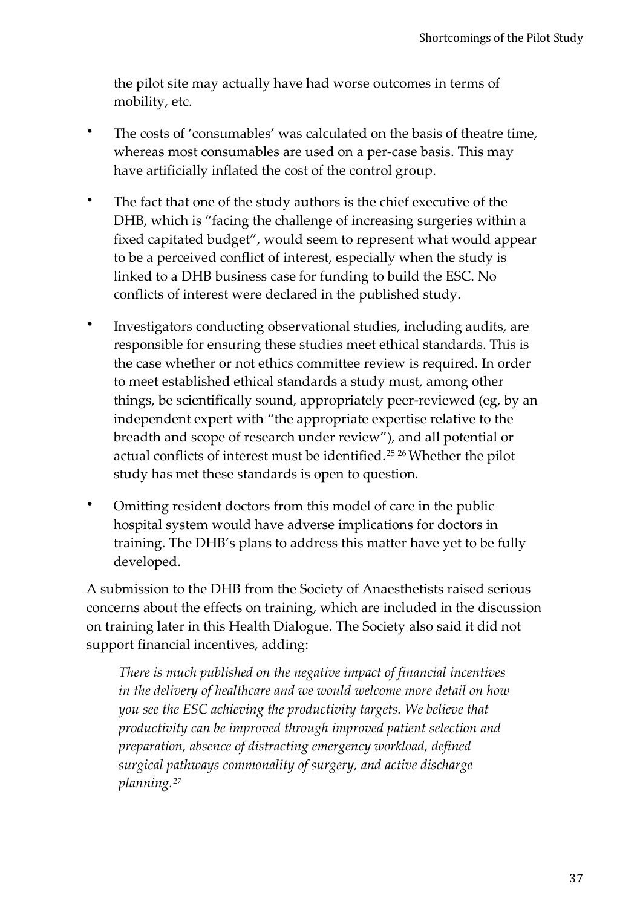the pilot site may actually have had worse outcomes in terms of mobility, etc.

- The costs of 'consumables' was calculated on the basis of theatre time, whereas most consumables are used on a per-case basis. This may have artificially inflated the cost of the control group.
- The fact that one of the study authors is the chief executive of the DHB, which is "facing the challenge of increasing surgeries within a fixed capitated budget", would seem to represent what would appear to be a perceived conflict of interest, especially when the study is linked to a DHB business case for funding to build the ESC. No conflicts of interest were declared in the published study.
- Investigators conducting observational studies, including audits, are responsible for ensuring these studies meet ethical standards. This is the case whether or not ethics committee review is required. In order to meet established ethical standards a study must, among other things, be scientifically sound, appropriately peer-reviewed (eg, by an independent expert with "the appropriate expertise relative to the breadth and scope of research under review"), and all potential or actual conflicts of interest must be identified.[25] [26] Whether the pilot study has met these standards is open to question.
- Omitting resident doctors from this model of care in the public hospital system would have adverse implications for doctors in training. The DHB's plans to address this matter have yet to be fully developed.

A submission to the DHB from the Society of Anaesthetists raised serious concerns about the effects on training, which are included in the discussion on training later in this Health Dialogue. The Society also said it did not support financial incentives, adding:

> *There is much published on the negative impact of financial incentives in the delivery of healthcare and we would welcome more detail on how you see the ESC achieving the productivity targets. We believe that productivity can be improved through improved patient selection and preparation, absence of distracting emergency workload, defined surgical pathways commonality of surgery, and active discharge planning.*[27]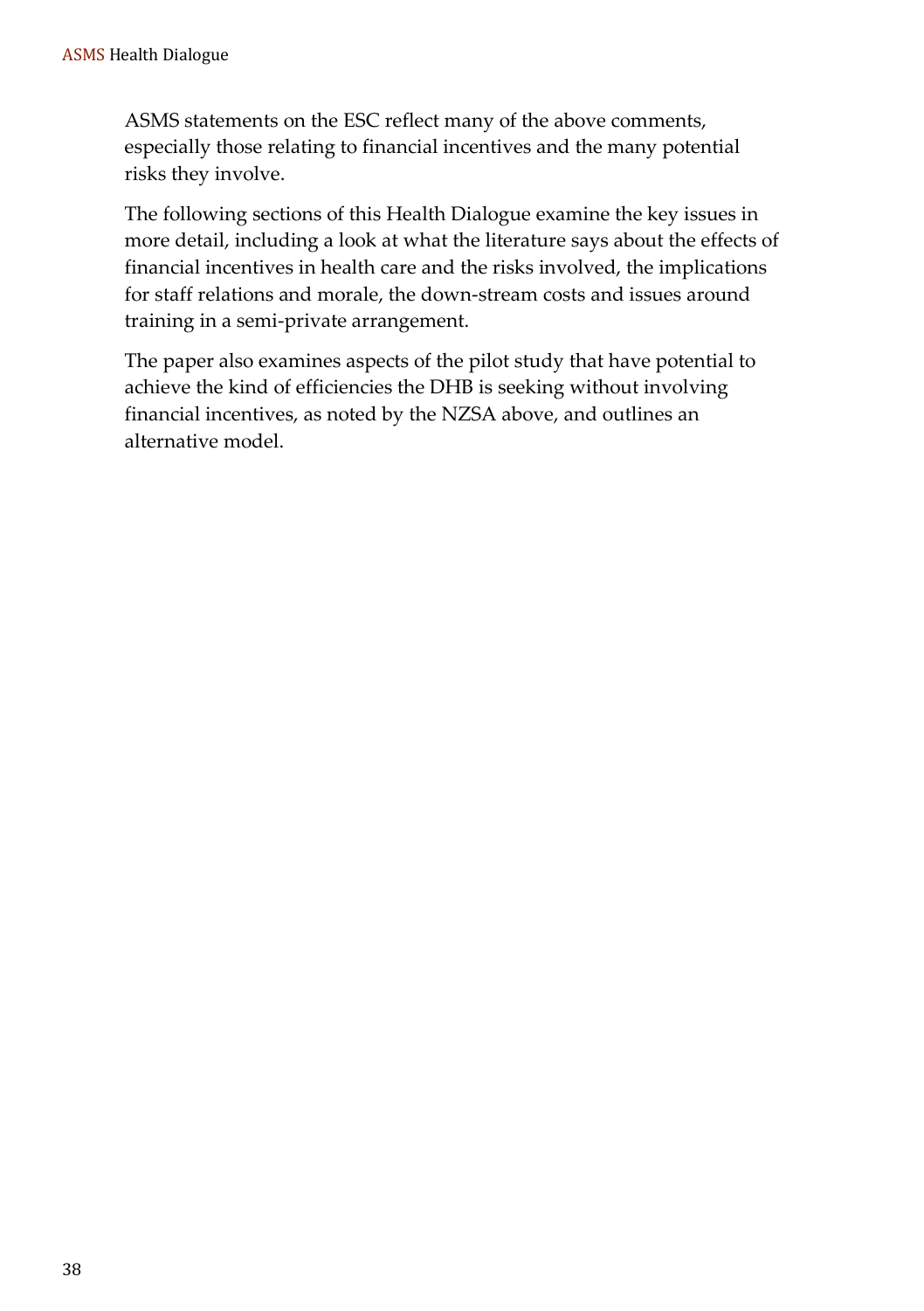ASMS statements on the ESC reflect many of the above comments, especially those relating to financial incentives and the many potential risks they involve.

The following sections of this Health Dialogue examine the key issues in more detail, including a look at what the literature says about the effects of financial incentives in health care and the risks involved, the implications for staff relations and morale, the down-stream costs and issues around training in a semi-private arrangement.

The paper also examines aspects of the pilot study that have potential to achieve the kind of efficiencies the DHB is seeking without involving financial incentives, as noted by the NZSA above, and outlines an alternative model.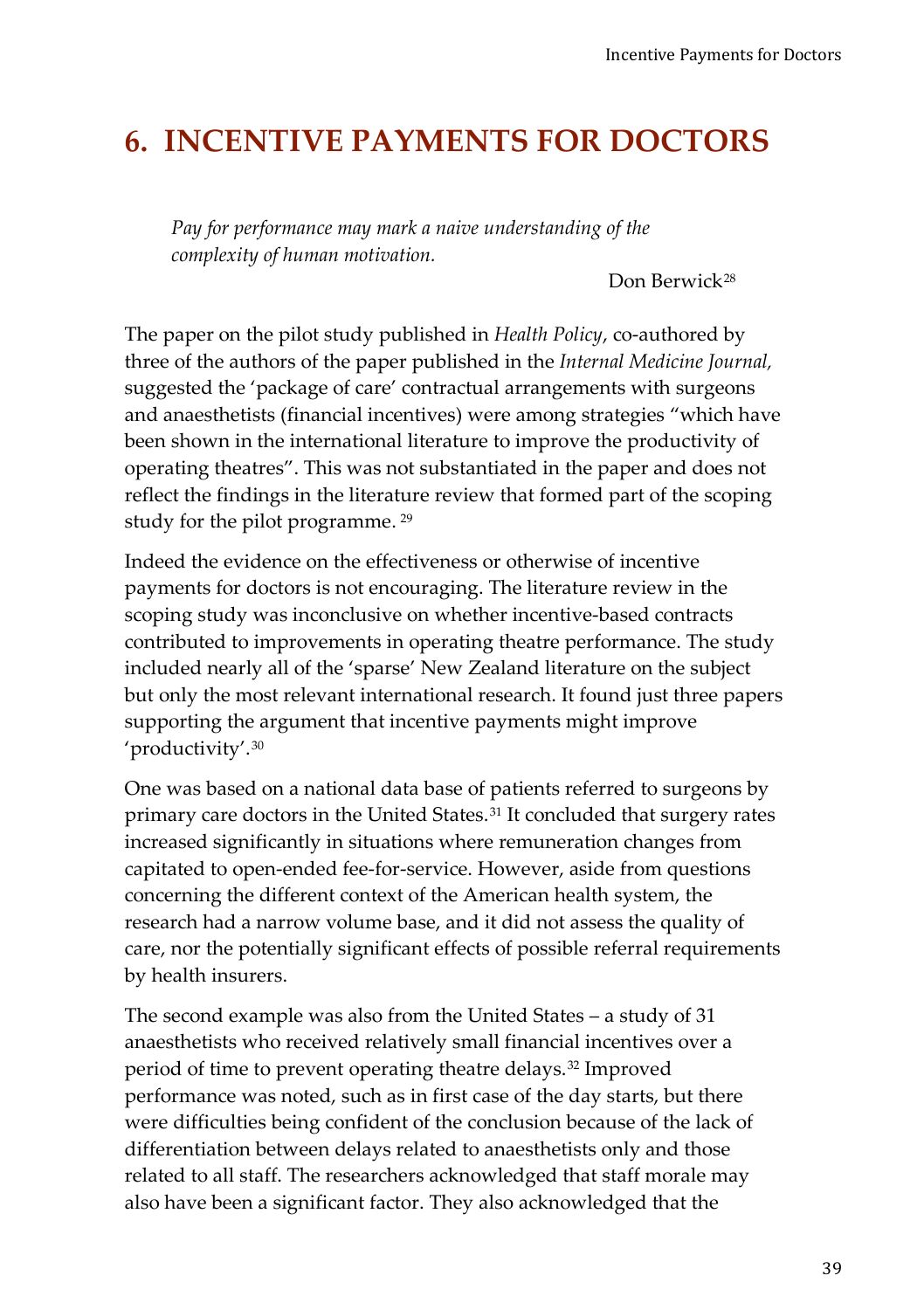# 6. INCENTIVE PAYMENTS FOR DOCTORS

> *Pay for performance may mark a naive understanding of the complexity of human motivation.*
>
> Don Berwick[28]

The paper on the pilot study published in *Health Policy*, co-authored by three of the authors of the paper published in the *Internal Medicine Journal,* suggested the 'package of care' contractual arrangements with surgeons and anaesthetists (financial incentives) were among strategies "which have been shown in the international literature to improve the productivity of operating theatres". This was not substantiated in the paper and does not reflect the findings in the literature review that formed part of the scoping study for the pilot programme. [29]

Indeed the evidence on the effectiveness or otherwise of incentive payments for doctors is not encouraging. The literature review in the scoping study was inconclusive on whether incentive-based contracts contributed to improvements in operating theatre performance. The study included nearly all of the 'sparse' New Zealand literature on the subject but only the most relevant international research. It found just three papers supporting the argument that incentive payments might improve 'productivity'.[30]

One was based on a national data base of patients referred to surgeons by primary care doctors in the United States.[31] It concluded that surgery rates increased significantly in situations where remuneration changes from capitated to open-ended fee-for-service. However, aside from questions concerning the different context of the American health system, the research had a narrow volume base, and it did not assess the quality of care, nor the potentially significant effects of possible referral requirements by health insurers.

The second example was also from the United States – a study of 31 anaesthetists who received relatively small financial incentives over a period of time to prevent operating theatre delays.[32] Improved performance was noted, such as in first case of the day starts, but there were difficulties being confident of the conclusion because of the lack of differentiation between delays related to anaesthetists only and those related to all staff. The researchers acknowledged that staff morale may also have been a significant factor. They also acknowledged that the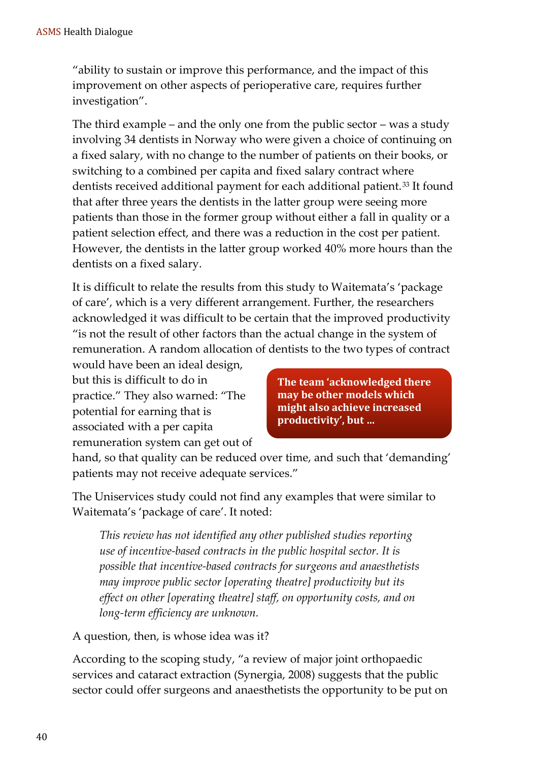"ability to sustain or improve this performance, and the impact of this improvement on other aspects of perioperative care, requires further investigation".

The third example – and the only one from the public sector – was a study involving 34 dentists in Norway who were given a choice of continuing on a fixed salary, with no change to the number of patients on their books, or switching to a combined per capita and fixed salary contract where dentists received additional payment for each additional patient.[33] It found that after three years the dentists in the latter group were seeing more patients than those in the former group without either a fall in quality or a patient selection effect, and there was a reduction in the cost per patient. However, the dentists in the latter group worked 40% more hours than the dentists on a fixed salary.

It is difficult to relate the results from this study to Waitemata's 'package of care', which is a very different arrangement. Further, the researchers acknowledged it was difficult to be certain that the improved productivity "is not the result of other factors than the actual change in the system of remuneration. A random allocation of dentists to the two types of contract would have been an ideal design, but this is difficult to do in practice." They also warned: "The potential for earning that is associated with a per capita remuneration system can get out of hand, so that quality can be reduced over time, and such that 'demanding' patients may not receive adequate services."

**The team 'acknowledged there may be other models which might also achieve increased productivity', but …**

The Uniservices study could not find any examples that were similar to Waitemata's 'package of care'. It noted:

> *This review has not identified any other published studies reporting use of incentive-based contracts in the public hospital sector. It is possible that incentive-based contracts for surgeons and anaesthetists may improve public sector [operating theatre] productivity but its effect on other [operating theatre] staff, on opportunity costs, and on long-term efficiency are unknown.*

A question, then, is whose idea was it?

According to the scoping study, "a review of major joint orthopaedic services and cataract extraction (Synergia, 2008) suggests that the public sector could offer surgeons and anaesthetists the opportunity to be put on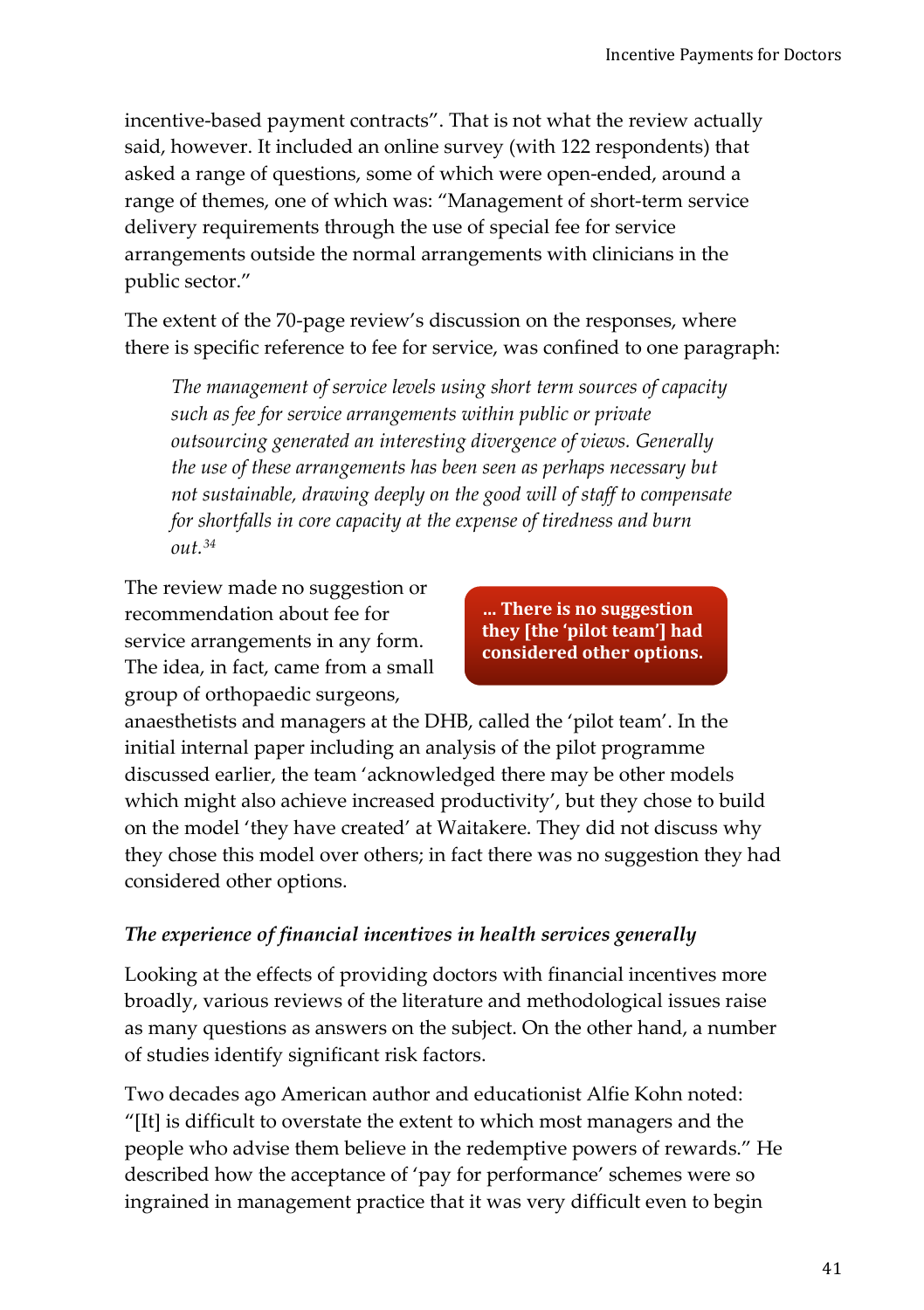incentive-based payment contracts". That is not what the review actually said, however. It included an online survey (with 122 respondents) that asked a range of questions, some of which were open-ended, around a range of themes, one of which was: "Management of short-term service delivery requirements through the use of special fee for service arrangements outside the normal arrangements with clinicians in the public sector."

The extent of the 70-page review's discussion on the responses, where there is specific reference to fee for service, was confined to one paragraph:

> *The management of service levels using short term sources of capacity such as fee for service arrangements within public or private outsourcing generated an interesting divergence of views. Generally the use of these arrangements has been seen as perhaps necessary but not sustainable, drawing deeply on the good will of staff to compensate for shortfalls in core capacity at the expense of tiredness and burn out.*[34]

**... There is no suggestion they [the 'pilot team'] had considered other options.**

The review made no suggestion or recommendation about fee for service arrangements in any form. The idea, in fact, came from a small group of orthopaedic surgeons, anaesthetists and managers at the DHB, called the 'pilot team'. In the initial internal paper including an analysis of the pilot programme discussed earlier, the team 'acknowledged there may be other models which might also achieve increased productivity', but they chose to build on the model 'they have created' at Waitakere. They did not discuss why they chose this model over others; in fact there was no suggestion they had considered other options.

### *The experience of financial incentives in health services generally*

Looking at the effects of providing doctors with financial incentives more broadly, various reviews of the literature and methodological issues raise as many questions as answers on the subject. On the other hand, a number of studies identify significant risk factors.

Two decades ago American author and educationist Alfie Kohn noted: "[It] is difficult to overstate the extent to which most managers and the people who advise them believe in the redemptive powers of rewards." He described how the acceptance of 'pay for performance' schemes were so ingrained in management practice that it was very difficult even to begin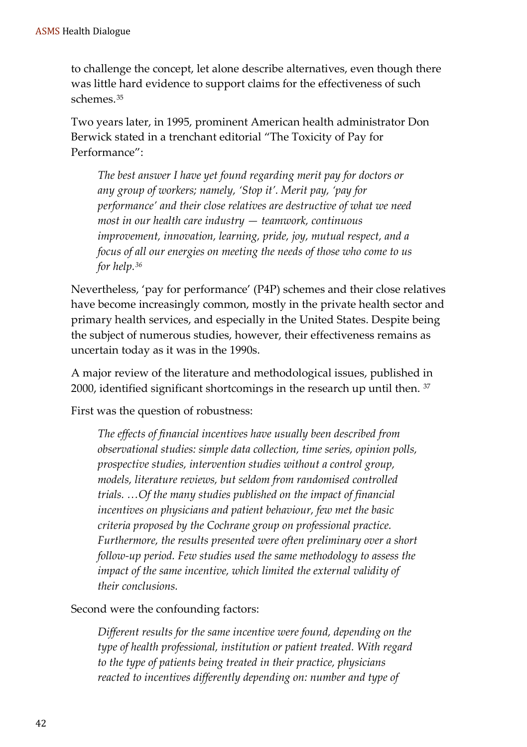to challenge the concept, let alone describe alternatives, even though there was little hard evidence to support claims for the effectiveness of such schemes.[35]

Two years later, in 1995, prominent American health administrator Don Berwick stated in a trenchant editorial "The Toxicity of Pay for Performance":

> *The best answer I have yet found regarding merit pay for doctors or any group of workers; namely, 'Stop it'. Merit pay, 'pay for performance' and their close relatives are destructive of what we need most in our health care industry — teamwork, continuous improvement, innovation, learning, pride, joy, mutual respect, and a focus of all our energies on meeting the needs of those who come to us for help.*[36]

Nevertheless, 'pay for performance' (P4P) schemes and their close relatives have become increasingly common, mostly in the private health sector and primary health services, and especially in the United States. Despite being the subject of numerous studies, however, their effectiveness remains as uncertain today as it was in the 1990s.

A major review of the literature and methodological issues, published in 2000, identified significant shortcomings in the research up until then. [37]

First was the question of robustness:

> *The effects of financial incentives have usually been described from observational studies: simple data collection, time series, opinion polls, prospective studies, intervention studies without a control group, models, literature reviews, but seldom from randomised controlled trials. …Of the many studies published on the impact of financial incentives on physicians and patient behaviour, few met the basic criteria proposed by the Cochrane group on professional practice. Furthermore, the results presented were often preliminary over a short follow-up period. Few studies used the same methodology to assess the impact of the same incentive, which limited the external validity of their conclusions.*

Second were the confounding factors:

> *Different results for the same incentive were found, depending on the type of health professional, institution or patient treated. With regard to the type of patients being treated in their practice, physicians reacted to incentives differently depending on: number and type of*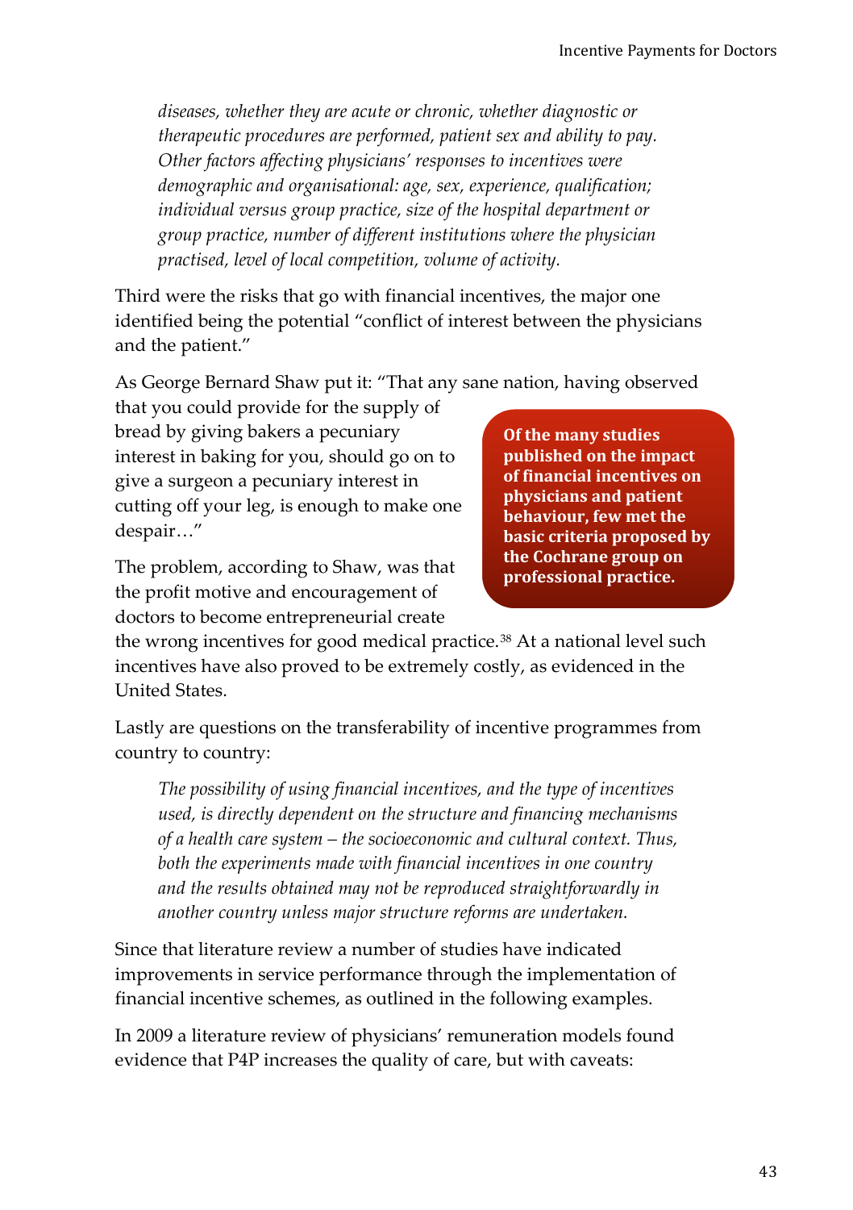> *diseases, whether they are acute or chronic, whether diagnostic or therapeutic procedures are performed, patient sex and ability to pay. Other factors affecting physicians' responses to incentives were demographic and organisational: age, sex, experience, qualification; individual versus group practice, size of the hospital department or group practice, number of different institutions where the physician practised, level of local competition, volume of activity.*

Third were the risks that go with financial incentives, the major one identified being the potential "conflict of interest between the physicians and the patient."

As George Bernard Shaw put it: "That any sane nation, having observed that you could provide for the supply of bread by giving bakers a pecuniary interest in baking for you, should go on to give a surgeon a pecuniary interest in cutting off your leg, is enough to make one despair…"

The problem, according to Shaw, was that the profit motive and encouragement of doctors to become entrepreneurial create the wrong incentives for good medical practice.[38] At a national level such incentives have also proved to be extremely costly, as evidenced in the United States.

**Of the many studies published on the impact of financial incentives on physicians and patient behaviour, few met the basic criteria proposed by the Cochrane group on professional practice.**

Lastly are questions on the transferability of incentive programmes from country to country:

> *The possibility of using financial incentives, and the type of incentives used, is directly dependent on the structure and financing mechanisms of a health care system – the socioeconomic and cultural context. Thus, both the experiments made with financial incentives in one country and the results obtained may not be reproduced straightforwardly in another country unless major structure reforms are undertaken.*

Since that literature review a number of studies have indicated improvements in service performance through the implementation of financial incentive schemes, as outlined in the following examples.

In 2009 a literature review of physicians' remuneration models found evidence that P4P increases the quality of care, but with caveats: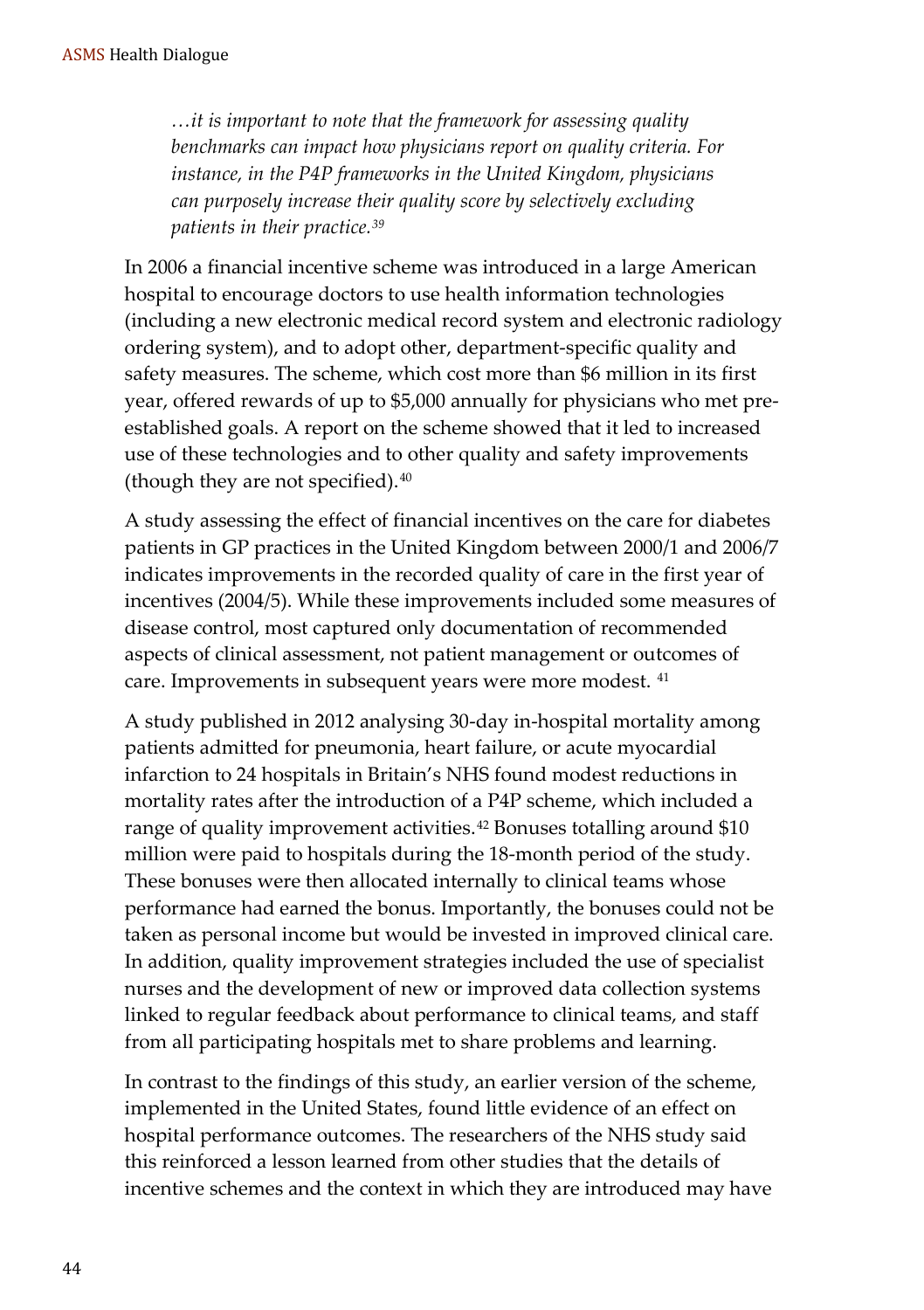> *…it is important to note that the framework for assessing quality benchmarks can impact how physicians report on quality criteria. For instance, in the P4P frameworks in the United Kingdom, physicians can purposely increase their quality score by selectively excluding patients in their practice.*[39]

In 2006 a financial incentive scheme was introduced in a large American hospital to encourage doctors to use health information technologies (including a new electronic medical record system and electronic radiology ordering system), and to adopt other, department-specific quality and safety measures. The scheme, which cost more than $6 million in its first year, offered rewards of up to $5,000 annually for physicians who met pre-established goals. A report on the scheme showed that it led to increased use of these technologies and to other quality and safety improvements (though they are not specified).[40]

A study assessing the effect of financial incentives on the care for diabetes patients in GP practices in the United Kingdom between 2000/1 and 2006/7 indicates improvements in the recorded quality of care in the first year of incentives (2004/5). While these improvements included some measures of disease control, most captured only documentation of recommended aspects of clinical assessment, not patient management or outcomes of care. Improvements in subsequent years were more modest. [41]

A study published in 2012 analysing 30-day in-hospital mortality among patients admitted for pneumonia, heart failure, or acute myocardial infarction to 24 hospitals in Britain's NHS found modest reductions in mortality rates after the introduction of a P4P scheme, which included a range of quality improvement activities.[42] Bonuses totalling around $10 million were paid to hospitals during the 18-month period of the study. These bonuses were then allocated internally to clinical teams whose performance had earned the bonus. Importantly, the bonuses could not be taken as personal income but would be invested in improved clinical care. In addition, quality improvement strategies included the use of specialist nurses and the development of new or improved data collection systems linked to regular feedback about performance to clinical teams, and staff from all participating hospitals met to share problems and learning.

In contrast to the findings of this study, an earlier version of the scheme, implemented in the United States, found little evidence of an effect on hospital performance outcomes. The researchers of the NHS study said this reinforced a lesson learned from other studies that the details of incentive schemes and the context in which they are introduced may have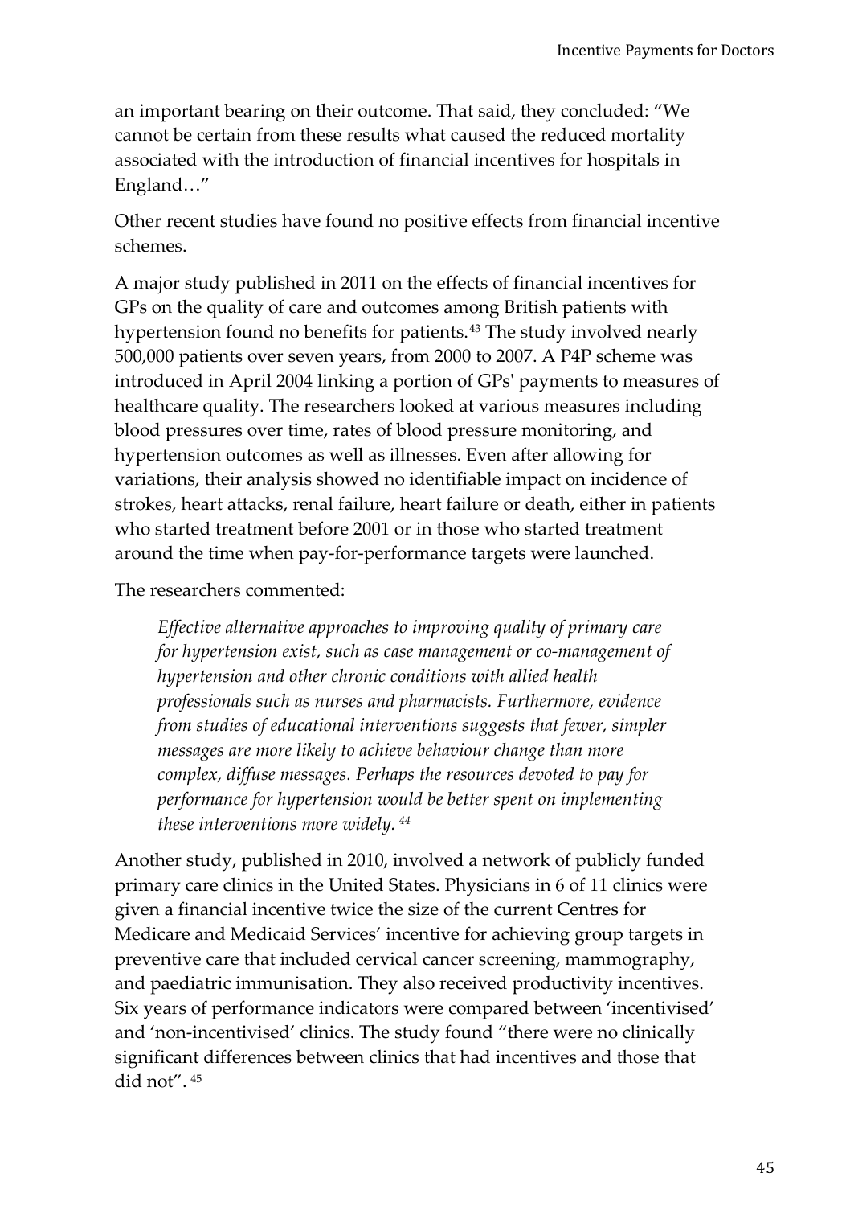an important bearing on their outcome. That said, they concluded: "We cannot be certain from these results what caused the reduced mortality associated with the introduction of financial incentives for hospitals in England…"

Other recent studies have found no positive effects from financial incentive schemes.

A major study published in 2011 on the effects of financial incentives for GPs on the quality of care and outcomes among British patients with hypertension found no benefits for patients.[43] The study involved nearly 500,000 patients over seven years, from 2000 to 2007. A P4P scheme was introduced in April 2004 linking a portion of GPs' payments to measures of healthcare quality. The researchers looked at various measures including blood pressures over time, rates of blood pressure monitoring, and hypertension outcomes as well as illnesses. Even after allowing for variations, their analysis showed no identifiable impact on incidence of strokes, heart attacks, renal failure, heart failure or death, either in patients who started treatment before 2001 or in those who started treatment around the time when pay-for-performance targets were launched.

The researchers commented:

> *Effective alternative approaches to improving quality of primary care for hypertension exist, such as case management or co-management of hypertension and other chronic conditions with allied health professionals such as nurses and pharmacists. Furthermore, evidence from studies of educational interventions suggests that fewer, simpler messages are more likely to achieve behaviour change than more complex, diffuse messages. Perhaps the resources devoted to pay for performance for hypertension would be better spent on implementing these interventions more widely.* [44]

Another study, published in 2010, involved a network of publicly funded primary care clinics in the United States. Physicians in 6 of 11 clinics were given a financial incentive twice the size of the current Centres for Medicare and Medicaid Services' incentive for achieving group targets in preventive care that included cervical cancer screening, mammography, and paediatric immunisation. They also received productivity incentives. Six years of performance indicators were compared between 'incentivised' and 'non-incentivised' clinics. The study found "there were no clinically significant differences between clinics that had incentives and those that did not". [45]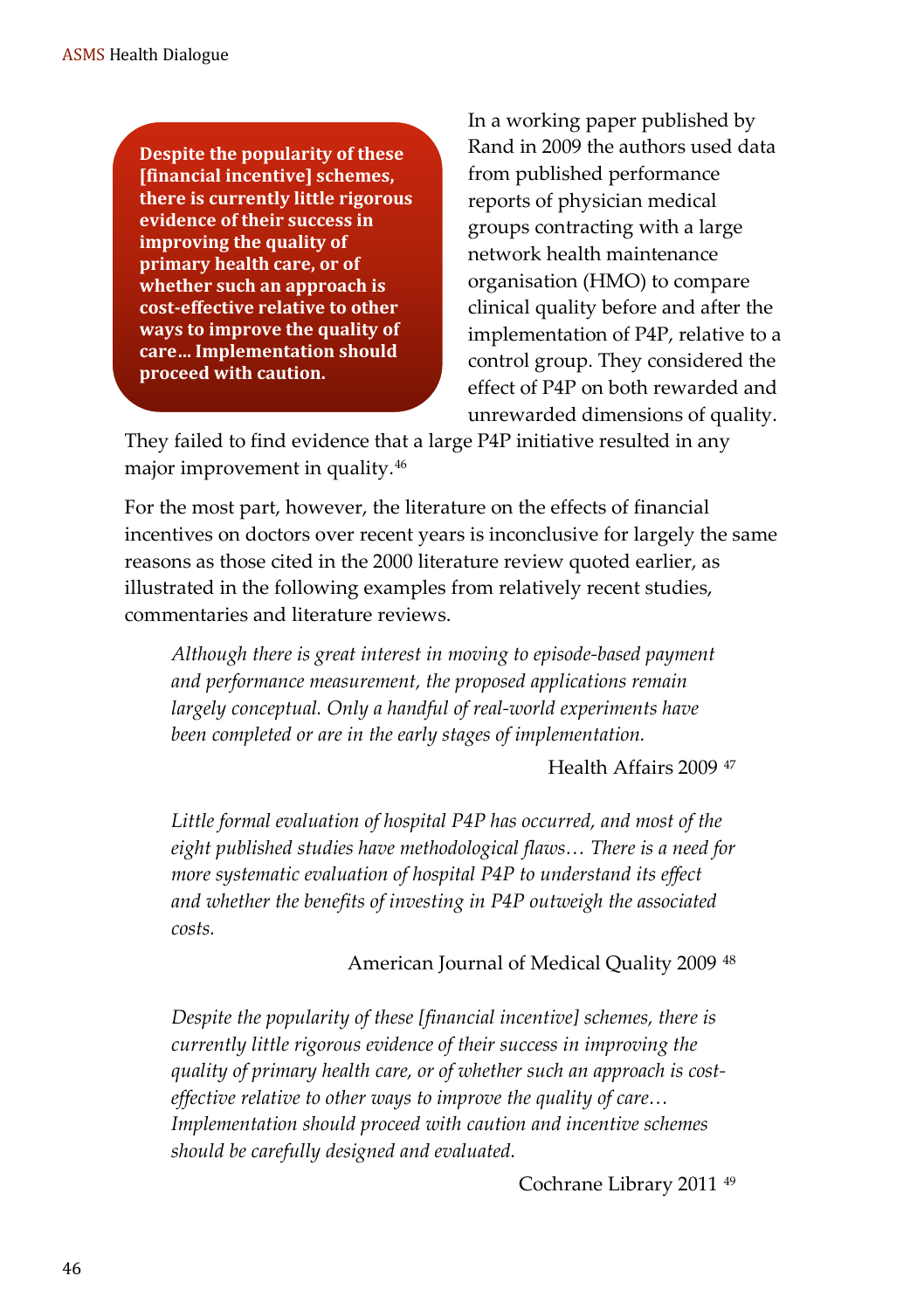**Despite the popularity of these [financial incentive] schemes, there is currently little rigorous evidence of their success in improving the quality of primary health care, or of whether such an approach is cost-effective relative to other ways to improve the quality of care… Implementation should proceed with caution.**

In a working paper published by Rand in 2009 the authors used data from published performance reports of physician medical groups contracting with a large network health maintenance organisation (HMO) to compare clinical quality before and after the implementation of P4P, relative to a control group. They considered the effect of P4P on both rewarded and unrewarded dimensions of quality. They failed to find evidence that a large P4P initiative resulted in any major improvement in quality.[46]

For the most part, however, the literature on the effects of financial incentives on doctors over recent years is inconclusive for largely the same reasons as those cited in the 2000 literature review quoted earlier, as illustrated in the following examples from relatively recent studies, commentaries and literature reviews.

> *Although there is great interest in moving to episode-based payment and performance measurement, the proposed applications remain largely conceptual. Only a handful of real-world experiments have been completed or are in the early stages of implementation.*
>
> Health Affairs 2009 [47]

> *Little formal evaluation of hospital P4P has occurred, and most of the eight published studies have methodological flaws… There is a need for more systematic evaluation of hospital P4P to understand its effect and whether the benefits of investing in P4P outweigh the associated costs.*
>
> American Journal of Medical Quality 2009 [48]

> *Despite the popularity of these [financial incentive] schemes, there is currently little rigorous evidence of their success in improving the quality of primary health care, or of whether such an approach is cost-effective relative to other ways to improve the quality of care… Implementation should proceed with caution and incentive schemes should be carefully designed and evaluated.*
>
> Cochrane Library 2011 [49]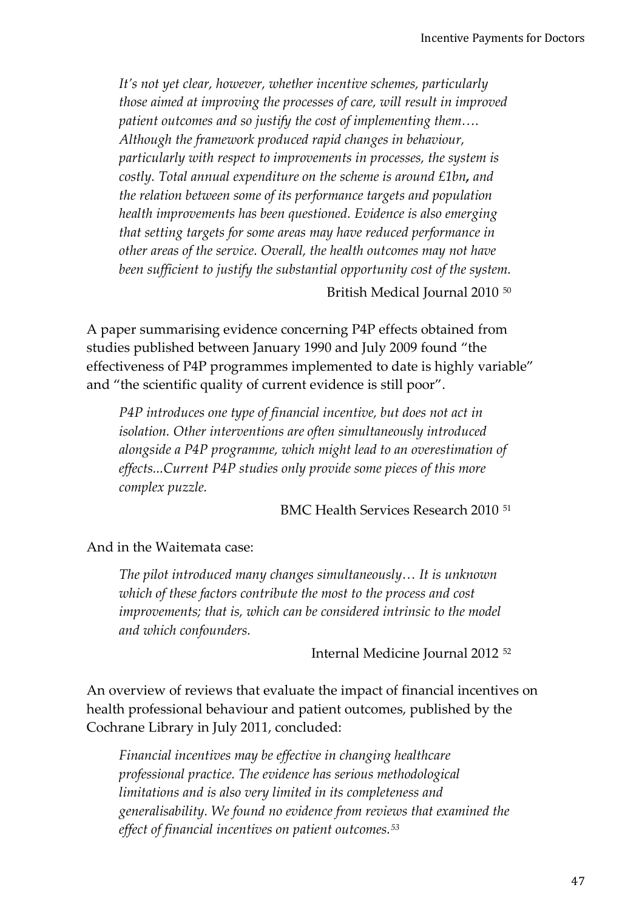*It's not yet clear, however, whether incentive schemes, particularly those aimed at improving the processes of care, will result in improved patient outcomes and so justify the cost of implementing them…. Although the framework produced rapid changes in behaviour, particularly with respect to improvements in processes, the system is costly. Total annual expenditure on the scheme is around £1bn***,** *and the relation between some of its performance targets and population health improvements has been questioned. Evidence is also emerging that setting targets for some areas may have reduced performance in other areas of the service. Overall, the health outcomes may not have been sufficient to justify the substantial opportunity cost of the system.*

British Medical Journal 2010 [50]

A paper summarising evidence concerning P4P effects obtained from studies published between January 1990 and July 2009 found "the effectiveness of P4P programmes implemented to date is highly variable" and "the scientific quality of current evidence is still poor".

*P4P introduces one type of financial incentive, but does not act in isolation. Other interventions are often simultaneously introduced alongside a P4P programme, which might lead to an overestimation of effects...Current P4P studies only provide some pieces of this more complex puzzle.*

BMC Health Services Research 2010 [51]

And in the Waitemata case:

*The pilot introduced many changes simultaneously… It is unknown which of these factors contribute the most to the process and cost improvements; that is, which can be considered intrinsic to the model and which confounders.*

Internal Medicine Journal 2012 [52]

An overview of reviews that evaluate the impact of financial incentives on health professional behaviour and patient outcomes, published by the Cochrane Library in July 2011, concluded:

*Financial incentives may be effective in changing healthcare professional practice. The evidence has serious methodological limitations and is also very limited in its completeness and generalisability. We found no evidence from reviews that examined the effect of financial incentives on patient outcomes.*[53]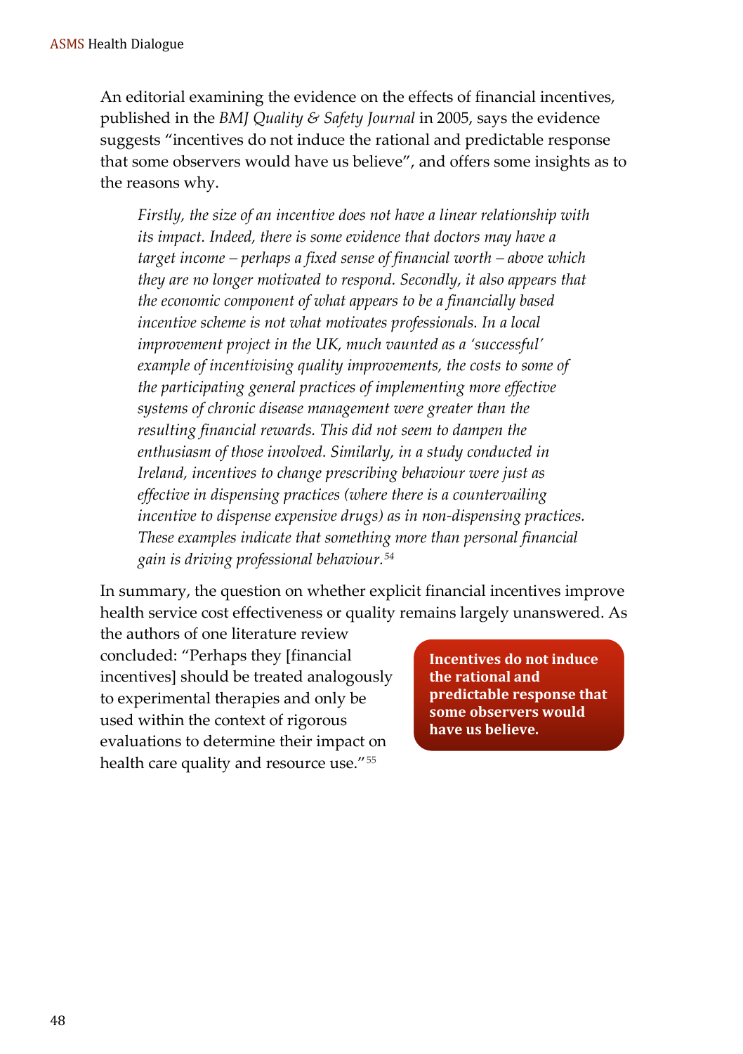An editorial examining the evidence on the effects of financial incentives, published in the *BMJ Quality & Safety Journal* in 2005, says the evidence suggests "incentives do not induce the rational and predictable response that some observers would have us believe", and offers some insights as to the reasons why.

> *Firstly, the size of an incentive does not have a linear relationship with its impact. Indeed, there is some evidence that doctors may have a target income – perhaps a fixed sense of financial worth – above which they are no longer motivated to respond. Secondly, it also appears that the economic component of what appears to be a financially based incentive scheme is not what motivates professionals. In a local improvement project in the UK, much vaunted as a 'successful' example of incentivising quality improvements, the costs to some of the participating general practices of implementing more effective systems of chronic disease management were greater than the resulting financial rewards. This did not seem to dampen the enthusiasm of those involved. Similarly, in a study conducted in Ireland, incentives to change prescribing behaviour were just as effective in dispensing practices (where there is a countervailing incentive to dispense expensive drugs) as in non-dispensing practices. These examples indicate that something more than personal financial gain is driving professional behaviour.*[54]

In summary, the question on whether explicit financial incentives improve health service cost effectiveness or quality remains largely unanswered. As the authors of one literature review concluded: "Perhaps they [financial incentives] should be treated analogously to experimental therapies and only be used within the context of rigorous evaluations to determine their impact on health care quality and resource use."[55]

**Incentives do not induce the rational and predictable response that some observers would have us believe.**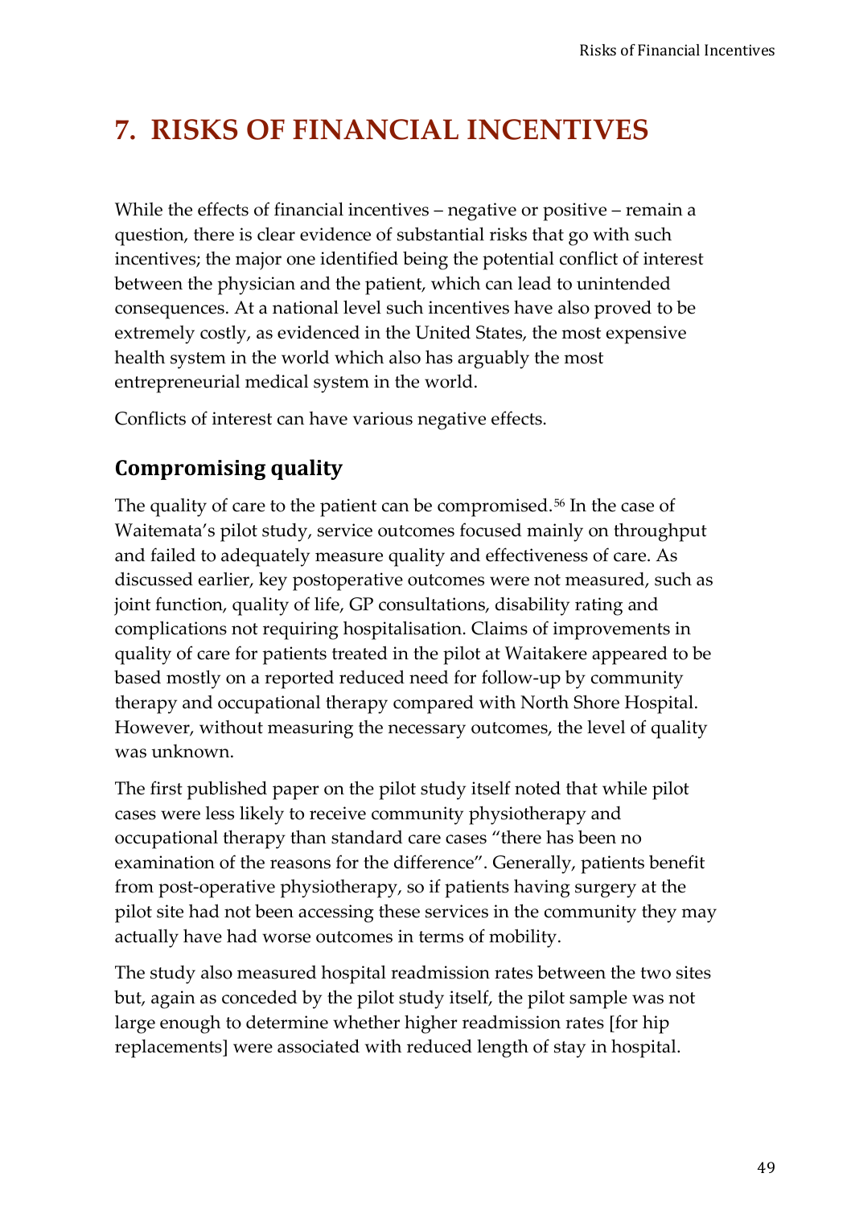# 7. RISKS OF FINANCIAL INCENTIVES

While the effects of financial incentives – negative or positive – remain a question, there is clear evidence of substantial risks that go with such incentives; the major one identified being the potential conflict of interest between the physician and the patient, which can lead to unintended consequences. At a national level such incentives have also proved to be extremely costly, as evidenced in the United States, the most expensive health system in the world which also has arguably the most entrepreneurial medical system in the world.

Conflicts of interest can have various negative effects.

## Compromising quality

The quality of care to the patient can be compromised.[56] In the case of Waitemata's pilot study, service outcomes focused mainly on throughput and failed to adequately measure quality and effectiveness of care. As discussed earlier, key postoperative outcomes were not measured, such as joint function, quality of life, GP consultations, disability rating and complications not requiring hospitalisation. Claims of improvements in quality of care for patients treated in the pilot at Waitakere appeared to be based mostly on a reported reduced need for follow-up by community therapy and occupational therapy compared with North Shore Hospital. However, without measuring the necessary outcomes, the level of quality was unknown.

The first published paper on the pilot study itself noted that while pilot cases were less likely to receive community physiotherapy and occupational therapy than standard care cases "there has been no examination of the reasons for the difference". Generally, patients benefit from post-operative physiotherapy, so if patients having surgery at the pilot site had not been accessing these services in the community they may actually have had worse outcomes in terms of mobility.

The study also measured hospital readmission rates between the two sites but, again as conceded by the pilot study itself, the pilot sample was not large enough to determine whether higher readmission rates [for hip replacements] were associated with reduced length of stay in hospital.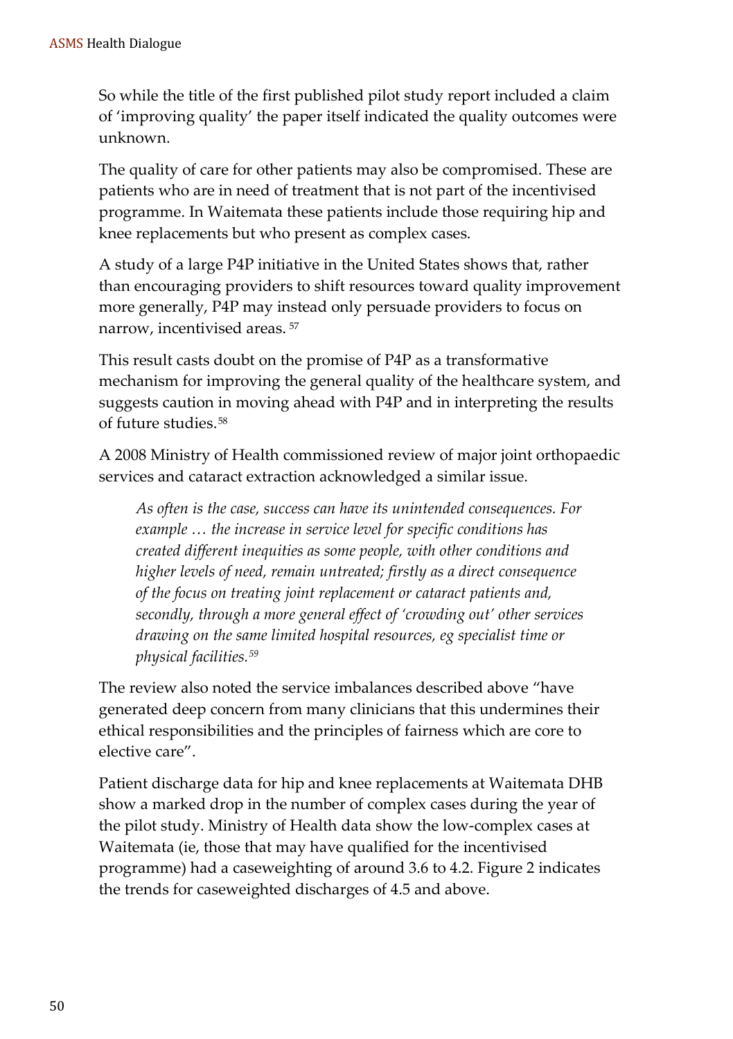So while the title of the first published pilot study report included a claim of 'improving quality' the paper itself indicated the quality outcomes were unknown.

The quality of care for other patients may also be compromised. These are patients who are in need of treatment that is not part of the incentivised programme. In Waitemata these patients include those requiring hip and knee replacements but who present as complex cases.

A study of a large P4P initiative in the United States shows that, rather than encouraging providers to shift resources toward quality improvement more generally, P4P may instead only persuade providers to focus on narrow, incentivised areas. [57]

This result casts doubt on the promise of P4P as a transformative mechanism for improving the general quality of the healthcare system, and suggests caution in moving ahead with P4P and in interpreting the results of future studies.[58]

A 2008 Ministry of Health commissioned review of major joint orthopaedic services and cataract extraction acknowledged a similar issue.

> *As often is the case, success can have its unintended consequences. For example … the increase in service level for specific conditions has created different inequities as some people, with other conditions and higher levels of need, remain untreated; firstly as a direct consequence of the focus on treating joint replacement or cataract patients and, secondly, through a more general effect of 'crowding out' other services drawing on the same limited hospital resources, eg specialist time or physical facilities.*[59]

The review also noted the service imbalances described above "have generated deep concern from many clinicians that this undermines their ethical responsibilities and the principles of fairness which are core to elective care".

Patient discharge data for hip and knee replacements at Waitemata DHB show a marked drop in the number of complex cases during the year of the pilot study. Ministry of Health data show the low-complex cases at Waitemata (ie, those that may have qualified for the incentivised programme) had a caseweighting of around 3.6 to 4.2. Figure 2 indicates the trends for caseweighted discharges of 4.5 and above.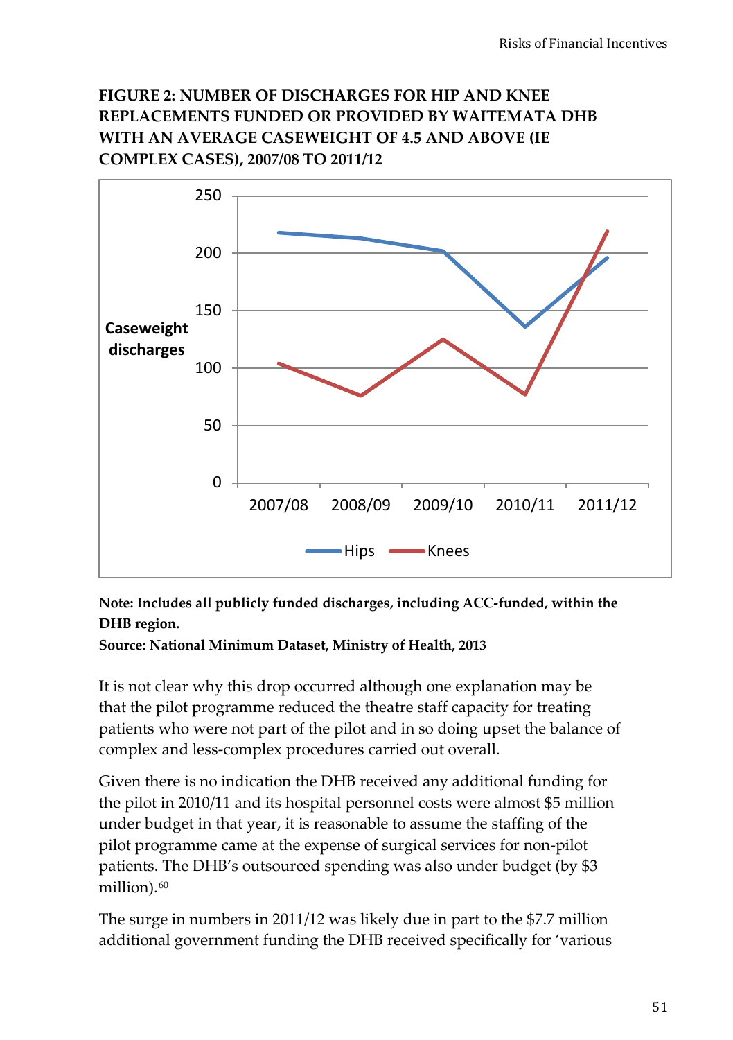**FIGURE 2: NUMBER OF DISCHARGES FOR HIP AND KNEE REPLACEMENTS FUNDED OR PROVIDED BY WAITEMATA DHB WITH AN AVERAGE CASEWEIGHT OF 4.5 AND ABOVE (IE COMPLEX CASES), 2007/08 TO 2011/12**

**Note: Includes all publicly funded discharges, including ACC-funded, within the DHB region.**

**Source: National Minimum Dataset, Ministry of Health, 2013**

It is not clear why this drop occurred although one explanation may be that the pilot programme reduced the theatre staff capacity for treating patients who were not part of the pilot and in so doing upset the balance of complex and less-complex procedures carried out overall.

Given there is no indication the DHB received any additional funding for the pilot in 2010/11 and its hospital personnel costs were almost $5 million under budget in that year, it is reasonable to assume the staffing of the pilot programme came at the expense of surgical services for non-pilot patients. The DHB's outsourced spending was also under budget (by $3 million).[60]

The surge in numbers in 2011/12 was likely due in part to the $7.7 million additional government funding the DHB received specifically for 'various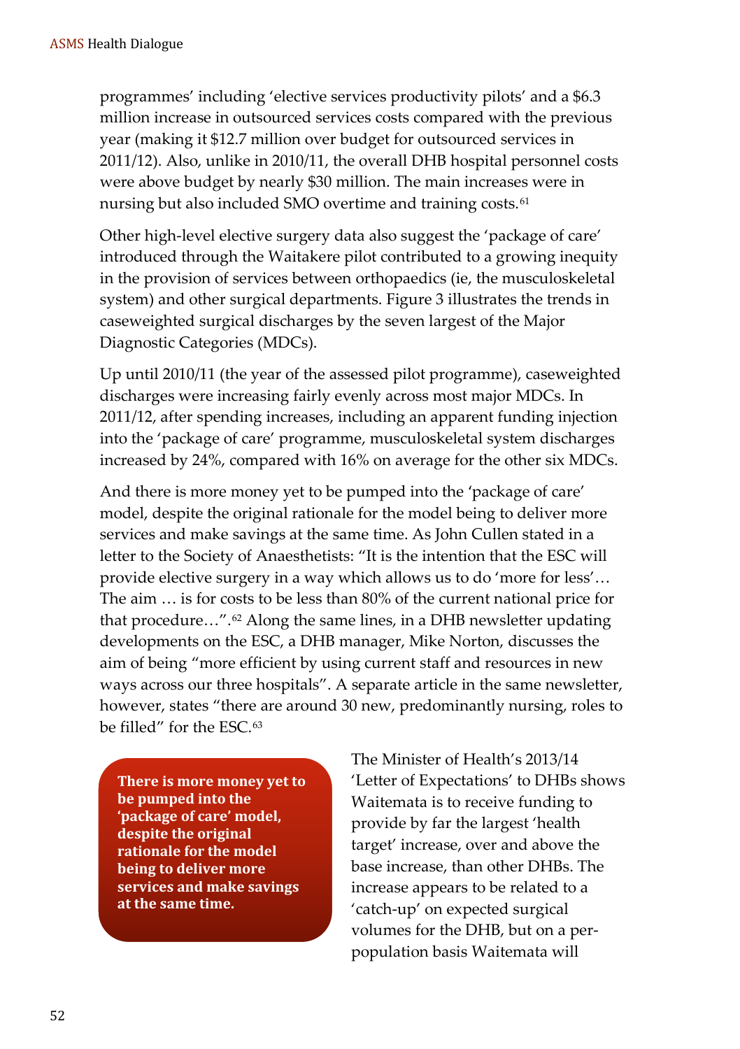programmes' including 'elective services productivity pilots' and a $6.3 million increase in outsourced services costs compared with the previous year (making it $12.7 million over budget for outsourced services in 2011/12). Also, unlike in 2010/11, the overall DHB hospital personnel costs were above budget by nearly $30 million. The main increases were in nursing but also included SMO overtime and training costs.[61]

Other high-level elective surgery data also suggest the 'package of care' introduced through the Waitakere pilot contributed to a growing inequity in the provision of services between orthopaedics (ie, the musculoskeletal system) and other surgical departments. Figure 3 illustrates the trends in caseweighted surgical discharges by the seven largest of the Major Diagnostic Categories (MDCs).

Up until 2010/11 (the year of the assessed pilot programme), caseweighted discharges were increasing fairly evenly across most major MDCs. In 2011/12, after spending increases, including an apparent funding injection into the 'package of care' programme, musculoskeletal system discharges increased by 24%, compared with 16% on average for the other six MDCs.

And there is more money yet to be pumped into the 'package of care' model, despite the original rationale for the model being to deliver more services and make savings at the same time. As John Cullen stated in a letter to the Society of Anaesthetists: "It is the intention that the ESC will provide elective surgery in a way which allows us to do 'more for less'… The aim … is for costs to be less than 80% of the current national price for that procedure…".[62] Along the same lines, in a DHB newsletter updating developments on the ESC, a DHB manager, Mike Norton, discusses the aim of being "more efficient by using current staff and resources in new ways across our three hospitals". A separate article in the same newsletter, however, states "there are around 30 new, predominantly nursing, roles to be filled" for the ESC.[63]

**There is more money yet to be pumped into the 'package of care' model, despite the original rationale for the model being to deliver more services and make savings at the same time.**

The Minister of Health's 2013/14 'Letter of Expectations' to DHBs shows Waitemata is to receive funding to provide by far the largest 'health target' increase, over and above the base increase, than other DHBs. The increase appears to be related to a 'catch-up' on expected surgical volumes for the DHB, but on a per-population basis Waitemata will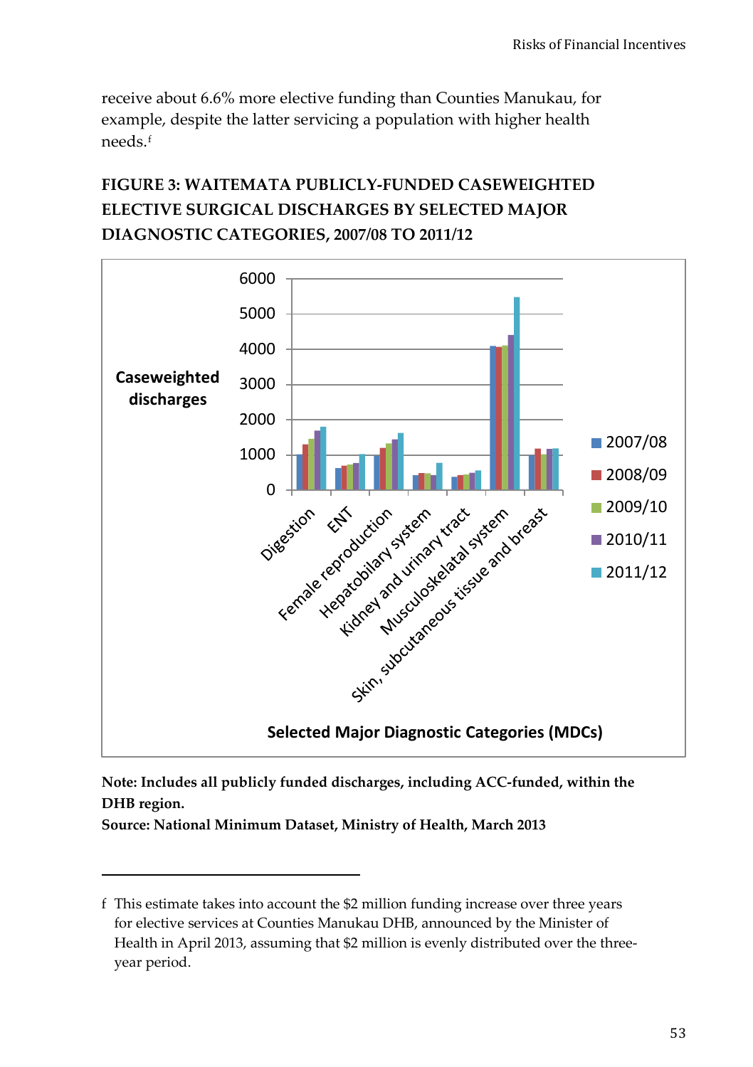receive about 6.6% more elective funding than Counties Manukau, for example, despite the latter servicing a population with higher health needs.[f]

**FIGURE 3: WAITEMATA PUBLICLY-FUNDED CASEWEIGHTED ELECTIVE SURGICAL DISCHARGES BY SELECTED MAJOR DIAGNOSTIC CATEGORIES, 2007/08 TO 2011/12**

**Note: Includes all publicly funded discharges, including ACC-funded, within the DHB region.**
**Source: National Minimum Dataset, Ministry of Health, March 2013**

---

f This estimate takes into account the $2 million funding increase over three years for elective services at Counties Manukau DHB, announced by the Minister of Health in April 2013, assuming that $2 million is evenly distributed over the three-year period.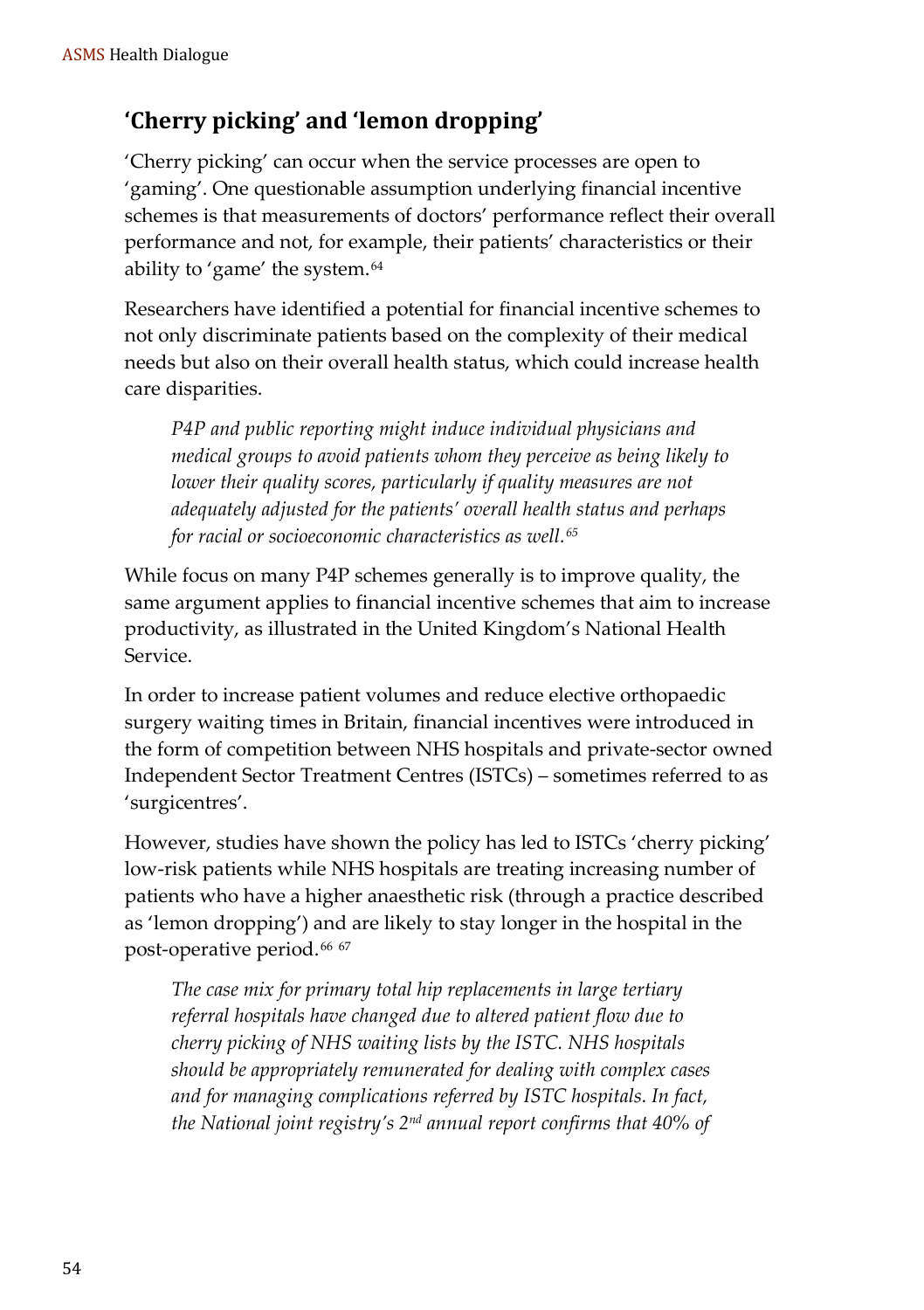## 'Cherry picking' and 'lemon dropping'

'Cherry picking' can occur when the service processes are open to 'gaming'. One questionable assumption underlying financial incentive schemes is that measurements of doctors' performance reflect their overall performance and not, for example, their patients' characteristics or their ability to 'game' the system.[64]

Researchers have identified a potential for financial incentive schemes to not only discriminate patients based on the complexity of their medical needs but also on their overall health status, which could increase health care disparities.

> *P4P and public reporting might induce individual physicians and medical groups to avoid patients whom they perceive as being likely to lower their quality scores, particularly if quality measures are not adequately adjusted for the patients' overall health status and perhaps for racial or socioeconomic characteristics as well.*[65]

While focus on many P4P schemes generally is to improve quality, the same argument applies to financial incentive schemes that aim to increase productivity, as illustrated in the United Kingdom's National Health Service.

In order to increase patient volumes and reduce elective orthopaedic surgery waiting times in Britain, financial incentives were introduced in the form of competition between NHS hospitals and private-sector owned Independent Sector Treatment Centres (ISTCs) – sometimes referred to as 'surgicentres'.

However, studies have shown the policy has led to ISTCs 'cherry picking' low-risk patients while NHS hospitals are treating increasing number of patients who have a higher anaesthetic risk (through a practice described as 'lemon dropping') and are likely to stay longer in the hospital in the post-operative period.[66] [67]

> *The case mix for primary total hip replacements in large tertiary referral hospitals have changed due to altered patient flow due to cherry picking of NHS waiting lists by the ISTC. NHS hospitals should be appropriately remunerated for dealing with complex cases and for managing complications referred by ISTC hospitals. In fact, the National joint registry's 2nd annual report confirms that 40% of*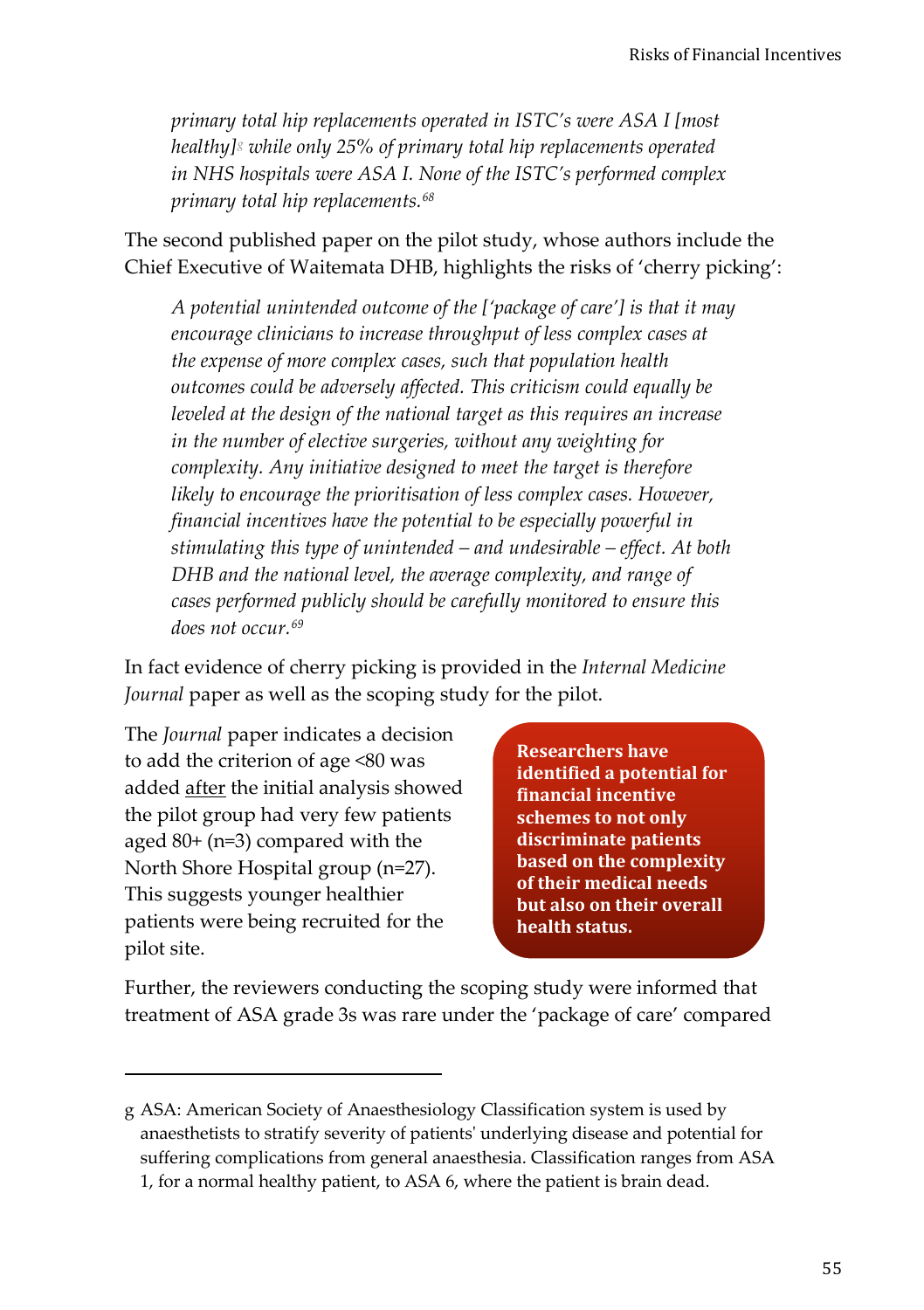> *primary total hip replacements operated in ISTC's were ASA I [most healthy][g] while only 25% of primary total hip replacements operated in NHS hospitals were ASA I. None of the ISTC's performed complex primary total hip replacements.*[68]

The second published paper on the pilot study, whose authors include the Chief Executive of Waitemata DHB, highlights the risks of 'cherry picking':

> *A potential unintended outcome of the ['package of care'] is that it may encourage clinicians to increase throughput of less complex cases at the expense of more complex cases, such that population health outcomes could be adversely affected. This criticism could equally be leveled at the design of the national target as this requires an increase in the number of elective surgeries, without any weighting for complexity. Any initiative designed to meet the target is therefore likely to encourage the prioritisation of less complex cases. However, financial incentives have the potential to be especially powerful in stimulating this type of unintended – and undesirable – effect. At both DHB and the national level, the average complexity, and range of cases performed publicly should be carefully monitored to ensure this does not occur.*[69]

In fact evidence of cherry picking is provided in the *Internal Medicine Journal* paper as well as the scoping study for the pilot.

The *Journal* paper indicates a decision to add the criterion of age <80 was added after the initial analysis showed the pilot group had very few patients aged 80+ (n=3) compared with the North Shore Hospital group (n=27). This suggests younger healthier patients were being recruited for the pilot site.

**Researchers have identified a potential for financial incentive schemes to not only discriminate patients based on the complexity of their medical needs but also on their overall health status.**

Further, the reviewers conducting the scoping study were informed that treatment of ASA grade 3s was rare under the 'package of care' compared

---

g ASA: American Society of Anaesthesiology Classification system is used by anaesthetists to stratify severity of patients' underlying disease and potential for suffering complications from general anaesthesia. Classification ranges from ASA 1, for a normal healthy patient, to ASA 6, where the patient is brain dead.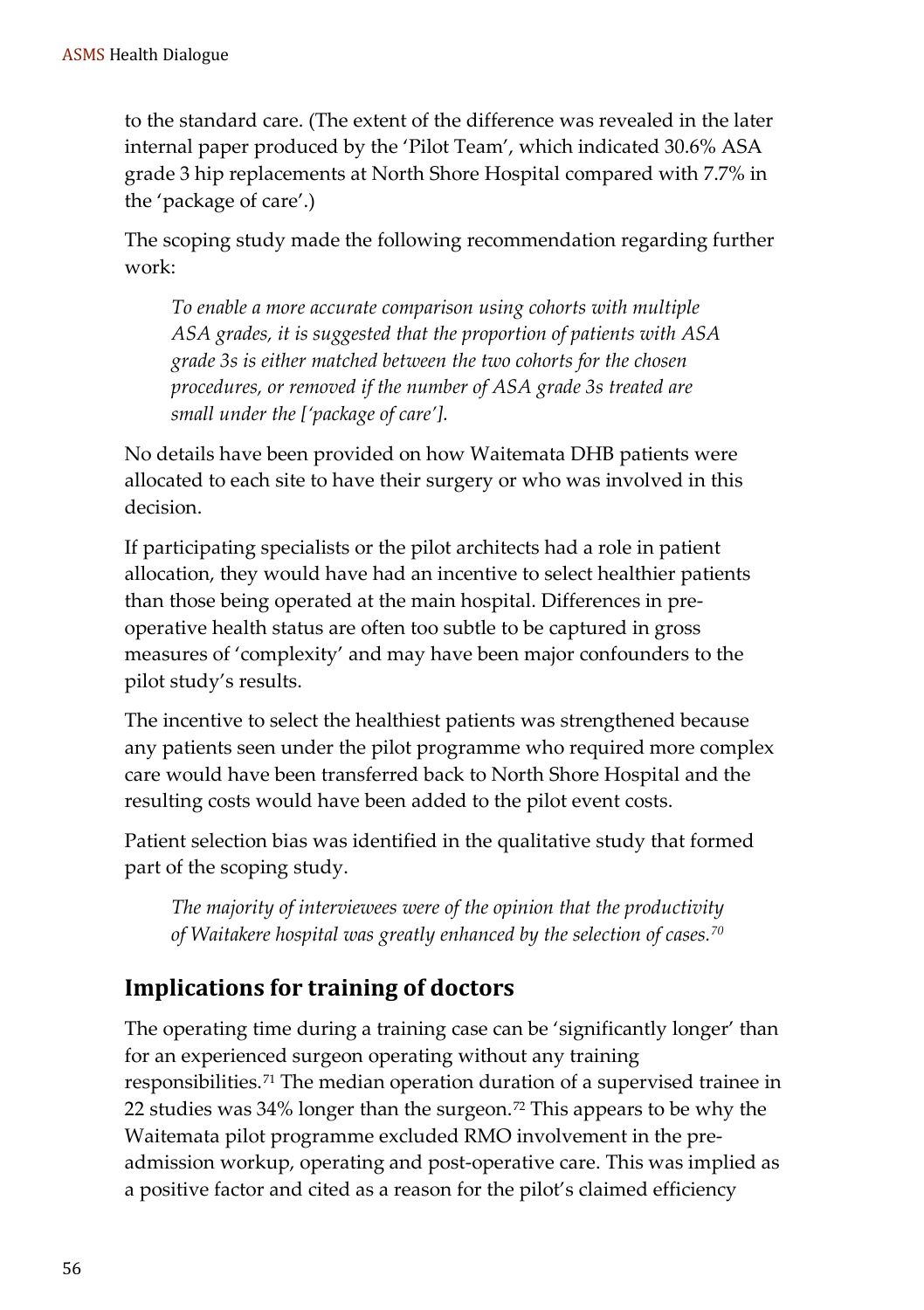to the standard care. (The extent of the difference was revealed in the later internal paper produced by the 'Pilot Team', which indicated 30.6% ASA grade 3 hip replacements at North Shore Hospital compared with 7.7% in the 'package of care'.)

The scoping study made the following recommendation regarding further work:

> *To enable a more accurate comparison using cohorts with multiple ASA grades, it is suggested that the proportion of patients with ASA grade 3s is either matched between the two cohorts for the chosen procedures, or removed if the number of ASA grade 3s treated are small under the ['package of care'].*

No details have been provided on how Waitemata DHB patients were allocated to each site to have their surgery or who was involved in this decision.

If participating specialists or the pilot architects had a role in patient allocation, they would have had an incentive to select healthier patients than those being operated at the main hospital. Differences in pre-operative health status are often too subtle to be captured in gross measures of 'complexity' and may have been major confounders to the pilot study's results.

The incentive to select the healthiest patients was strengthened because any patients seen under the pilot programme who required more complex care would have been transferred back to North Shore Hospital and the resulting costs would have been added to the pilot event costs.

Patient selection bias was identified in the qualitative study that formed part of the scoping study.

> *The majority of interviewees were of the opinion that the productivity of Waitakere hospital was greatly enhanced by the selection of cases.*[70]

## Implications for training of doctors

The operating time during a training case can be 'significantly longer' than for an experienced surgeon operating without any training responsibilities.[71] The median operation duration of a supervised trainee in 22 studies was 34% longer than the surgeon.[72] This appears to be why the Waitemata pilot programme excluded RMO involvement in the pre-admission workup, operating and post-operative care. This was implied as a positive factor and cited as a reason for the pilot's claimed efficiency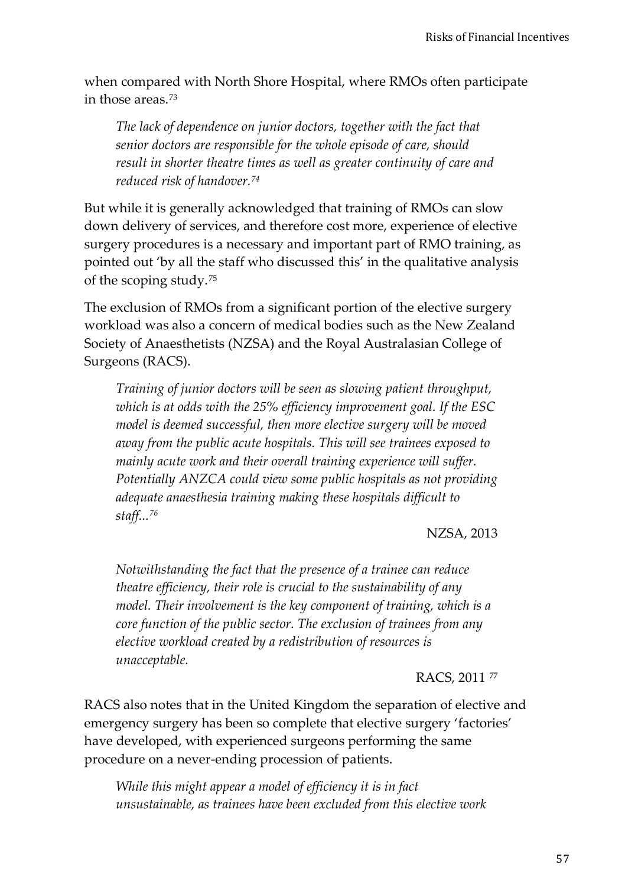when compared with North Shore Hospital, where RMOs often participate in those areas.[73]

> *The lack of dependence on junior doctors, together with the fact that senior doctors are responsible for the whole episode of care, should result in shorter theatre times as well as greater continuity of care and reduced risk of handover.*[74]

But while it is generally acknowledged that training of RMOs can slow down delivery of services, and therefore cost more, experience of elective surgery procedures is a necessary and important part of RMO training, as pointed out 'by all the staff who discussed this' in the qualitative analysis of the scoping study.[75]

The exclusion of RMOs from a significant portion of the elective surgery workload was also a concern of medical bodies such as the New Zealand Society of Anaesthetists (NZSA) and the Royal Australasian College of Surgeons (RACS).

> *Training of junior doctors will be seen as slowing patient throughput, which is at odds with the 25% efficiency improvement goal. If the ESC model is deemed successful, then more elective surgery will be moved away from the public acute hospitals. This will see trainees exposed to mainly acute work and their overall training experience will suffer. Potentially ANZCA could view some public hospitals as not providing adequate anaesthesia training making these hospitals difficult to staff...*[76]
>
> NZSA, 2013

> *Notwithstanding the fact that the presence of a trainee can reduce theatre efficiency, their role is crucial to the sustainability of any model. Their involvement is the key component of training, which is a core function of the public sector. The exclusion of trainees from any elective workload created by a redistribution of resources is unacceptable.*
>
> RACS, 2011 [77]

RACS also notes that in the United Kingdom the separation of elective and emergency surgery has been so complete that elective surgery 'factories' have developed, with experienced surgeons performing the same procedure on a never-ending procession of patients.

> *While this might appear a model of efficiency it is in fact unsustainable, as trainees have been excluded from this elective work*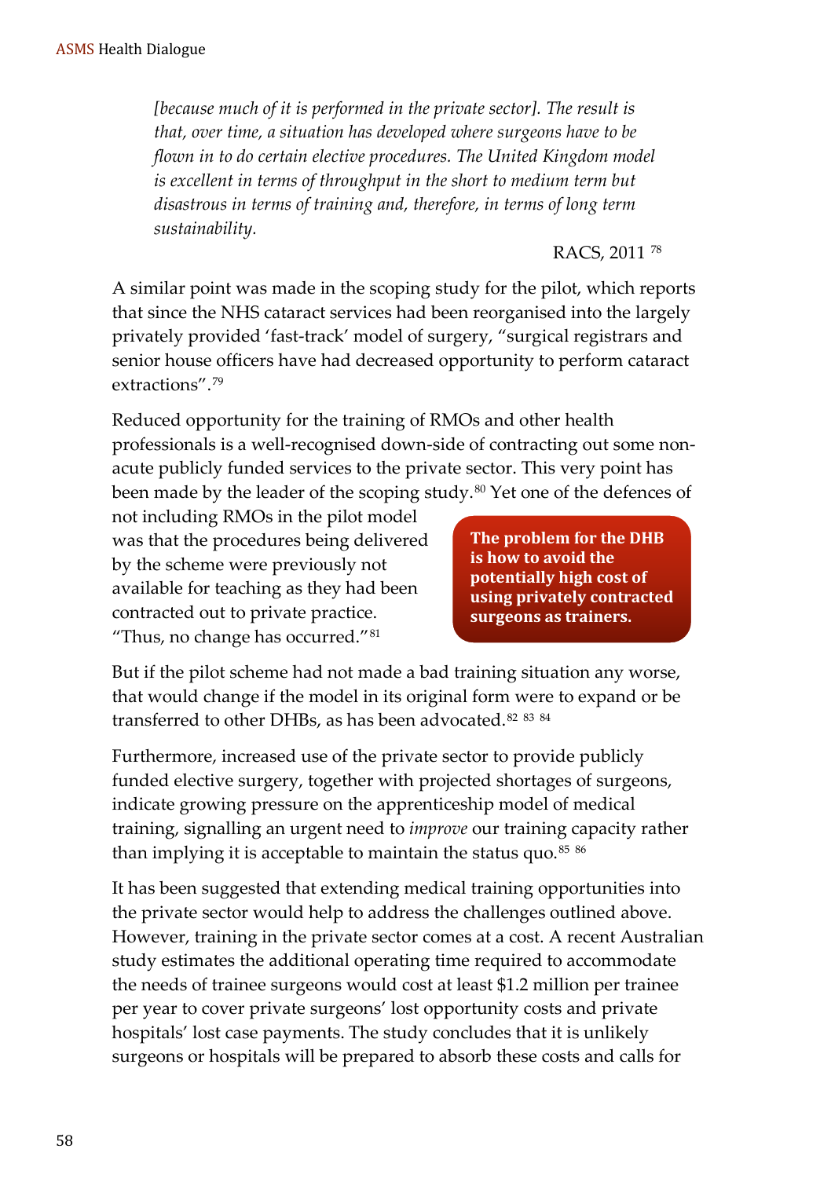> *[because much of it is performed in the private sector]. The result is that, over time, a situation has developed where surgeons have to be flown in to do certain elective procedures. The United Kingdom model is excellent in terms of throughput in the short to medium term but disastrous in terms of training and, therefore, in terms of long term sustainability.*
>
> RACS, 2011 [78]

A similar point was made in the scoping study for the pilot, which reports that since the NHS cataract services had been reorganised into the largely privately provided 'fast-track' model of surgery, "surgical registrars and senior house officers have had decreased opportunity to perform cataract extractions".[79]

Reduced opportunity for the training of RMOs and other health professionals is a well-recognised down-side of contracting out some non-acute publicly funded services to the private sector. This very point has been made by the leader of the scoping study.[80] Yet one of the defences of not including RMOs in the pilot model was that the procedures being delivered by the scheme were previously not available for teaching as they had been contracted out to private practice. "Thus, no change has occurred."[81]

**The problem for the DHB is how to avoid the potentially high cost of using privately contracted surgeons as trainers.**

But if the pilot scheme had not made a bad training situation any worse, that would change if the model in its original form were to expand or be transferred to other DHBs, as has been advocated.[82] [83] [84]

Furthermore, increased use of the private sector to provide publicly funded elective surgery, together with projected shortages of surgeons, indicate growing pressure on the apprenticeship model of medical training, signalling an urgent need to *improve* our training capacity rather than implying it is acceptable to maintain the status quo.[85] [86]

It has been suggested that extending medical training opportunities into the private sector would help to address the challenges outlined above. However, training in the private sector comes at a cost. A recent Australian study estimates the additional operating time required to accommodate the needs of trainee surgeons would cost at least $1.2 million per trainee per year to cover private surgeons' lost opportunity costs and private hospitals' lost case payments. The study concludes that it is unlikely surgeons or hospitals will be prepared to absorb these costs and calls for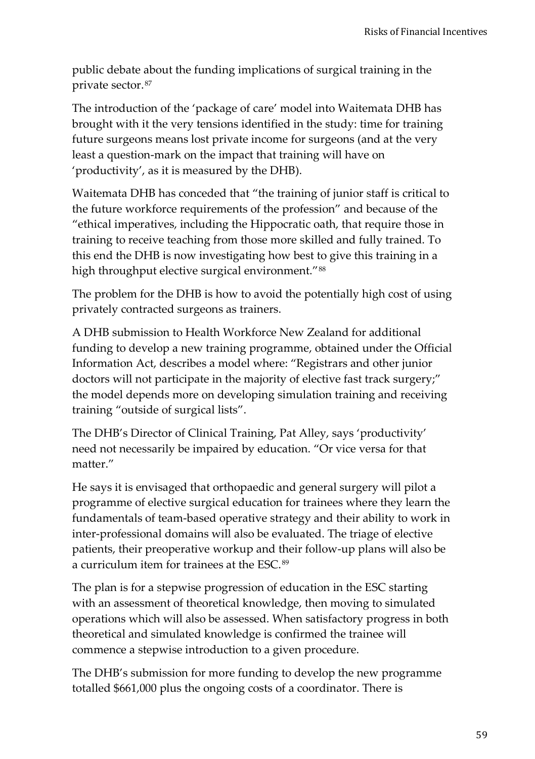public debate about the funding implications of surgical training in the private sector.[87]

The introduction of the 'package of care' model into Waitemata DHB has brought with it the very tensions identified in the study: time for training future surgeons means lost private income for surgeons (and at the very least a question-mark on the impact that training will have on 'productivity', as it is measured by the DHB).

Waitemata DHB has conceded that "the training of junior staff is critical to the future workforce requirements of the profession" and because of the "ethical imperatives, including the Hippocratic oath, that require those in training to receive teaching from those more skilled and fully trained. To this end the DHB is now investigating how best to give this training in a high throughput elective surgical environment."[88]

The problem for the DHB is how to avoid the potentially high cost of using privately contracted surgeons as trainers.

A DHB submission to Health Workforce New Zealand for additional funding to develop a new training programme, obtained under the Official Information Act, describes a model where: "Registrars and other junior doctors will not participate in the majority of elective fast track surgery;" the model depends more on developing simulation training and receiving training "outside of surgical lists".

The DHB's Director of Clinical Training, Pat Alley, says 'productivity' need not necessarily be impaired by education. "Or vice versa for that matter."

He says it is envisaged that orthopaedic and general surgery will pilot a programme of elective surgical education for trainees where they learn the fundamentals of team-based operative strategy and their ability to work in inter-professional domains will also be evaluated. The triage of elective patients, their preoperative workup and their follow-up plans will also be a curriculum item for trainees at the ESC.[89]

The plan is for a stepwise progression of education in the ESC starting with an assessment of theoretical knowledge, then moving to simulated operations which will also be assessed. When satisfactory progress in both theoretical and simulated knowledge is confirmed the trainee will commence a stepwise introduction to a given procedure.

The DHB's submission for more funding to develop the new programme totalled $661,000 plus the ongoing costs of a coordinator. There is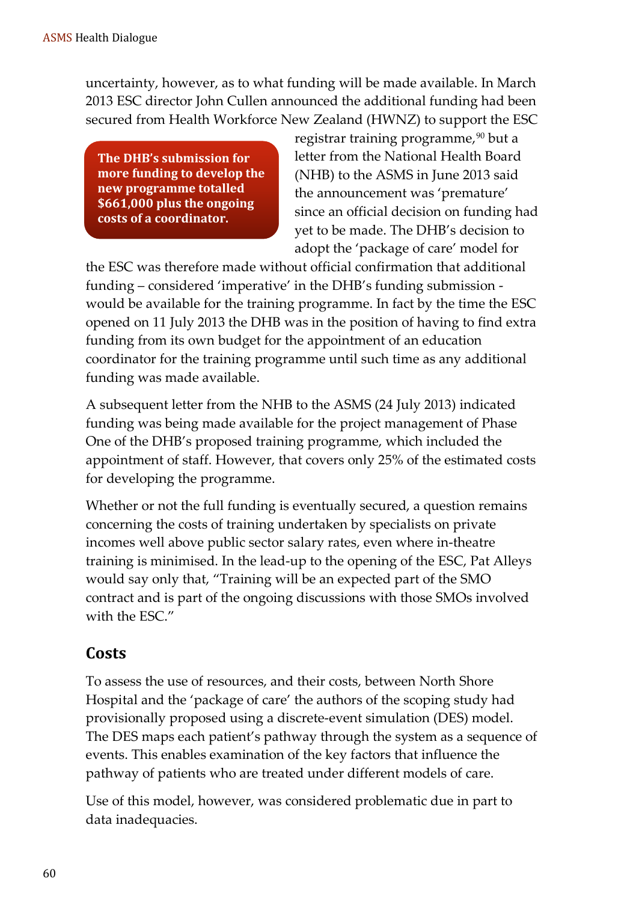uncertainty, however, as to what funding will be made available. In March 2013 ESC director John Cullen announced the additional funding had been secured from Health Workforce New Zealand (HWNZ) to support the ESC registrar training programme,[90] but a letter from the National Health Board (NHB) to the ASMS in June 2013 said the announcement was 'premature' since an official decision on funding had yet to be made. The DHB's decision to adopt the 'package of care' model for the ESC was therefore made without official confirmation that additional funding – considered 'imperative' in the DHB's funding submission - would be available for the training programme. In fact by the time the ESC opened on 11 July 2013 the DHB was in the position of having to find extra funding from its own budget for the appointment of an education coordinator for the training programme until such time as any additional funding was made available.

**The DHB's submission for more funding to develop the new programme totalled $661,000 plus the ongoing costs of a coordinator.**

A subsequent letter from the NHB to the ASMS (24 July 2013) indicated funding was being made available for the project management of Phase One of the DHB's proposed training programme, which included the appointment of staff. However, that covers only 25% of the estimated costs for developing the programme.

Whether or not the full funding is eventually secured, a question remains concerning the costs of training undertaken by specialists on private incomes well above public sector salary rates, even where in-theatre training is minimised. In the lead-up to the opening of the ESC, Pat Alleys would say only that, "Training will be an expected part of the SMO contract and is part of the ongoing discussions with those SMOs involved with the ESC."

## Costs

To assess the use of resources, and their costs, between North Shore Hospital and the 'package of care' the authors of the scoping study had provisionally proposed using a discrete-event simulation (DES) model. The DES maps each patient's pathway through the system as a sequence of events. This enables examination of the key factors that influence the pathway of patients who are treated under different models of care.

Use of this model, however, was considered problematic due in part to data inadequacies.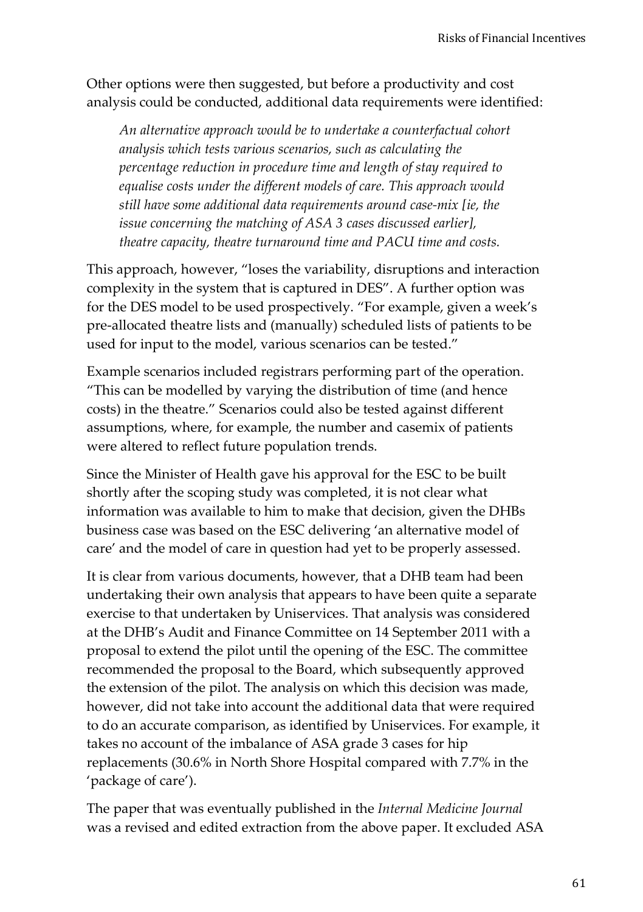Other options were then suggested, but before a productivity and cost analysis could be conducted, additional data requirements were identified:

> *An alternative approach would be to undertake a counterfactual cohort analysis which tests various scenarios, such as calculating the percentage reduction in procedure time and length of stay required to equalise costs under the different models of care. This approach would still have some additional data requirements around case-mix [ie, the issue concerning the matching of ASA 3 cases discussed earlier], theatre capacity, theatre turnaround time and PACU time and costs.*

This approach, however, "loses the variability, disruptions and interaction complexity in the system that is captured in DES". A further option was for the DES model to be used prospectively. "For example, given a week's pre-allocated theatre lists and (manually) scheduled lists of patients to be used for input to the model, various scenarios can be tested."

Example scenarios included registrars performing part of the operation. "This can be modelled by varying the distribution of time (and hence costs) in the theatre." Scenarios could also be tested against different assumptions, where, for example, the number and casemix of patients were altered to reflect future population trends.

Since the Minister of Health gave his approval for the ESC to be built shortly after the scoping study was completed, it is not clear what information was available to him to make that decision, given the DHBs business case was based on the ESC delivering 'an alternative model of care' and the model of care in question had yet to be properly assessed.

It is clear from various documents, however, that a DHB team had been undertaking their own analysis that appears to have been quite a separate exercise to that undertaken by Uniservices. That analysis was considered at the DHB's Audit and Finance Committee on 14 September 2011 with a proposal to extend the pilot until the opening of the ESC. The committee recommended the proposal to the Board, which subsequently approved the extension of the pilot. The analysis on which this decision was made, however, did not take into account the additional data that were required to do an accurate comparison, as identified by Uniservices. For example, it takes no account of the imbalance of ASA grade 3 cases for hip replacements (30.6% in North Shore Hospital compared with 7.7% in the 'package of care').

The paper that was eventually published in the *Internal Medicine Journal* was a revised and edited extraction from the above paper. It excluded ASA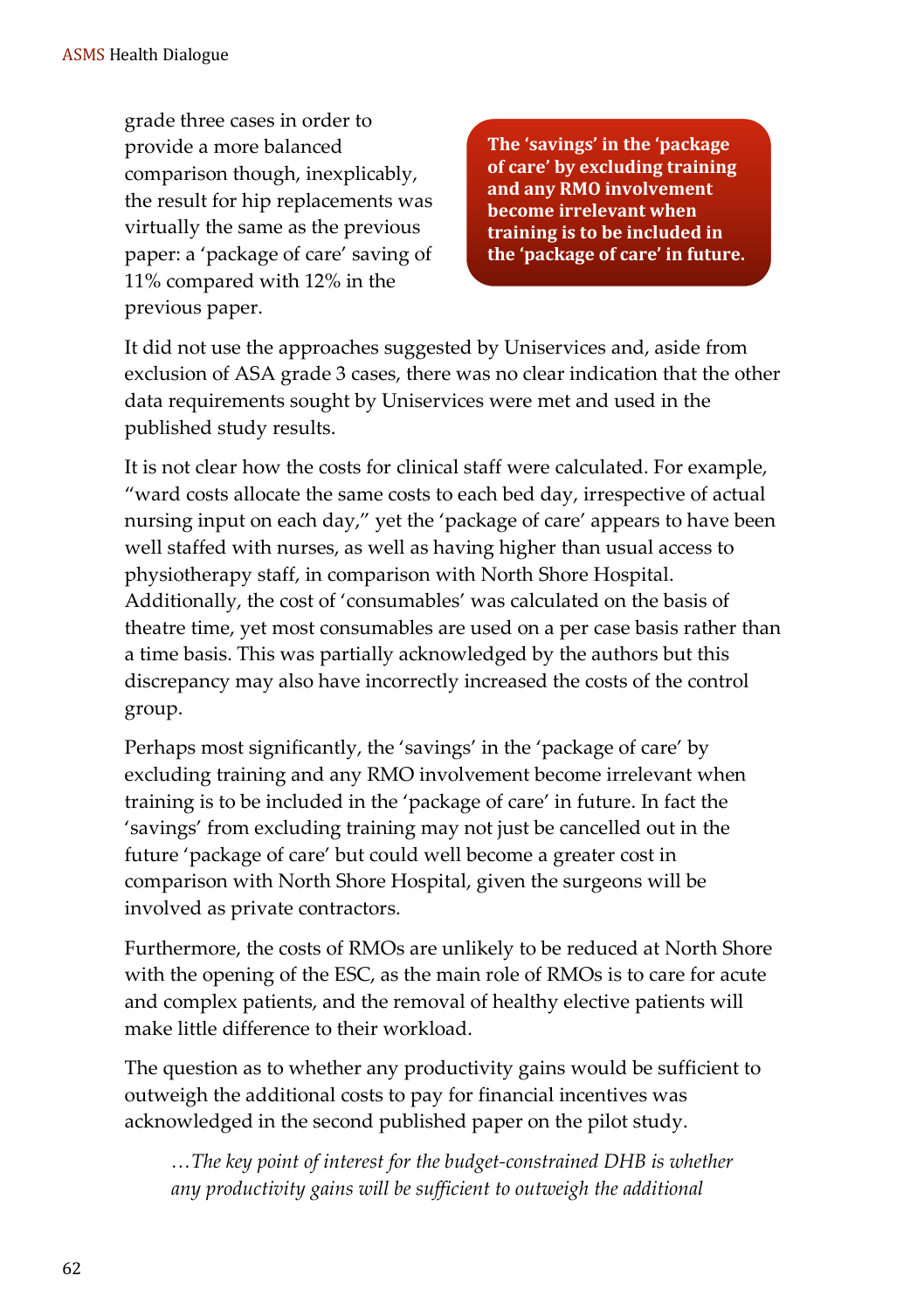grade three cases in order to provide a more balanced comparison though, inexplicably, the result for hip replacements was virtually the same as the previous paper: a 'package of care' saving of 11% compared with 12% in the previous paper.

**The 'savings' in the 'package of care' by excluding training and any RMO involvement become irrelevant when training is to be included in the 'package of care' in future.**

It did not use the approaches suggested by Uniservices and, aside from exclusion of ASA grade 3 cases, there was no clear indication that the other data requirements sought by Uniservices were met and used in the published study results.

It is not clear how the costs for clinical staff were calculated. For example, "ward costs allocate the same costs to each bed day, irrespective of actual nursing input on each day," yet the 'package of care' appears to have been well staffed with nurses, as well as having higher than usual access to physiotherapy staff, in comparison with North Shore Hospital. Additionally, the cost of 'consumables' was calculated on the basis of theatre time, yet most consumables are used on a per case basis rather than a time basis. This was partially acknowledged by the authors but this discrepancy may also have incorrectly increased the costs of the control group.

Perhaps most significantly, the 'savings' in the 'package of care' by excluding training and any RMO involvement become irrelevant when training is to be included in the 'package of care' in future. In fact the 'savings' from excluding training may not just be cancelled out in the future 'package of care' but could well become a greater cost in comparison with North Shore Hospital, given the surgeons will be involved as private contractors.

Furthermore, the costs of RMOs are unlikely to be reduced at North Shore with the opening of the ESC, as the main role of RMOs is to care for acute and complex patients, and the removal of healthy elective patients will make little difference to their workload.

The question as to whether any productivity gains would be sufficient to outweigh the additional costs to pay for financial incentives was acknowledged in the second published paper on the pilot study.

> *…The key point of interest for the budget-constrained DHB is whether any productivity gains will be sufficient to outweigh the additional*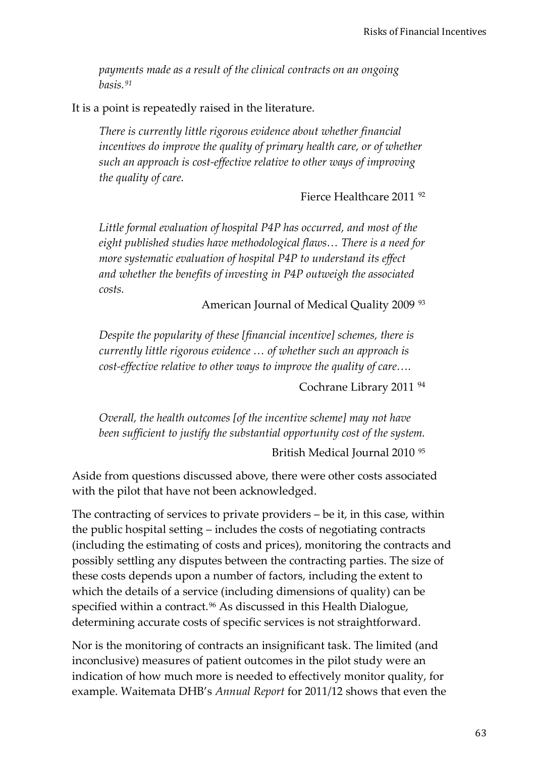*payments made as a result of the clinical contracts on an ongoing basis.*[91]

It is a point is repeatedly raised in the literature.

> *There is currently little rigorous evidence about whether financial incentives do improve the quality of primary health care, or of whether such an approach is cost-effective relative to other ways of improving the quality of care.*
>
> Fierce Healthcare 2011 [92]

> *Little formal evaluation of hospital P4P has occurred, and most of the eight published studies have methodological flaws… There is a need for more systematic evaluation of hospital P4P to understand its effect and whether the benefits of investing in P4P outweigh the associated costs.*
>
> American Journal of Medical Quality 2009 [93]

> *Despite the popularity of these [financial incentive] schemes, there is currently little rigorous evidence … of whether such an approach is cost-effective relative to other ways to improve the quality of care….*
>
> Cochrane Library 2011 [94]

> *Overall, the health outcomes [of the incentive scheme] may not have been sufficient to justify the substantial opportunity cost of the system.*
>
> British Medical Journal 2010 [95]

Aside from questions discussed above, there were other costs associated with the pilot that have not been acknowledged.

The contracting of services to private providers – be it, in this case, within the public hospital setting – includes the costs of negotiating contracts (including the estimating of costs and prices), monitoring the contracts and possibly settling any disputes between the contracting parties. The size of these costs depends upon a number of factors, including the extent to which the details of a service (including dimensions of quality) can be specified within a contract.[96] As discussed in this Health Dialogue, determining accurate costs of specific services is not straightforward.

Nor is the monitoring of contracts an insignificant task. The limited (and inconclusive) measures of patient outcomes in the pilot study were an indication of how much more is needed to effectively monitor quality, for example. Waitemata DHB's *Annual Report* for 2011/12 shows that even the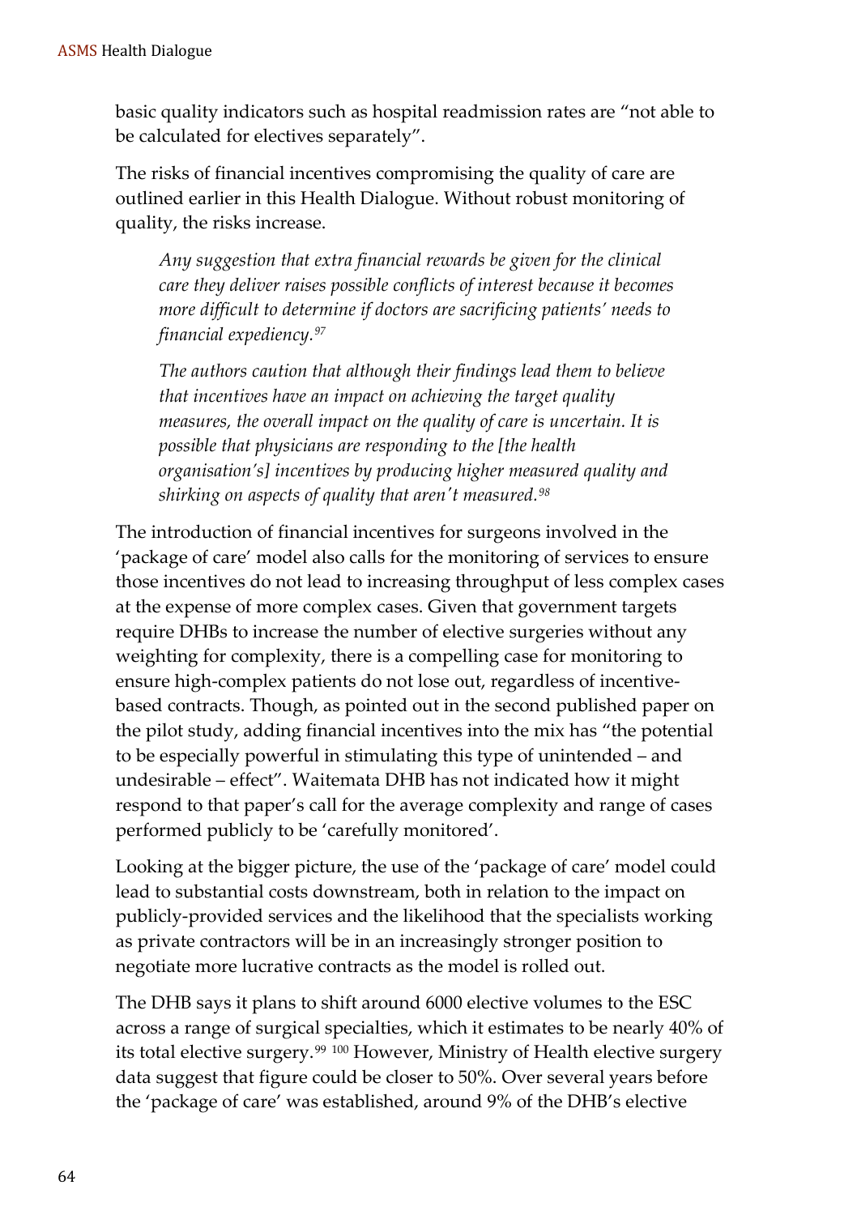basic quality indicators such as hospital readmission rates are "not able to be calculated for electives separately".

The risks of financial incentives compromising the quality of care are outlined earlier in this Health Dialogue. Without robust monitoring of quality, the risks increase.

> *Any suggestion that extra financial rewards be given for the clinical care they deliver raises possible conflicts of interest because it becomes more difficult to determine if doctors are sacrificing patients' needs to financial expediency.*[97]
>
> *The authors caution that although their findings lead them to believe that incentives have an impact on achieving the target quality measures, the overall impact on the quality of care is uncertain. It is possible that physicians are responding to the [the health organisation's] incentives by producing higher measured quality and shirking on aspects of quality that aren't measured.*[98]

The introduction of financial incentives for surgeons involved in the 'package of care' model also calls for the monitoring of services to ensure those incentives do not lead to increasing throughput of less complex cases at the expense of more complex cases. Given that government targets require DHBs to increase the number of elective surgeries without any weighting for complexity, there is a compelling case for monitoring to ensure high-complex patients do not lose out, regardless of incentive-based contracts. Though, as pointed out in the second published paper on the pilot study, adding financial incentives into the mix has "the potential to be especially powerful in stimulating this type of unintended – and undesirable – effect". Waitemata DHB has not indicated how it might respond to that paper's call for the average complexity and range of cases performed publicly to be 'carefully monitored'.

Looking at the bigger picture, the use of the 'package of care' model could lead to substantial costs downstream, both in relation to the impact on publicly-provided services and the likelihood that the specialists working as private contractors will be in an increasingly stronger position to negotiate more lucrative contracts as the model is rolled out.

The DHB says it plans to shift around 6000 elective volumes to the ESC across a range of surgical specialties, which it estimates to be nearly 40% of its total elective surgery.[99] [100] However, Ministry of Health elective surgery data suggest that figure could be closer to 50%. Over several years before the 'package of care' was established, around 9% of the DHB's elective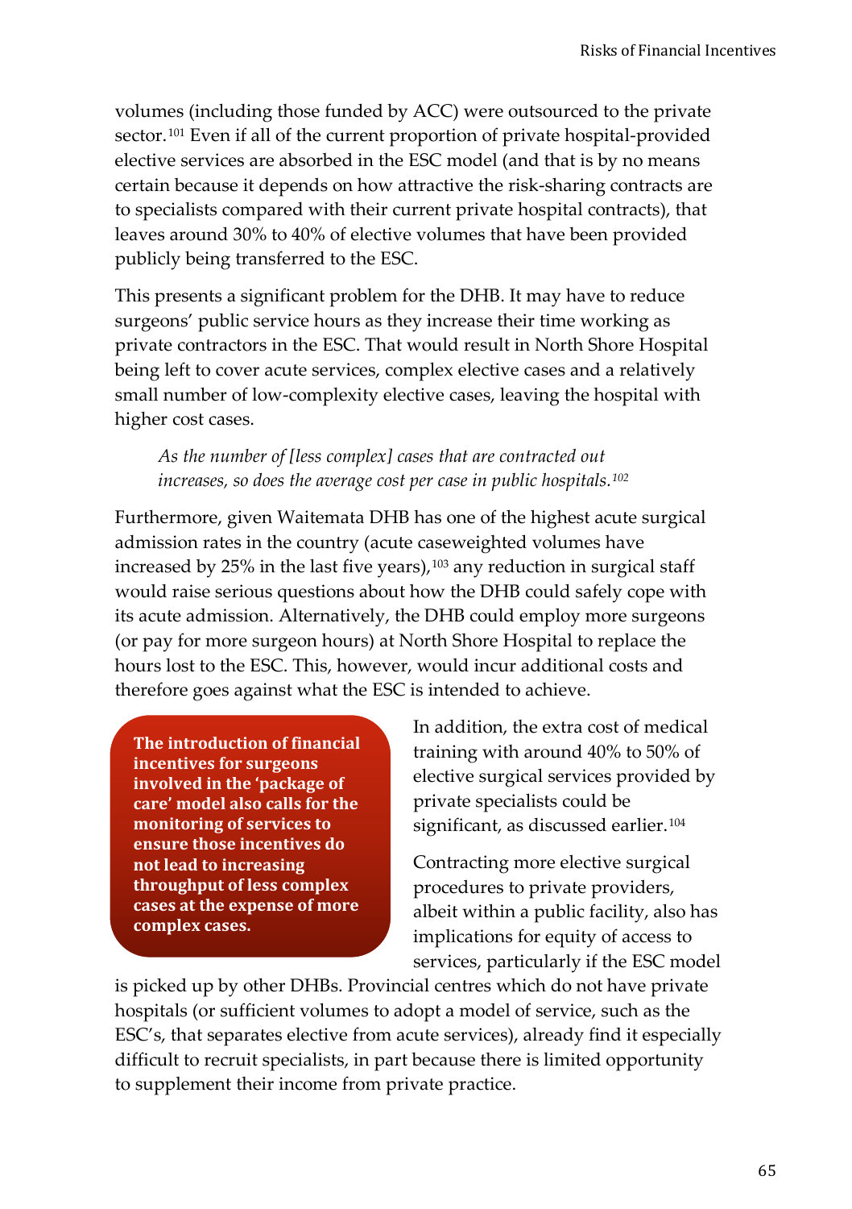volumes (including those funded by ACC) were outsourced to the private sector.[101] Even if all of the current proportion of private hospital-provided elective services are absorbed in the ESC model (and that is by no means certain because it depends on how attractive the risk-sharing contracts are to specialists compared with their current private hospital contracts), that leaves around 30% to 40% of elective volumes that have been provided publicly being transferred to the ESC.

This presents a significant problem for the DHB. It may have to reduce surgeons' public service hours as they increase their time working as private contractors in the ESC. That would result in North Shore Hospital being left to cover acute services, complex elective cases and a relatively small number of low-complexity elective cases, leaving the hospital with higher cost cases.

> *As the number of [less complex] cases that are contracted out increases, so does the average cost per case in public hospitals.*[102]

Furthermore, given Waitemata DHB has one of the highest acute surgical admission rates in the country (acute caseweighted volumes have increased by 25% in the last five years),[103] any reduction in surgical staff would raise serious questions about how the DHB could safely cope with its acute admission. Alternatively, the DHB could employ more surgeons (or pay for more surgeon hours) at North Shore Hospital to replace the hours lost to the ESC. This, however, would incur additional costs and therefore goes against what the ESC is intended to achieve.

**The introduction of financial incentives for surgeons involved in the 'package of care' model also calls for the monitoring of services to ensure those incentives do not lead to increasing throughput of less complex cases at the expense of more complex cases.**

In addition, the extra cost of medical training with around 40% to 50% of elective surgical services provided by private specialists could be significant, as discussed earlier.[104]

Contracting more elective surgical procedures to private providers, albeit within a public facility, also has implications for equity of access to services, particularly if the ESC model is picked up by other DHBs. Provincial centres which do not have private hospitals (or sufficient volumes to adopt a model of service, such as the ESC's, that separates elective from acute services), already find it especially difficult to recruit specialists, in part because there is limited opportunity to supplement their income from private practice.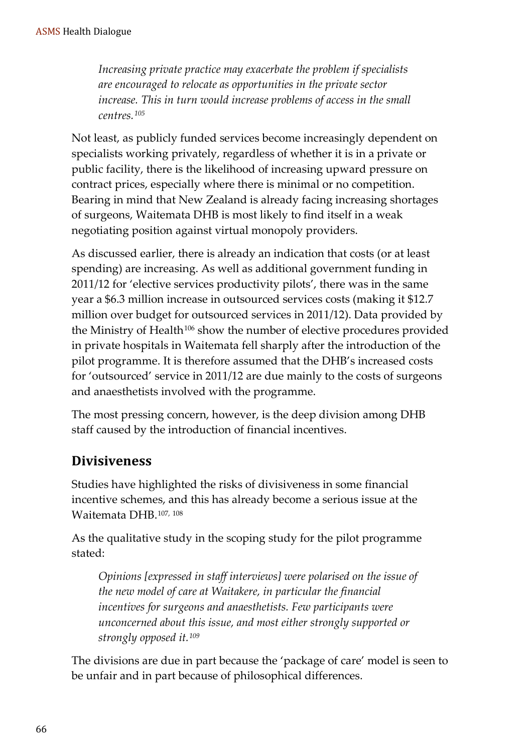> *Increasing private practice may exacerbate the problem if specialists are encouraged to relocate as opportunities in the private sector increase. This in turn would increase problems of access in the small centres.*[105]

Not least, as publicly funded services become increasingly dependent on specialists working privately, regardless of whether it is in a private or public facility, there is the likelihood of increasing upward pressure on contract prices, especially where there is minimal or no competition. Bearing in mind that New Zealand is already facing increasing shortages of surgeons, Waitemata DHB is most likely to find itself in a weak negotiating position against virtual monopoly providers.

As discussed earlier, there is already an indication that costs (or at least spending) are increasing. As well as additional government funding in 2011/12 for 'elective services productivity pilots', there was in the same year a $6.3 million increase in outsourced services costs (making it $12.7 million over budget for outsourced services in 2011/12). Data provided by the Ministry of Health[106] show the number of elective procedures provided in private hospitals in Waitemata fell sharply after the introduction of the pilot programme. It is therefore assumed that the DHB's increased costs for 'outsourced' service in 2011/12 are due mainly to the costs of surgeons and anaesthetists involved with the programme.

The most pressing concern, however, is the deep division among DHB staff caused by the introduction of financial incentives.

## Divisiveness

Studies have highlighted the risks of divisiveness in some financial incentive schemes, and this has already become a serious issue at the Waitemata DHB.[107, 108]

As the qualitative study in the scoping study for the pilot programme stated:

> *Opinions [expressed in staff interviews] were polarised on the issue of the new model of care at Waitakere, in particular the financial incentives for surgeons and anaesthetists. Few participants were unconcerned about this issue, and most either strongly supported or strongly opposed it.*[109]

The divisions are due in part because the 'package of care' model is seen to be unfair and in part because of philosophical differences.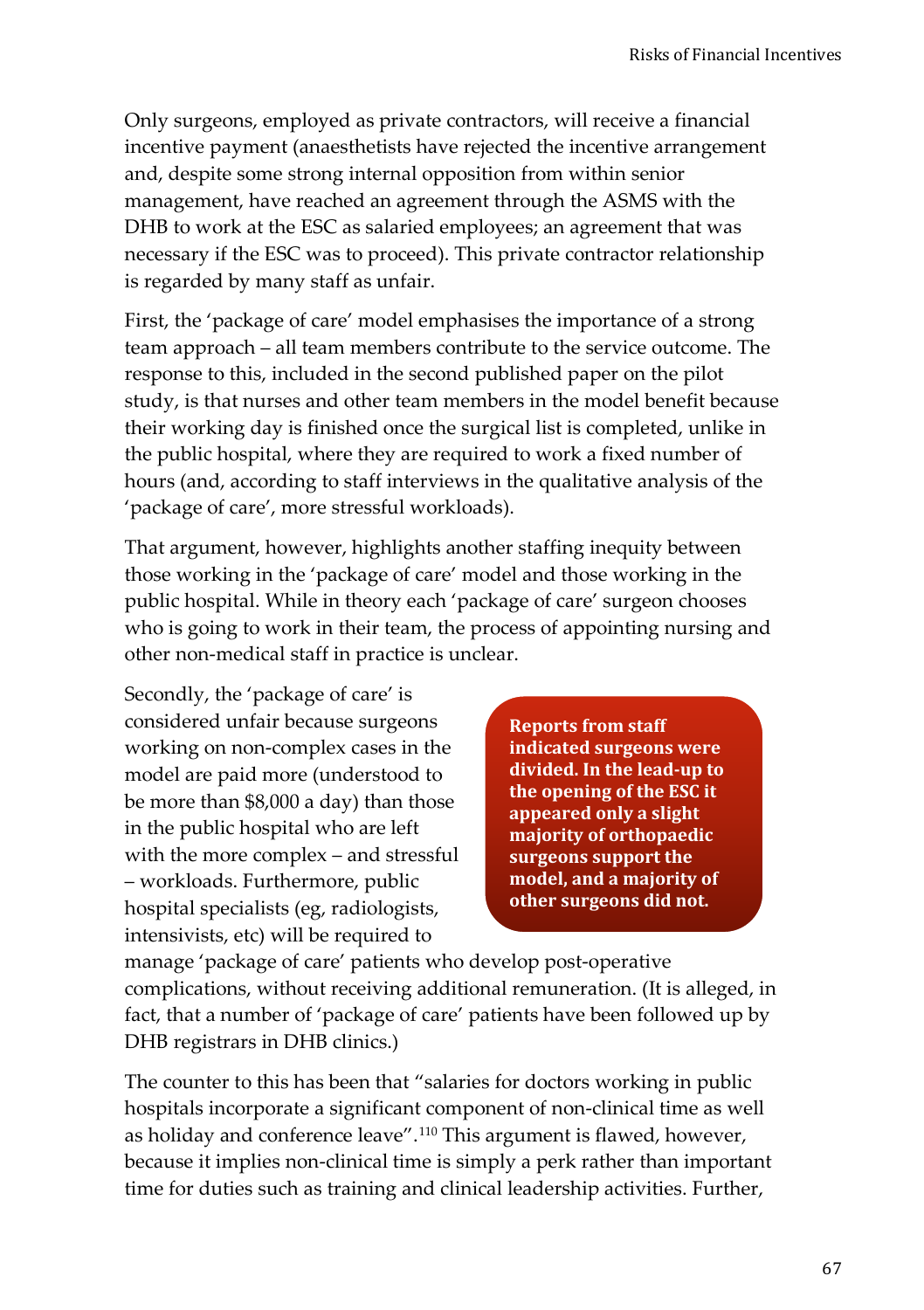Only surgeons, employed as private contractors, will receive a financial incentive payment (anaesthetists have rejected the incentive arrangement and, despite some strong internal opposition from within senior management, have reached an agreement through the ASMS with the DHB to work at the ESC as salaried employees; an agreement that was necessary if the ESC was to proceed). This private contractor relationship is regarded by many staff as unfair.

First, the 'package of care' model emphasises the importance of a strong team approach – all team members contribute to the service outcome. The response to this, included in the second published paper on the pilot study, is that nurses and other team members in the model benefit because their working day is finished once the surgical list is completed, unlike in the public hospital, where they are required to work a fixed number of hours (and, according to staff interviews in the qualitative analysis of the 'package of care', more stressful workloads).

That argument, however, highlights another staffing inequity between those working in the 'package of care' model and those working in the public hospital. While in theory each 'package of care' surgeon chooses who is going to work in their team, the process of appointing nursing and other non-medical staff in practice is unclear.

Secondly, the 'package of care' is considered unfair because surgeons working on non-complex cases in the model are paid more (understood to be more than $8,000 a day) than those in the public hospital who are left with the more complex – and stressful – workloads. Furthermore, public hospital specialists (eg, radiologists, intensivists, etc) will be required to manage 'package of care' patients who develop post-operative complications, without receiving additional remuneration. (It is alleged, in fact, that a number of 'package of care' patients have been followed up by DHB registrars in DHB clinics.)

**Reports from staff indicated surgeons were divided. In the lead-up to the opening of the ESC it appeared only a slight majority of orthopaedic surgeons support the model, and a majority of other surgeons did not.**

The counter to this has been that "salaries for doctors working in public hospitals incorporate a significant component of non-clinical time as well as holiday and conference leave".[110] This argument is flawed, however, because it implies non-clinical time is simply a perk rather than important time for duties such as training and clinical leadership activities. Further,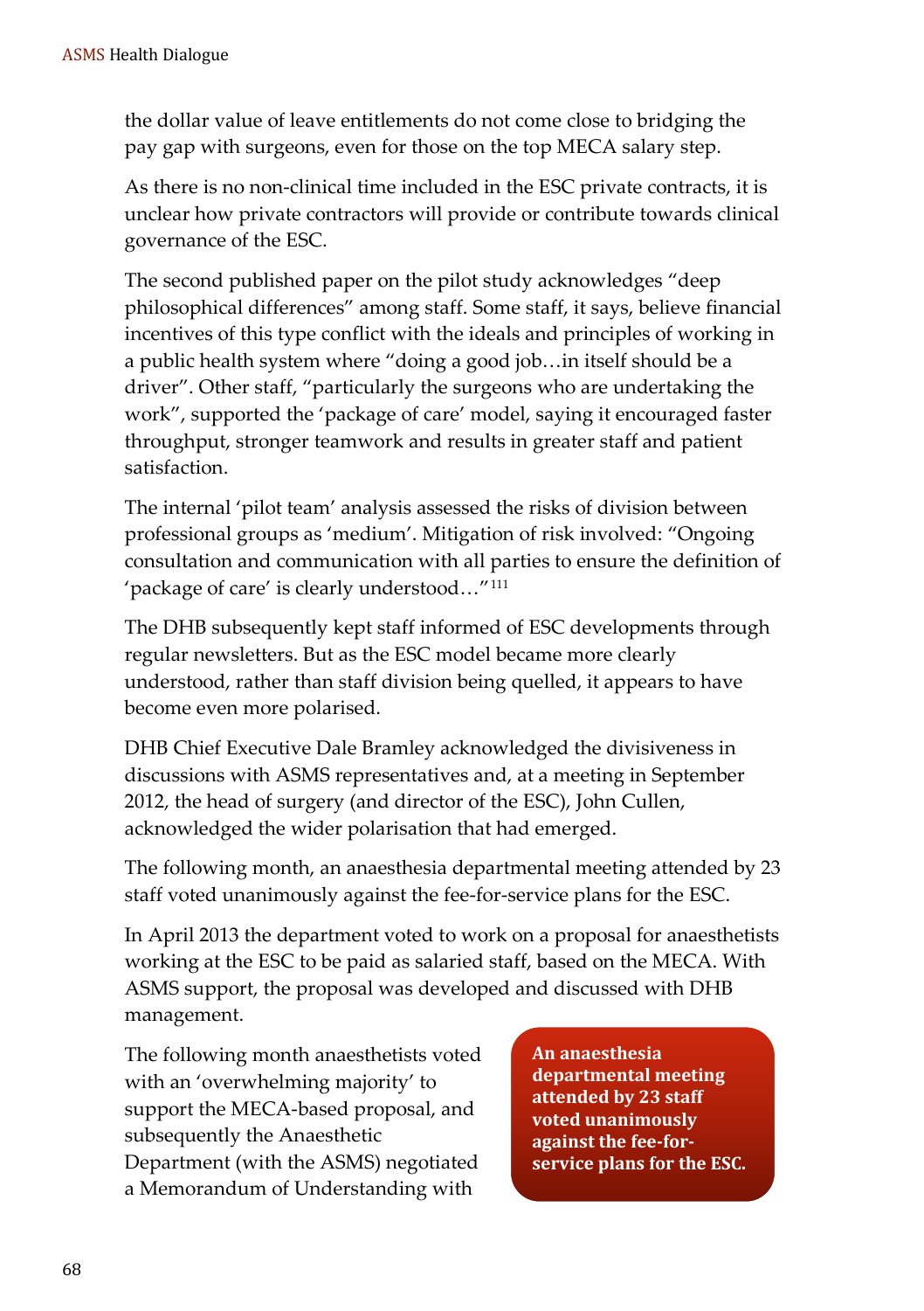the dollar value of leave entitlements do not come close to bridging the pay gap with surgeons, even for those on the top MECA salary step.

As there is no non-clinical time included in the ESC private contracts, it is unclear how private contractors will provide or contribute towards clinical governance of the ESC.

The second published paper on the pilot study acknowledges "deep philosophical differences" among staff. Some staff, it says, believe financial incentives of this type conflict with the ideals and principles of working in a public health system where "doing a good job…in itself should be a driver". Other staff, "particularly the surgeons who are undertaking the work", supported the 'package of care' model, saying it encouraged faster throughput, stronger teamwork and results in greater staff and patient satisfaction.

The internal 'pilot team' analysis assessed the risks of division between professional groups as 'medium'. Mitigation of risk involved: "Ongoing consultation and communication with all parties to ensure the definition of 'package of care' is clearly understood…"[111]

The DHB subsequently kept staff informed of ESC developments through regular newsletters. But as the ESC model became more clearly understood, rather than staff division being quelled, it appears to have become even more polarised.

DHB Chief Executive Dale Bramley acknowledged the divisiveness in discussions with ASMS representatives and, at a meeting in September 2012, the head of surgery (and director of the ESC), John Cullen, acknowledged the wider polarisation that had emerged.

The following month, an anaesthesia departmental meeting attended by 23 staff voted unanimously against the fee-for-service plans for the ESC.

In April 2013 the department voted to work on a proposal for anaesthetists working at the ESC to be paid as salaried staff, based on the MECA. With ASMS support, the proposal was developed and discussed with DHB management.

The following month anaesthetists voted with an 'overwhelming majority' to support the MECA-based proposal, and subsequently the Anaesthetic Department (with the ASMS) negotiated a Memorandum of Understanding with

**An anaesthesia departmental meeting attended by 23 staff voted unanimously against the fee-for-service plans for the ESC.**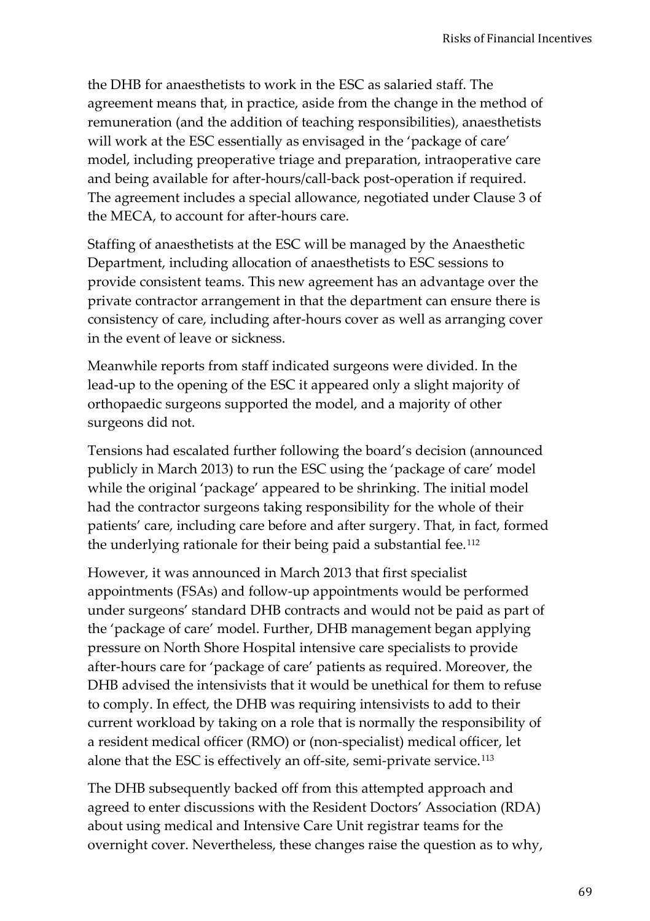the DHB for anaesthetists to work in the ESC as salaried staff. The agreement means that, in practice, aside from the change in the method of remuneration (and the addition of teaching responsibilities), anaesthetists will work at the ESC essentially as envisaged in the 'package of care' model, including preoperative triage and preparation, intraoperative care and being available for after-hours/call-back post-operation if required. The agreement includes a special allowance, negotiated under Clause 3 of the MECA, to account for after-hours care.

Staffing of anaesthetists at the ESC will be managed by the Anaesthetic Department, including allocation of anaesthetists to ESC sessions to provide consistent teams. This new agreement has an advantage over the private contractor arrangement in that the department can ensure there is consistency of care, including after-hours cover as well as arranging cover in the event of leave or sickness.

Meanwhile reports from staff indicated surgeons were divided. In the lead-up to the opening of the ESC it appeared only a slight majority of orthopaedic surgeons supported the model, and a majority of other surgeons did not.

Tensions had escalated further following the board's decision (announced publicly in March 2013) to run the ESC using the 'package of care' model while the original 'package' appeared to be shrinking. The initial model had the contractor surgeons taking responsibility for the whole of their patients' care, including care before and after surgery. That, in fact, formed the underlying rationale for their being paid a substantial fee.[112]

However, it was announced in March 2013 that first specialist appointments (FSAs) and follow-up appointments would be performed under surgeons' standard DHB contracts and would not be paid as part of the 'package of care' model. Further, DHB management began applying pressure on North Shore Hospital intensive care specialists to provide after-hours care for 'package of care' patients as required. Moreover, the DHB advised the intensivists that it would be unethical for them to refuse to comply. In effect, the DHB was requiring intensivists to add to their current workload by taking on a role that is normally the responsibility of a resident medical officer (RMO) or (non-specialist) medical officer, let alone that the ESC is effectively an off-site, semi-private service.[113]

The DHB subsequently backed off from this attempted approach and agreed to enter discussions with the Resident Doctors' Association (RDA) about using medical and Intensive Care Unit registrar teams for the overnight cover. Nevertheless, these changes raise the question as to why,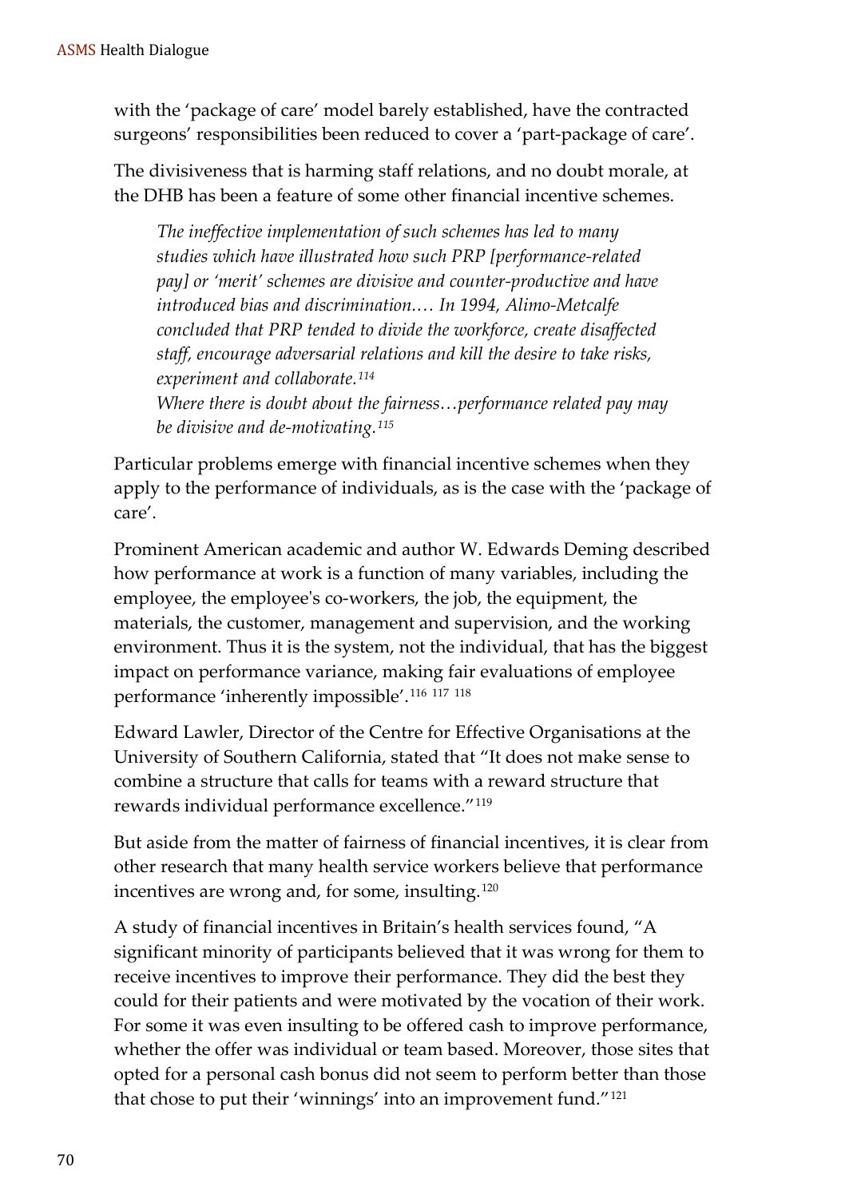with the 'package of care' model barely established, have the contracted surgeons' responsibilities been reduced to cover a 'part-package of care'.

The divisiveness that is harming staff relations, and no doubt morale, at the DHB has been a feature of some other financial incentive schemes.

> *The ineffective implementation of such schemes has led to many studies which have illustrated how such PRP [performance-related pay] or 'merit' schemes are divisive and counter-productive and have introduced bias and discrimination.… In 1994, Alimo-Metcalfe concluded that PRP tended to divide the workforce, create disaffected staff, encourage adversarial relations and kill the desire to take risks, experiment and collaborate.*[114]
>
> *Where there is doubt about the fairness…performance related pay may be divisive and de-motivating.*[115]

Particular problems emerge with financial incentive schemes when they apply to the performance of individuals, as is the case with the 'package of care'.

Prominent American academic and author W. Edwards Deming described how performance at work is a function of many variables, including the employee, the employee's co-workers, the job, the equipment, the materials, the customer, management and supervision, and the working environment. Thus it is the system, not the individual, that has the biggest impact on performance variance, making fair evaluations of employee performance 'inherently impossible'.[116] [117] [118]

Edward Lawler, Director of the Centre for Effective Organisations at the University of Southern California, stated that "It does not make sense to combine a structure that calls for teams with a reward structure that rewards individual performance excellence."[119]

But aside from the matter of fairness of financial incentives, it is clear from other research that many health service workers believe that performance incentives are wrong and, for some, insulting.[120]

A study of financial incentives in Britain's health services found, "A significant minority of participants believed that it was wrong for them to receive incentives to improve their performance. They did the best they could for their patients and were motivated by the vocation of their work. For some it was even insulting to be offered cash to improve performance, whether the offer was individual or team based. Moreover, those sites that opted for a personal cash bonus did not seem to perform better than those that chose to put their 'winnings' into an improvement fund."[121]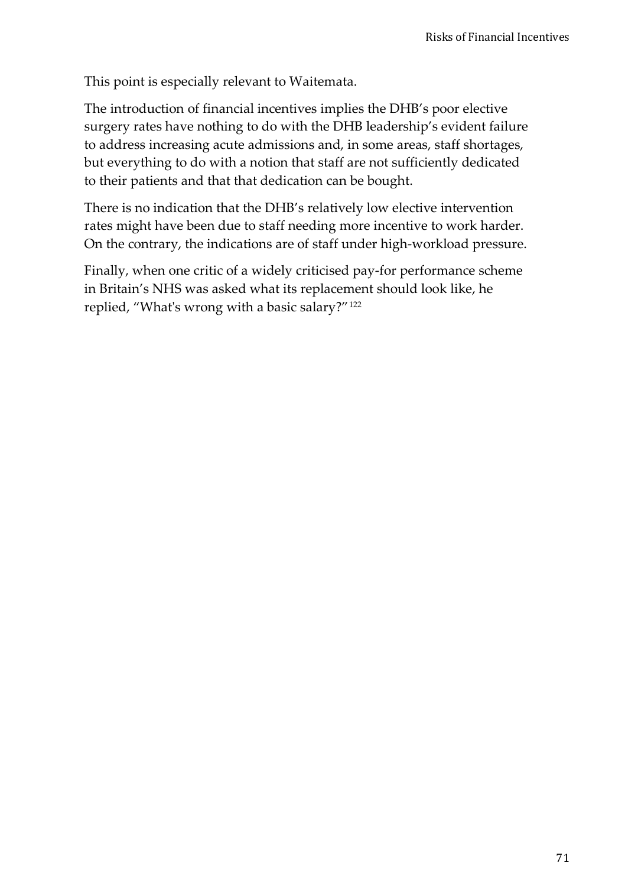This point is especially relevant to Waitemata.

The introduction of financial incentives implies the DHB's poor elective surgery rates have nothing to do with the DHB leadership's evident failure to address increasing acute admissions and, in some areas, staff shortages, but everything to do with a notion that staff are not sufficiently dedicated to their patients and that that dedication can be bought.

There is no indication that the DHB's relatively low elective intervention rates might have been due to staff needing more incentive to work harder. On the contrary, the indications are of staff under high-workload pressure.

Finally, when one critic of a widely criticised pay-for performance scheme in Britain's NHS was asked what its replacement should look like, he replied, "What's wrong with a basic salary?"[122]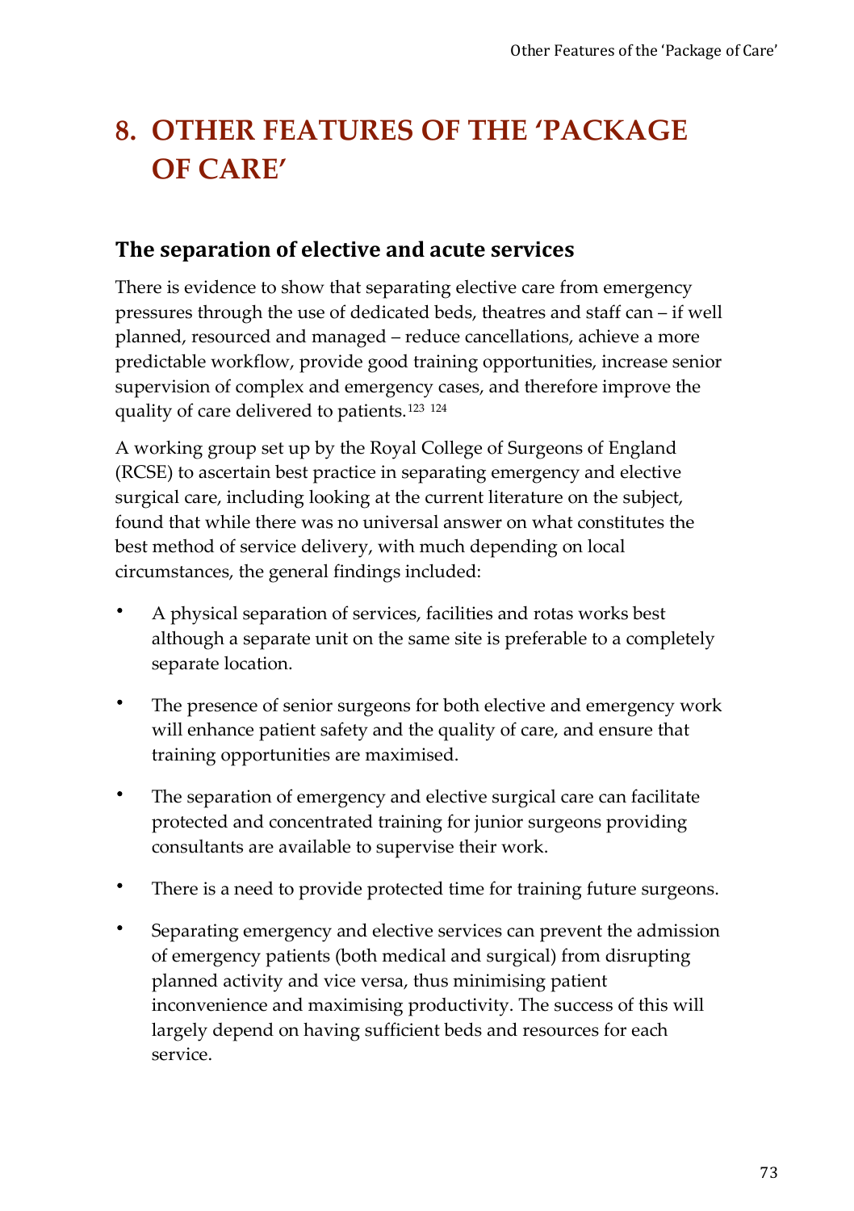# 8. OTHER FEATURES OF THE 'PACKAGE OF CARE'

## The separation of elective and acute services

There is evidence to show that separating elective care from emergency pressures through the use of dedicated beds, theatres and staff can – if well planned, resourced and managed – reduce cancellations, achieve a more predictable workflow, provide good training opportunities, increase senior supervision of complex and emergency cases, and therefore improve the quality of care delivered to patients.[123] [124]

A working group set up by the Royal College of Surgeons of England (RCSE) to ascertain best practice in separating emergency and elective surgical care, including looking at the current literature on the subject, found that while there was no universal answer on what constitutes the best method of service delivery, with much depending on local circumstances, the general findings included:

- A physical separation of services, facilities and rotas works best although a separate unit on the same site is preferable to a completely separate location.
- The presence of senior surgeons for both elective and emergency work will enhance patient safety and the quality of care, and ensure that training opportunities are maximised.
- The separation of emergency and elective surgical care can facilitate protected and concentrated training for junior surgeons providing consultants are available to supervise their work.
- There is a need to provide protected time for training future surgeons.
- Separating emergency and elective services can prevent the admission of emergency patients (both medical and surgical) from disrupting planned activity and vice versa, thus minimising patient inconvenience and maximising productivity. The success of this will largely depend on having sufficient beds and resources for each service.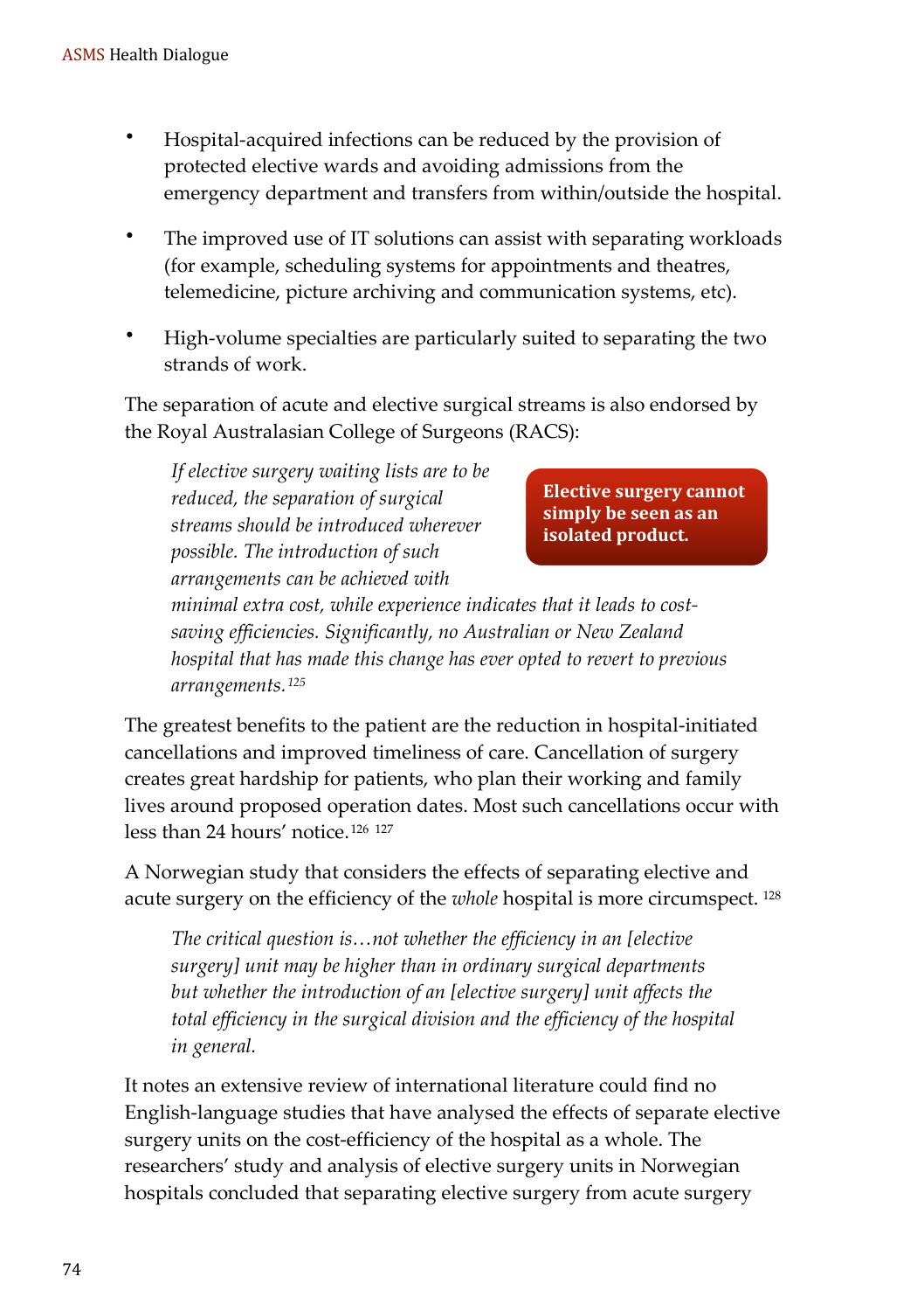- Hospital-acquired infections can be reduced by the provision of protected elective wards and avoiding admissions from the emergency department and transfers from within/outside the hospital.
- The improved use of IT solutions can assist with separating workloads (for example, scheduling systems for appointments and theatres, telemedicine, picture archiving and communication systems, etc).
- High-volume specialties are particularly suited to separating the two strands of work.

The separation of acute and elective surgical streams is also endorsed by the Royal Australasian College of Surgeons (RACS):

> *If elective surgery waiting lists are to be reduced, the separation of surgical streams should be introduced wherever possible. The introduction of such arrangements can be achieved with minimal extra cost, while experience indicates that it leads to cost-saving efficiencies. Significantly, no Australian or New Zealand hospital that has made this change has ever opted to revert to previous arrangements.*[125]

**Elective surgery cannot simply be seen as an isolated product.**

The greatest benefits to the patient are the reduction in hospital-initiated cancellations and improved timeliness of care. Cancellation of surgery creates great hardship for patients, who plan their working and family lives around proposed operation dates. Most such cancellations occur with less than 24 hours' notice.[126] [127]

A Norwegian study that considers the effects of separating elective and acute surgery on the efficiency of the *whole* hospital is more circumspect. [128]

> *The critical question is…not whether the efficiency in an [elective surgery] unit may be higher than in ordinary surgical departments but whether the introduction of an [elective surgery] unit affects the total efficiency in the surgical division and the efficiency of the hospital in general.*

It notes an extensive review of international literature could find no English-language studies that have analysed the effects of separate elective surgery units on the cost-efficiency of the hospital as a whole. The researchers' study and analysis of elective surgery units in Norwegian hospitals concluded that separating elective surgery from acute surgery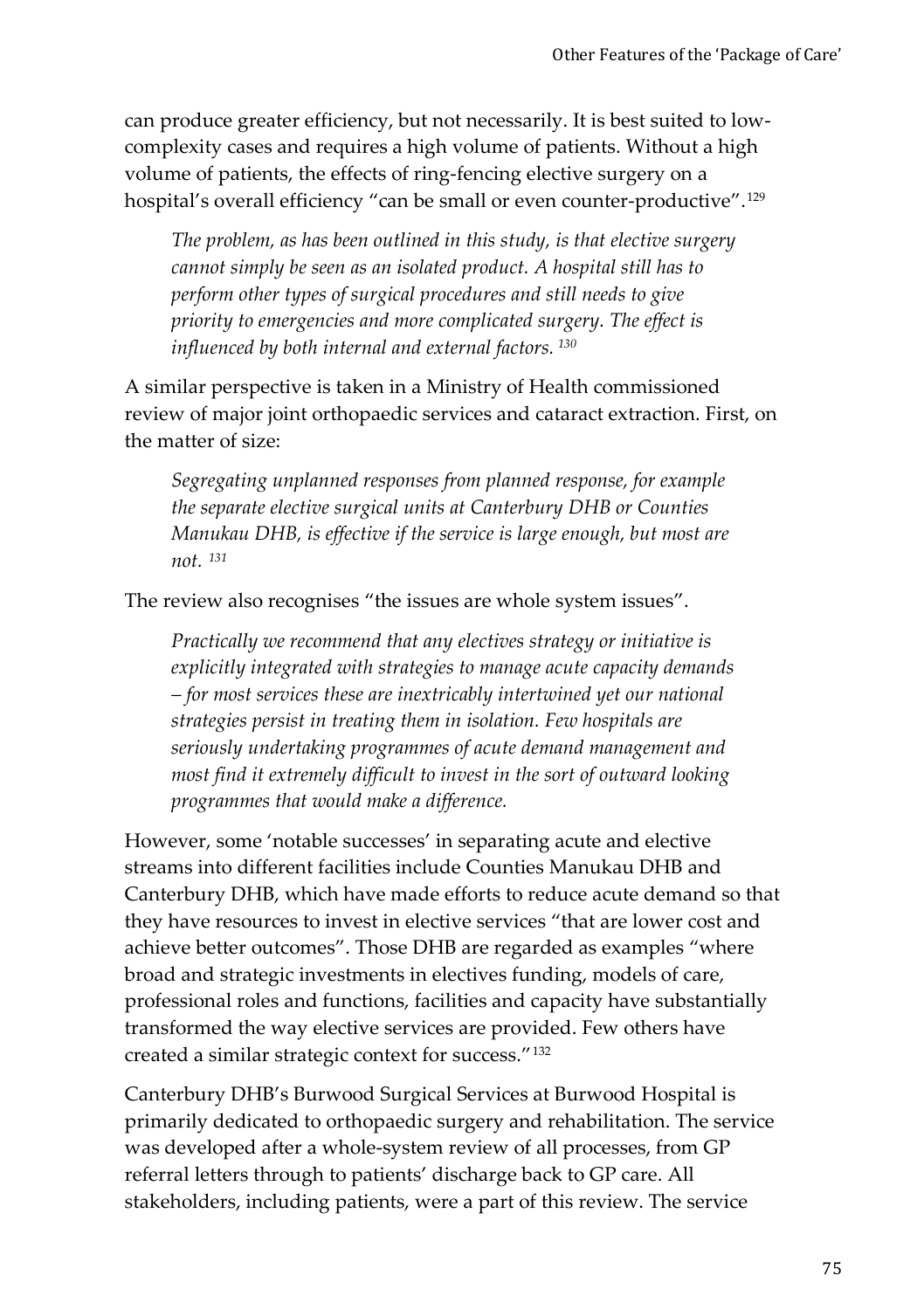can produce greater efficiency, but not necessarily. It is best suited to low-complexity cases and requires a high volume of patients. Without a high volume of patients, the effects of ring-fencing elective surgery on a hospital's overall efficiency "can be small or even counter-productive".[129]

> *The problem, as has been outlined in this study, is that elective surgery cannot simply be seen as an isolated product. A hospital still has to perform other types of surgical procedures and still needs to give priority to emergencies and more complicated surgery. The effect is influenced by both internal and external factors.* [130]

A similar perspective is taken in a Ministry of Health commissioned review of major joint orthopaedic services and cataract extraction. First, on the matter of size:

> *Segregating unplanned responses from planned response, for example the separate elective surgical units at Canterbury DHB or Counties Manukau DHB, is effective if the service is large enough, but most are not.* [131]

The review also recognises "the issues are whole system issues".

> *Practically we recommend that any electives strategy or initiative is explicitly integrated with strategies to manage acute capacity demands – for most services these are inextricably intertwined yet our national strategies persist in treating them in isolation. Few hospitals are seriously undertaking programmes of acute demand management and most find it extremely difficult to invest in the sort of outward looking programmes that would make a difference.*

However, some 'notable successes' in separating acute and elective streams into different facilities include Counties Manukau DHB and Canterbury DHB, which have made efforts to reduce acute demand so that they have resources to invest in elective services "that are lower cost and achieve better outcomes". Those DHB are regarded as examples "where broad and strategic investments in electives funding, models of care, professional roles and functions, facilities and capacity have substantially transformed the way elective services are provided. Few others have created a similar strategic context for success."[132]

Canterbury DHB's Burwood Surgical Services at Burwood Hospital is primarily dedicated to orthopaedic surgery and rehabilitation. The service was developed after a whole-system review of all processes, from GP referral letters through to patients' discharge back to GP care. All stakeholders, including patients, were a part of this review. The service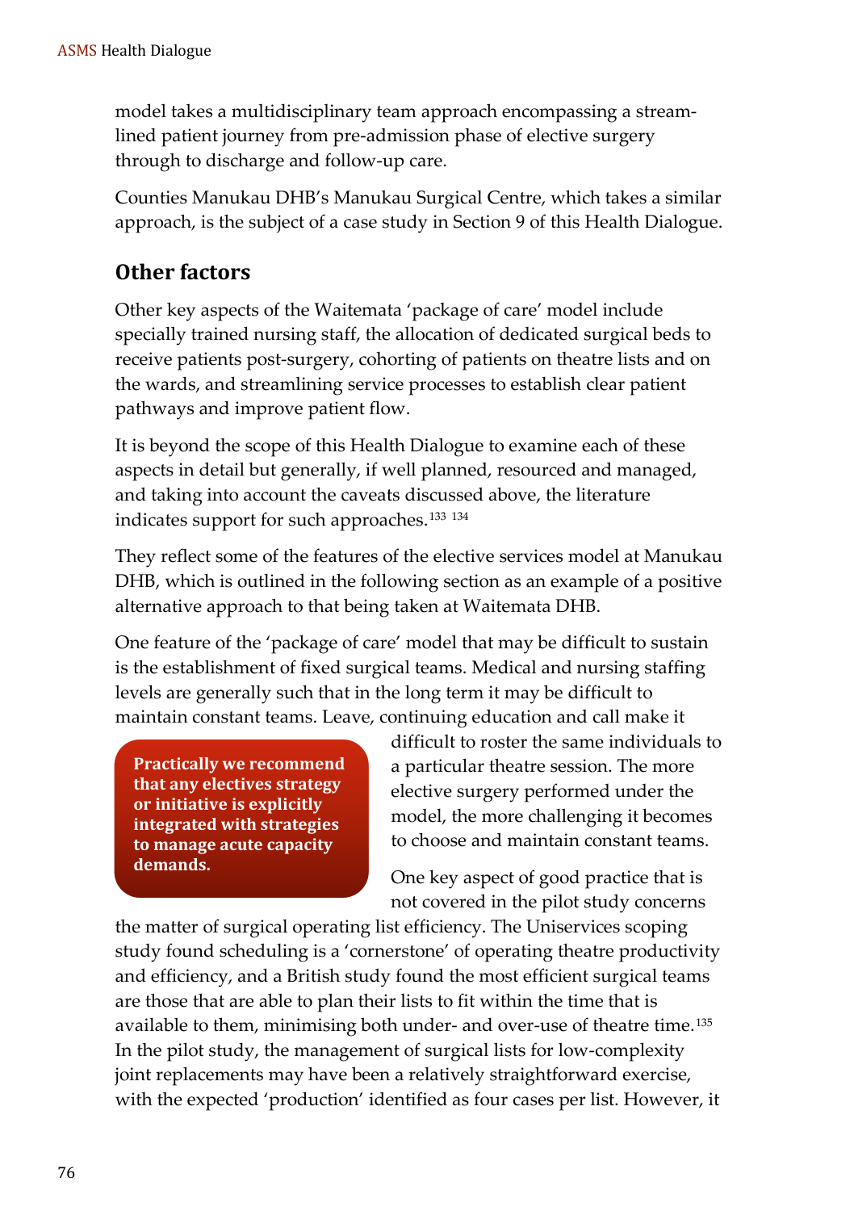model takes a multidisciplinary team approach encompassing a streamlined patient journey from pre-admission phase of elective surgery through to discharge and follow-up care.

Counties Manukau DHB's Manukau Surgical Centre, which takes a similar approach, is the subject of a case study in Section 9 of this Health Dialogue.

## Other factors

Other key aspects of the Waitemata 'package of care' model include specially trained nursing staff, the allocation of dedicated surgical beds to receive patients post-surgery, cohorting of patients on theatre lists and on the wards, and streamlining service processes to establish clear patient pathways and improve patient flow.

It is beyond the scope of this Health Dialogue to examine each of these aspects in detail but generally, if well planned, resourced and managed, and taking into account the caveats discussed above, the literature indicates support for such approaches.[133] [134]

They reflect some of the features of the elective services model at Manukau DHB, which is outlined in the following section as an example of a positive alternative approach to that being taken at Waitemata DHB.

One feature of the 'package of care' model that may be difficult to sustain is the establishment of fixed surgical teams. Medical and nursing staffing levels are generally such that in the long term it may be difficult to maintain constant teams. Leave, continuing education and call make it difficult to roster the same individuals to a particular theatre session. The more elective surgery performed under the model, the more challenging it becomes to choose and maintain constant teams.

**Practically we recommend that any electives strategy or initiative is explicitly integrated with strategies to manage acute capacity demands.**

One key aspect of good practice that is not covered in the pilot study concerns the matter of surgical operating list efficiency. The Uniservices scoping study found scheduling is a 'cornerstone' of operating theatre productivity and efficiency, and a British study found the most efficient surgical teams are those that are able to plan their lists to fit within the time that is available to them, minimising both under- and over-use of theatre time.[135] In the pilot study, the management of surgical lists for low-complexity joint replacements may have been a relatively straightforward exercise, with the expected 'production' identified as four cases per list. However, it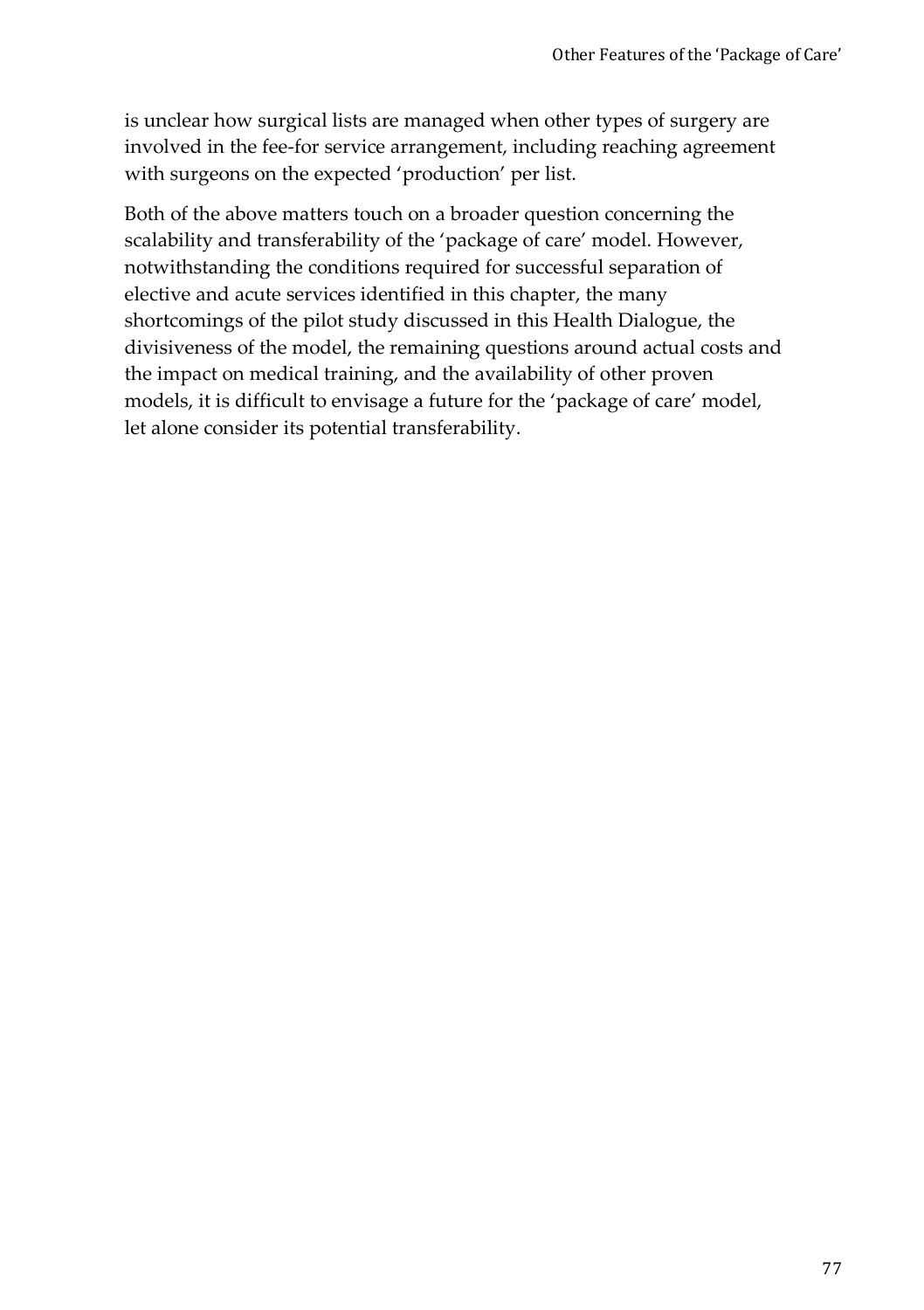is unclear how surgical lists are managed when other types of surgery are involved in the fee-for service arrangement, including reaching agreement with surgeons on the expected 'production' per list.

Both of the above matters touch on a broader question concerning the scalability and transferability of the 'package of care' model. However, notwithstanding the conditions required for successful separation of elective and acute services identified in this chapter, the many shortcomings of the pilot study discussed in this Health Dialogue, the divisiveness of the model, the remaining questions around actual costs and the impact on medical training, and the availability of other proven models, it is difficult to envisage a future for the 'package of care' model, let alone consider its potential transferability.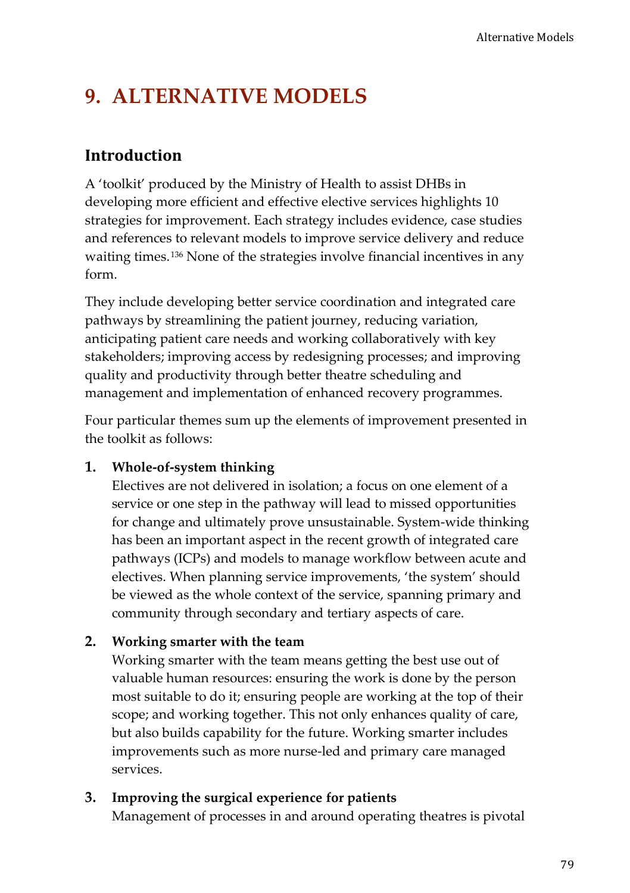# 9. ALTERNATIVE MODELS

## Introduction

A 'toolkit' produced by the Ministry of Health to assist DHBs in developing more efficient and effective elective services highlights 10 strategies for improvement. Each strategy includes evidence, case studies and references to relevant models to improve service delivery and reduce waiting times.[136] None of the strategies involve financial incentives in any form.

They include developing better service coordination and integrated care pathways by streamlining the patient journey, reducing variation, anticipating patient care needs and working collaboratively with key stakeholders; improving access by redesigning processes; and improving quality and productivity through better theatre scheduling and management and implementation of enhanced recovery programmes.

Four particular themes sum up the elements of improvement presented in the toolkit as follows:

1. **Whole-of-system thinking**
   Electives are not delivered in isolation; a focus on one element of a service or one step in the pathway will lead to missed opportunities for change and ultimately prove unsustainable. System-wide thinking has been an important aspect in the recent growth of integrated care pathways (ICPs) and models to manage workflow between acute and electives. When planning service improvements, 'the system' should be viewed as the whole context of the service, spanning primary and community through secondary and tertiary aspects of care.

2. **Working smarter with the team**
   Working smarter with the team means getting the best use out of valuable human resources: ensuring the work is done by the person most suitable to do it; ensuring people are working at the top of their scope; and working together. This not only enhances quality of care, but also builds capability for the future. Working smarter includes improvements such as more nurse-led and primary care managed services.

3. **Improving the surgical experience for patients**
   Management of processes in and around operating theatres is pivotal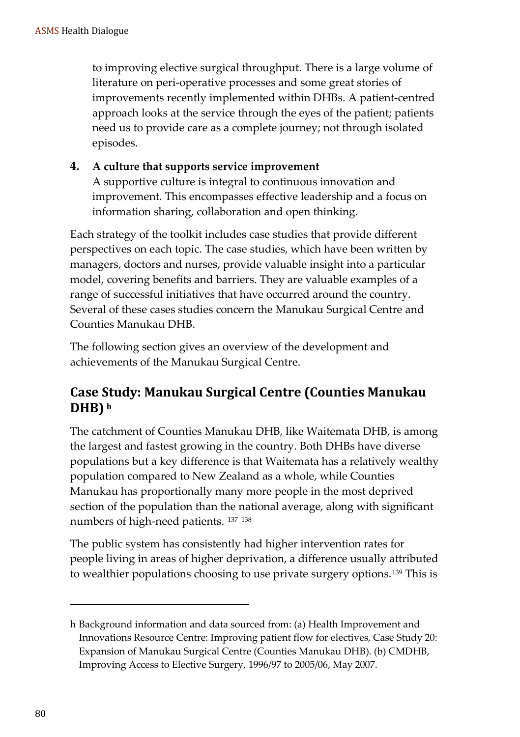to improving elective surgical throughput. There is a large volume of literature on peri-operative processes and some great stories of improvements recently implemented within DHBs. A patient-centred approach looks at the service through the eyes of the patient; patients need us to provide care as a complete journey; not through isolated episodes.

4. **A culture that supports service improvement**
   A supportive culture is integral to continuous innovation and improvement. This encompasses effective leadership and a focus on information sharing, collaboration and open thinking.

Each strategy of the toolkit includes case studies that provide different perspectives on each topic. The case studies, which have been written by managers, doctors and nurses, provide valuable insight into a particular model, covering benefits and barriers. They are valuable examples of a range of successful initiatives that have occurred around the country. Several of these cases studies concern the Manukau Surgical Centre and Counties Manukau DHB.

The following section gives an overview of the development and achievements of the Manukau Surgical Centre.

## Case Study: Manukau Surgical Centre (Counties Manukau DHB) [h]

The catchment of Counties Manukau DHB, like Waitemata DHB, is among the largest and fastest growing in the country. Both DHBs have diverse populations but a key difference is that Waitemata has a relatively wealthy population compared to New Zealand as a whole, while Counties Manukau has proportionally many more people in the most deprived section of the population than the national average, along with significant numbers of high-need patients. [137] [138]

The public system has consistently had higher intervention rates for people living in areas of higher deprivation, a difference usually attributed to wealthier populations choosing to use private surgery options.[139] This is

---

h Background information and data sourced from: (a) Health Improvement and Innovations Resource Centre: Improving patient flow for electives, Case Study 20: Expansion of Manukau Surgical Centre (Counties Manukau DHB). (b) CMDHB, Improving Access to Elective Surgery, 1996/97 to 2005/06, May 2007.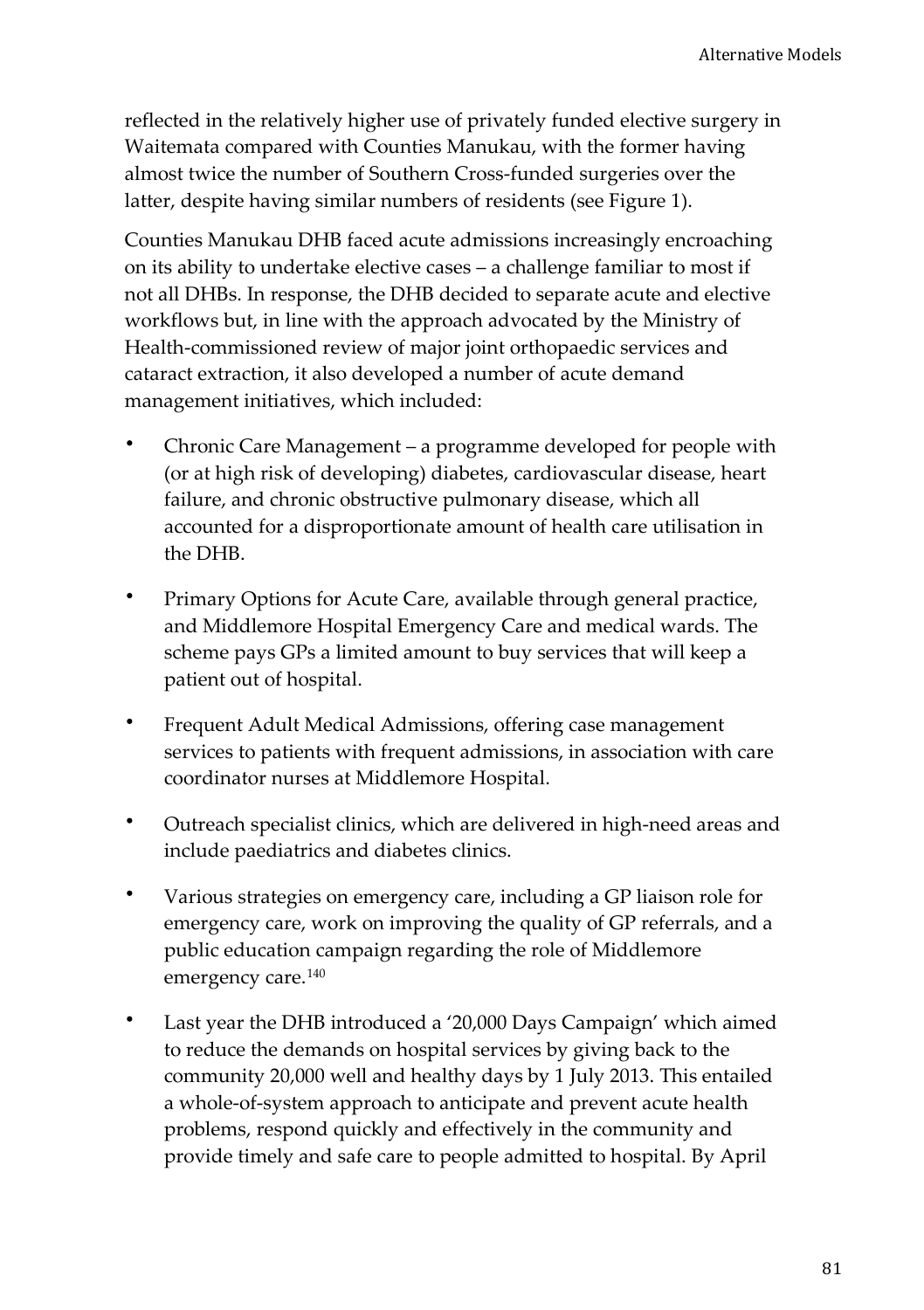reflected in the relatively higher use of privately funded elective surgery in Waitemata compared with Counties Manukau, with the former having almost twice the number of Southern Cross-funded surgeries over the latter, despite having similar numbers of residents (see Figure 1).

Counties Manukau DHB faced acute admissions increasingly encroaching on its ability to undertake elective cases – a challenge familiar to most if not all DHBs. In response, the DHB decided to separate acute and elective workflows but, in line with the approach advocated by the Ministry of Health-commissioned review of major joint orthopaedic services and cataract extraction, it also developed a number of acute demand management initiatives, which included:

- Chronic Care Management – a programme developed for people with (or at high risk of developing) diabetes, cardiovascular disease, heart failure, and chronic obstructive pulmonary disease, which all accounted for a disproportionate amount of health care utilisation in the DHB.
- Primary Options for Acute Care, available through general practice, and Middlemore Hospital Emergency Care and medical wards. The scheme pays GPs a limited amount to buy services that will keep a patient out of hospital.
- Frequent Adult Medical Admissions, offering case management services to patients with frequent admissions, in association with care coordinator nurses at Middlemore Hospital.
- Outreach specialist clinics, which are delivered in high-need areas and include paediatrics and diabetes clinics.
- Various strategies on emergency care, including a GP liaison role for emergency care, work on improving the quality of GP referrals, and a public education campaign regarding the role of Middlemore emergency care.[140]
- Last year the DHB introduced a '20,000 Days Campaign' which aimed to reduce the demands on hospital services by giving back to the community 20,000 well and healthy days by 1 July 2013. This entailed a whole-of-system approach to anticipate and prevent acute health problems, respond quickly and effectively in the community and provide timely and safe care to people admitted to hospital. By April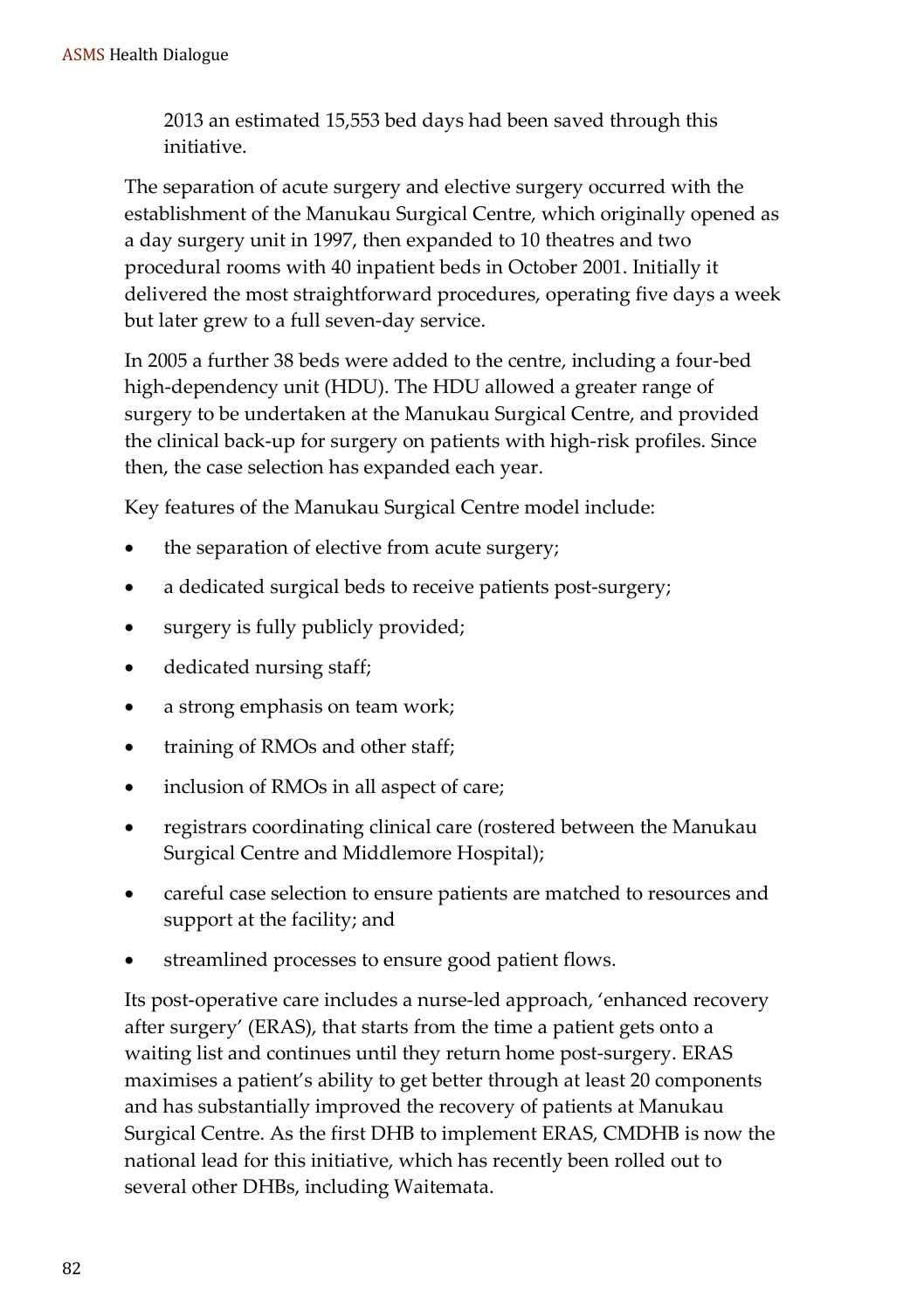2013 an estimated 15,553 bed days had been saved through this initiative.

The separation of acute surgery and elective surgery occurred with the establishment of the Manukau Surgical Centre, which originally opened as a day surgery unit in 1997, then expanded to 10 theatres and two procedural rooms with 40 inpatient beds in October 2001. Initially it delivered the most straightforward procedures, operating five days a week but later grew to a full seven-day service.

In 2005 a further 38 beds were added to the centre, including a four-bed high-dependency unit (HDU). The HDU allowed a greater range of surgery to be undertaken at the Manukau Surgical Centre, and provided the clinical back-up for surgery on patients with high-risk profiles. Since then, the case selection has expanded each year.

Key features of the Manukau Surgical Centre model include:

- the separation of elective from acute surgery;
- a dedicated surgical beds to receive patients post-surgery;
- surgery is fully publicly provided;
- dedicated nursing staff;
- a strong emphasis on team work;
- training of RMOs and other staff;
- inclusion of RMOs in all aspect of care;
- registrars coordinating clinical care (rostered between the Manukau Surgical Centre and Middlemore Hospital);
- careful case selection to ensure patients are matched to resources and support at the facility; and
- streamlined processes to ensure good patient flows.

Its post-operative care includes a nurse-led approach, 'enhanced recovery after surgery' (ERAS), that starts from the time a patient gets onto a waiting list and continues until they return home post-surgery. ERAS maximises a patient's ability to get better through at least 20 components and has substantially improved the recovery of patients at Manukau Surgical Centre. As the first DHB to implement ERAS, CMDHB is now the national lead for this initiative, which has recently been rolled out to several other DHBs, including Waitemata.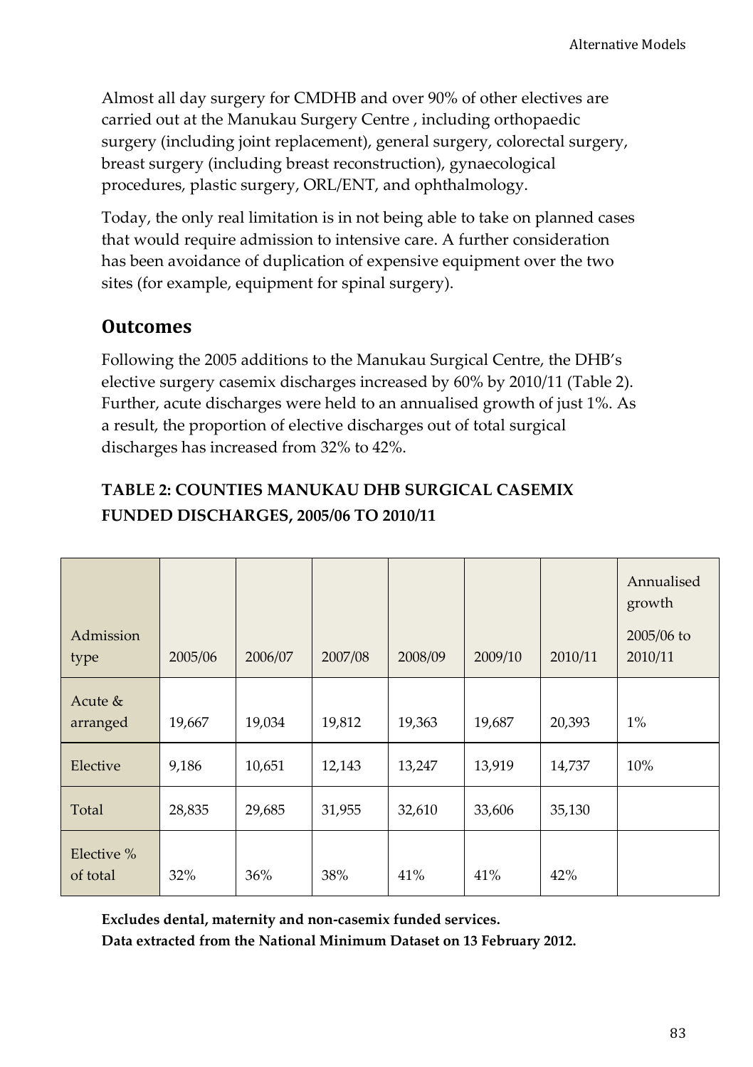Almost all day surgery for CMDHB and over 90% of other electives are carried out at the Manukau Surgery Centre , including orthopaedic surgery (including joint replacement), general surgery, colorectal surgery, breast surgery (including breast reconstruction), gynaecological procedures, plastic surgery, ORL/ENT, and ophthalmology.

Today, the only real limitation is in not being able to take on planned cases that would require admission to intensive care. A further consideration has been avoidance of duplication of expensive equipment over the two sites (for example, equipment for spinal surgery).

## Outcomes

Following the 2005 additions to the Manukau Surgical Centre, the DHB's elective surgery casemix discharges increased by 60% by 2010/11 (Table 2). Further, acute discharges were held to an annualised growth of just 1%. As a result, the proportion of elective discharges out of total surgical discharges has increased from 32% to 42%.

**TABLE 2: COUNTIES MANUKAU DHB SURGICAL CASEMIX FUNDED DISCHARGES, 2005/06 TO 2010/11**

| Admission type | 2005/06 | 2006/07 | 2007/08 | 2008/09 | 2009/10 | 2010/11 | Annualised growth 2005/06 to 2010/11 |
|---|---|---|---|---|---|---|---|
| Acute & arranged | 19,667 | 19,034 | 19,812 | 19,363 | 19,687 | 20,393 | 1% |
| Elective | 9,186 | 10,651 | 12,143 | 13,247 | 13,919 | 14,737 | 10% |
| Total | 28,835 | 29,685 | 31,955 | 32,610 | 33,606 | 35,130 | |
| Elective % of total | 32% | 36% | 38% | 41% | 41% | 42% | |

**Excludes dental, maternity and non-casemix funded services.**
**Data extracted from the National Minimum Dataset on 13 February 2012.**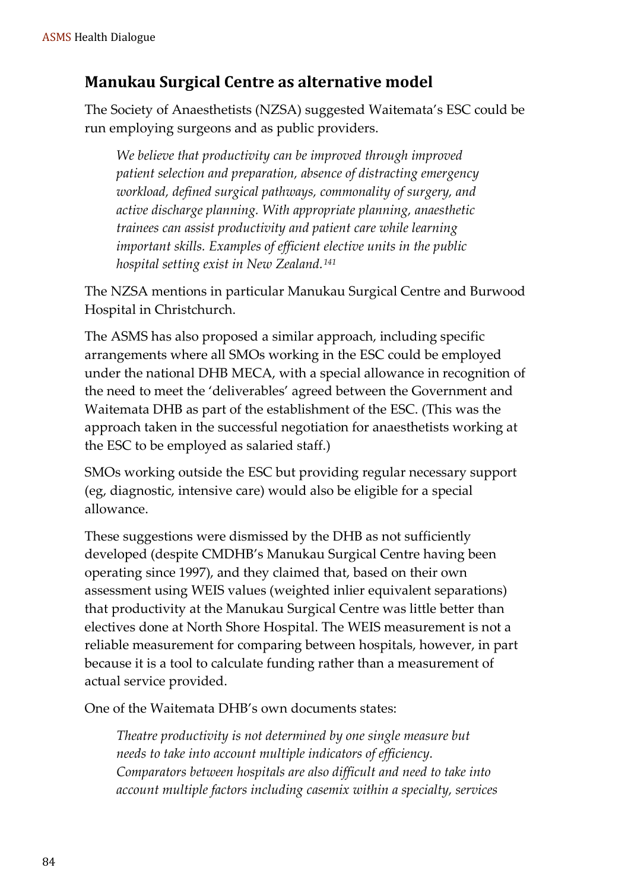## Manukau Surgical Centre as alternative model

The Society of Anaesthetists (NZSA) suggested Waitemata's ESC could be run employing surgeons and as public providers.

> *We believe that productivity can be improved through improved patient selection and preparation, absence of distracting emergency workload, defined surgical pathways, commonality of surgery, and active discharge planning. With appropriate planning, anaesthetic trainees can assist productivity and patient care while learning important skills. Examples of efficient elective units in the public hospital setting exist in New Zealand.*[141]

The NZSA mentions in particular Manukau Surgical Centre and Burwood Hospital in Christchurch.

The ASMS has also proposed a similar approach, including specific arrangements where all SMOs working in the ESC could be employed under the national DHB MECA, with a special allowance in recognition of the need to meet the 'deliverables' agreed between the Government and Waitemata DHB as part of the establishment of the ESC. (This was the approach taken in the successful negotiation for anaesthetists working at the ESC to be employed as salaried staff.)

SMOs working outside the ESC but providing regular necessary support (eg, diagnostic, intensive care) would also be eligible for a special allowance.

These suggestions were dismissed by the DHB as not sufficiently developed (despite CMDHB's Manukau Surgical Centre having been operating since 1997), and they claimed that, based on their own assessment using WEIS values (weighted inlier equivalent separations) that productivity at the Manukau Surgical Centre was little better than electives done at North Shore Hospital. The WEIS measurement is not a reliable measurement for comparing between hospitals, however, in part because it is a tool to calculate funding rather than a measurement of actual service provided.

One of the Waitemata DHB's own documents states:

> *Theatre productivity is not determined by one single measure but needs to take into account multiple indicators of efficiency. Comparators between hospitals are also difficult and need to take into account multiple factors including casemix within a specialty, services*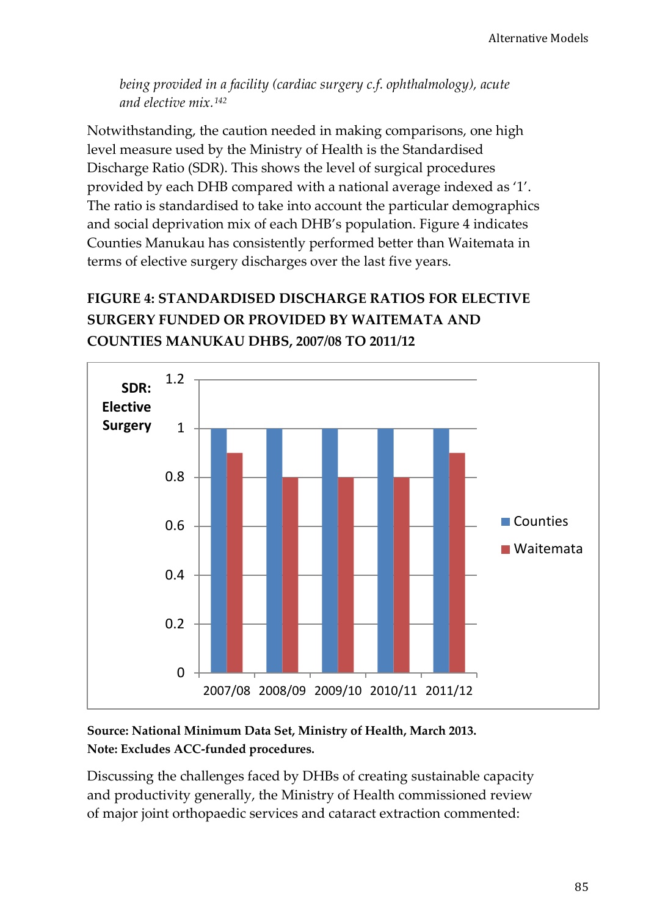*being provided in a facility (cardiac surgery c.f. ophthalmology), acute and elective mix.*[142]

Notwithstanding, the caution needed in making comparisons, one high level measure used by the Ministry of Health is the Standardised Discharge Ratio (SDR). This shows the level of surgical procedures provided by each DHB compared with a national average indexed as '1'. The ratio is standardised to take into account the particular demographics and social deprivation mix of each DHB's population. Figure 4 indicates Counties Manukau has consistently performed better than Waitemata in terms of elective surgery discharges over the last five years.

**FIGURE 4: STANDARDISED DISCHARGE RATIOS FOR ELECTIVE SURGERY FUNDED OR PROVIDED BY WAITEMATA AND COUNTIES MANUKAU DHBS, 2007/08 TO 2011/12**

| SDR: Elective Surgery | Counties | Waitemata |
|---|---|---|
| 2007/08 | 1 | 0.9 |
| 2008/09 | 1 | 0.8 |
| 2009/10 | 1 | 0.8 |
| 2010/11 | 1 | 0.8 |
| 2011/12 | 1 | 0.9 |

**Source: National Minimum Data Set, Ministry of Health, March 2013.**
**Note: Excludes ACC-funded procedures.**

Discussing the challenges faced by DHBs of creating sustainable capacity and productivity generally, the Ministry of Health commissioned review of major joint orthopaedic services and cataract extraction commented: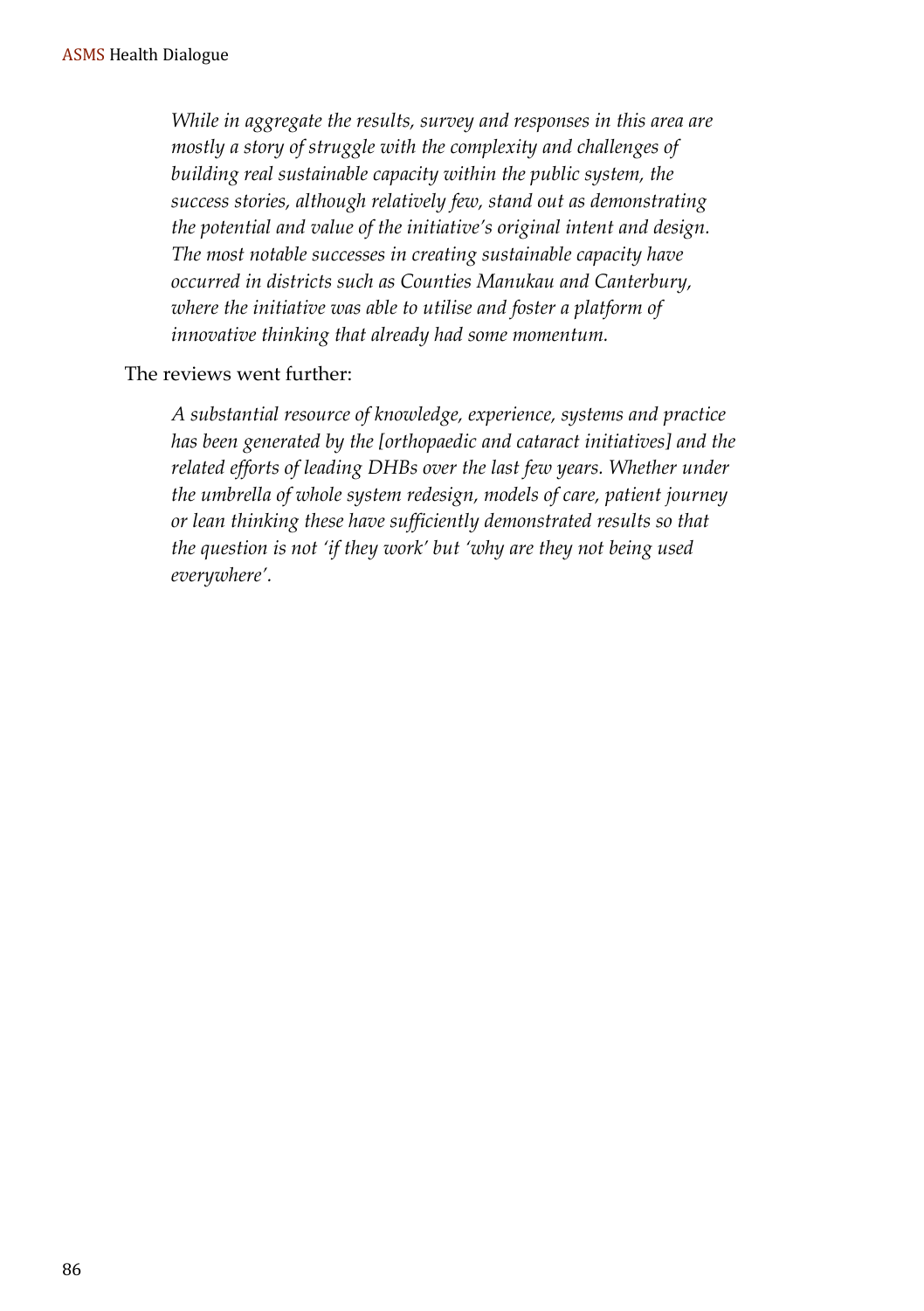> *While in aggregate the results, survey and responses in this area are mostly a story of struggle with the complexity and challenges of building real sustainable capacity within the public system, the success stories, although relatively few, stand out as demonstrating the potential and value of the initiative's original intent and design. The most notable successes in creating sustainable capacity have occurred in districts such as Counties Manukau and Canterbury, where the initiative was able to utilise and foster a platform of innovative thinking that already had some momentum.*

The reviews went further:

> *A substantial resource of knowledge, experience, systems and practice has been generated by the [orthopaedic and cataract initiatives] and the related efforts of leading DHBs over the last few years. Whether under the umbrella of whole system redesign, models of care, patient journey or lean thinking these have sufficiently demonstrated results so that the question is not 'if they work' but 'why are they not being used everywhere'.*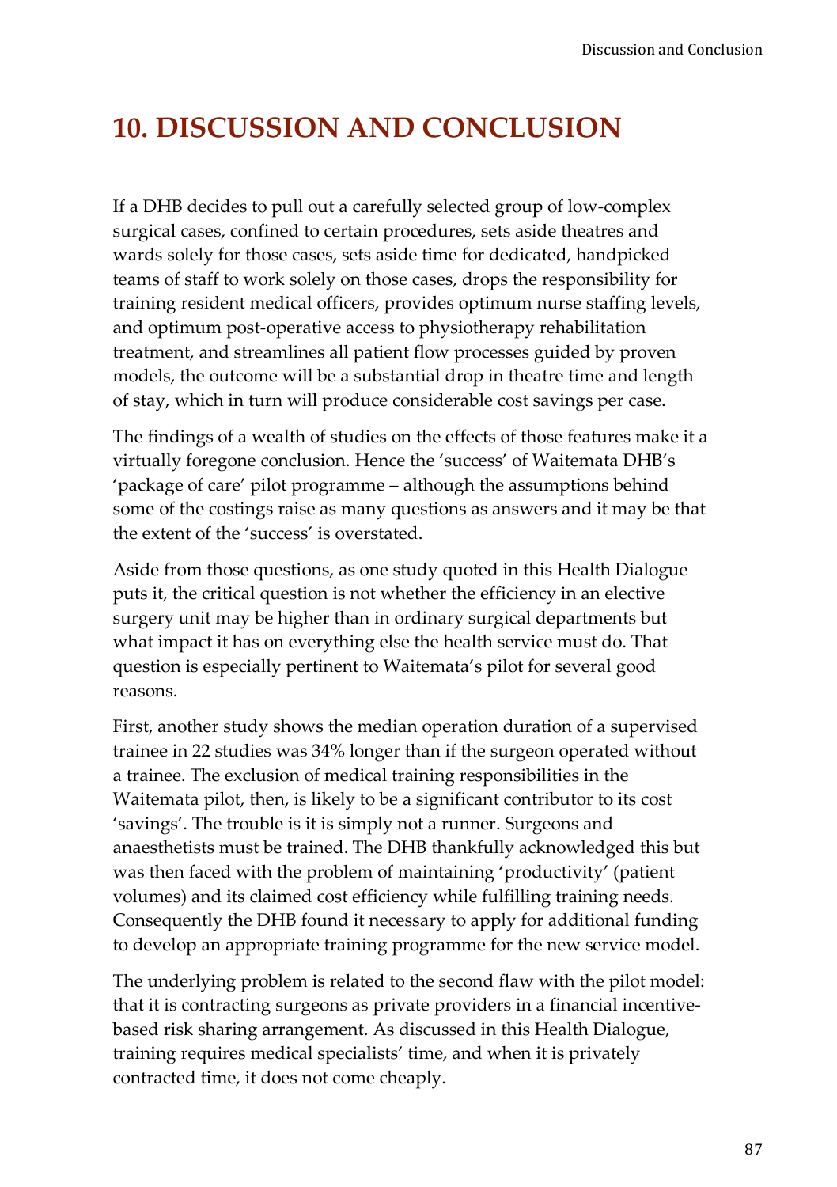# 10. DISCUSSION AND CONCLUSION

If a DHB decides to pull out a carefully selected group of low-complex surgical cases, confined to certain procedures, sets aside theatres and wards solely for those cases, sets aside time for dedicated, handpicked teams of staff to work solely on those cases, drops the responsibility for training resident medical officers, provides optimum nurse staffing levels, and optimum post-operative access to physiotherapy rehabilitation treatment, and streamlines all patient flow processes guided by proven models, the outcome will be a substantial drop in theatre time and length of stay, which in turn will produce considerable cost savings per case.

The findings of a wealth of studies on the effects of those features make it a virtually foregone conclusion. Hence the 'success' of Waitemata DHB's 'package of care' pilot programme – although the assumptions behind some of the costings raise as many questions as answers and it may be that the extent of the 'success' is overstated.

Aside from those questions, as one study quoted in this Health Dialogue puts it, the critical question is not whether the efficiency in an elective surgery unit may be higher than in ordinary surgical departments but what impact it has on everything else the health service must do. That question is especially pertinent to Waitemata's pilot for several good reasons.

First, another study shows the median operation duration of a supervised trainee in 22 studies was 34% longer than if the surgeon operated without a trainee. The exclusion of medical training responsibilities in the Waitemata pilot, then, is likely to be a significant contributor to its cost 'savings'. The trouble is it is simply not a runner. Surgeons and anaesthetists must be trained. The DHB thankfully acknowledged this but was then faced with the problem of maintaining 'productivity' (patient volumes) and its claimed cost efficiency while fulfilling training needs. Consequently the DHB found it necessary to apply for additional funding to develop an appropriate training programme for the new service model.

The underlying problem is related to the second flaw with the pilot model: that it is contracting surgeons as private providers in a financial incentive-based risk sharing arrangement. As discussed in this Health Dialogue, training requires medical specialists' time, and when it is privately contracted time, it does not come cheaply.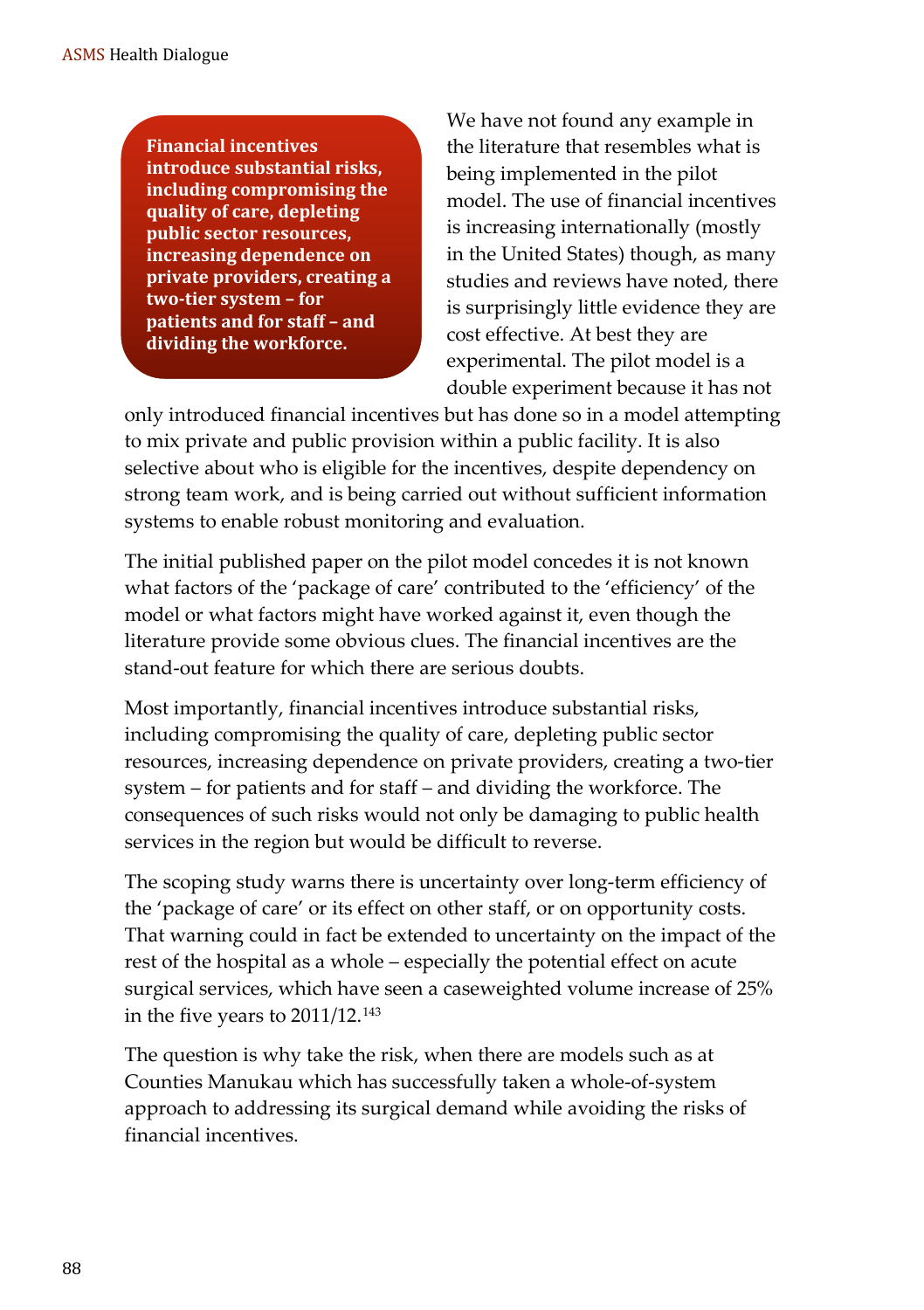> **Financial incentives introduce substantial risks, including compromising the quality of care, depleting public sector resources, increasing dependence on private providers, creating a two-tier system – for patients and for staff – and dividing the workforce.**

We have not found any example in the literature that resembles what is being implemented in the pilot model. The use of financial incentives is increasing internationally (mostly in the United States) though, as many studies and reviews have noted, there is surprisingly little evidence they are cost effective. At best they are experimental. The pilot model is a double experiment because it has not only introduced financial incentives but has done so in a model attempting to mix private and public provision within a public facility. It is also selective about who is eligible for the incentives, despite dependency on strong team work, and is being carried out without sufficient information systems to enable robust monitoring and evaluation.

The initial published paper on the pilot model concedes it is not known what factors of the 'package of care' contributed to the 'efficiency' of the model or what factors might have worked against it, even though the literature provide some obvious clues. The financial incentives are the stand-out feature for which there are serious doubts.

Most importantly, financial incentives introduce substantial risks, including compromising the quality of care, depleting public sector resources, increasing dependence on private providers, creating a two-tier system – for patients and for staff – and dividing the workforce. The consequences of such risks would not only be damaging to public health services in the region but would be difficult to reverse.

The scoping study warns there is uncertainty over long-term efficiency of the 'package of care' or its effect on other staff, or on opportunity costs. That warning could in fact be extended to uncertainty on the impact of the rest of the hospital as a whole – especially the potential effect on acute surgical services, which have seen a caseweighted volume increase of 25% in the five years to 2011/12.[143]

The question is why take the risk, when there are models such as at Counties Manukau which has successfully taken a whole-of-system approach to addressing its surgical demand while avoiding the risks of financial incentives.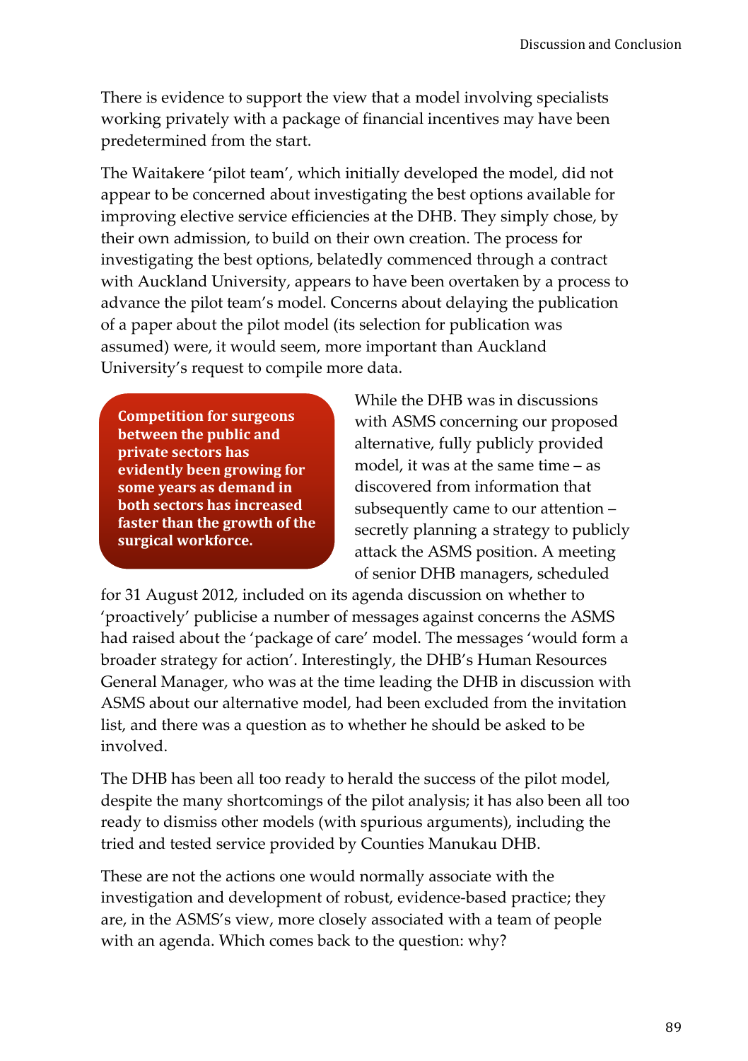There is evidence to support the view that a model involving specialists working privately with a package of financial incentives may have been predetermined from the start.

The Waitakere 'pilot team', which initially developed the model, did not appear to be concerned about investigating the best options available for improving elective service efficiencies at the DHB. They simply chose, by their own admission, to build on their own creation. The process for investigating the best options, belatedly commenced through a contract with Auckland University, appears to have been overtaken by a process to advance the pilot team's model. Concerns about delaying the publication of a paper about the pilot model (its selection for publication was assumed) were, it would seem, more important than Auckland University's request to compile more data.

**Competition for surgeons between the public and private sectors has evidently been growing for some years as demand in both sectors has increased faster than the growth of the surgical workforce.**

While the DHB was in discussions with ASMS concerning our proposed alternative, fully publicly provided model, it was at the same time – as discovered from information that subsequently came to our attention – secretly planning a strategy to publicly attack the ASMS position. A meeting of senior DHB managers, scheduled for 31 August 2012, included on its agenda discussion on whether to 'proactively' publicise a number of messages against concerns the ASMS had raised about the 'package of care' model. The messages 'would form a broader strategy for action'. Interestingly, the DHB's Human Resources General Manager, who was at the time leading the DHB in discussion with ASMS about our alternative model, had been excluded from the invitation list, and there was a question as to whether he should be asked to be involved.

The DHB has been all too ready to herald the success of the pilot model, despite the many shortcomings of the pilot analysis; it has also been all too ready to dismiss other models (with spurious arguments), including the tried and tested service provided by Counties Manukau DHB.

These are not the actions one would normally associate with the investigation and development of robust, evidence-based practice; they are, in the ASMS's view, more closely associated with a team of people with an agenda. Which comes back to the question: why?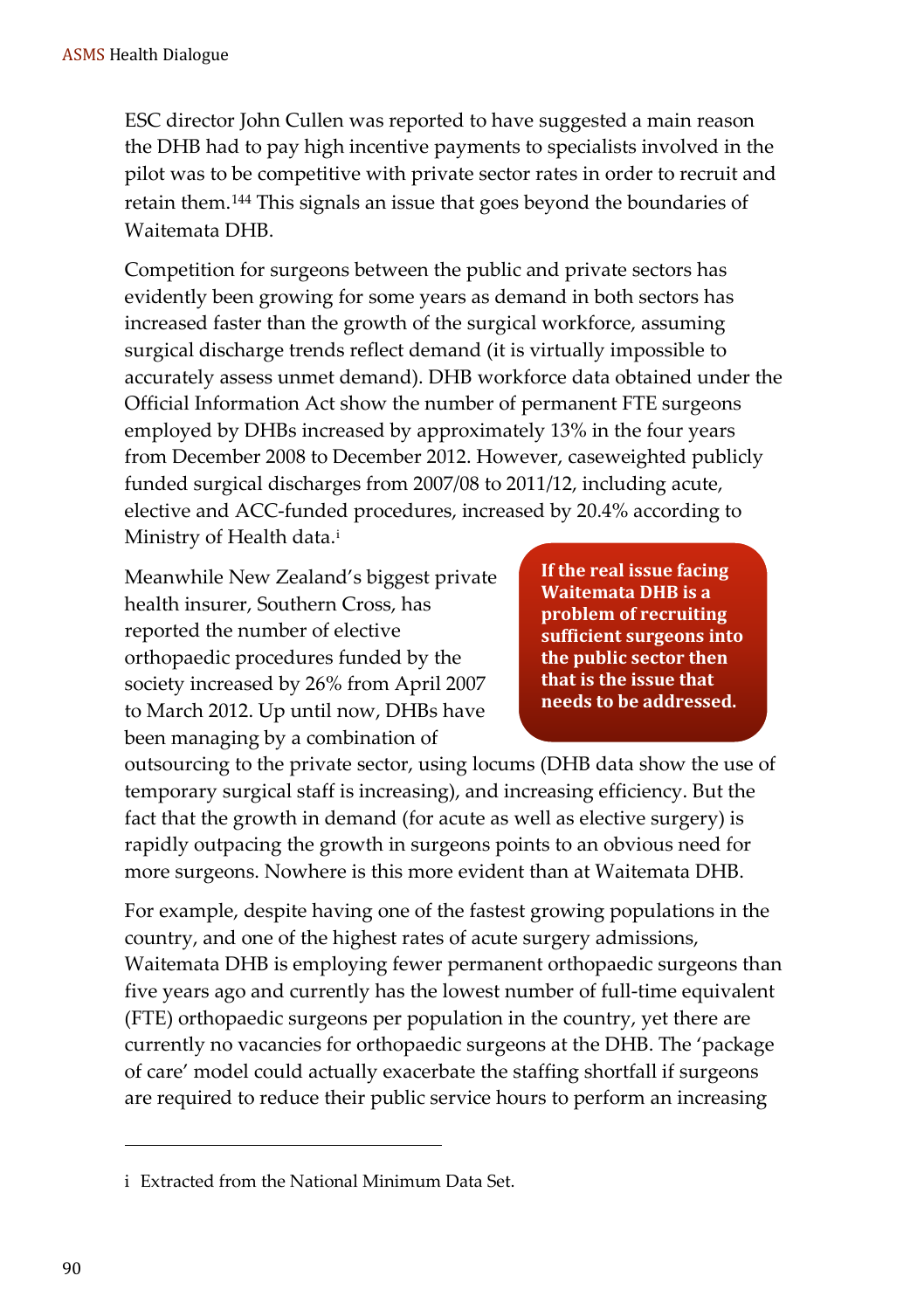ESC director John Cullen was reported to have suggested a main reason the DHB had to pay high incentive payments to specialists involved in the pilot was to be competitive with private sector rates in order to recruit and retain them.[144] This signals an issue that goes beyond the boundaries of Waitemata DHB.

Competition for surgeons between the public and private sectors has evidently been growing for some years as demand in both sectors has increased faster than the growth of the surgical workforce, assuming surgical discharge trends reflect demand (it is virtually impossible to accurately assess unmet demand). DHB workforce data obtained under the Official Information Act show the number of permanent FTE surgeons employed by DHBs increased by approximately 13% in the four years from December 2008 to December 2012. However, caseweighted publicly funded surgical discharges from 2007/08 to 2011/12, including acute, elective and ACC-funded procedures, increased by 20.4% according to Ministry of Health data.[i]

**If the real issue facing Waitemata DHB is a problem of recruiting sufficient surgeons into the public sector then that is the issue that needs to be addressed.**

Meanwhile New Zealand's biggest private health insurer, Southern Cross, has reported the number of elective orthopaedic procedures funded by the society increased by 26% from April 2007 to March 2012. Up until now, DHBs have been managing by a combination of outsourcing to the private sector, using locums (DHB data show the use of temporary surgical staff is increasing), and increasing efficiency. But the fact that the growth in demand (for acute as well as elective surgery) is rapidly outpacing the growth in surgeons points to an obvious need for more surgeons. Nowhere is this more evident than at Waitemata DHB.

For example, despite having one of the fastest growing populations in the country, and one of the highest rates of acute surgery admissions, Waitemata DHB is employing fewer permanent orthopaedic surgeons than five years ago and currently has the lowest number of full-time equivalent (FTE) orthopaedic surgeons per population in the country, yet there are currently no vacancies for orthopaedic surgeons at the DHB. The 'package of care' model could actually exacerbate the staffing shortfall if surgeons are required to reduce their public service hours to perform an increasing

---

i Extracted from the National Minimum Data Set.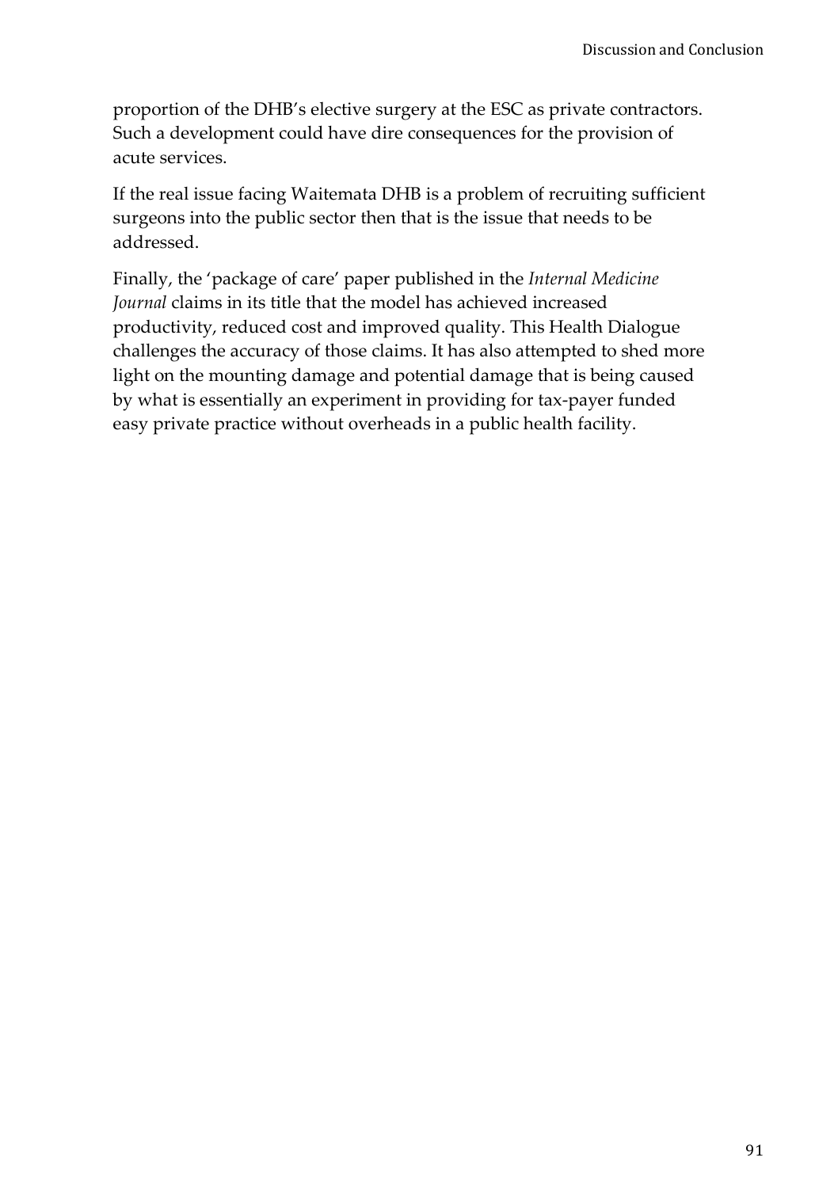proportion of the DHB's elective surgery at the ESC as private contractors. Such a development could have dire consequences for the provision of acute services.

If the real issue facing Waitemata DHB is a problem of recruiting sufficient surgeons into the public sector then that is the issue that needs to be addressed.

Finally, the 'package of care' paper published in the *Internal Medicine Journal* claims in its title that the model has achieved increased productivity, reduced cost and improved quality. This Health Dialogue challenges the accuracy of those claims. It has also attempted to shed more light on the mounting damage and potential damage that is being caused by what is essentially an experiment in providing for tax-payer funded easy private practice without overheads in a public health facility.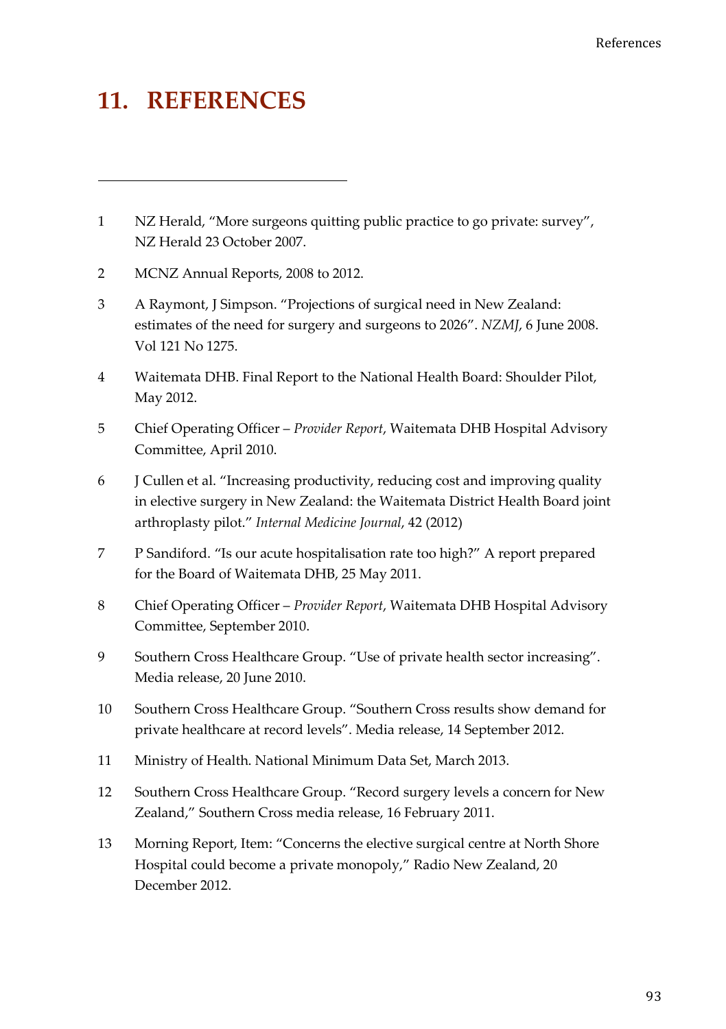# 11. REFERENCES

1 NZ Herald, "More surgeons quitting public practice to go private: survey", NZ Herald 23 October 2007.

2 MCNZ Annual Reports, 2008 to 2012.

3 A Raymont, J Simpson. "Projections of surgical need in New Zealand: estimates of the need for surgery and surgeons to 2026". *NZMJ*, 6 June 2008. Vol 121 No 1275.

4 Waitemata DHB. Final Report to the National Health Board: Shoulder Pilot, May 2012.

5 Chief Operating Officer – *Provider Report*, Waitemata DHB Hospital Advisory Committee, April 2010.

6 J Cullen et al. "Increasing productivity, reducing cost and improving quality in elective surgery in New Zealand: the Waitemata District Health Board joint arthroplasty pilot." *Internal Medicine Journal*, 42 (2012)

7 P Sandiford. "Is our acute hospitalisation rate too high?" A report prepared for the Board of Waitemata DHB, 25 May 2011.

8 Chief Operating Officer – *Provider Report*, Waitemata DHB Hospital Advisory Committee, September 2010.

9 Southern Cross Healthcare Group. "Use of private health sector increasing". Media release, 20 June 2010.

10 Southern Cross Healthcare Group. "Southern Cross results show demand for private healthcare at record levels". Media release, 14 September 2012.

11 Ministry of Health. National Minimum Data Set, March 2013.

12 Southern Cross Healthcare Group. "Record surgery levels a concern for New Zealand," Southern Cross media release, 16 February 2011.

13 Morning Report, Item: "Concerns the elective surgical centre at North Shore Hospital could become a private monopoly," Radio New Zealand, 20 December 2012.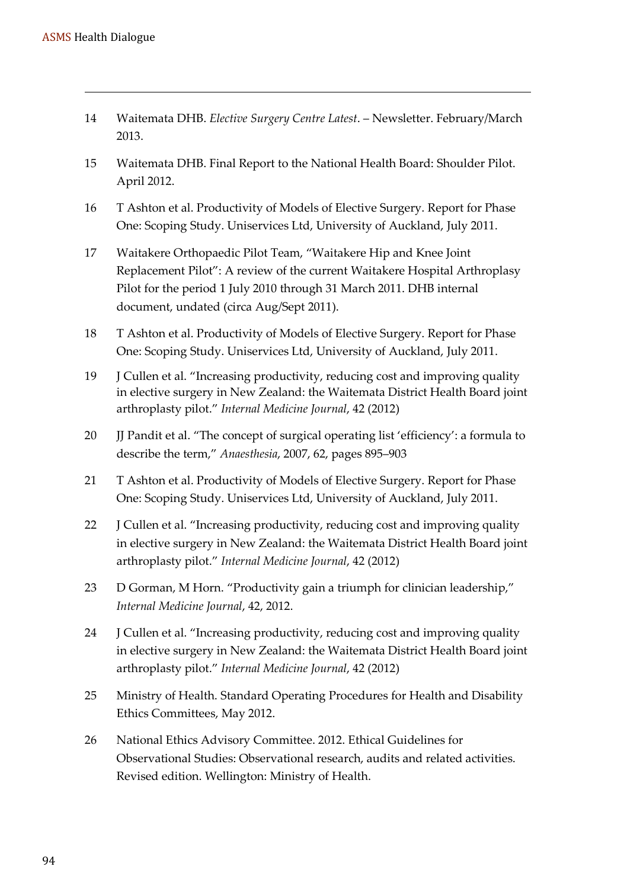14 Waitemata DHB. *Elective Surgery Centre Latest*. – Newsletter. February/March 2013.

15 Waitemata DHB. Final Report to the National Health Board: Shoulder Pilot. April 2012.

16 T Ashton et al. Productivity of Models of Elective Surgery. Report for Phase One: Scoping Study. Uniservices Ltd, University of Auckland, July 2011.

17 Waitakere Orthopaedic Pilot Team, "Waitakere Hip and Knee Joint Replacement Pilot": A review of the current Waitakere Hospital Arthroplasy Pilot for the period 1 July 2010 through 31 March 2011. DHB internal document, undated (circa Aug/Sept 2011).

18 T Ashton et al. Productivity of Models of Elective Surgery. Report for Phase One: Scoping Study. Uniservices Ltd, University of Auckland, July 2011.

19 J Cullen et al. "Increasing productivity, reducing cost and improving quality in elective surgery in New Zealand: the Waitemata District Health Board joint arthroplasty pilot." *Internal Medicine Journal*, 42 (2012)

20 JJ Pandit et al. "The concept of surgical operating list 'efficiency': a formula to describe the term," *Anaesthesia*, 2007, 62, pages 895–903

21 T Ashton et al. Productivity of Models of Elective Surgery. Report for Phase One: Scoping Study. Uniservices Ltd, University of Auckland, July 2011.

22 J Cullen et al. "Increasing productivity, reducing cost and improving quality in elective surgery in New Zealand: the Waitemata District Health Board joint arthroplasty pilot." *Internal Medicine Journal*, 42 (2012)

23 D Gorman, M Horn. "Productivity gain a triumph for clinician leadership," *Internal Medicine Journal*, 42, 2012.

24 J Cullen et al. "Increasing productivity, reducing cost and improving quality in elective surgery in New Zealand: the Waitemata District Health Board joint arthroplasty pilot." *Internal Medicine Journal*, 42 (2012)

25 Ministry of Health. Standard Operating Procedures for Health and Disability Ethics Committees, May 2012.

26 National Ethics Advisory Committee. 2012. Ethical Guidelines for Observational Studies: Observational research, audits and related activities. Revised edition. Wellington: Ministry of Health.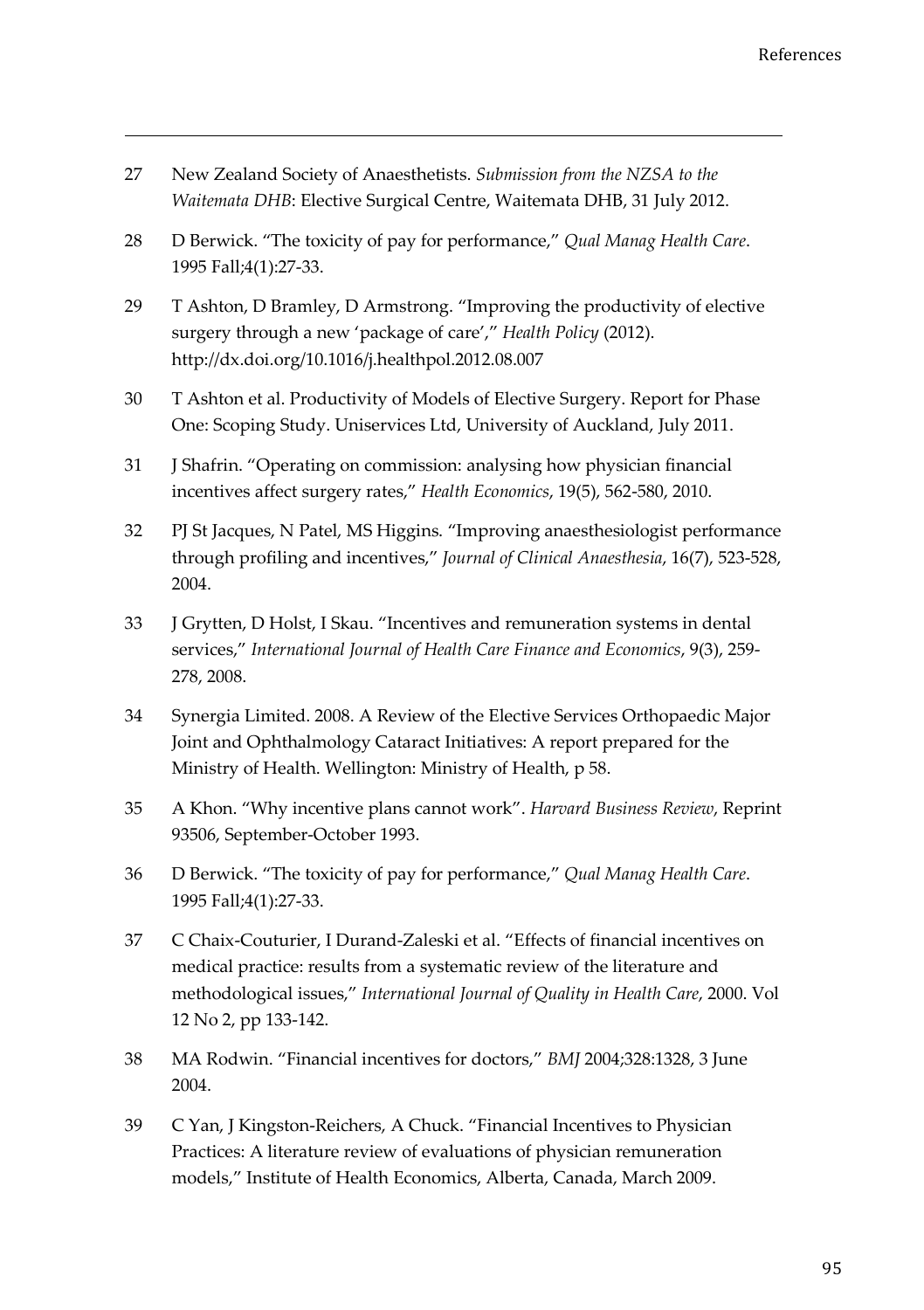27 New Zealand Society of Anaesthetists. *Submission from the NZSA to the Waitemata DHB*: Elective Surgical Centre, Waitemata DHB, 31 July 2012.

28 D Berwick. "The toxicity of pay for performance," *Qual Manag Health Care*. 1995 Fall;4(1):27-33.

29 T Ashton, D Bramley, D Armstrong. "Improving the productivity of elective surgery through a new 'package of care'," *Health Policy* (2012). http://dx.doi.org/10.1016/j.healthpol.2012.08.007

30 T Ashton et al. Productivity of Models of Elective Surgery. Report for Phase One: Scoping Study. Uniservices Ltd, University of Auckland, July 2011.

31 J Shafrin. "Operating on commission: analysing how physician financial incentives affect surgery rates," *Health Economics*, 19(5), 562-580, 2010.

32 PJ St Jacques, N Patel, MS Higgins. "Improving anaesthesiologist performance through profiling and incentives," *Journal of Clinical Anaesthesia*, 16(7), 523-528, 2004.

33 J Grytten, D Holst, I Skau. "Incentives and remuneration systems in dental services," *International Journal of Health Care Finance and Economics*, 9(3), 259-278, 2008.

34 Synergia Limited. 2008. A Review of the Elective Services Orthopaedic Major Joint and Ophthalmology Cataract Initiatives: A report prepared for the Ministry of Health. Wellington: Ministry of Health, p 58.

35 A Khon. "Why incentive plans cannot work". *Harvard Business Review*, Reprint 93506, September-October 1993.

36 D Berwick. "The toxicity of pay for performance," *Qual Manag Health Care*. 1995 Fall;4(1):27-33.

37 C Chaix-Couturier, I Durand-Zaleski et al. "Effects of financial incentives on medical practice: results from a systematic review of the literature and methodological issues," *International Journal of Quality in Health Care*, 2000. Vol 12 No 2, pp 133-142.

38 MA Rodwin. "Financial incentives for doctors," *BMJ* 2004;328:1328, 3 June 2004.

39 C Yan, J Kingston-Reichers, A Chuck. "Financial Incentives to Physician Practices: A literature review of evaluations of physician remuneration models," Institute of Health Economics, Alberta, Canada, March 2009.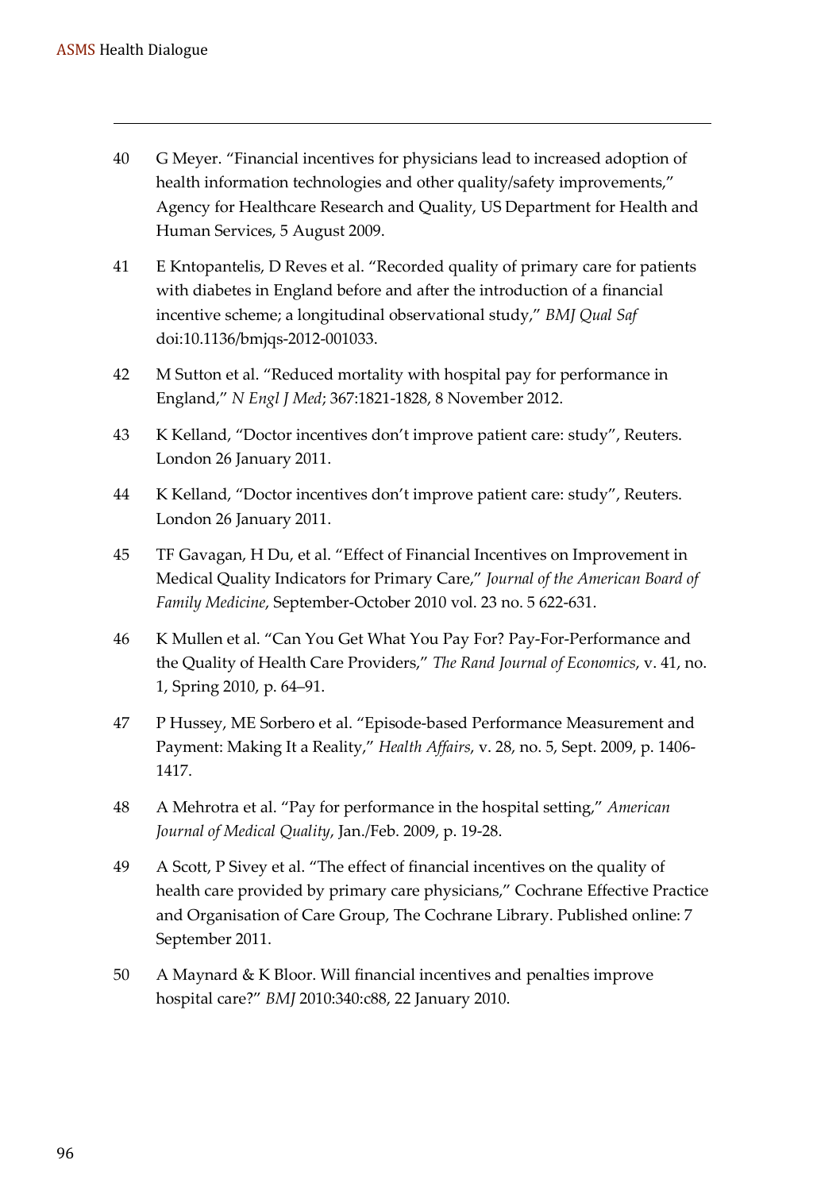40 G Meyer. "Financial incentives for physicians lead to increased adoption of health information technologies and other quality/safety improvements," Agency for Healthcare Research and Quality, US Department for Health and Human Services, 5 August 2009.

41 E Kntopantelis, D Reves et al. "Recorded quality of primary care for patients with diabetes in England before and after the introduction of a financial incentive scheme; a longitudinal observational study," *BMJ Qual Saf* doi:10.1136/bmjqs-2012-001033.

42 M Sutton et al. "Reduced mortality with hospital pay for performance in England," *N Engl J Med*; 367:1821-1828, 8 November 2012.

43 K Kelland, "Doctor incentives don't improve patient care: study", Reuters. London 26 January 2011.

44 K Kelland, "Doctor incentives don't improve patient care: study", Reuters. London 26 January 2011.

45 TF Gavagan, H Du, et al. "Effect of Financial Incentives on Improvement in Medical Quality Indicators for Primary Care," *Journal of the American Board of Family Medicine*, September-October 2010 vol. 23 no. 5 622-631.

46 K Mullen et al. "Can You Get What You Pay For? Pay-For-Performance and the Quality of Health Care Providers," *The Rand Journal of Economics*, v. 41, no. 1, Spring 2010, p. 64–91.

47 P Hussey, ME Sorbero et al. "Episode-based Performance Measurement and Payment: Making It a Reality," *Health Affairs*, v. 28, no. 5, Sept. 2009, p. 1406-1417.

48 A Mehrotra et al. "Pay for performance in the hospital setting," *American Journal of Medical Quality*, Jan./Feb. 2009, p. 19-28.

49 A Scott, P Sivey et al. "The effect of financial incentives on the quality of health care provided by primary care physicians," Cochrane Effective Practice and Organisation of Care Group, The Cochrane Library. Published online: 7 September 2011.

50 A Maynard & K Bloor. Will financial incentives and penalties improve hospital care?" *BMJ* 2010:340:c88, 22 January 2010.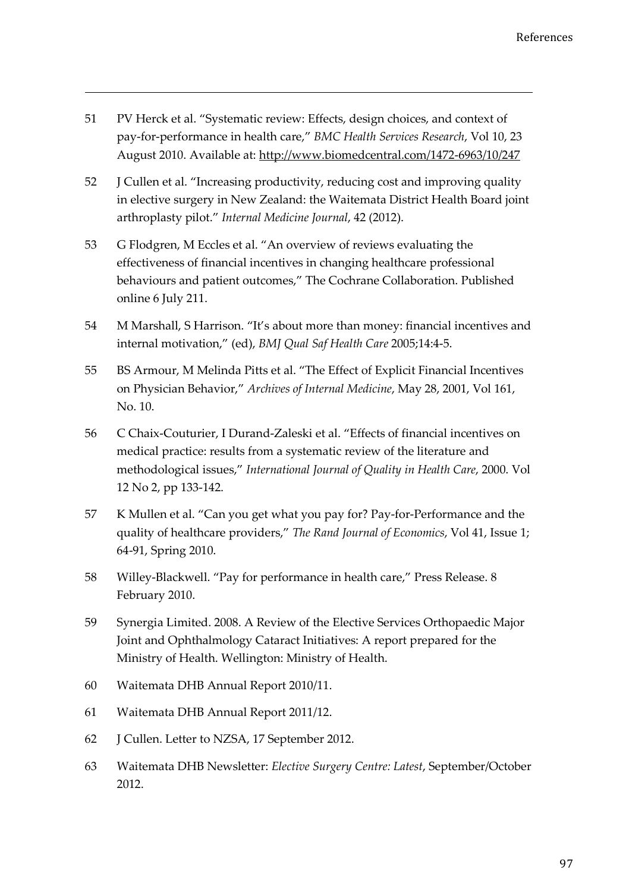51 PV Herck et al. "Systematic review: Effects, design choices, and context of pay-for-performance in health care," *BMC Health Services Research*, Vol 10, 23 August 2010. Available at: http://www.biomedcentral.com/1472-6963/10/247

52 J Cullen et al. "Increasing productivity, reducing cost and improving quality in elective surgery in New Zealand: the Waitemata District Health Board joint arthroplasty pilot." *Internal Medicine Journal*, 42 (2012).

53 G Flodgren, M Eccles et al. "An overview of reviews evaluating the effectiveness of financial incentives in changing healthcare professional behaviours and patient outcomes," The Cochrane Collaboration. Published online 6 July 211.

54 M Marshall, S Harrison. "It's about more than money: financial incentives and internal motivation," (ed), *BMJ Qual Saf Health Care* 2005;14:4-5.

55 BS Armour, M Melinda Pitts et al. "The Effect of Explicit Financial Incentives on Physician Behavior," *Archives of Internal Medicine*, May 28, 2001, Vol 161, No. 10.

56 C Chaix-Couturier, I Durand-Zaleski et al. "Effects of financial incentives on medical practice: results from a systematic review of the literature and methodological issues," *International Journal of Quality in Health Care*, 2000. Vol 12 No 2, pp 133-142.

57 K Mullen et al. "Can you get what you pay for? Pay-for-Performance and the quality of healthcare providers," *The Rand Journal of Economics*, Vol 41, Issue 1; 64-91, Spring 2010.

58 Willey-Blackwell. "Pay for performance in health care," Press Release. 8 February 2010.

59 Synergia Limited. 2008. A Review of the Elective Services Orthopaedic Major Joint and Ophthalmology Cataract Initiatives: A report prepared for the Ministry of Health. Wellington: Ministry of Health.

60 Waitemata DHB Annual Report 2010/11.

61 Waitemata DHB Annual Report 2011/12.

62 J Cullen. Letter to NZSA, 17 September 2012.

63 Waitemata DHB Newsletter: *Elective Surgery Centre: Latest*, September/October 2012.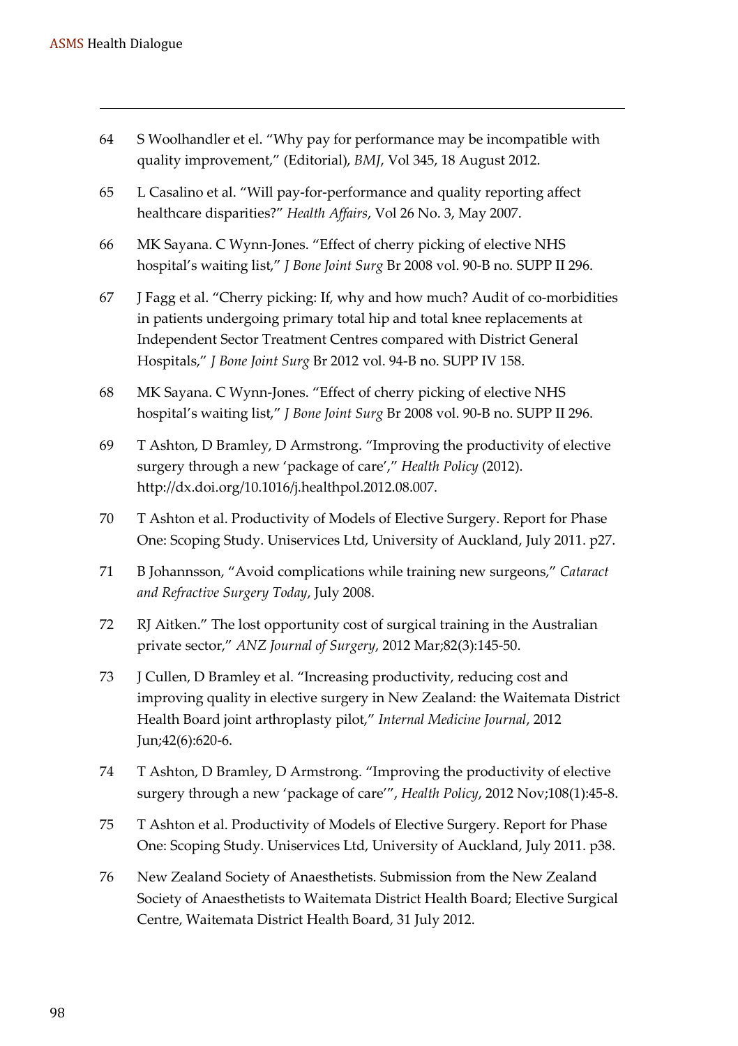64 S Woolhandler et el. "Why pay for performance may be incompatible with quality improvement," (Editorial), *BMJ*, Vol 345, 18 August 2012.

65 L Casalino et al. "Will pay-for-performance and quality reporting affect healthcare disparities?" *Health Affairs*, Vol 26 No. 3, May 2007.

66 MK Sayana. C Wynn-Jones. "Effect of cherry picking of elective NHS hospital's waiting list," *J Bone Joint Surg* Br 2008 vol. 90-B no. SUPP II 296.

67 J Fagg et al. "Cherry picking: If, why and how much? Audit of co-morbidities in patients undergoing primary total hip and total knee replacements at Independent Sector Treatment Centres compared with District General Hospitals," *J Bone Joint Surg* Br 2012 vol. 94-B no. SUPP IV 158.

68 MK Sayana. C Wynn-Jones. "Effect of cherry picking of elective NHS hospital's waiting list," *J Bone Joint Surg* Br 2008 vol. 90-B no. SUPP II 296.

69 T Ashton, D Bramley, D Armstrong. "Improving the productivity of elective surgery through a new 'package of care'," *Health Policy* (2012). http://dx.doi.org/10.1016/j.healthpol.2012.08.007.

70 T Ashton et al. Productivity of Models of Elective Surgery. Report for Phase One: Scoping Study. Uniservices Ltd, University of Auckland, July 2011. p27.

71 B Johannsson, "Avoid complications while training new surgeons," *Cataract and Refractive Surgery Today*, July 2008.

72 RJ Aitken." The lost opportunity cost of surgical training in the Australian private sector," *ANZ Journal of Surgery*, 2012 Mar;82(3):145-50.

73 J Cullen, D Bramley et al. "Increasing productivity, reducing cost and improving quality in elective surgery in New Zealand: the Waitemata District Health Board joint arthroplasty pilot," *Internal Medicine Journal*, 2012 Jun;42(6):620-6.

74 T Ashton, D Bramley, D Armstrong. "Improving the productivity of elective surgery through a new 'package of care'", *Health Policy*, 2012 Nov;108(1):45-8.

75 T Ashton et al. Productivity of Models of Elective Surgery. Report for Phase One: Scoping Study. Uniservices Ltd, University of Auckland, July 2011. p38.

76 New Zealand Society of Anaesthetists. Submission from the New Zealand Society of Anaesthetists to Waitemata District Health Board; Elective Surgical Centre, Waitemata District Health Board, 31 July 2012.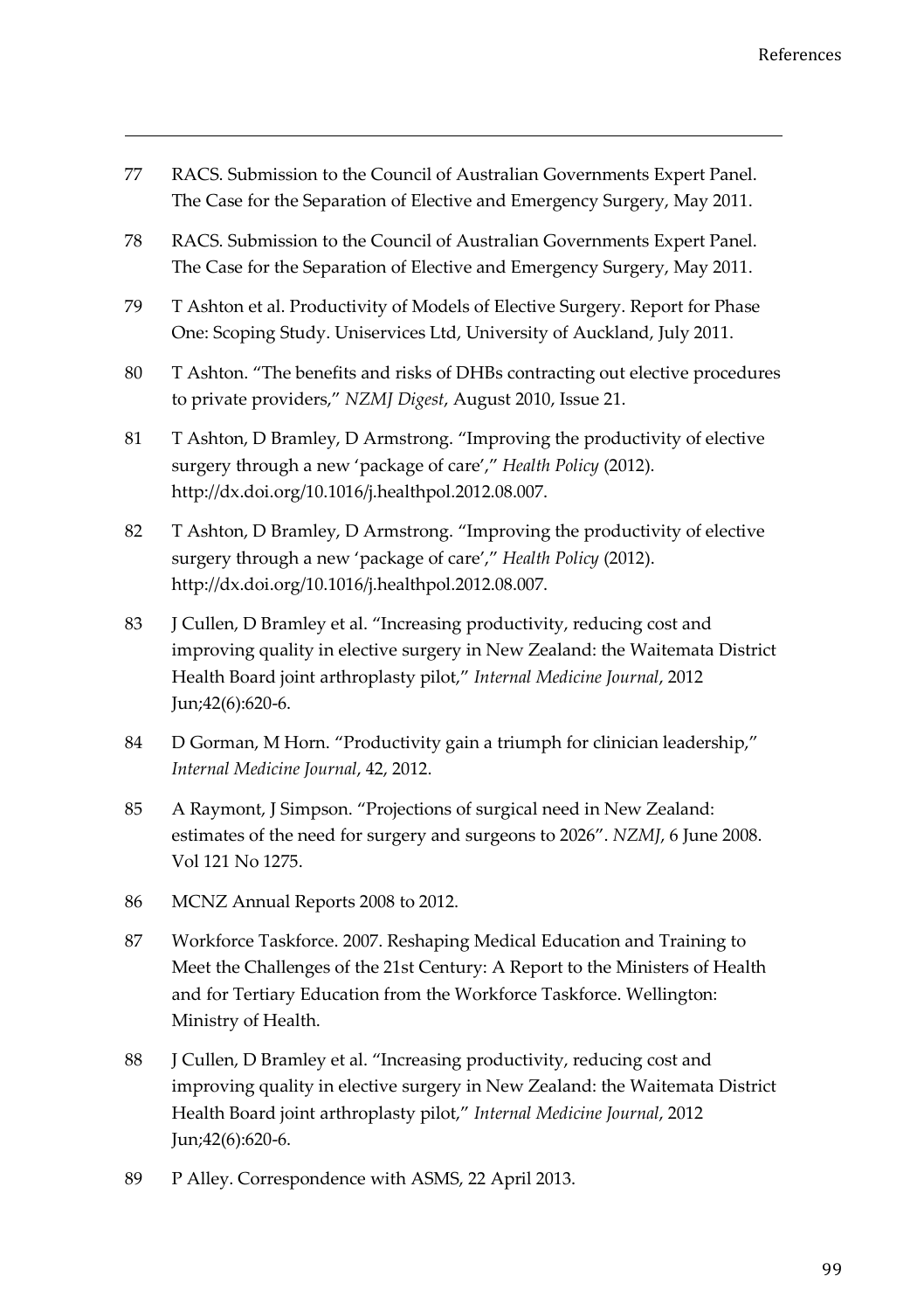77 RACS. Submission to the Council of Australian Governments Expert Panel. The Case for the Separation of Elective and Emergency Surgery, May 2011.

78 RACS. Submission to the Council of Australian Governments Expert Panel. The Case for the Separation of Elective and Emergency Surgery, May 2011.

79 T Ashton et al. Productivity of Models of Elective Surgery. Report for Phase One: Scoping Study. Uniservices Ltd, University of Auckland, July 2011.

80 T Ashton. "The benefits and risks of DHBs contracting out elective procedures to private providers," *NZMJ Digest*, August 2010, Issue 21.

81 T Ashton, D Bramley, D Armstrong. "Improving the productivity of elective surgery through a new 'package of care'," *Health Policy* (2012). http://dx.doi.org/10.1016/j.healthpol.2012.08.007.

82 T Ashton, D Bramley, D Armstrong. "Improving the productivity of elective surgery through a new 'package of care'," *Health Policy* (2012). http://dx.doi.org/10.1016/j.healthpol.2012.08.007.

83 J Cullen, D Bramley et al. "Increasing productivity, reducing cost and improving quality in elective surgery in New Zealand: the Waitemata District Health Board joint arthroplasty pilot," *Internal Medicine Journal*, 2012 Jun;42(6):620-6.

84 D Gorman, M Horn. "Productivity gain a triumph for clinician leadership," *Internal Medicine Journal*, 42, 2012.

85 A Raymont, J Simpson. "Projections of surgical need in New Zealand: estimates of the need for surgery and surgeons to 2026". *NZMJ*, 6 June 2008. Vol 121 No 1275.

86 MCNZ Annual Reports 2008 to 2012.

87 Workforce Taskforce. 2007. Reshaping Medical Education and Training to Meet the Challenges of the 21st Century: A Report to the Ministers of Health and for Tertiary Education from the Workforce Taskforce. Wellington: Ministry of Health.

88 J Cullen, D Bramley et al. "Increasing productivity, reducing cost and improving quality in elective surgery in New Zealand: the Waitemata District Health Board joint arthroplasty pilot," *Internal Medicine Journal*, 2012 Jun;42(6):620-6.

89 P Alley. Correspondence with ASMS, 22 April 2013.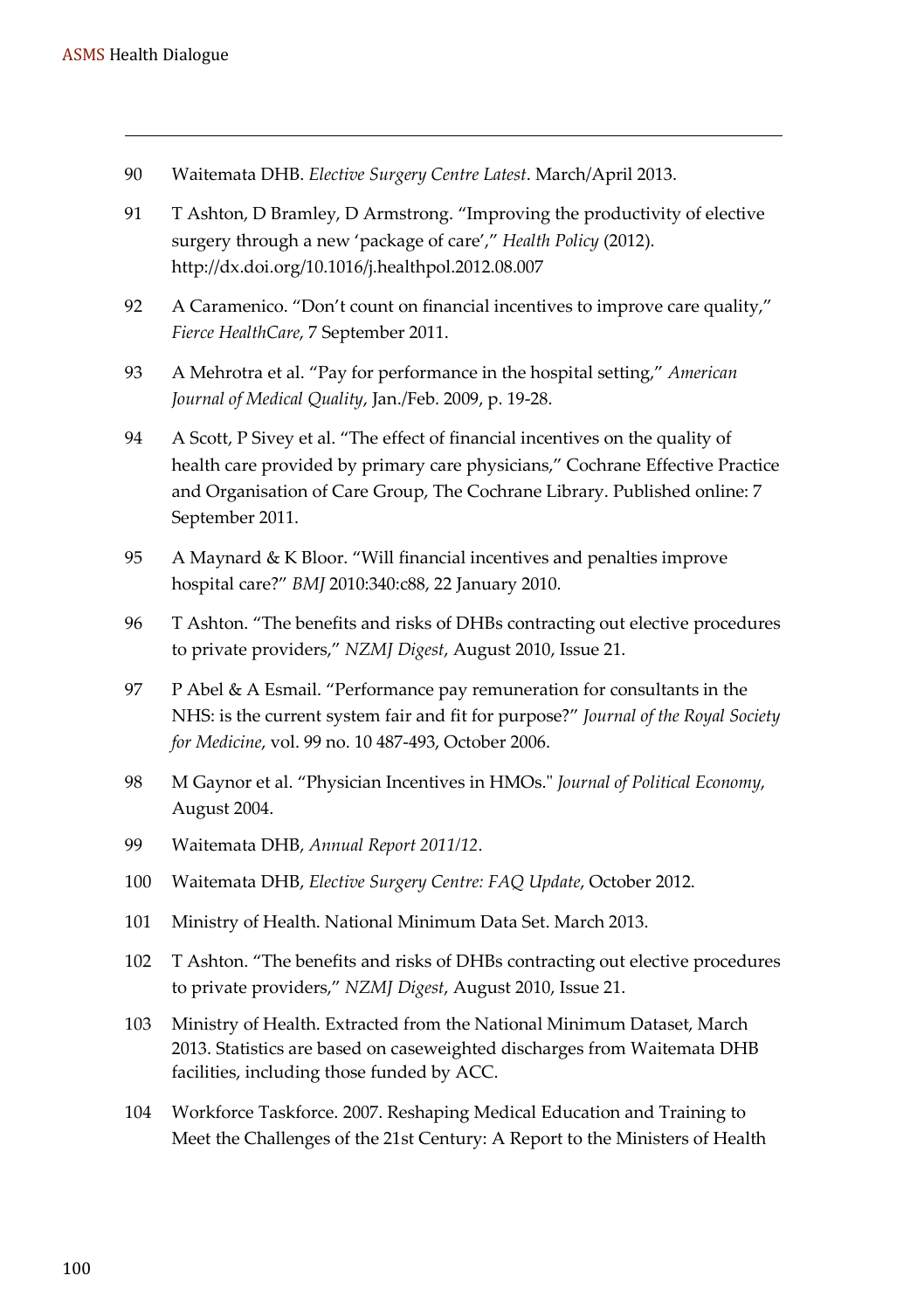90 Waitemata DHB. *Elective Surgery Centre Latest*. March/April 2013.

91 T Ashton, D Bramley, D Armstrong. "Improving the productivity of elective surgery through a new 'package of care'," *Health Policy* (2012). http://dx.doi.org/10.1016/j.healthpol.2012.08.007

92 A Caramenico. "Don't count on financial incentives to improve care quality," *Fierce HealthCare*, 7 September 2011.

93 A Mehrotra et al. "Pay for performance in the hospital setting," *American Journal of Medical Quality*, Jan./Feb. 2009, p. 19-28.

94 A Scott, P Sivey et al. "The effect of financial incentives on the quality of health care provided by primary care physicians," Cochrane Effective Practice and Organisation of Care Group, The Cochrane Library. Published online: 7 September 2011.

95 A Maynard & K Bloor. "Will financial incentives and penalties improve hospital care?" *BMJ* 2010:340:c88, 22 January 2010.

96 T Ashton. "The benefits and risks of DHBs contracting out elective procedures to private providers," *NZMJ Digest*, August 2010, Issue 21.

97 P Abel & A Esmail. "Performance pay remuneration for consultants in the NHS: is the current system fair and fit for purpose?" *Journal of the Royal Society for Medicine*, vol. 99 no. 10 487-493, October 2006.

98 M Gaynor et al. "Physician Incentives in HMOs." *Journal of Political Economy*, August 2004.

99 Waitemata DHB, *Annual Report 2011/12*.

100 Waitemata DHB, *Elective Surgery Centre: FAQ Update*, October 2012.

101 Ministry of Health. National Minimum Data Set. March 2013.

102 T Ashton. "The benefits and risks of DHBs contracting out elective procedures to private providers," *NZMJ Digest*, August 2010, Issue 21.

103 Ministry of Health. Extracted from the National Minimum Dataset, March 2013. Statistics are based on caseweighted discharges from Waitemata DHB facilities, including those funded by ACC.

104 Workforce Taskforce. 2007. Reshaping Medical Education and Training to Meet the Challenges of the 21st Century: A Report to the Ministers of Health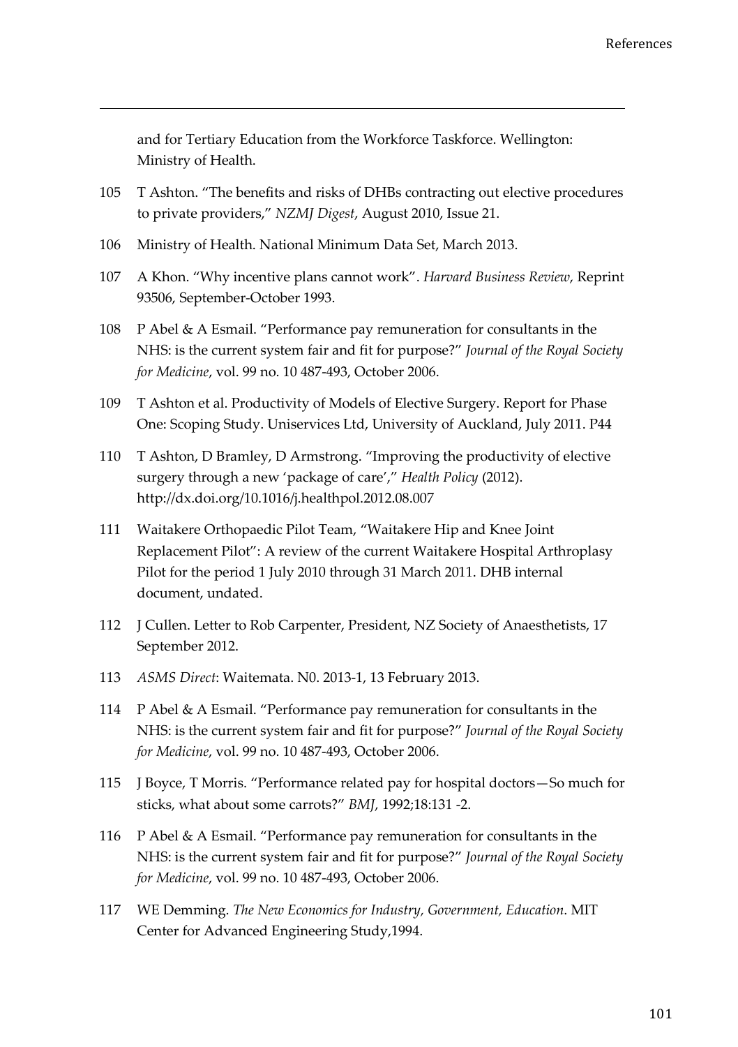and for Tertiary Education from the Workforce Taskforce. Wellington: Ministry of Health.

105 T Ashton. "The benefits and risks of DHBs contracting out elective procedures to private providers," *NZMJ Digest*, August 2010, Issue 21.

106 Ministry of Health. National Minimum Data Set, March 2013.

107 A Khon. "Why incentive plans cannot work". *Harvard Business Review*, Reprint 93506, September-October 1993.

108 P Abel & A Esmail. "Performance pay remuneration for consultants in the NHS: is the current system fair and fit for purpose?" *Journal of the Royal Society for Medicine*, vol. 99 no. 10 487-493, October 2006.

109 T Ashton et al. Productivity of Models of Elective Surgery. Report for Phase One: Scoping Study. Uniservices Ltd, University of Auckland, July 2011. P44

110 T Ashton, D Bramley, D Armstrong. "Improving the productivity of elective surgery through a new 'package of care'," *Health Policy* (2012). http://dx.doi.org/10.1016/j.healthpol.2012.08.007

111 Waitakere Orthopaedic Pilot Team, "Waitakere Hip and Knee Joint Replacement Pilot": A review of the current Waitakere Hospital Arthroplasy Pilot for the period 1 July 2010 through 31 March 2011. DHB internal document, undated.

112 J Cullen. Letter to Rob Carpenter, President, NZ Society of Anaesthetists, 17 September 2012.

113 *ASMS Direct*: Waitemata. N0. 2013-1, 13 February 2013.

114 P Abel & A Esmail. "Performance pay remuneration for consultants in the NHS: is the current system fair and fit for purpose?" *Journal of the Royal Society for Medicine*, vol. 99 no. 10 487-493, October 2006.

115 J Boyce, T Morris. "Performance related pay for hospital doctors—So much for sticks, what about some carrots?" *BMJ*, 1992;18:131 -2.

116 P Abel & A Esmail. "Performance pay remuneration for consultants in the NHS: is the current system fair and fit for purpose?" *Journal of the Royal Society for Medicine*, vol. 99 no. 10 487-493, October 2006.

117 WE Demming. *The New Economics for Industry, Government, Education*. MIT Center for Advanced Engineering Study,1994.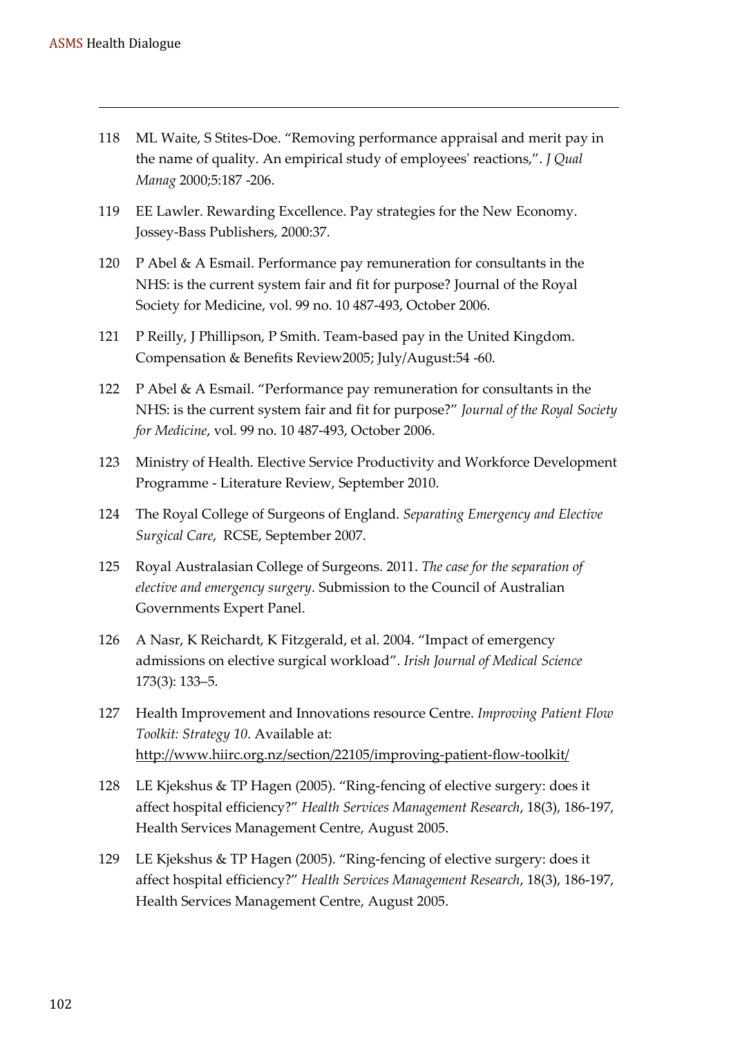118 ML Waite, S Stites-Doe. “Removing performance appraisal and merit pay in the name of quality. An empirical study of employees' reactions,”. *J Qual Manag* 2000;5:187 -206.

119 EE Lawler. Rewarding Excellence. Pay strategies for the New Economy. Jossey-Bass Publishers, 2000:37.

120 P Abel & A Esmail. Performance pay remuneration for consultants in the NHS: is the current system fair and fit for purpose? Journal of the Royal Society for Medicine, vol. 99 no. 10 487-493, October 2006.

121 P Reilly, J Phillipson, P Smith. Team-based pay in the United Kingdom. Compensation & Benefits Review2005; July/August:54 -60.

122 P Abel & A Esmail. “Performance pay remuneration for consultants in the NHS: is the current system fair and fit for purpose?” *Journal of the Royal Society for Medicine*, vol. 99 no. 10 487-493, October 2006.

123 Ministry of Health. Elective Service Productivity and Workforce Development Programme - Literature Review, September 2010.

124 The Royal College of Surgeons of England. *Separating Emergency and Elective Surgical Care*, RCSE, September 2007.

125 Royal Australasian College of Surgeons. 2011. *The case for the separation of elective and emergency surgery*. Submission to the Council of Australian Governments Expert Panel.

126 A Nasr, K Reichardt, K Fitzgerald, et al. 2004. “Impact of emergency admissions on elective surgical workload”. *Irish Journal of Medical Science* 173(3): 133–5.

127 Health Improvement and Innovations resource Centre. *Improving Patient Flow Toolkit: Strategy 10*. Available at: http://www.hiirc.org.nz/section/22105/improving-patient-flow-toolkit/

128 LE Kjekshus & TP Hagen (2005). “Ring-fencing of elective surgery: does it affect hospital efficiency?” *Health Services Management Research*, 18(3), 186-197, Health Services Management Centre, August 2005.

129 LE Kjekshus & TP Hagen (2005). “Ring-fencing of elective surgery: does it affect hospital efficiency?” *Health Services Management Research*, 18(3), 186-197, Health Services Management Centre, August 2005.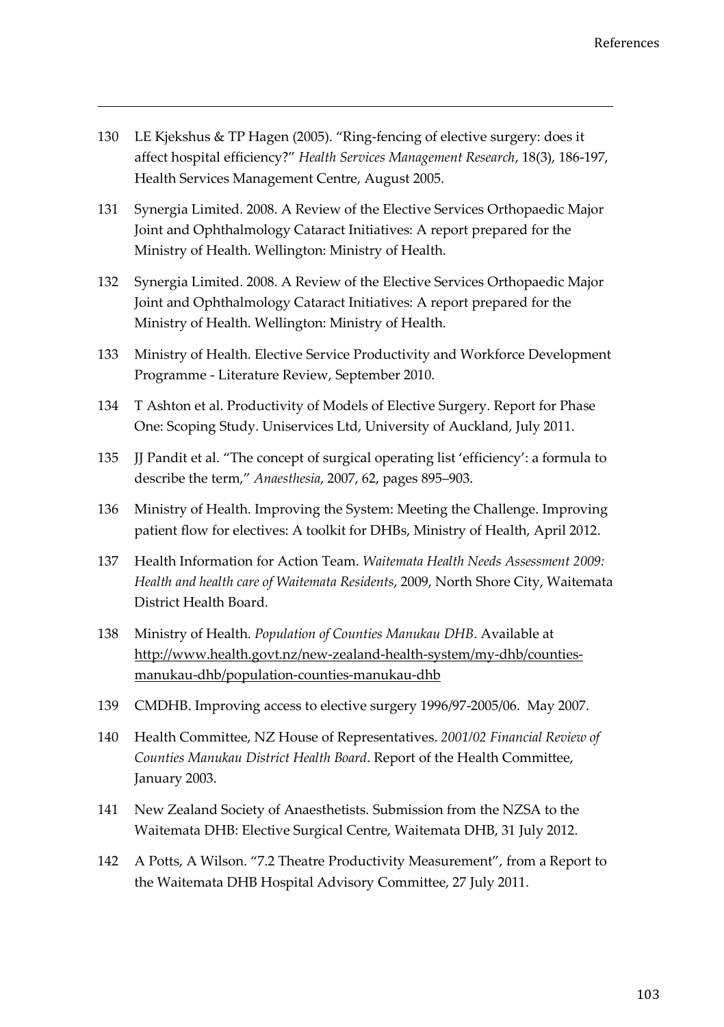130 LE Kjekshus & TP Hagen (2005). "Ring-fencing of elective surgery: does it affect hospital efficiency?" *Health Services Management Research*, 18(3), 186-197, Health Services Management Centre, August 2005.

131 Synergia Limited. 2008. A Review of the Elective Services Orthopaedic Major Joint and Ophthalmology Cataract Initiatives: A report prepared for the Ministry of Health. Wellington: Ministry of Health.

132 Synergia Limited. 2008. A Review of the Elective Services Orthopaedic Major Joint and Ophthalmology Cataract Initiatives: A report prepared for the Ministry of Health. Wellington: Ministry of Health.

133 Ministry of Health. Elective Service Productivity and Workforce Development Programme - Literature Review, September 2010.

134 T Ashton et al. Productivity of Models of Elective Surgery. Report for Phase One: Scoping Study. Uniservices Ltd, University of Auckland, July 2011.

135 JJ Pandit et al. "The concept of surgical operating list 'efficiency': a formula to describe the term," *Anaesthesia*, 2007, 62, pages 895–903.

136 Ministry of Health. Improving the System: Meeting the Challenge. Improving patient flow for electives: A toolkit for DHBs, Ministry of Health, April 2012.

137 Health Information for Action Team. *Waitemata Health Needs Assessment 2009: Health and health care of Waitemata Residents*, 2009, North Shore City, Waitemata District Health Board.

138 Ministry of Health. *Population of Counties Manukau DHB*. Available at http://www.health.govt.nz/new-zealand-health-system/my-dhb/counties-manukau-dhb/population-counties-manukau-dhb

139 CMDHB. Improving access to elective surgery 1996/97-2005/06. May 2007.

140 Health Committee, NZ House of Representatives. *2001/02 Financial Review of Counties Manukau District Health Board*. Report of the Health Committee, January 2003.

141 New Zealand Society of Anaesthetists. Submission from the NZSA to the Waitemata DHB: Elective Surgical Centre, Waitemata DHB, 31 July 2012.

142 A Potts, A Wilson. "7.2 Theatre Productivity Measurement", from a Report to the Waitemata DHB Hospital Advisory Committee, 27 July 2011.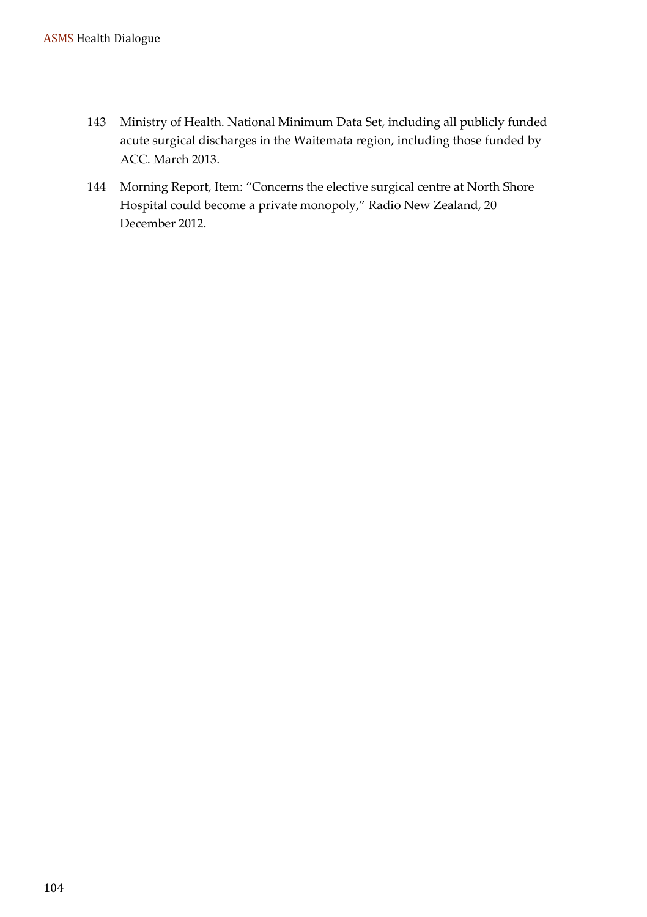143 Ministry of Health. National Minimum Data Set, including all publicly funded acute surgical discharges in the Waitemata region, including those funded by ACC. March 2013.

144 Morning Report, Item: "Concerns the elective surgical centre at North Shore Hospital could become a private monopoly," Radio New Zealand, 20 December 2012.